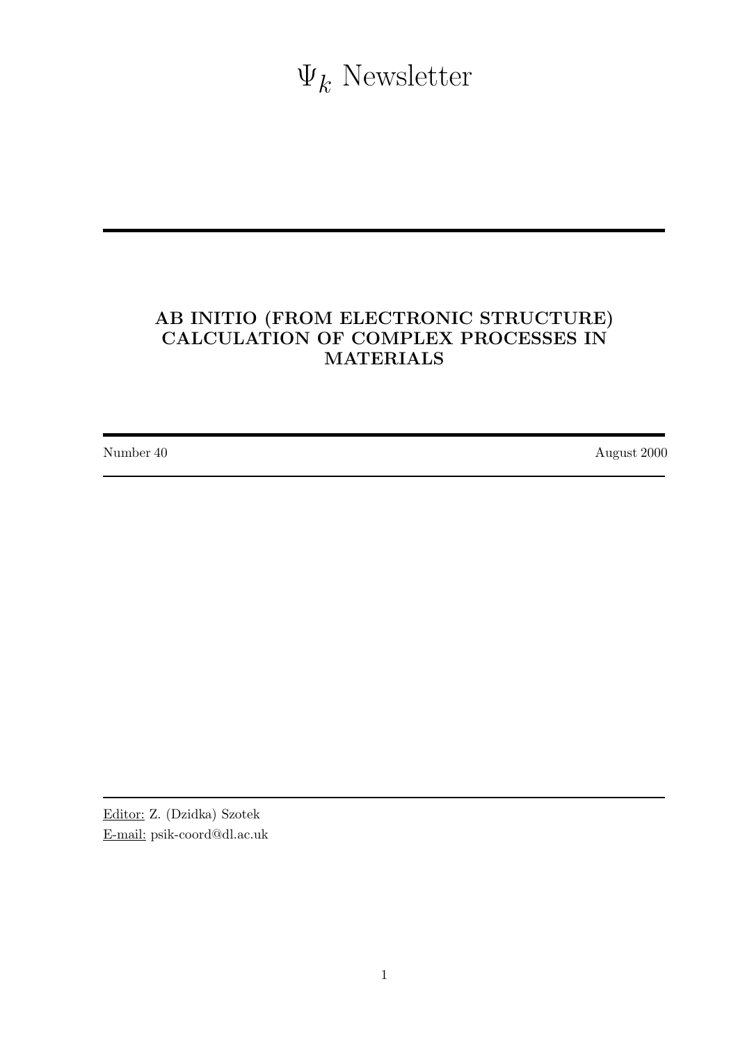# $\Psi_k$ Newsletter

## AB INITIO (FROM ELECTRONIC STRUCTURE) CALCULATION OF COMPLEX PROCESSES IN MATERIALS

Number 40 August 2000

Editor: Z. (Dzidka) Szotek
E-mail: psik-coord@dl.ac.uk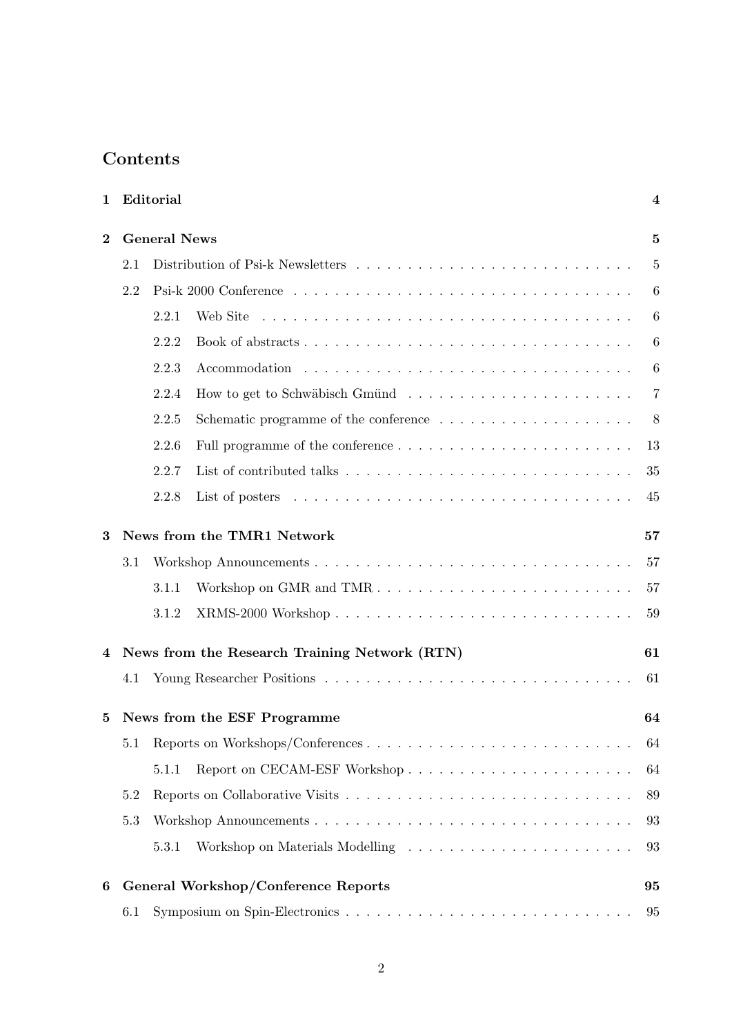## Contents

**1 Editorial** **4**

**2 General News** **5**

- 2.1 Distribution of Psi-k Newsletters . . . . . . . . . . 5
- 2.2 Psi-k 2000 Conference . . . . . . . . . . 6
  - 2.2.1 Web Site . . . . . . . . . . 6
  - 2.2.2 Book of abstracts . . . . . . . . . . 6
  - 2.2.3 Accommodation . . . . . . . . . . 6
  - 2.2.4 How to get to Schwäbisch Gmünd . . . . . . . . . . 7
  - 2.2.5 Schematic programme of the conference . . . . . . . . . . 8
  - 2.2.6 Full programme of the conference . . . . . . . . . . 13
  - 2.2.7 List of contributed talks . . . . . . . . . . 35
  - 2.2.8 List of posters . . . . . . . . . . 45

**3 News from the TMR1 Network** **57**

- 3.1 Workshop Announcements . . . . . . . . . . 57
  - 3.1.1 Workshop on GMR and TMR . . . . . . . . . . 57
  - 3.1.2 XRMS-2000 Workshop . . . . . . . . . . 59

**4 News from the Research Training Network (RTN)** **61**

- 4.1 Young Researcher Positions . . . . . . . . . . 61

**5 News from the ESF Programme** **64**

- 5.1 Reports on Workshops/Conferences . . . . . . . . . . 64
  - 5.1.1 Report on CECAM-ESF Workshop . . . . . . . . . . 64
- 5.2 Reports on Collaborative Visits . . . . . . . . . . 89
- 5.3 Workshop Announcements . . . . . . . . . . 93
  - 5.3.1 Workshop on Materials Modelling . . . . . . . . . . 93

**6 General Workshop/Conference Reports** **95**

- 6.1 Symposium on Spin-Electronics . . . . . . . . . . 95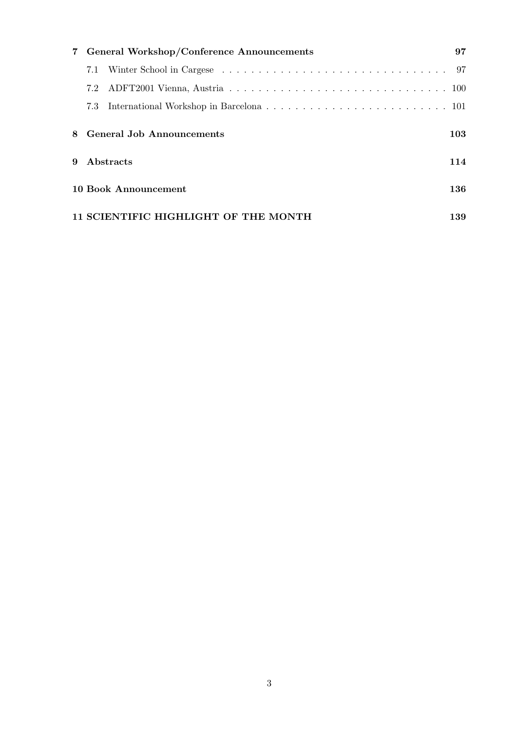**7 General Workshop/Conference Announcements** **97**

- 7.1 Winter School in Cargese . . . . . . . . . . . . . . . . . . . . . . . . . . . . . . . . 97
- 7.2 ADFT2001 Vienna, Austria . . . . . . . . . . . . . . . . . . . . . . . . . . . . . . . 100
- 7.3 International Workshop in Barcelona . . . . . . . . . . . . . . . . . . . . . . . . . 101

**8 General Job Announcements** **103**

**9 Abstracts** **114**

**10 Book Announcement** **136**

**11 SCIENTIFIC HIGHLIGHT OF THE MONTH** **139**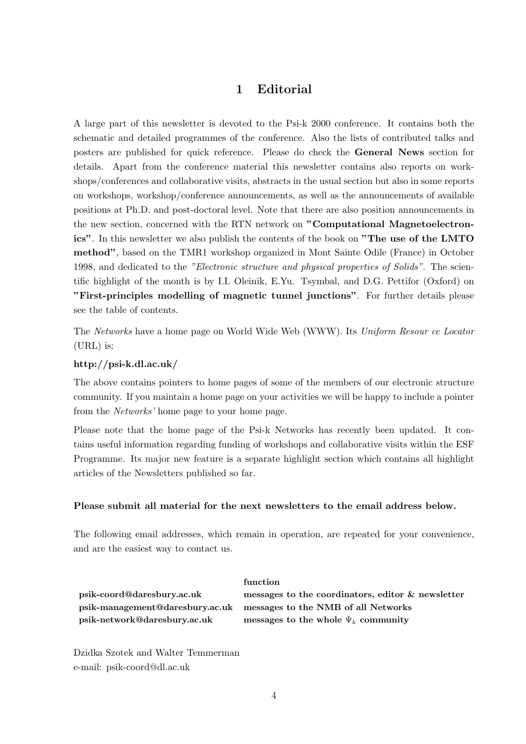# 1 Editorial

A large part of this newsletter is devoted to the Psi-k 2000 conference. It contains both the schematic and detailed programmes of the conference. Also the lists of contributed talks and posters are published for quick reference. Please do check the **General News** section for details. Apart from the conference material this newsletter contains also reports on workshops/conferences and collaborative visits, abstracts in the usual section but also in some reports on workshops, workshop/conference announcements, as well as the announcements of available positions at Ph.D. and post-doctoral level. Note that there are also position announcements in the new section, concerned with the RTN network on **"Computational Magnetoelectronics"**. In this newsletter we also publish the contents of the book on **"The use of the LMTO method"**, based on the TMR1 workshop organized in Mont Sainte Odile (France) in October 1998, and dedicated to the *"Electronic structure and physical properties of Solids"*. The scientific highlight of the month is by I.I. Oleinik, E.Yu. Tsymbal, and D.G. Pettifor (Oxford) on **"First-principles modelling of magnetic tunnel junctions"**. For further details please see the table of contents.

The *Networks* have a home page on World Wide Web (WWW). Its *Uniform Resour ce Locator* (URL) is:

**http://psi-k.dl.ac.uk/**

The above contains pointers to home pages of some of the members of our electronic structure community. If you maintain a home page on your activities we will be happy to include a pointer from the *Networks'* home page to your home page.

Please note that the home page of the Psi-k Networks has recently been updated. It contains useful information regarding funding of workshops and collaborative visits within the ESF Programme. Its major new feature is a separate highlight section which contains all highlight articles of the Newsletters published so far.

**Please submit all material for the next newsletters to the email address below.**

The following email addresses, which remain in operation, are repeated for your convenience, and are the easiest way to contact us.

| | **function** |
|---|---|
| **psik-coord@daresbury.ac.uk** | **messages to the coordinators, editor & newsletter** |
| **psik-management@daresbury.ac.uk** | **messages to the NMB of all Networks** |
| **psik-network@daresbury.ac.uk** | **messages to the whole $\Psi_k$ community** |

Dzidka Szotek and Walter Temmerman
e-mail: psik-coord@dl.ac.uk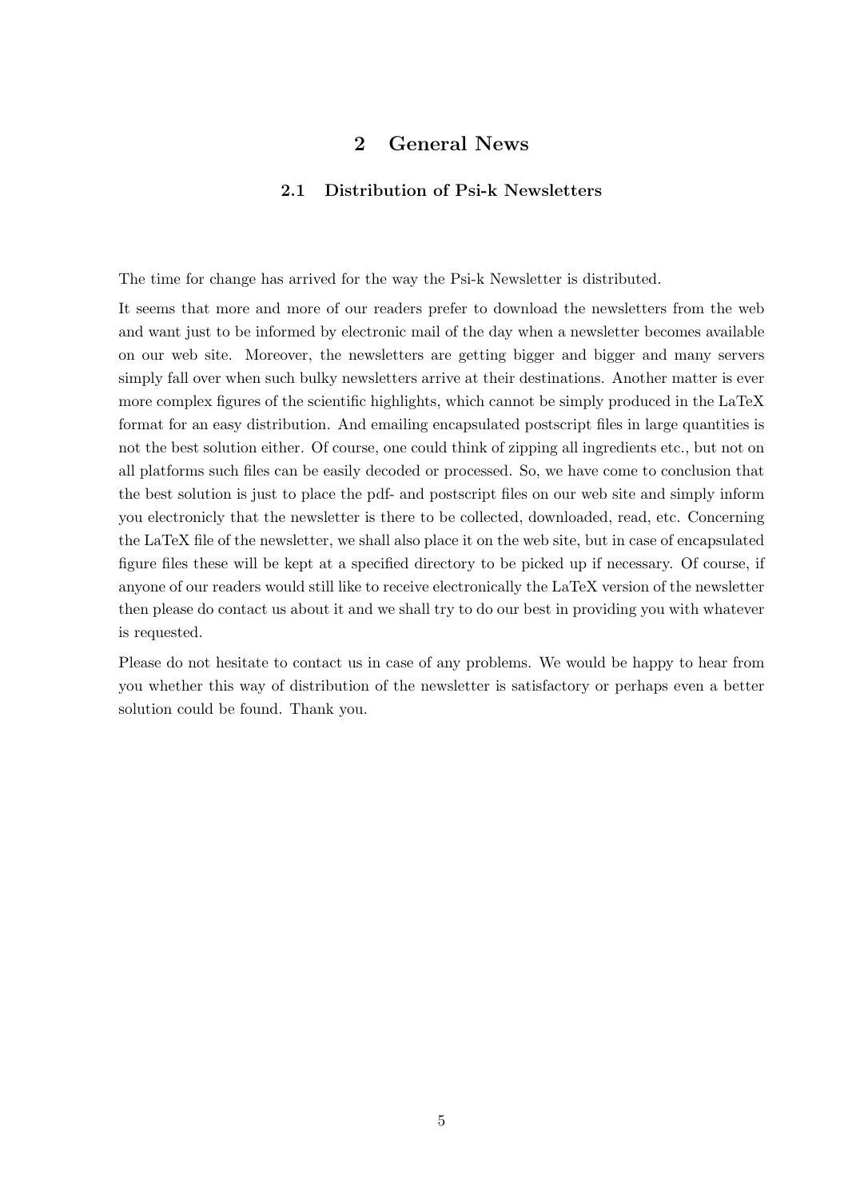# 2 General News

## 2.1 Distribution of Psi-k Newsletters

The time for change has arrived for the way the Psi-k Newsletter is distributed.

It seems that more and more of our readers prefer to download the newsletters from the web and want just to be informed by electronic mail of the day when a newsletter becomes available on our web site. Moreover, the newsletters are getting bigger and bigger and many servers simply fall over when such bulky newsletters arrive at their destinations. Another matter is ever more complex figures of the scientific highlights, which cannot be simply produced in the LaTeX format for an easy distribution. And emailing encapsulated postscript files in large quantities is not the best solution either. Of course, one could think of zipping all ingredients etc., but not on all platforms such files can be easily decoded or processed. So, we have come to conclusion that the best solution is just to place the pdf- and postscript files on our web site and simply inform you electronicly that the newsletter is there to be collected, downloaded, read, etc. Concerning the LaTeX file of the newsletter, we shall also place it on the web site, but in case of encapsulated figure files these will be kept at a specified directory to be picked up if necessary. Of course, if anyone of our readers would still like to receive electronically the LaTeX version of the newsletter then please do contact us about it and we shall try to do our best in providing you with whatever is requested.

Please do not hesitate to contact us in case of any problems. We would be happy to hear from you whether this way of distribution of the newsletter is satisfactory or perhaps even a better solution could be found. Thank you.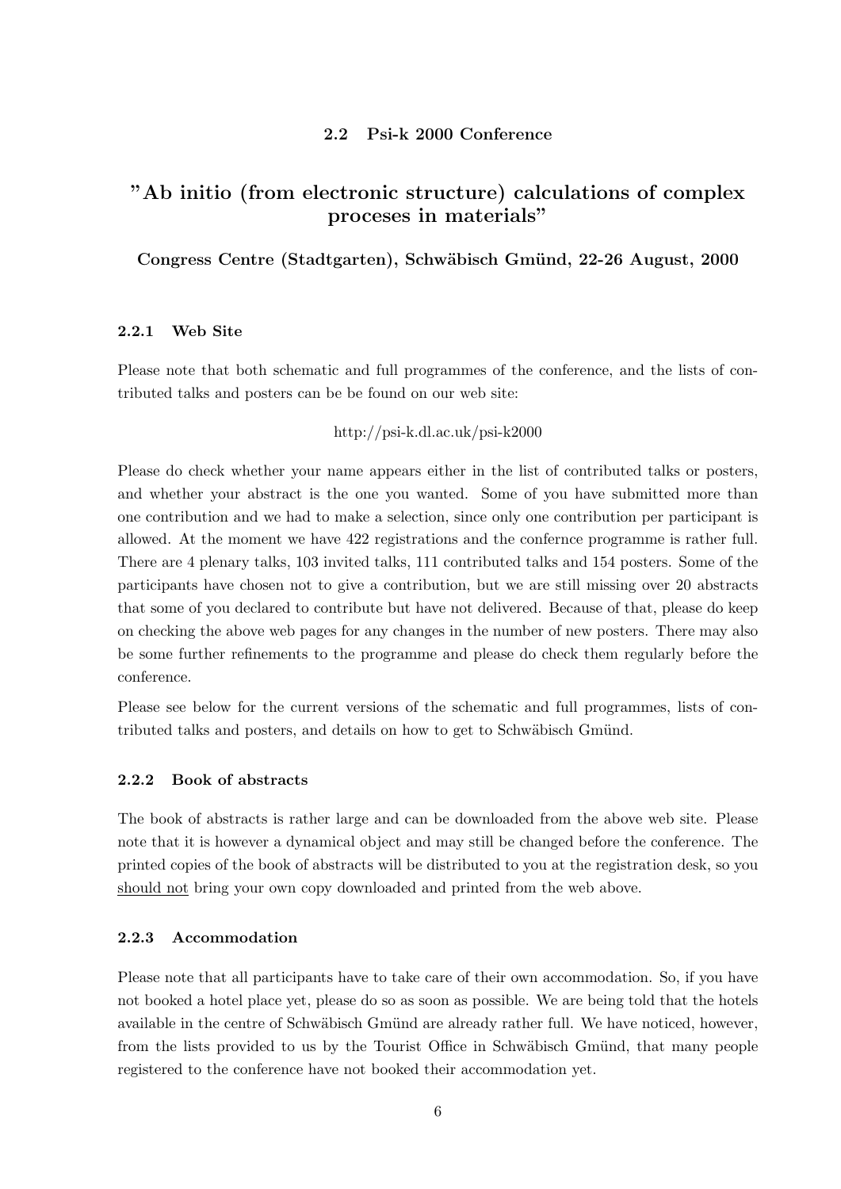### 2.2 Psi-k 2000 Conference

## "Ab initio (from electronic structure) calculations of complex proceses in materials"

**Congress Centre (Stadtgarten), Schwäbisch Gmünd, 22-26 August, 2000**

#### 2.2.1 Web Site

Please note that both schematic and full programmes of the conference, and the lists of contributed talks and posters can be be found on our web site:

http://psi-k.dl.ac.uk/psi-k2000

Please do check whether your name appears either in the list of contributed talks or posters, and whether your abstract is the one you wanted. Some of you have submitted more than one contribution and we had to make a selection, since only one contribution per participant is allowed. At the moment we have 422 registrations and the confernce programme is rather full. There are 4 plenary talks, 103 invited talks, 111 contributed talks and 154 posters. Some of the participants have chosen not to give a contribution, but we are still missing over 20 abstracts that some of you declared to contribute but have not delivered. Because of that, please do keep on checking the above web pages for any changes in the number of new posters. There may also be some further refinements to the programme and please do check them regularly before the conference.

Please see below for the current versions of the schematic and full programmes, lists of contributed talks and posters, and details on how to get to Schwäbisch Gmünd.

#### 2.2.2 Book of abstracts

The book of abstracts is rather large and can be downloaded from the above web site. Please note that it is however a dynamical object and may still be changed before the conference. The printed copies of the book of abstracts will be distributed to you at the registration desk, so you should not bring your own copy downloaded and printed from the web above.

#### 2.2.3 Accommodation

Please note that all participants have to take care of their own accommodation. So, if you have not booked a hotel place yet, please do so as soon as possible. We are being told that the hotels available in the centre of Schwäbisch Gmünd are already rather full. We have noticed, however, from the lists provided to us by the Tourist Office in Schwäbisch Gmünd, that many people registered to the conference have not booked their accommodation yet.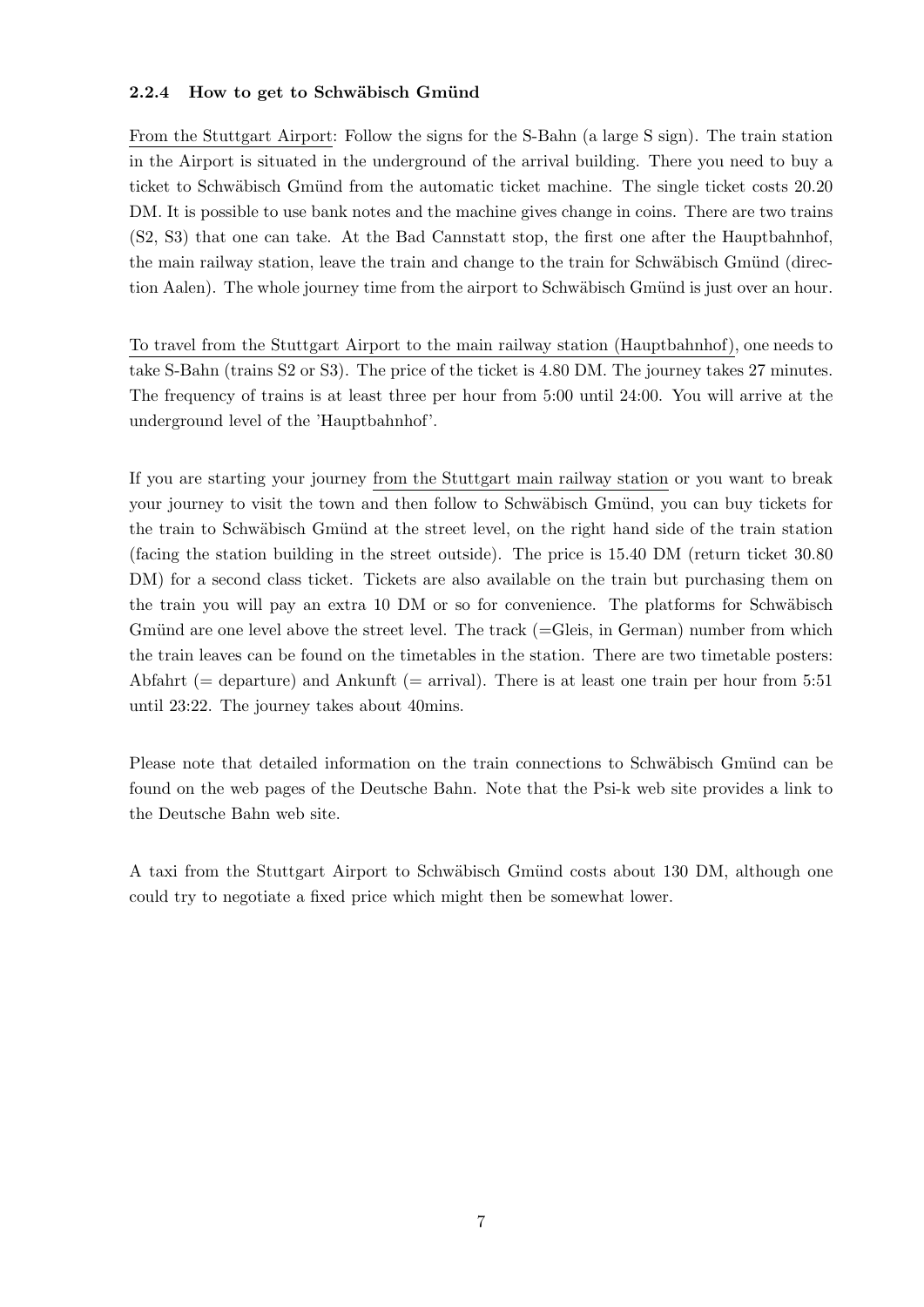#### 2.2.4 How to get to Schwäbisch Gmünd

From the Stuttgart Airport: Follow the signs for the S-Bahn (a large S sign). The train station in the Airport is situated in the underground of the arrival building. There you need to buy a ticket to Schwäbisch Gmünd from the automatic ticket machine. The single ticket costs 20.20 DM. It is possible to use bank notes and the machine gives change in coins. There are two trains (S2, S3) that one can take. At the Bad Cannstatt stop, the first one after the Hauptbahnhof, the main railway station, leave the train and change to the train for Schwäbisch Gmünd (direction Aalen). The whole journey time from the airport to Schwäbisch Gmünd is just over an hour.

To travel from the Stuttgart Airport to the main railway station (Hauptbahnhof), one needs to take S-Bahn (trains S2 or S3). The price of the ticket is 4.80 DM. The journey takes 27 minutes. The frequency of trains is at least three per hour from 5:00 until 24:00. You will arrive at the underground level of the 'Hauptbahnhof'.

If you are starting your journey from the Stuttgart main railway station or you want to break your journey to visit the town and then follow to Schwäbisch Gmünd, you can buy tickets for the train to Schwäbisch Gmünd at the street level, on the right hand side of the train station (facing the station building in the street outside). The price is 15.40 DM (return ticket 30.80 DM) for a second class ticket. Tickets are also available on the train but purchasing them on the train you will pay an extra 10 DM or so for convenience. The platforms for Schwäbisch Gmünd are one level above the street level. The track (=Gleis, in German) number from which the train leaves can be found on the timetables in the station. There are two timetable posters: Abfahrt (= departure) and Ankunft (= arrival). There is at least one train per hour from 5:51 until 23:22. The journey takes about 40mins.

Please note that detailed information on the train connections to Schwäbisch Gmünd can be found on the web pages of the Deutsche Bahn. Note that the Psi-k web site provides a link to the Deutsche Bahn web site.

A taxi from the Stuttgart Airport to Schwäbisch Gmünd costs about 130 DM, although one could try to negotiate a fixed price which might then be somewhat lower.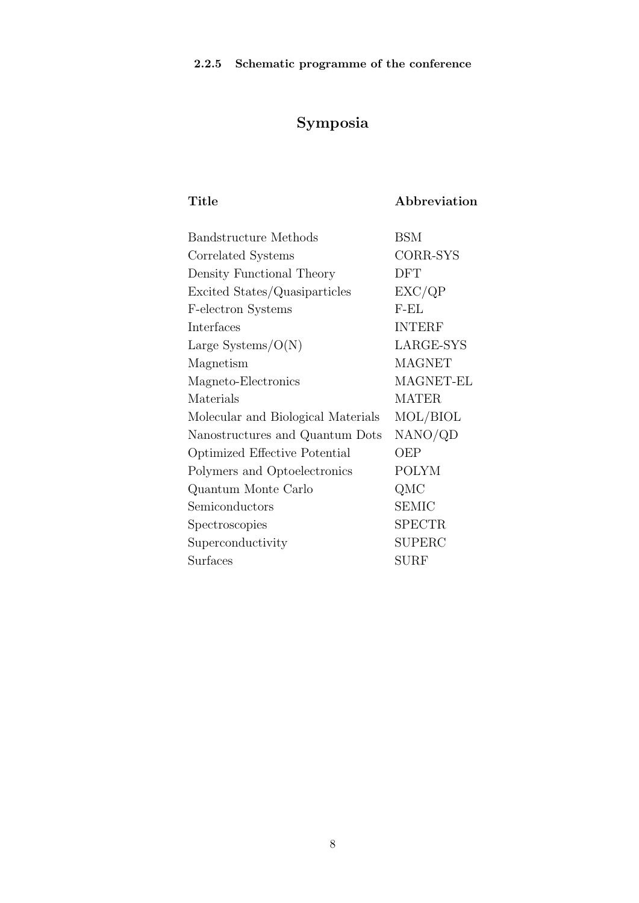### 2.2.5 Schematic programme of the conference

## Symposia

| Title | Abbreviation |
| --- | --- |
| Bandstructure Methods | BSM |
| Correlated Systems | CORR-SYS |
| Density Functional Theory | DFT |
| Excited States/Quasiparticles | EXC/QP |
| F-electron Systems | F-EL |
| Interfaces | INTERF |
| Large Systems/O(N) | LARGE-SYS |
| Magnetism | MAGNET |
| Magneto-Electronics | MAGNET-EL |
| Materials | MATER |
| Molecular and Biological Materials | MOL/BIOL |
| Nanostructures and Quantum Dots | NANO/QD |
| Optimized Effective Potential | OEP |
| Polymers and Optoelectronics | POLYM |
| Quantum Monte Carlo | QMC |
| Semiconductors | SEMIC |
| Spectroscopies | SPECTR |
| Superconductivity | SUPERC |
| Surfaces | SURF |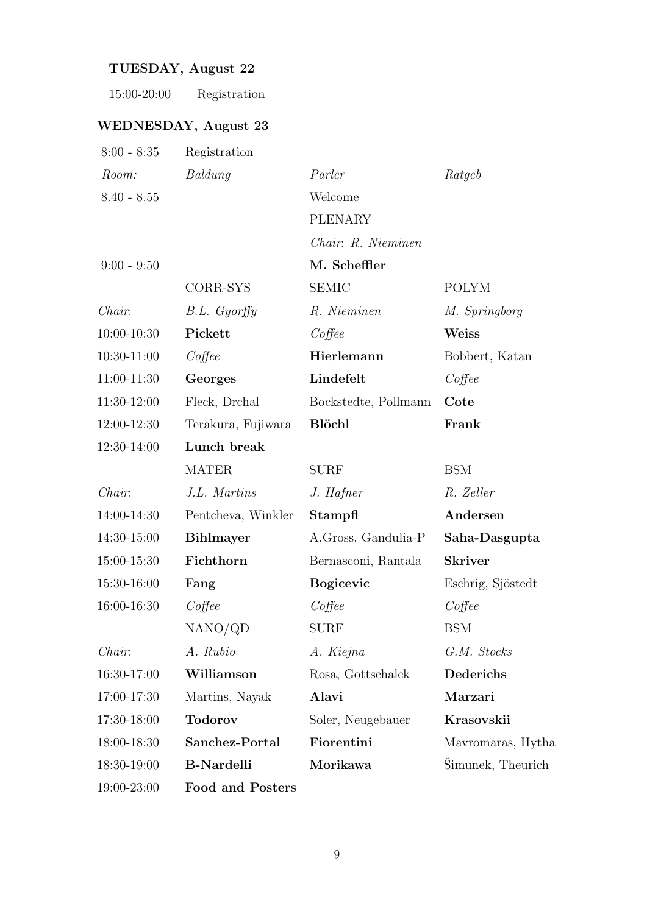**TUESDAY, August 22**

15:00-20:00 Registration

**WEDNESDAY, August 23**

| 8:00 - 8:35 | Registration | | |
|---|---|---|---|
| *Room:* | *Baldung* | *Parler* | *Ratgeb* |
| 8.40 - 8.55 | | Welcome | |
| | | PLENARY | |
| | | *Chair*: *R. Nieminen* | |
| 9:00 - 9:50 | | **M. Scheffler** | |
| | CORR-SYS | SEMIC | POLYM |
| *Chair*: | *B.L. Gyorffy* | *R. Nieminen* | *M. Springborg* |
| 10:00-10:30 | **Pickett** | *Coffee* | **Weiss** |
| 10:30-11:00 | *Coffee* | **Hierlemann** | Bobbert, Katan |
| 11:00-11:30 | **Georges** | **Lindefelt** | *Coffee* |
| 11:30-12:00 | Fleck, Drchal | Bockstedte, Pollmann | **Cote** |
| 12:00-12:30 | Terakura, Fujiwara | **Blöchl** | **Frank** |
| 12:30-14:00 | **Lunch break** | | |
| | MATER | SURF | BSM |
| *Chair*: | *J.L. Martins* | *J. Hafner* | *R. Zeller* |
| 14:00-14:30 | Pentcheva, Winkler | **Stampfl** | **Andersen** |
| 14:30-15:00 | **Bihlmayer** | A.Gross, Gandulia-P | **Saha-Dasgupta** |
| 15:00-15:30 | **Fichthorn** | Bernasconi, Rantala | **Skriver** |
| 15:30-16:00 | **Fang** | **Bogicevic** | Eschrig, Sjöstedt |
| 16:00-16:30 | *Coffee* | *Coffee* | *Coffee* |
| | NANO/QD | SURF | BSM |
| *Chair*: | *A. Rubio* | *A. Kiejna* | *G.M. Stocks* |
| 16:30-17:00 | **Williamson** | Rosa, Gottschalck | **Dederichs** |
| 17:00-17:30 | Martins, Nayak | **Alavi** | **Marzari** |
| 17:30-18:00 | **Todorov** | Soler, Neugebauer | **Krasovskii** |
| 18:00-18:30 | **Sanchez-Portal** | **Fiorentini** | Mavromaras, Hytha |
| 18:30-19:00 | **B-Nardelli** | **Morikawa** | Šimunek, Theurich |
| 19:00-23:00 | **Food and Posters** | | |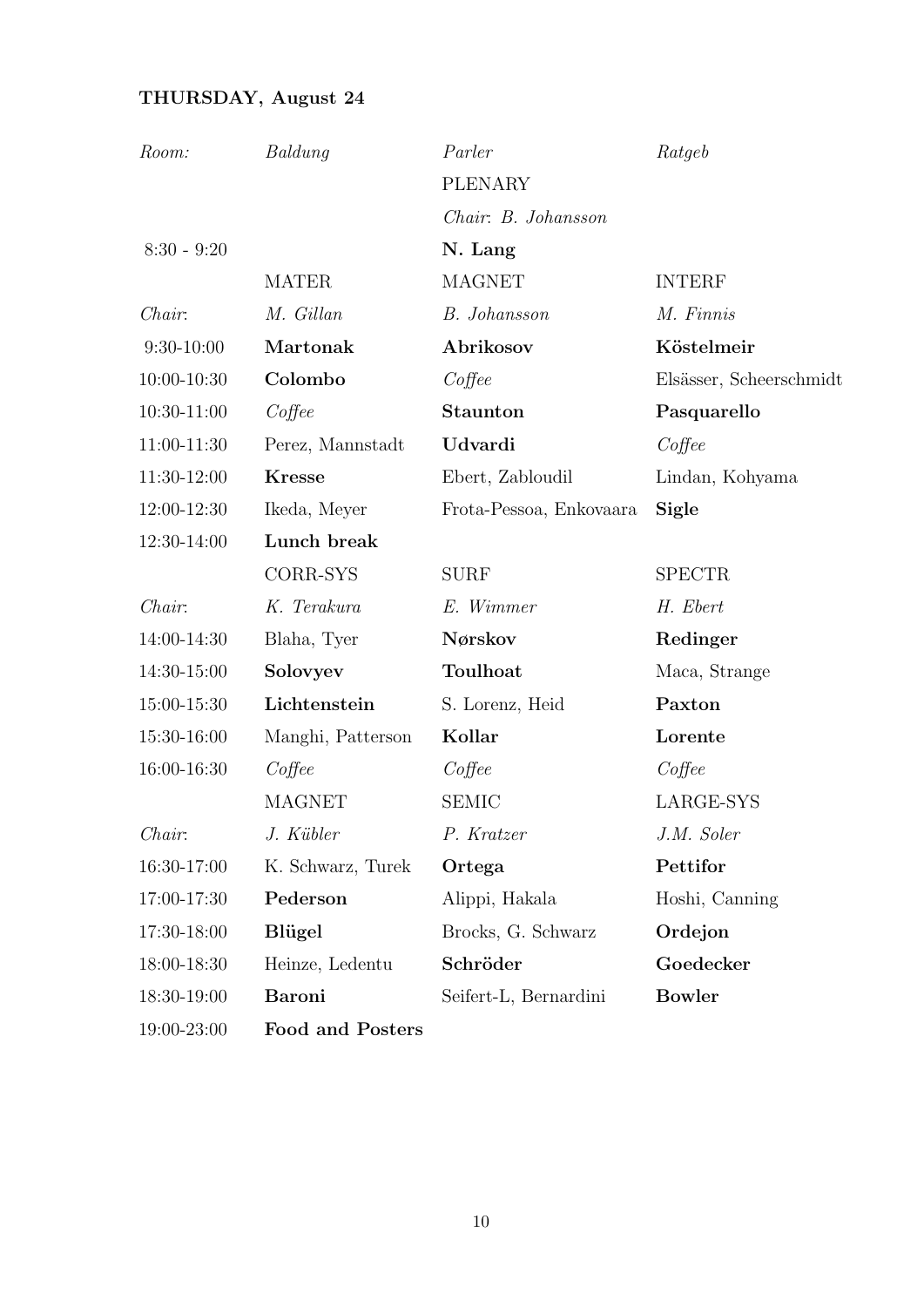**THURSDAY, August 24**

| *Room:* | *Baldung* | *Parler* | *Ratgeb* |
|---|---|---|---|
| | | PLENARY | |
| | | *Chair*: *B. Johansson* | |
| 8:30 - 9:20 | | **N. Lang** | |
| | MATER | MAGNET | INTERF |
| *Chair*: | *M. Gillan* | *B. Johansson* | *M. Finnis* |
| 9:30-10:00 | **Martonak** | **Abrikosov** | **Köstelmeir** |
| 10:00-10:30 | **Colombo** | *Coffee* | Elsässer, Scheerschmidt |
| 10:30-11:00 | *Coffee* | **Staunton** | **Pasquarello** |
| 11:00-11:30 | Perez, Mannstadt | **Udvardi** | *Coffee* |
| 11:30-12:00 | **Kresse** | Ebert, Zabloudil | Lindan, Kohyama |
| 12:00-12:30 | Ikeda, Meyer | Frota-Pessoa, Enkovaara | **Sigle** |
| 12:30-14:00 | **Lunch break** | | |
| | CORR-SYS | SURF | SPECTR |
| *Chair*: | *K. Terakura* | *E. Wimmer* | *H. Ebert* |
| 14:00-14:30 | Blaha, Tyer | **Nørskov** | **Redinger** |
| 14:30-15:00 | **Solovyev** | **Toulhoat** | Maca, Strange |
| 15:00-15:30 | **Lichtenstein** | S. Lorenz, Heid | **Paxton** |
| 15:30-16:00 | Manghi, Patterson | **Kollar** | **Lorente** |
| 16:00-16:30 | *Coffee* | *Coffee* | *Coffee* |
| | MAGNET | SEMIC | LARGE-SYS |
| *Chair*: | *J. Kübler* | *P. Kratzer* | *J.M. Soler* |
| 16:30-17:00 | K. Schwarz, Turek | **Ortega** | **Pettifor** |
| 17:00-17:30 | **Pederson** | Alippi, Hakala | Hoshi, Canning |
| 17:30-18:00 | **Blügel** | Brocks, G. Schwarz | **Ordejon** |
| 18:00-18:30 | Heinze, Ledentu | **Schröder** | **Goedecker** |
| 18:30-19:00 | **Baroni** | Seifert-L, Bernardini | **Bowler** |
| 19:00-23:00 | **Food and Posters** | | |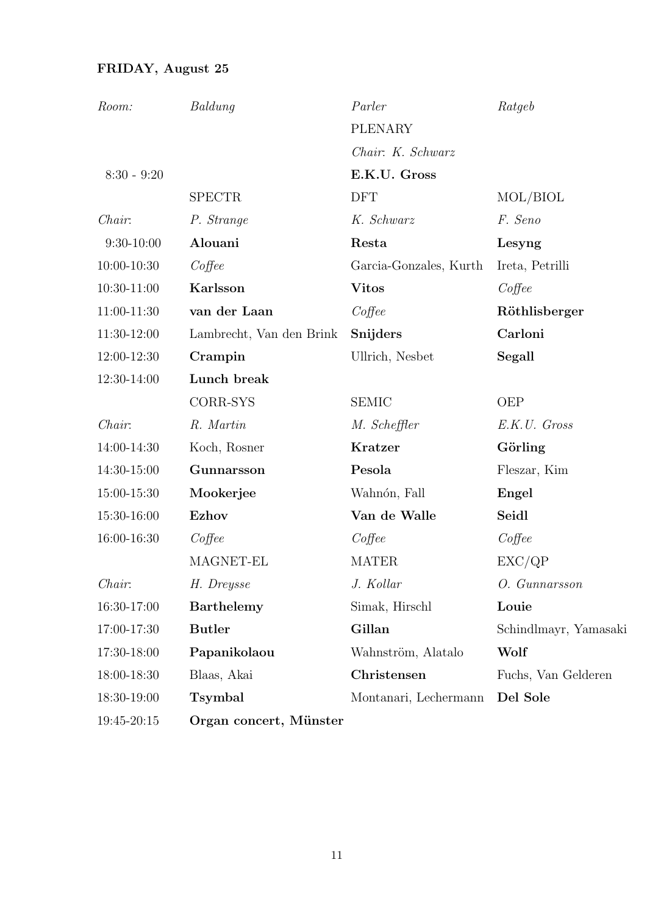**FRIDAY, August 25**

| *Room:* | *Baldung* | *Parler* | *Ratgeb* |
|---|---|---|---|
| | | PLENARY | |
| | | *Chair*: *K. Schwarz* | |
| 8:30 - 9:20 | | **E.K.U. Gross** | |
| | SPECTR | DFT | MOL/BIOL |
| *Chair*: | *P. Strange* | *K. Schwarz* | *F. Seno* |
| 9:30-10:00 | **Alouani** | **Resta** | **Lesyng** |
| 10:00-10:30 | *Coffee* | Garcia-Gonzales, Kurth | Ireta, Petrilli |
| 10:30-11:00 | **Karlsson** | **Vitos** | *Coffee* |
| 11:00-11:30 | **van der Laan** | *Coffee* | **Röthlisberger** |
| 11:30-12:00 | Lambrecht, Van den Brink | **Snijders** | **Carloni** |
| 12:00-12:30 | **Crampin** | Ullrich, Nesbet | **Segall** |
| 12:30-14:00 | **Lunch break** | | |
| | CORR-SYS | SEMIC | OEP |
| *Chair*: | *R. Martin* | *M. Scheffler* | *E.K.U. Gross* |
| 14:00-14:30 | Koch, Rosner | **Kratzer** | **Görling** |
| 14:30-15:00 | **Gunnarsson** | **Pesola** | Fleszar, Kim |
| 15:00-15:30 | **Mookerjee** | Wahnón, Fall | **Engel** |
| 15:30-16:00 | **Ezhov** | **Van de Walle** | **Seidl** |
| 16:00-16:30 | *Coffee* | *Coffee* | *Coffee* |
| | MAGNET-EL | MATER | EXC/QP |
| *Chair*: | *H. Dreysse* | *J. Kollar* | *O. Gunnarsson* |
| 16:30-17:00 | **Barthelemy** | Simak, Hirschl | **Louie** |
| 17:00-17:30 | **Butler** | **Gillan** | Schindlmayr, Yamasaki |
| 17:30-18:00 | **Papanikolaou** | Wahnström, Alatalo | **Wolf** |
| 18:00-18:30 | Blaas, Akai | **Christensen** | Fuchs, Van Gelderen |
| 18:30-19:00 | **Tsymbal** | Montanari, Lechermann | **Del Sole** |
| 19:45-20:15 | **Organ concert, Münster** | | |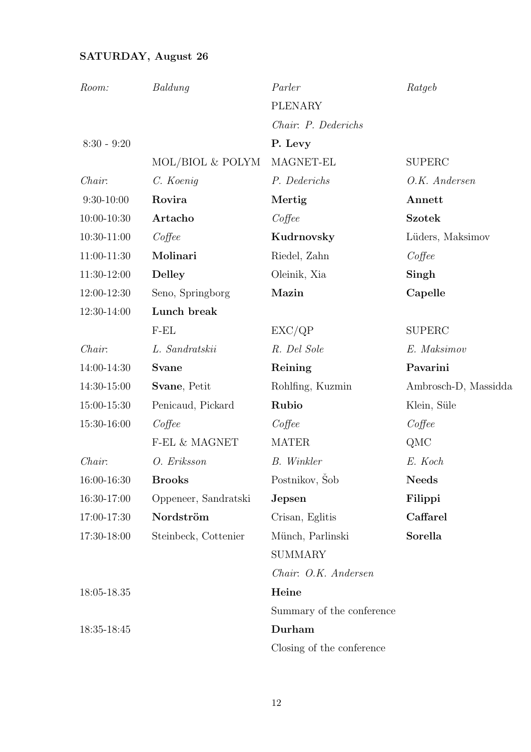**SATURDAY, August 26**

| *Room:* | *Baldung* | *Parler* | *Ratgeb* |
|---|---|---|---|
| | | PLENARY | |
| | | *Chair*: *P. Dederichs* | |
| 8:30 - 9:20 | | **P. Levy** | |
| | MOL/BIOL & POLYM | MAGNET-EL | SUPERC |
| *Chair*: | *C. Koenig* | *P. Dederichs* | *O.K. Andersen* |
| 9:30-10:00 | **Rovira** | **Mertig** | **Annett** |
| 10:00-10:30 | **Artacho** | *Coffee* | **Szotek** |
| 10:30-11:00 | *Coffee* | **Kudrnovsky** | Lüders, Maksimov |
| 11:00-11:30 | **Molinari** | Riedel, Zahn | *Coffee* |
| 11:30-12:00 | **Delley** | Oleinik, Xia | **Singh** |
| 12:00-12:30 | Seno, Springborg | **Mazin** | **Capelle** |
| 12:30-14:00 | **Lunch break** | | |
| | F-EL | EXC/QP | SUPERC |
| *Chair*: | *L. Sandratskii* | *R. Del Sole* | *E. Maksimov* |
| 14:00-14:30 | **Svane** | **Reining** | **Pavarini** |
| 14:30-15:00 | **Svane**, Petit | Rohlfing, Kuzmin | Ambrosch-D, Massidda |
| 15:00-15:30 | Penicaud, Pickard | **Rubio** | Klein, Süle |
| 15:30-16:00 | *Coffee* | *Coffee* | *Coffee* |
| | F-EL & MAGNET | MATER | QMC |
| *Chair*: | *O. Eriksson* | *B. Winkler* | *E. Koch* |
| 16:00-16:30 | **Brooks** | Postnikov, Šob | **Needs** |
| 16:30-17:00 | Oppeneer, Sandratski | **Jepsen** | **Filippi** |
| 17:00-17:30 | **Nordström** | Crisan, Eglitis | **Caffarel** |
| 17:30-18:00 | Steinbeck, Cottenier | Münch, Parlinski | **Sorella** |
| | | SUMMARY | |
| | | *Chair*: *O.K. Andersen* | |
| 18:05-18.35 | | **Heine** | |
| | | Summary of the conference | |
| 18:35-18:45 | | **Durham** | |
| | | Closing of the conference | |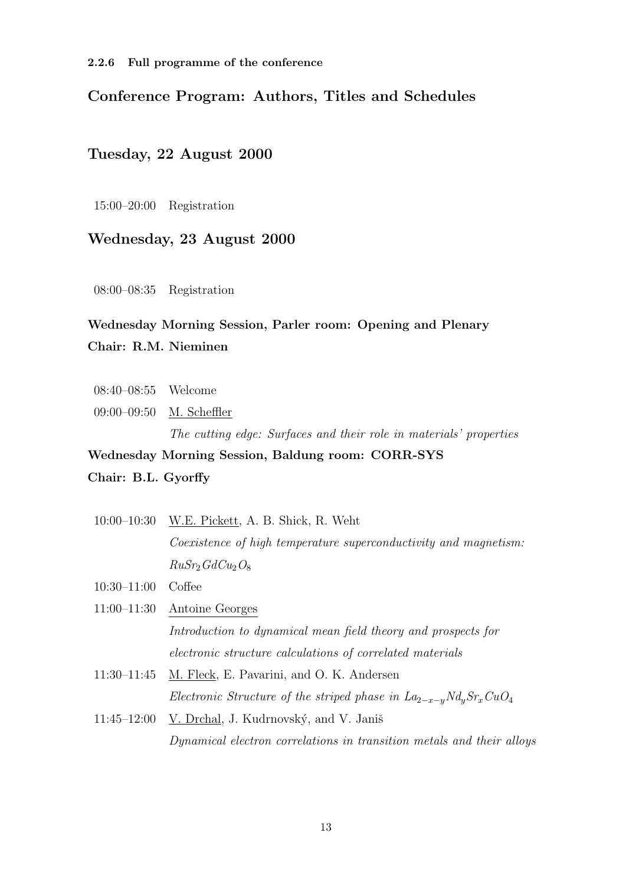#### 2.2.6 Full programme of the conference

## Conference Program: Authors, Titles and Schedules

## Tuesday, 22 August 2000

15:00–20:00 Registration

## Wednesday, 23 August 2000

08:00–08:35 Registration

**Wednesday Morning Session, Parler room: Opening and Plenary**
**Chair: R.M. Nieminen**

08:40–08:55 Welcome

09:00–09:50 M. Scheffler
*The cutting edge: Surfaces and their role in materials' properties*

**Wednesday Morning Session, Baldung room: CORR-SYS**
**Chair: B.L. Gyorffy**

10:00–10:30 W.E. Pickett, A. B. Shick, R. Weht
*Coexistence of high temperature superconductivity and magnetism:* $RuSr_2GdCu_2O_8$

10:30–11:00 Coffee

11:00–11:30 Antoine Georges
*Introduction to dynamical mean field theory and prospects for electronic structure calculations of correlated materials*

11:30–11:45 M. Fleck, E. Pavarini, and O. K. Andersen
*Electronic Structure of the striped phase in* $La_{2-x-y}Nd_ySr_xCuO_4$

11:45–12:00 V. Drchal, J. Kudrnovský, and V. Janiš
*Dynamical electron correlations in transition metals and their alloys*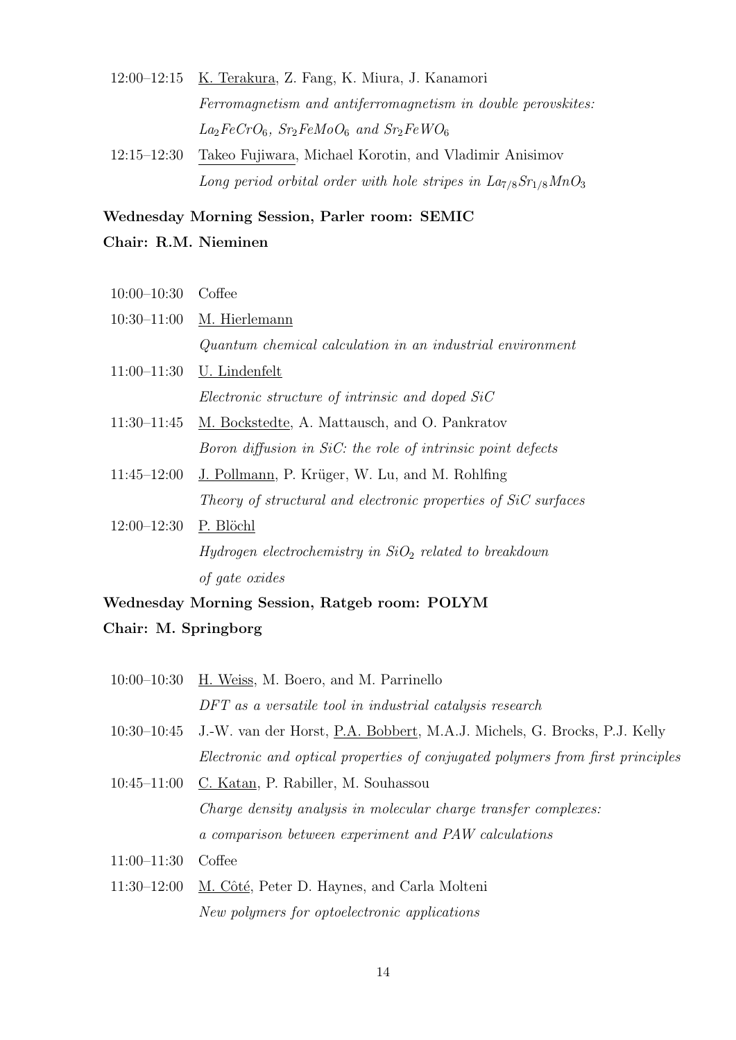12:00–12:15 K. Terakura, Z. Fang, K. Miura, J. Kanamori
*Ferromagnetism and antiferromagnetism in double perovskites: $La_2FeCrO_6$, $Sr_2FeMoO_6$ and $Sr_2FeWO_6$*

12:15–12:30 Takeo Fujiwara, Michael Korotin, and Vladimir Anisimov
*Long period orbital order with hole stripes in $La_{7/8}Sr_{1/8}MnO_3$*

**Wednesday Morning Session, Parler room: SEMIC**

**Chair: R.M. Nieminen**

10:00–10:30 Coffee

10:30–11:00 M. Hierlemann
*Quantum chemical calculation in an industrial environment*

11:00–11:30 U. Lindenfelt
*Electronic structure of intrinsic and doped SiC*

11:30–11:45 M. Bockstedte, A. Mattausch, and O. Pankratov
*Boron diffusion in SiC: the role of intrinsic point defects*

11:45–12:00 J. Pollmann, P. Krüger, W. Lu, and M. Rohlfing
*Theory of structural and electronic properties of SiC surfaces*

12:00–12:30 P. Blöchl
*Hydrogen electrochemistry in $SiO_2$ related to breakdown of gate oxides*

**Wednesday Morning Session, Ratgeb room: POLYM**

**Chair: M. Springborg**

10:00–10:30 H. Weiss, M. Boero, and M. Parrinello
*DFT as a versatile tool in industrial catalysis research*

10:30–10:45 J.-W. van der Horst, P.A. Bobbert, M.A.J. Michels, G. Brocks, P.J. Kelly
*Electronic and optical properties of conjugated polymers from first principles*

10:45–11:00 C. Katan, P. Rabiller, M. Souhassou
*Charge density analysis in molecular charge transfer complexes: a comparison between experiment and PAW calculations*

11:00–11:30 Coffee

11:30–12:00 M. Côté, Peter D. Haynes, and Carla Molteni
*New polymers for optoelectronic applications*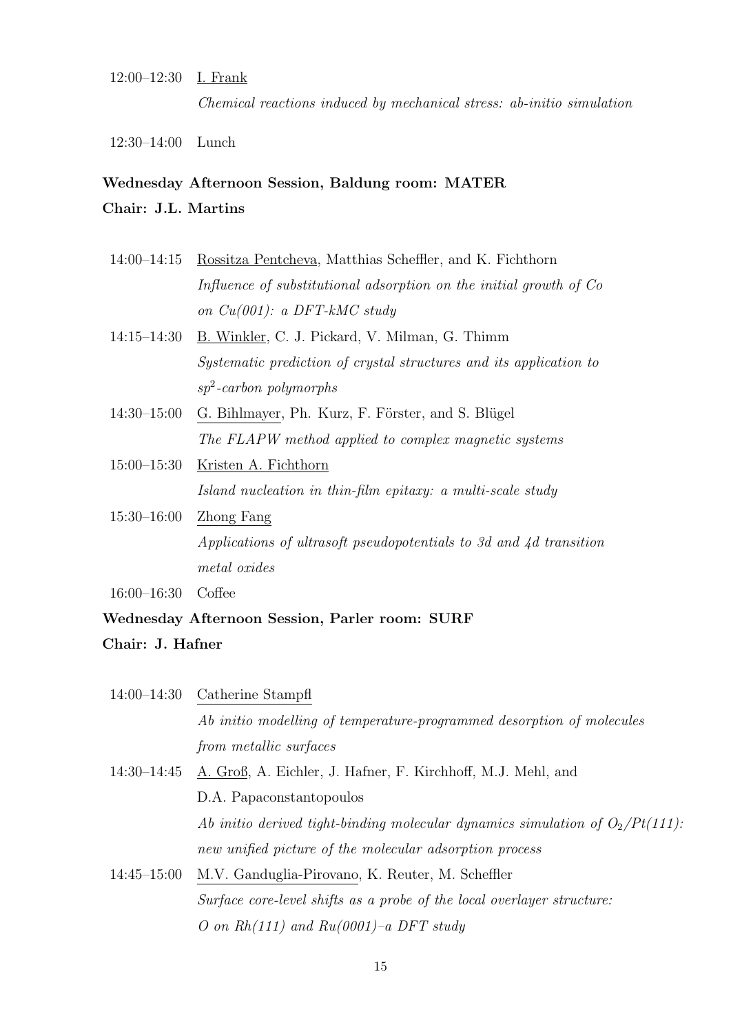12:00–12:30 I. Frank

*Chemical reactions induced by mechanical stress: ab-initio simulation*

12:30–14:00 Lunch

**Wednesday Afternoon Session, Baldung room: MATER**

**Chair: J.L. Martins**

14:00–14:15 Rossitza Pentcheva, Matthias Scheffler, and K. Fichthorn

*Influence of substitutional adsorption on the initial growth of Co on Cu(001): a DFT-kMC study*

14:15–14:30 B. Winkler, C. J. Pickard, V. Milman, G. Thimm

*Systematic prediction of crystal structures and its application to $sp^2$-carbon polymorphs*

14:30–15:00 G. Bihlmayer, Ph. Kurz, F. Förster, and S. Blügel

*The FLAPW method applied to complex magnetic systems*

15:00–15:30 Kristen A. Fichthorn

*Island nucleation in thin-film epitaxy: a multi-scale study*

15:30–16:00 Zhong Fang

*Applications of ultrasoft pseudopotentials to 3d and 4d transition metal oxides*

16:00–16:30 Coffee

**Wednesday Afternoon Session, Parler room: SURF**

**Chair: J. Hafner**

14:00–14:30 Catherine Stampfl

*Ab initio modelling of temperature-programmed desorption of molecules from metallic surfaces*

14:30–14:45 A. Groß, A. Eichler, J. Hafner, F. Kirchhoff, M.J. Mehl, and D.A. Papaconstantopoulos

*Ab initio derived tight-binding molecular dynamics simulation of $O_2$/Pt(111): new unified picture of the molecular adsorption process*

14:45–15:00 M.V. Ganduglia-Pirovano, K. Reuter, M. Scheffler

*Surface core-level shifts as a probe of the local overlayer structure: O on Rh(111) and Ru(0001)–a DFT study*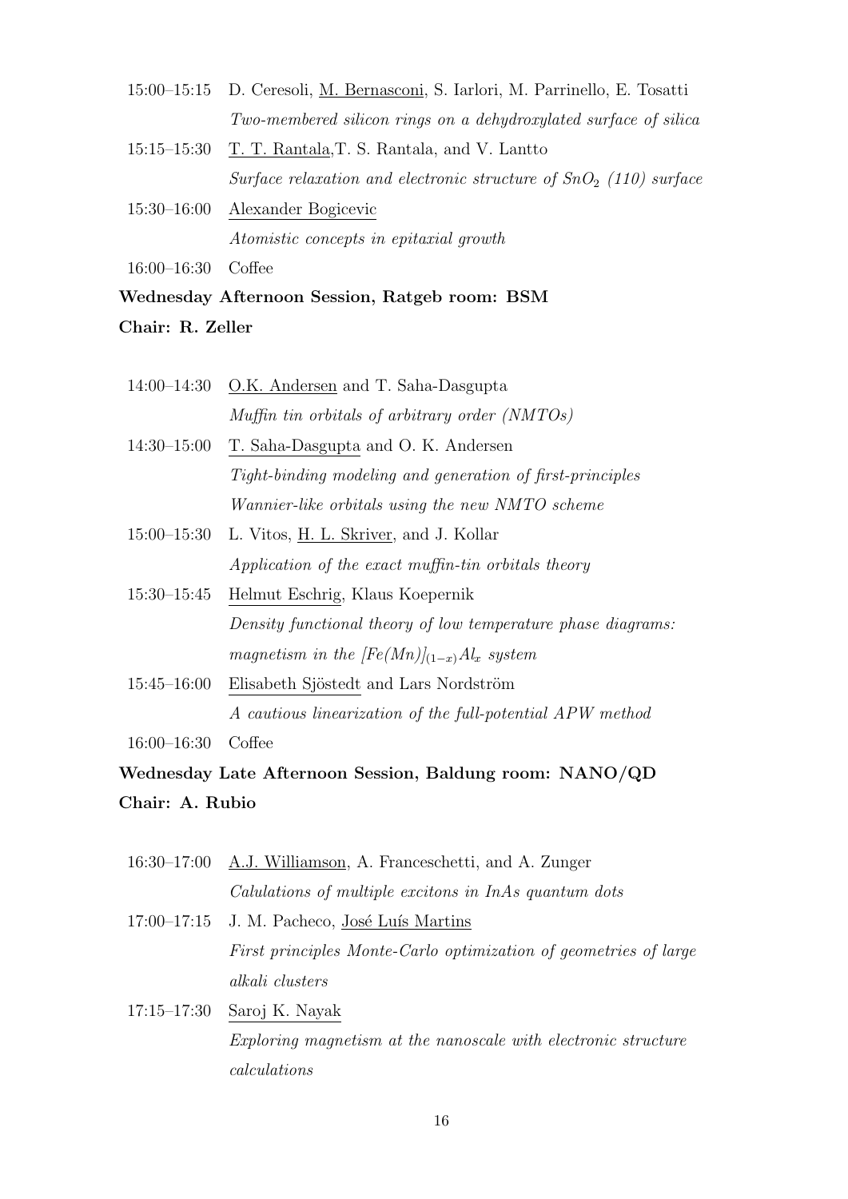15:00–15:15 D. Ceresoli, M. Bernasconi, S. Iarlori, M. Parrinello, E. Tosatti
*Two-membered silicon rings on a dehydroxylated surface of silica*

15:15–15:30 T. T. Rantala,T. S. Rantala, and V. Lantto
*Surface relaxation and electronic structure of $SnO_2$ (110) surface*

15:30–16:00 Alexander Bogicevic
*Atomistic concepts in epitaxial growth*

16:00–16:30 Coffee

**Wednesday Afternoon Session, Ratgeb room: BSM**

**Chair: R. Zeller**

14:00–14:30 O.K. Andersen and T. Saha-Dasgupta
*Muffin tin orbitals of arbitrary order (NMTOs)*

14:30–15:00 T. Saha-Dasgupta and O. K. Andersen
*Tight-binding modeling and generation of first-principles Wannier-like orbitals using the new NMTO scheme*

15:00–15:30 L. Vitos, H. L. Skriver, and J. Kollar
*Application of the exact muffin-tin orbitals theory*

15:30–15:45 Helmut Eschrig, Klaus Koepernik
*Density functional theory of low temperature phase diagrams: magnetism in the $[Fe(Mn)]_{(1-x)}Al_x$ system*

15:45–16:00 Elisabeth Sjöstedt and Lars Nordström
*A cautious linearization of the full-potential APW method*

16:00–16:30 Coffee

**Wednesday Late Afternoon Session, Baldung room: NANO/QD**

**Chair: A. Rubio**

16:30–17:00 A.J. Williamson, A. Franceschetti, and A. Zunger
*Calulations of multiple excitons in InAs quantum dots*

17:00–17:15 J. M. Pacheco, José Luís Martins
*First principles Monte-Carlo optimization of geometries of large alkali clusters*

17:15–17:30 Saroj K. Nayak
*Exploring magnetism at the nanoscale with electronic structure calculations*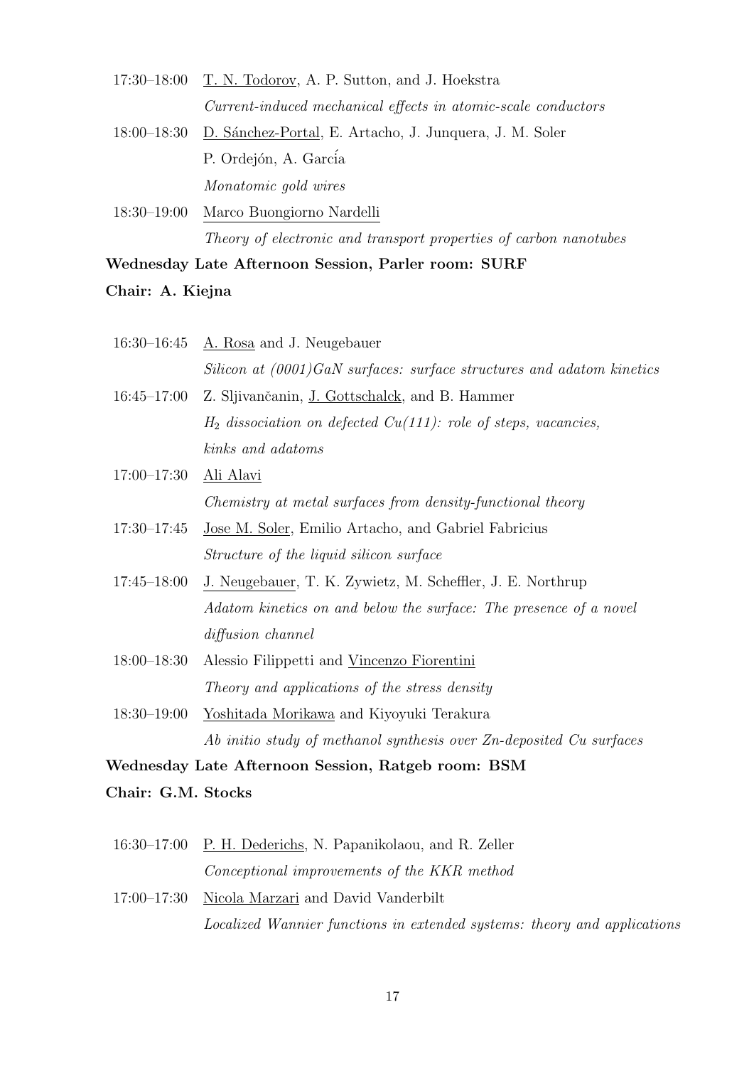17:30–18:00 T. N. Todorov, A. P. Sutton, and J. Hoekstra
*Current-induced mechanical effects in atomic-scale conductors*

18:00–18:30 D. Sánchez-Portal, E. Artacho, J. Junquera, J. M. Soler P. Ordejón, A. García
*Monatomic gold wires*

18:30–19:00 Marco Buongiorno Nardelli
*Theory of electronic and transport properties of carbon nanotubes*

**Wednesday Late Afternoon Session, Parler room: SURF**

**Chair: A. Kiejna**

16:30–16:45 A. Rosa and J. Neugebauer
*Silicon at (0001)GaN surfaces: surface structures and adatom kinetics*

16:45–17:00 Z. Sljivančanin, J. Gottschalck, and B. Hammer
*$H_2$ dissociation on defected Cu(111): role of steps, vacancies, kinks and adatoms*

17:00–17:30 Ali Alavi
*Chemistry at metal surfaces from density-functional theory*

17:30–17:45 Jose M. Soler, Emilio Artacho, and Gabriel Fabricius
*Structure of the liquid silicon surface*

17:45–18:00 J. Neugebauer, T. K. Zywietz, M. Scheffler, J. E. Northrup
*Adatom kinetics on and below the surface: The presence of a novel diffusion channel*

18:00–18:30 Alessio Filippetti and Vincenzo Fiorentini
*Theory and applications of the stress density*

18:30–19:00 Yoshitada Morikawa and Kiyoyuki Terakura
*Ab initio study of methanol synthesis over Zn-deposited Cu surfaces*

**Wednesday Late Afternoon Session, Ratgeb room: BSM**

**Chair: G.M. Stocks**

16:30–17:00 P. H. Dederichs, N. Papanikolaou, and R. Zeller
*Conceptional improvements of the KKR method*

17:00–17:30 Nicola Marzari and David Vanderbilt
*Localized Wannier functions in extended systems: theory and applications*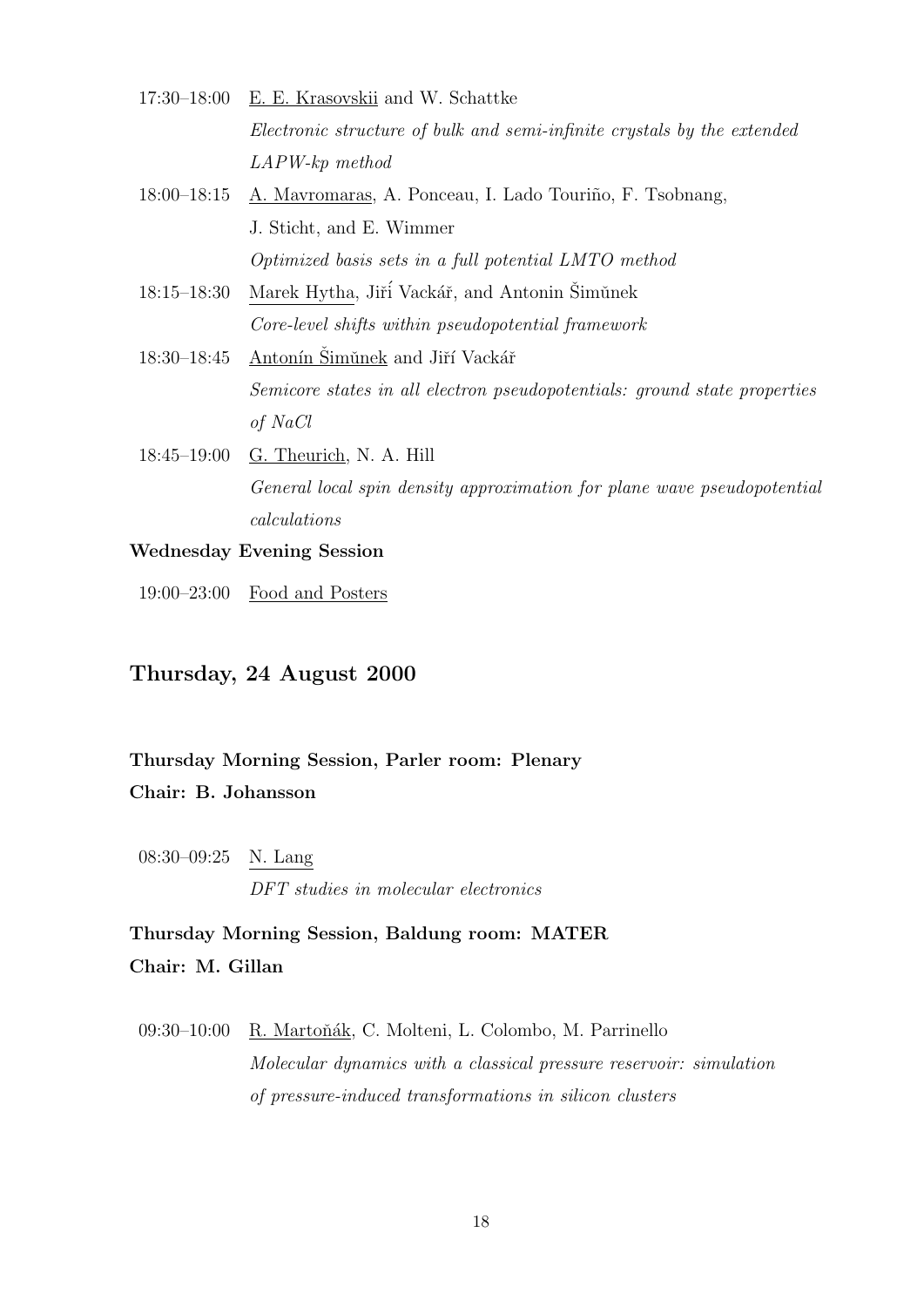17:30–18:00 <u>E. E. Krasovskii</u> and W. Schattke
*Electronic structure of bulk and semi-infinite crystals by the extended LAPW-kp method*

18:00–18:15 <u>A. Mavromaras</u>, A. Ponceau, I. Lado Touriño, F. Tsobnang, J. Sticht, and E. Wimmer
*Optimized basis sets in a full potential LMTO method*

18:15–18:30 <u>Marek Hytha</u>, Jiří Vackář, and Antonin Šimůnek
*Core-level shifts within pseudopotential framework*

18:30–18:45 <u>Antonín Šimůnek</u> and Jiří Vackář
*Semicore states in all electron pseudopotentials: ground state properties of NaCl*

18:45–19:00 <u>G. Theurich</u>, N. A. Hill
*General local spin density approximation for plane wave pseudopotential calculations*

**Wednesday Evening Session**

19:00–23:00 <u>Food and Posters</u>

## Thursday, 24 August 2000

**Thursday Morning Session, Parler room: Plenary**
**Chair: B. Johansson**

08:30–09:25 <u>N. Lang</u>
*DFT studies in molecular electronics*

**Thursday Morning Session, Baldung room: MATER**
**Chair: M. Gillan**

09:30–10:00 <u>R. Martoňák</u>, C. Molteni, L. Colombo, M. Parrinello
*Molecular dynamics with a classical pressure reservoir: simulation of pressure-induced transformations in silicon clusters*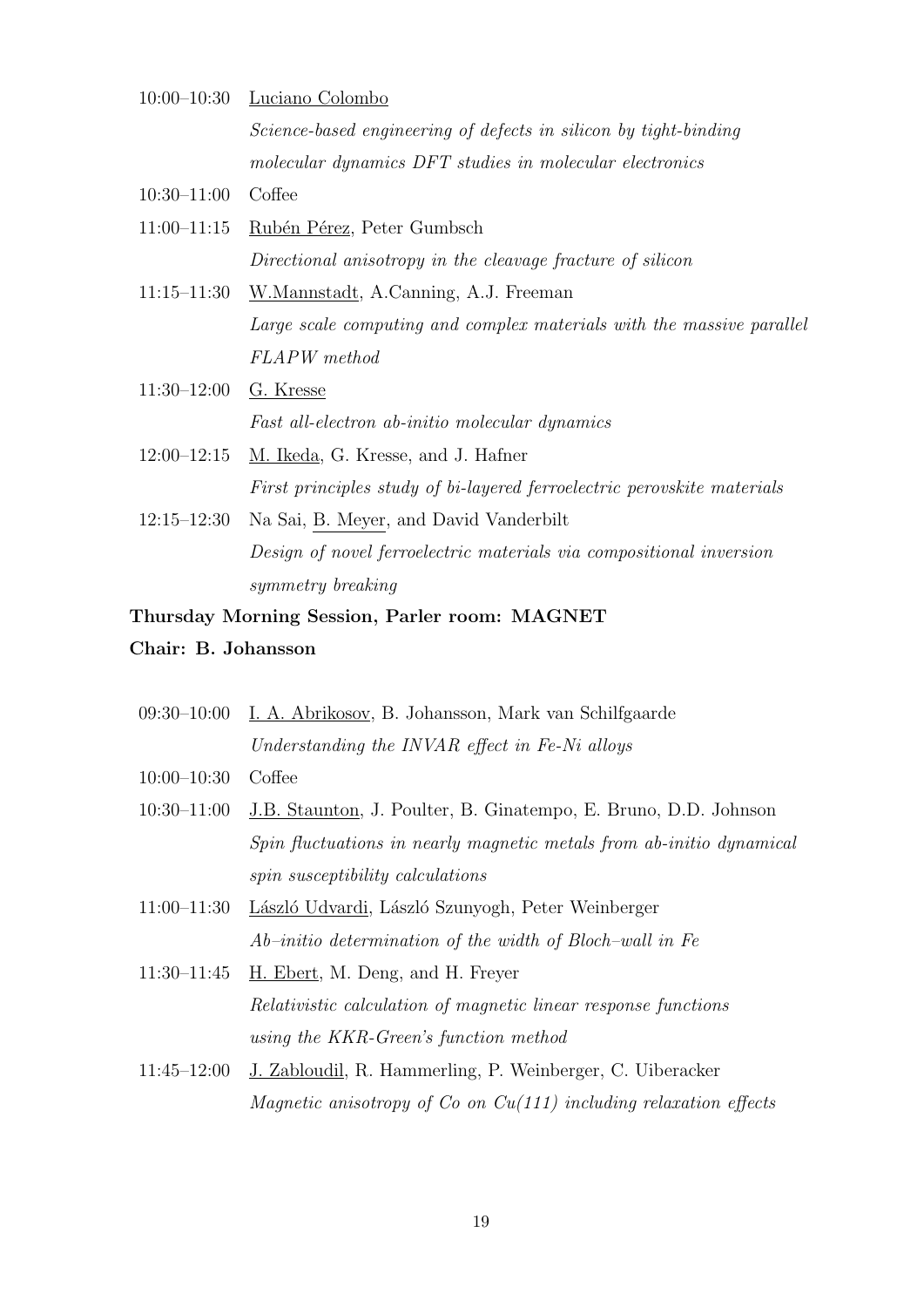10:00–10:30 Luciano Colombo
*Science-based engineering of defects in silicon by tight-binding molecular dynamics DFT studies in molecular electronics*

10:30–11:00 Coffee

11:00–11:15 Rubén Pérez, Peter Gumbsch
*Directional anisotropy in the cleavage fracture of silicon*

11:15–11:30 W.Mannstadt, A.Canning, A.J. Freeman
*Large scale computing and complex materials with the massive parallel FLAPW method*

11:30–12:00 G. Kresse
*Fast all-electron ab-initio molecular dynamics*

12:00–12:15 M. Ikeda, G. Kresse, and J. Hafner
*First principles study of bi-layered ferroelectric perovskite materials*

12:15–12:30 Na Sai, B. Meyer, and David Vanderbilt
*Design of novel ferroelectric materials via compositional inversion symmetry breaking*

**Thursday Morning Session, Parler room: MAGNET**

**Chair: B. Johansson**

09:30–10:00 I. A. Abrikosov, B. Johansson, Mark van Schilfgaarde
*Understanding the INVAR effect in Fe-Ni alloys*

10:00–10:30 Coffee

10:30–11:00 J.B. Staunton, J. Poulter, B. Ginatempo, E. Bruno, D.D. Johnson
*Spin fluctuations in nearly magnetic metals from ab-initio dynamical spin susceptibility calculations*

11:00–11:30 László Udvardi, László Szunyogh, Peter Weinberger
*Ab–initio determination of the width of Bloch–wall in Fe*

11:30–11:45 H. Ebert, M. Deng, and H. Freyer
*Relativistic calculation of magnetic linear response functions using the KKR-Green's function method*

11:45–12:00 J. Zabloudil, R. Hammerling, P. Weinberger, C. Uiberacker
*Magnetic anisotropy of Co on Cu(111) including relaxation effects*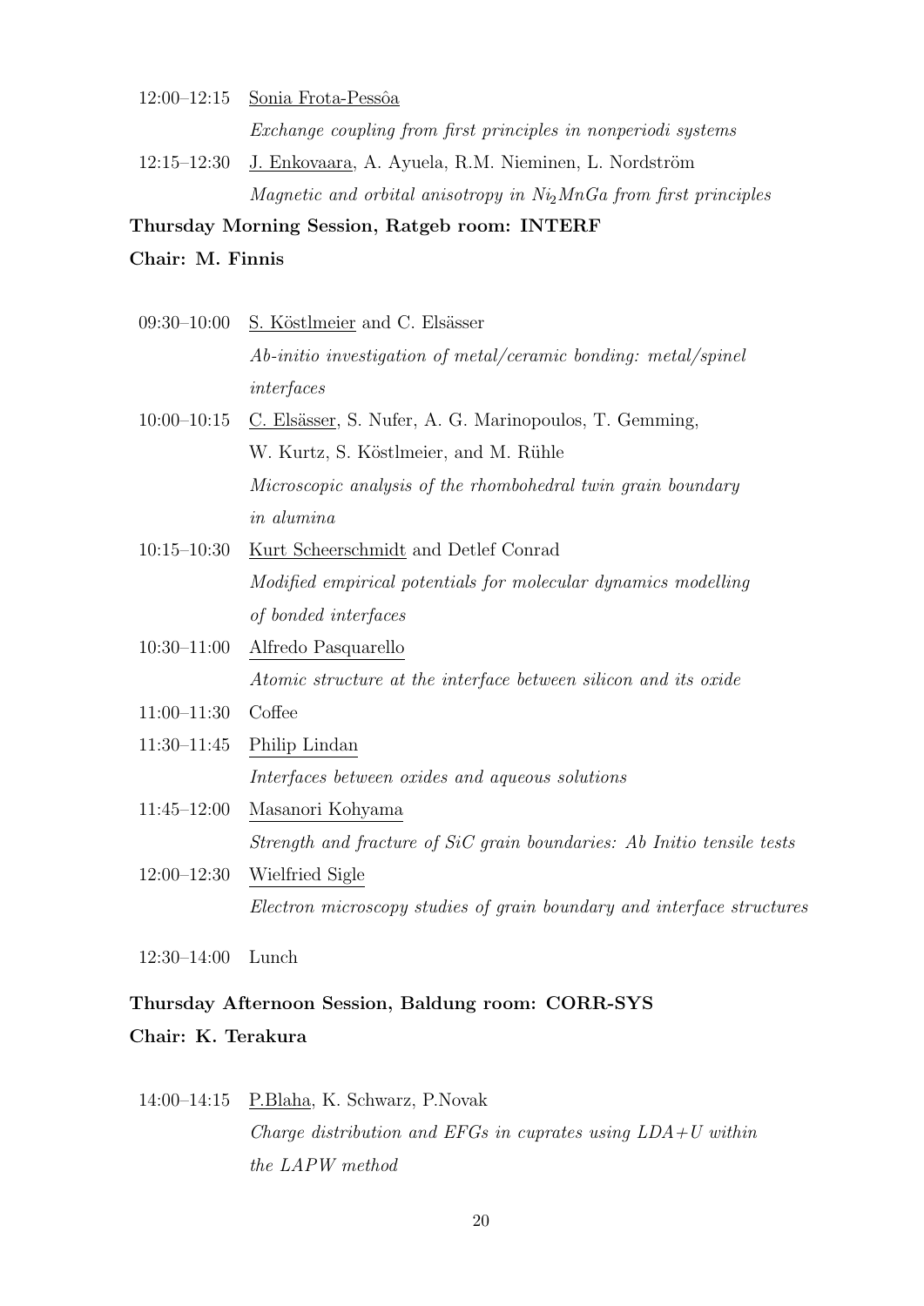12:00–12:15 Sonia Frota-Pessôa

*Exchange coupling from first principles in nonperiodi systems*

12:15–12:30 J. Enkovaara, A. Ayuela, R.M. Nieminen, L. Nordström

*Magnetic and orbital anisotropy in $Ni_2MnGa$ from first principles*

**Thursday Morning Session, Ratgeb room: INTERF**

**Chair: M. Finnis**

09:30–10:00 S. Köstlmeier and C. Elsässer

*Ab-initio investigation of metal/ceramic bonding: metal/spinel interfaces*

10:00–10:15 C. Elsässer, S. Nufer, A. G. Marinopoulos, T. Gemming, W. Kurtz, S. Köstlmeier, and M. Rühle

*Microscopic analysis of the rhombohedral twin grain boundary in alumina*

10:15–10:30 Kurt Scheerschmidt and Detlef Conrad

*Modified empirical potentials for molecular dynamics modelling of bonded interfaces*

10:30–11:00 Alfredo Pasquarello

*Atomic structure at the interface between silicon and its oxide*

11:00–11:30 Coffee

11:30–11:45 Philip Lindan

*Interfaces between oxides and aqueous solutions*

11:45–12:00 Masanori Kohyama

*Strength and fracture of SiC grain boundaries: Ab Initio tensile tests*

12:00–12:30 Wielfried Sigle

*Electron microscopy studies of grain boundary and interface structures*

12:30–14:00 Lunch

**Thursday Afternoon Session, Baldung room: CORR-SYS**

**Chair: K. Terakura**

14:00–14:15 P.Blaha, K. Schwarz, P.Novak

*Charge distribution and EFGs in cuprates using LDA+U within the LAPW method*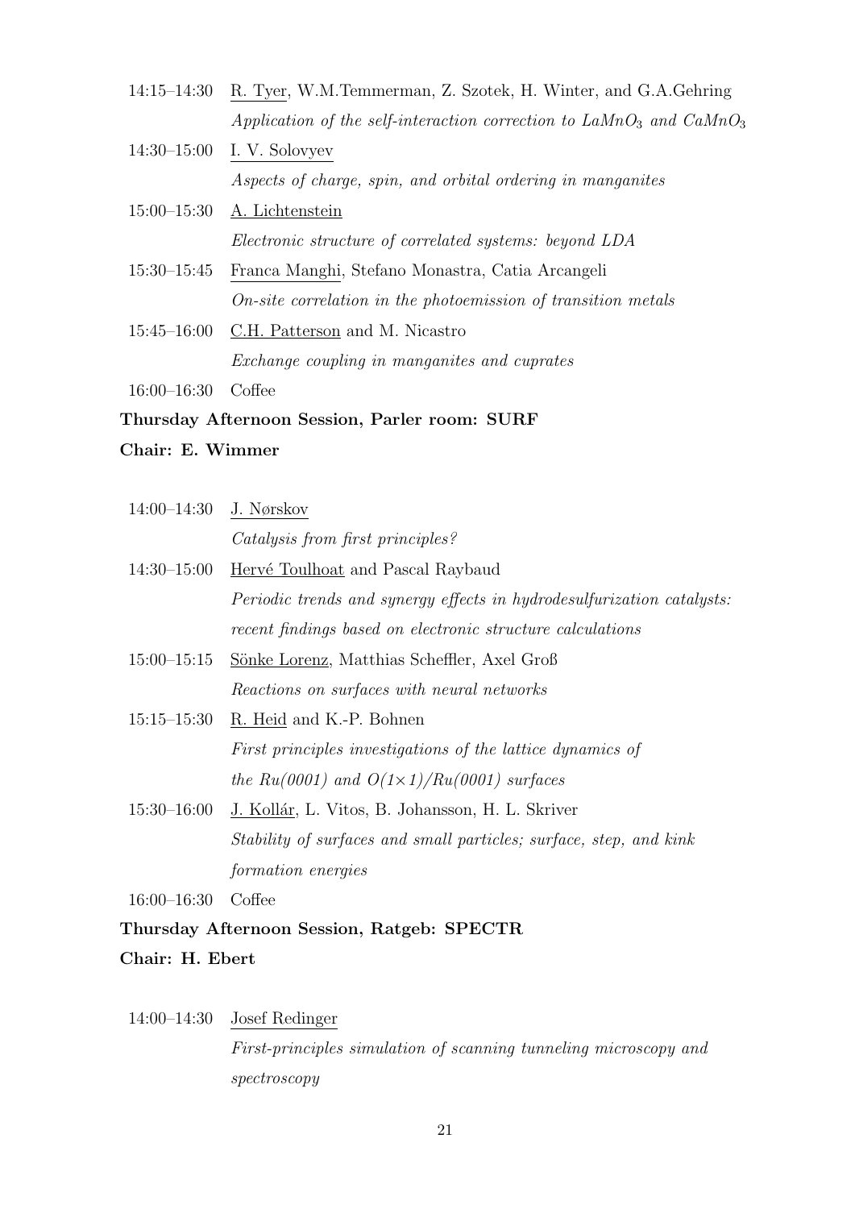14:15–14:30 R. Tyer, W.M.Temmerman, Z. Szotek, H. Winter, and G.A.Gehring
*Application of the self-interaction correction to $LaMnO_3$ and $CaMnO_3$*

14:30–15:00 I. V. Solovyev
*Aspects of charge, spin, and orbital ordering in manganites*

15:00–15:30 A. Lichtenstein
*Electronic structure of correlated systems: beyond LDA*

15:30–15:45 Franca Manghi, Stefano Monastra, Catia Arcangeli
*On-site correlation in the photoemission of transition metals*

15:45–16:00 C.H. Patterson and M. Nicastro
*Exchange coupling in manganites and cuprates*

16:00–16:30 Coffee

**Thursday Afternoon Session, Parler room: SURF**

**Chair: E. Wimmer**

14:00–14:30 J. Nørskov
*Catalysis from first principles?*

14:30–15:00 Hervé Toulhoat and Pascal Raybaud
*Periodic trends and synergy effects in hydrodesulfurization catalysts: recent findings based on electronic structure calculations*

15:00–15:15 Sönke Lorenz, Matthias Scheffler, Axel Groß
*Reactions on surfaces with neural networks*

15:15–15:30 R. Heid and K.-P. Bohnen
*First principles investigations of the lattice dynamics of the Ru(0001) and O(1×1)/Ru(0001) surfaces*

15:30–16:00 J. Kollár, L. Vitos, B. Johansson, H. L. Skriver
*Stability of surfaces and small particles; surface, step, and kink formation energies*

16:00–16:30 Coffee

**Thursday Afternoon Session, Ratgeb: SPECTR**

**Chair: H. Ebert**

14:00–14:30 Josef Redinger
*First-principles simulation of scanning tunneling microscopy and spectroscopy*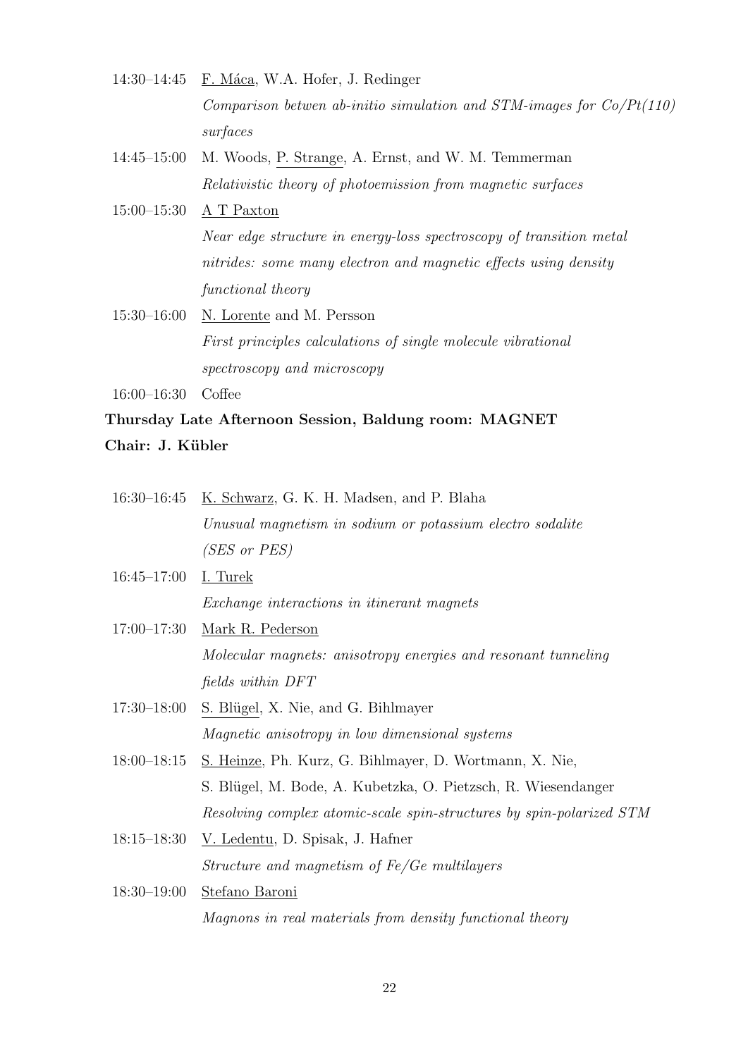14:30–14:45 <u>F. Máca</u>, W.A. Hofer, J. Redinger
*Comparison betwen ab-initio simulation and STM-images for Co/Pt(110) surfaces*

14:45–15:00 M. Woods, <u>P. Strange</u>, A. Ernst, and W. M. Temmerman
*Relativistic theory of photoemission from magnetic surfaces*

15:00–15:30 <u>A T Paxton</u>
*Near edge structure in energy-loss spectroscopy of transition metal nitrides: some many electron and magnetic effects using density functional theory*

15:30–16:00 <u>N. Lorente</u> and M. Persson
*First principles calculations of single molecule vibrational spectroscopy and microscopy*

16:00–16:30 Coffee

**Thursday Late Afternoon Session, Baldung room: MAGNET**

**Chair: J. Kübler**

16:30–16:45 <u>K. Schwarz</u>, G. K. H. Madsen, and P. Blaha
*Unusual magnetism in sodium or potassium electro sodalite (SES or PES)*

16:45–17:00 <u>I. Turek</u>
*Exchange interactions in itinerant magnets*

17:00–17:30 <u>Mark R. Pederson</u>
*Molecular magnets: anisotropy energies and resonant tunneling fields within DFT*

17:30–18:00 <u>S. Blügel</u>, X. Nie, and G. Bihlmayer
*Magnetic anisotropy in low dimensional systems*

18:00–18:15 <u>S. Heinze</u>, Ph. Kurz, G. Bihlmayer, D. Wortmann, X. Nie, S. Blügel, M. Bode, A. Kubetzka, O. Pietzsch, R. Wiesendanger
*Resolving complex atomic-scale spin-structures by spin-polarized STM*

18:15–18:30 <u>V. Ledentu</u>, D. Spisak, J. Hafner
*Structure and magnetism of Fe/Ge multilayers*

18:30–19:00 <u>Stefano Baroni</u>
*Magnons in real materials from density functional theory*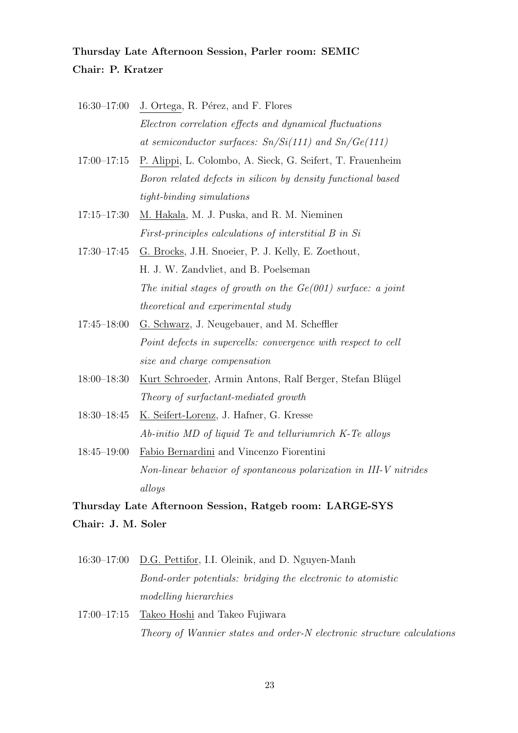**Thursday Late Afternoon Session, Parler room: SEMIC**

**Chair: P. Kratzer**

16:30–17:00 J. Ortega, R. Pérez, and F. Flores
*Electron correlation effects and dynamical fluctuations at semiconductor surfaces: Sn/Si(111) and Sn/Ge(111)*

17:00–17:15 P. Alippi, L. Colombo, A. Sieck, G. Seifert, T. Frauenheim
*Boron related defects in silicon by density functional based tight-binding simulations*

17:15–17:30 M. Hakala, M. J. Puska, and R. M. Nieminen
*First-principles calculations of interstitial B in Si*

17:30–17:45 G. Brocks, J.H. Snoeier, P. J. Kelly, E. Zoethout, H. J. W. Zandvliet, and B. Poelseman
*The initial stages of growth on the Ge(001) surface: a joint theoretical and experimental study*

17:45–18:00 G. Schwarz, J. Neugebauer, and M. Scheffler
*Point defects in supercells: convergence with respect to cell size and charge compensation*

18:00–18:30 Kurt Schroeder, Armin Antons, Ralf Berger, Stefan Blügel
*Theory of surfactant-mediated growth*

18:30–18:45 K. Seifert-Lorenz, J. Hafner, G. Kresse
*Ab-initio MD of liquid Te and telluriumrich K-Te alloys*

18:45–19:00 Fabio Bernardini and Vincenzo Fiorentini
*Non-linear behavior of spontaneous polarization in III-V nitrides alloys*

**Thursday Late Afternoon Session, Ratgeb room: LARGE-SYS**

**Chair: J. M. Soler**

16:30–17:00 D.G. Pettifor, I.I. Oleinik, and D. Nguyen-Manh
*Bond-order potentials: bridging the electronic to atomistic modelling hierarchies*

17:00–17:15 Takeo Hoshi and Takeo Fujiwara
*Theory of Wannier states and order-N electronic structure calculations*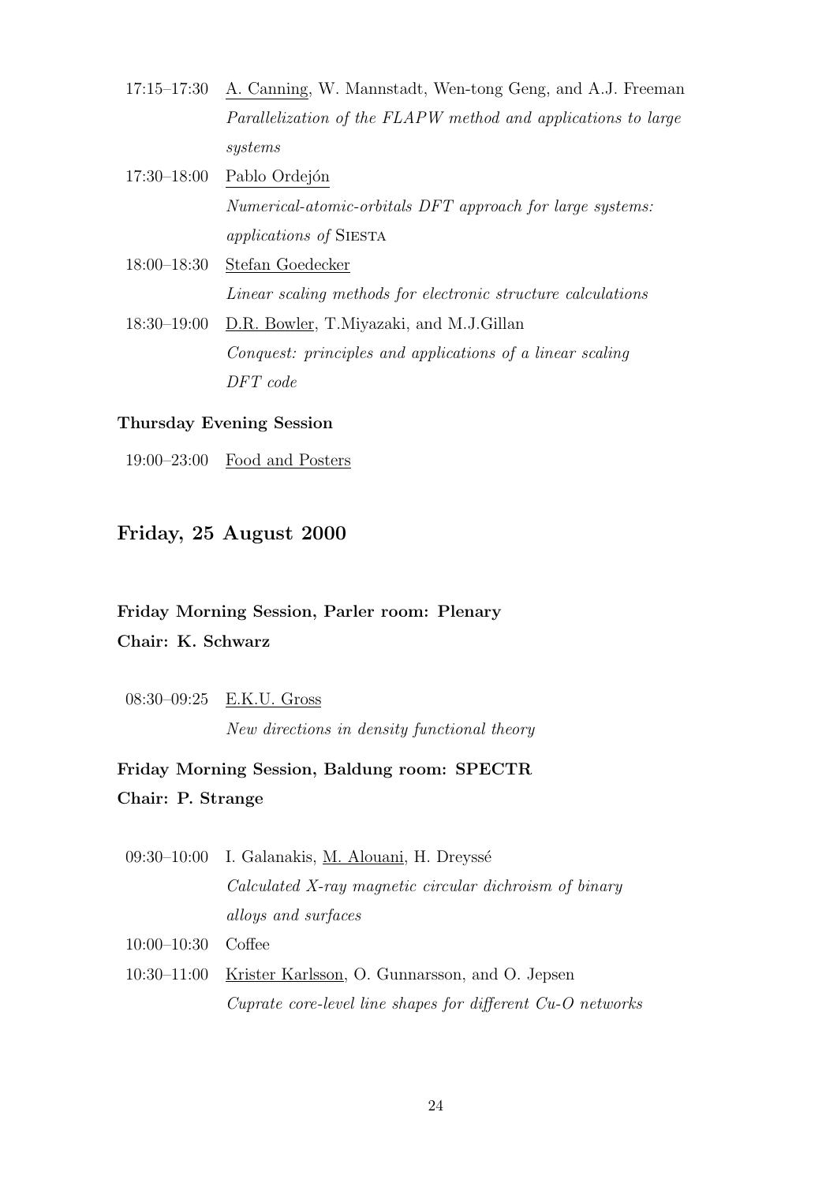17:15–17:30 A. Canning, W. Mannstadt, Wen-tong Geng, and A.J. Freeman
*Parallelization of the FLAPW method and applications to large systems*

17:30–18:00 Pablo Ordejón
*Numerical-atomic-orbitals DFT approach for large systems: applications of* SIESTA

18:00–18:30 Stefan Goedecker
*Linear scaling methods for electronic structure calculations*

18:30–19:00 D.R. Bowler, T.Miyazaki, and M.J.Gillan
*Conquest: principles and applications of a linear scaling DFT code*

**Thursday Evening Session**

19:00–23:00 Food and Posters

## Friday, 25 August 2000

**Friday Morning Session, Parler room: Plenary**
**Chair: K. Schwarz**

08:30–09:25 E.K.U. Gross
*New directions in density functional theory*

**Friday Morning Session, Baldung room: SPECTR**
**Chair: P. Strange**

09:30–10:00 I. Galanakis, M. Alouani, H. Dreyssé
*Calculated X-ray magnetic circular dichroism of binary alloys and surfaces*

10:00–10:30 Coffee

10:30–11:00 Krister Karlsson, O. Gunnarsson, and O. Jepsen
*Cuprate core-level line shapes for different Cu-O networks*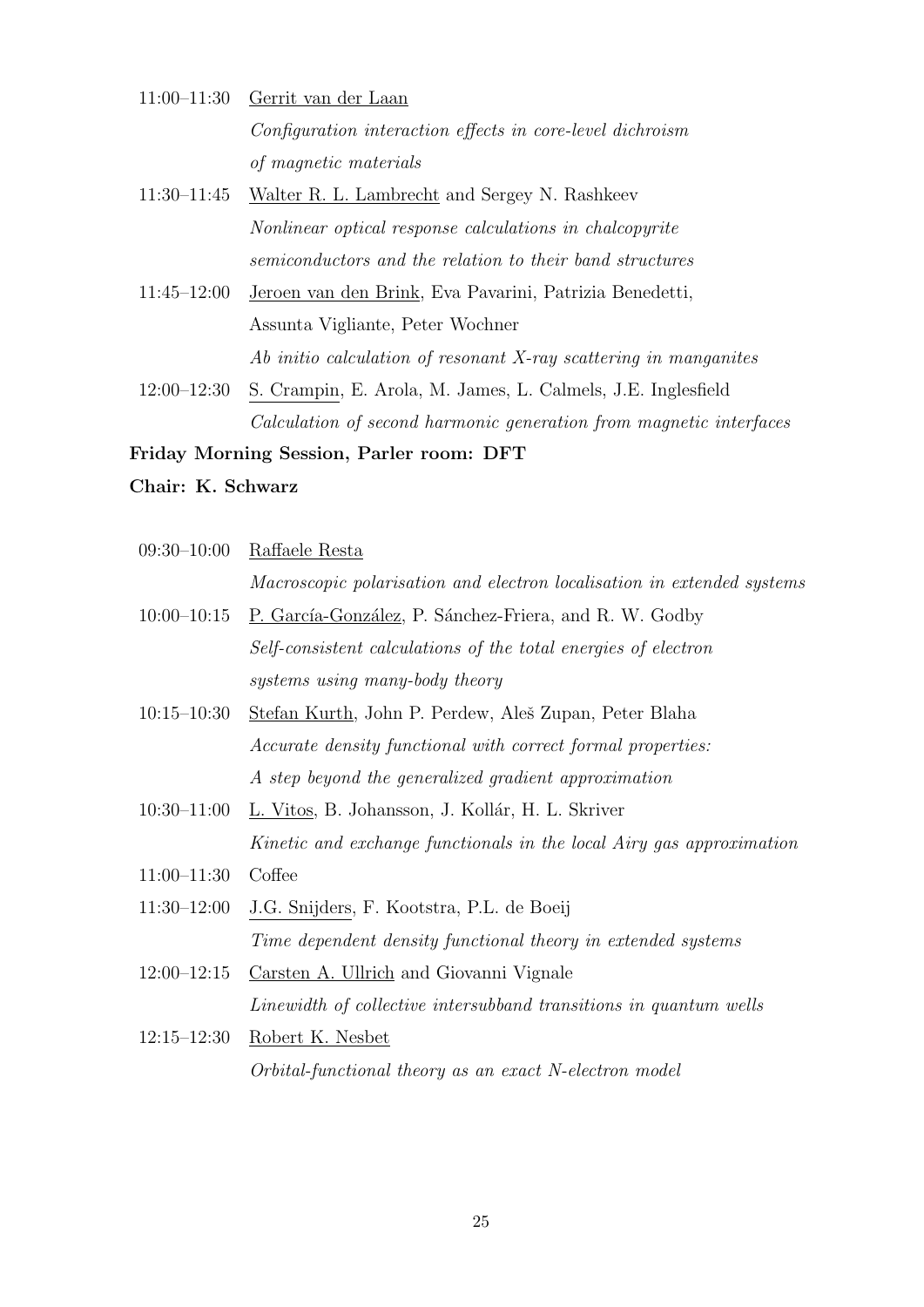11:00–11:30 Gerrit van der Laan
*Configuration interaction effects in core-level dichroism of magnetic materials*

11:30–11:45 Walter R. L. Lambrecht and Sergey N. Rashkeev
*Nonlinear optical response calculations in chalcopyrite semiconductors and the relation to their band structures*

11:45–12:00 Jeroen van den Brink, Eva Pavarini, Patrizia Benedetti, Assunta Vigliante, Peter Wochner
*Ab initio calculation of resonant X-ray scattering in manganites*

12:00–12:30 S. Crampin, E. Arola, M. James, L. Calmels, J.E. Inglesfield
*Calculation of second harmonic generation from magnetic interfaces*

**Friday Morning Session, Parler room: DFT**

**Chair: K. Schwarz**

09:30–10:00 Raffaele Resta
*Macroscopic polarisation and electron localisation in extended systems*

10:00–10:15 P. García-González, P. Sánchez-Friera, and R. W. Godby
*Self-consistent calculations of the total energies of electron systems using many-body theory*

10:15–10:30 Stefan Kurth, John P. Perdew, Aleš Zupan, Peter Blaha
*Accurate density functional with correct formal properties: A step beyond the generalized gradient approximation*

10:30–11:00 L. Vitos, B. Johansson, J. Kollár, H. L. Skriver
*Kinetic and exchange functionals in the local Airy gas approximation*

11:00–11:30 Coffee

11:30–12:00 J.G. Snijders, F. Kootstra, P.L. de Boeij
*Time dependent density functional theory in extended systems*

12:00–12:15 Carsten A. Ullrich and Giovanni Vignale
*Linewidth of collective intersubband transitions in quantum wells*

12:15–12:30 Robert K. Nesbet
*Orbital-functional theory as an exact N-electron model*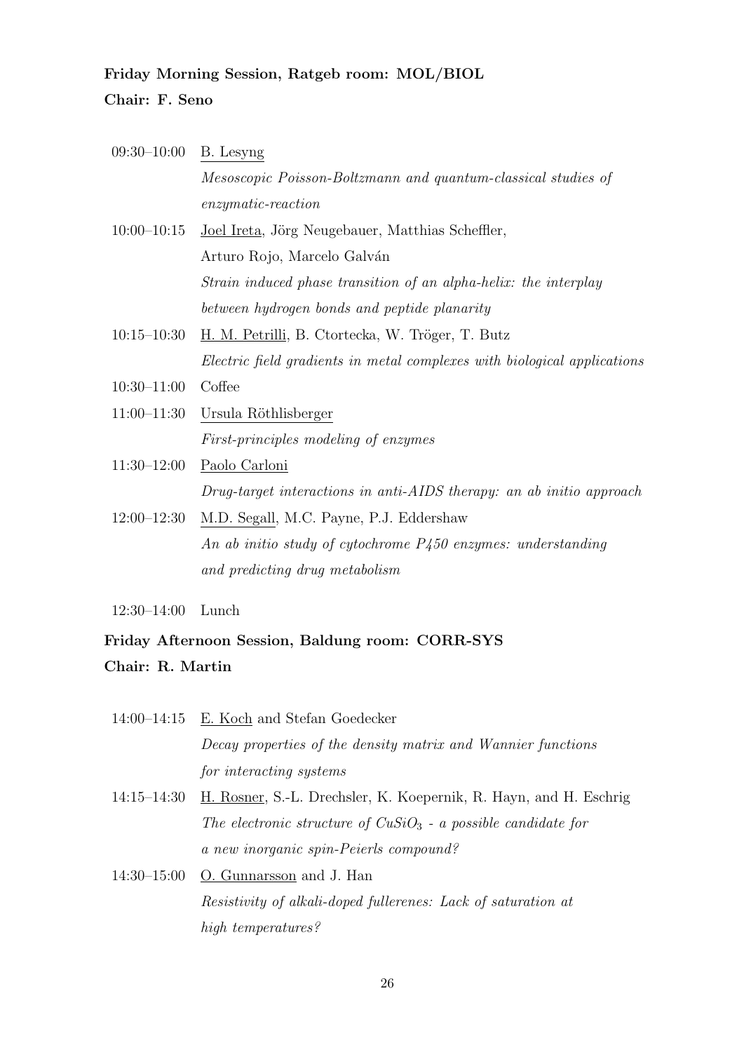**Friday Morning Session, Ratgeb room: MOL/BIOL**

**Chair: F. Seno**

| | |
|---|---|
| 09:30–10:00 | B. Lesyng<br>*Mesoscopic Poisson-Boltzmann and quantum-classical studies of enzymatic-reaction* |
| 10:00–10:15 | Joel Ireta, Jörg Neugebauer, Matthias Scheffler, Arturo Rojo, Marcelo Galván<br>*Strain induced phase transition of an alpha-helix: the interplay between hydrogen bonds and peptide planarity* |
| 10:15–10:30 | H. M. Petrilli, B. Ctortecka, W. Tröger, T. Butz<br>*Electric field gradients in metal complexes with biological applications* |
| 10:30–11:00 | Coffee |
| 11:00–11:30 | Ursula Röthlisberger<br>*First-principles modeling of enzymes* |
| 11:30–12:00 | Paolo Carloni<br>*Drug-target interactions in anti-AIDS therapy: an ab initio approach* |
| 12:00–12:30 | M.D. Segall, M.C. Payne, P.J. Eddershaw<br>*An ab initio study of cytochrome P450 enzymes: understanding and predicting drug metabolism* |
| 12:30–14:00 | Lunch |

**Friday Afternoon Session, Baldung room: CORR-SYS**

**Chair: R. Martin**

| | |
|---|---|
| 14:00–14:15 | E. Koch and Stefan Goedecker<br>*Decay properties of the density matrix and Wannier functions for interacting systems* |
| 14:15–14:30 | H. Rosner, S.-L. Drechsler, K. Koepernik, R. Hayn, and H. Eschrig<br>*The electronic structure of $CuSiO_3$ - a possible candidate for a new inorganic spin-Peierls compound?* |
| 14:30–15:00 | O. Gunnarsson and J. Han<br>*Resistivity of alkali-doped fullerenes: Lack of saturation at high temperatures?* |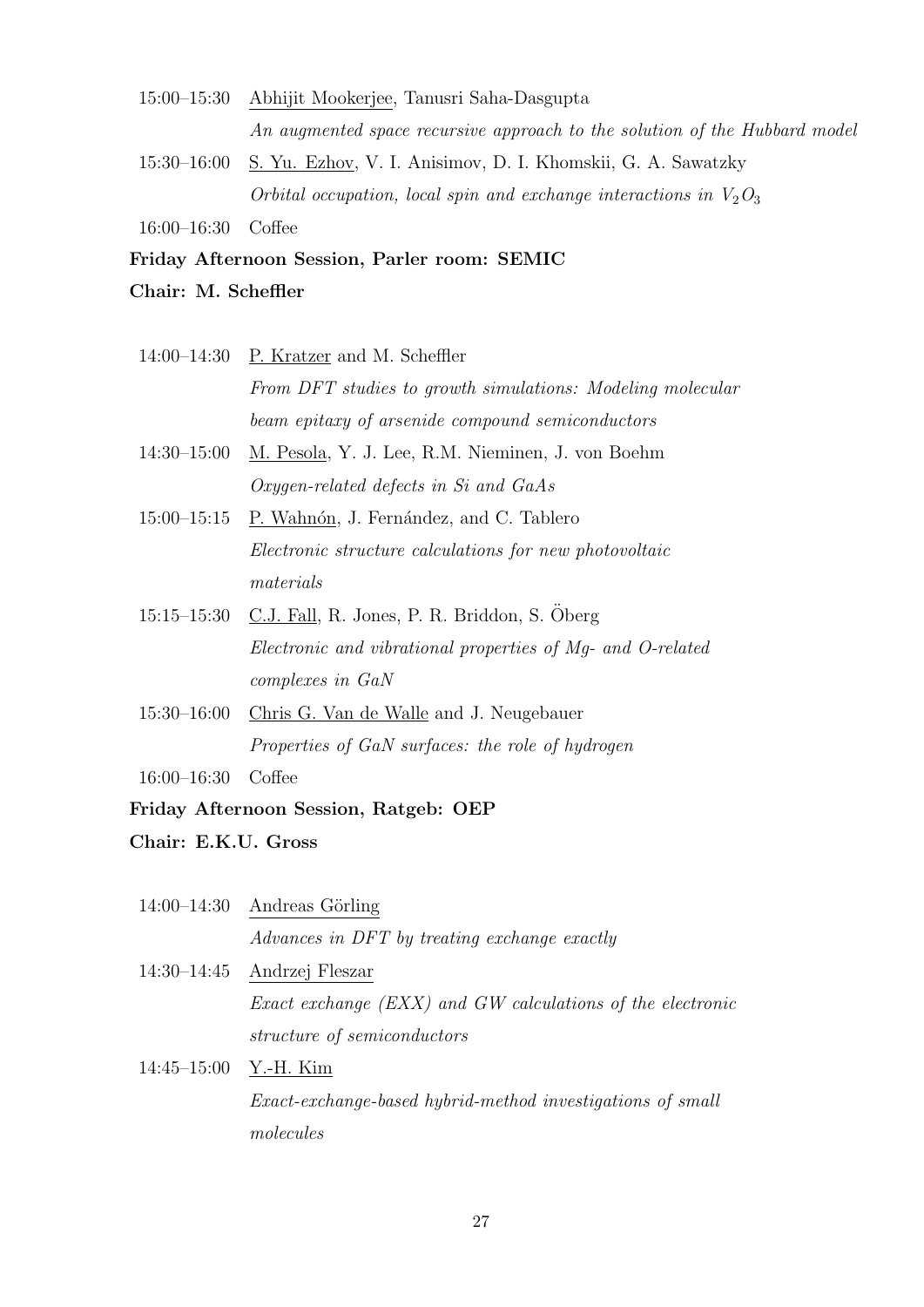15:00–15:30 Abhijit Mookerjee, Tanusri Saha-Dasgupta
*An augmented space recursive approach to the solution of the Hubbard model*

15:30–16:00 S. Yu. Ezhov, V. I. Anisimov, D. I. Khomskii, G. A. Sawatzky
*Orbital occupation, local spin and exchange interactions in $V_2O_3$*

16:00–16:30 Coffee

**Friday Afternoon Session, Parler room: SEMIC**

**Chair: M. Scheffler**

14:00–14:30 P. Kratzer and M. Scheffler
*From DFT studies to growth simulations: Modeling molecular beam epitaxy of arsenide compound semiconductors*

14:30–15:00 M. Pesola, Y. J. Lee, R.M. Nieminen, J. von Boehm
*Oxygen-related defects in Si and GaAs*

15:00–15:15 P. Wahnón, J. Fernández, and C. Tablero
*Electronic structure calculations for new photovoltaic materials*

15:15–15:30 C.J. Fall, R. Jones, P. R. Briddon, S. Öberg
*Electronic and vibrational properties of Mg- and O-related complexes in GaN*

15:30–16:00 Chris G. Van de Walle and J. Neugebauer
*Properties of GaN surfaces: the role of hydrogen*

16:00–16:30 Coffee

**Friday Afternoon Session, Ratgeb: OEP**

**Chair: E.K.U. Gross**

14:00–14:30 Andreas Görling
*Advances in DFT by treating exchange exactly*

14:30–14:45 Andrzej Fleszar
*Exact exchange (EXX) and GW calculations of the electronic structure of semiconductors*

14:45–15:00 Y.-H. Kim
*Exact-exchange-based hybrid-method investigations of small molecules*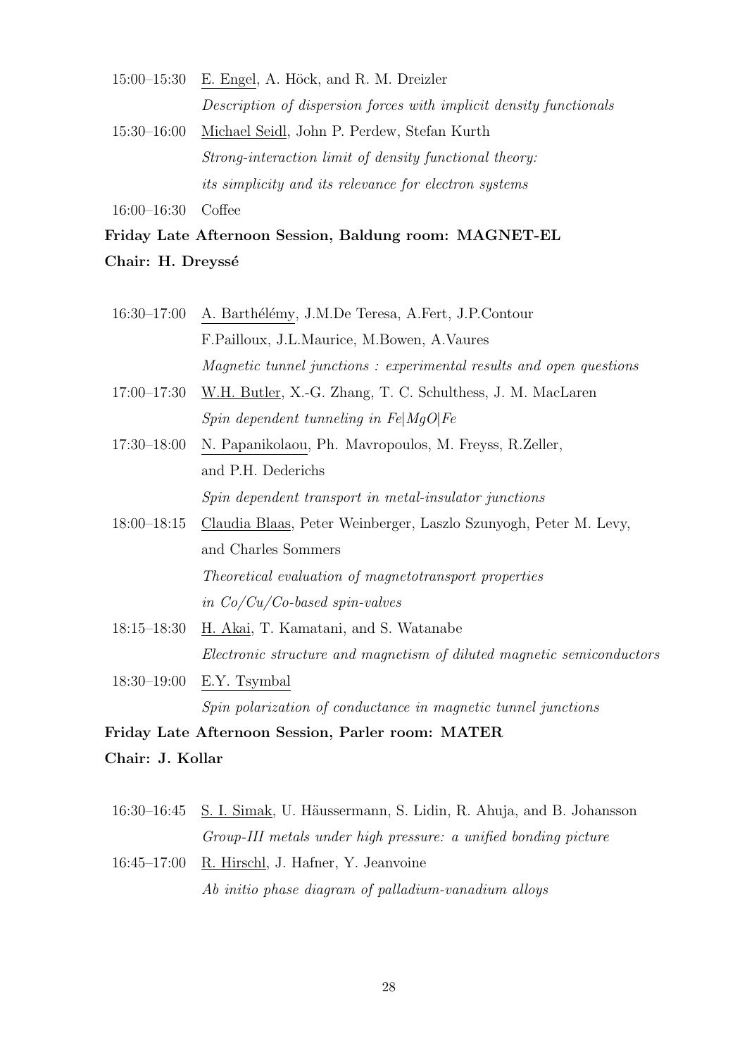15:00–15:30 E. Engel, A. Höck, and R. M. Dreizler
*Description of dispersion forces with implicit density functionals*

15:30–16:00 Michael Seidl, John P. Perdew, Stefan Kurth
*Strong-interaction limit of density functional theory: its simplicity and its relevance for electron systems*

16:00–16:30 Coffee

**Friday Late Afternoon Session, Baldung room: MAGNET-EL**
**Chair: H. Dreyssé**

16:30–17:00 A. Barthélémy, J.M.De Teresa, A.Fert, J.P.Contour F.Pailloux, J.L.Maurice, M.Bowen, A.Vaures
*Magnetic tunnel junctions : experimental results and open questions*

17:00–17:30 W.H. Butler, X.-G. Zhang, T. C. Schulthess, J. M. MacLaren
*Spin dependent tunneling in Fe|MgO|Fe*

17:30–18:00 N. Papanikolaou, Ph. Mavropoulos, M. Freyss, R.Zeller, and P.H. Dederichs
*Spin dependent transport in metal-insulator junctions*

18:00–18:15 Claudia Blaas, Peter Weinberger, Laszlo Szunyogh, Peter M. Levy, and Charles Sommers
*Theoretical evaluation of magnetotransport properties in Co/Cu/Co-based spin-valves*

18:15–18:30 H. Akai, T. Kamatani, and S. Watanabe
*Electronic structure and magnetism of diluted magnetic semiconductors*

18:30–19:00 E.Y. Tsymbal
*Spin polarization of conductance in magnetic tunnel junctions*

**Friday Late Afternoon Session, Parler room: MATER**
**Chair: J. Kollar**

16:30–16:45 S. I. Simak, U. Häussermann, S. Lidin, R. Ahuja, and B. Johansson
*Group-III metals under high pressure: a unified bonding picture*

16:45–17:00 R. Hirschl, J. Hafner, Y. Jeanvoine
*Ab initio phase diagram of palladium-vanadium alloys*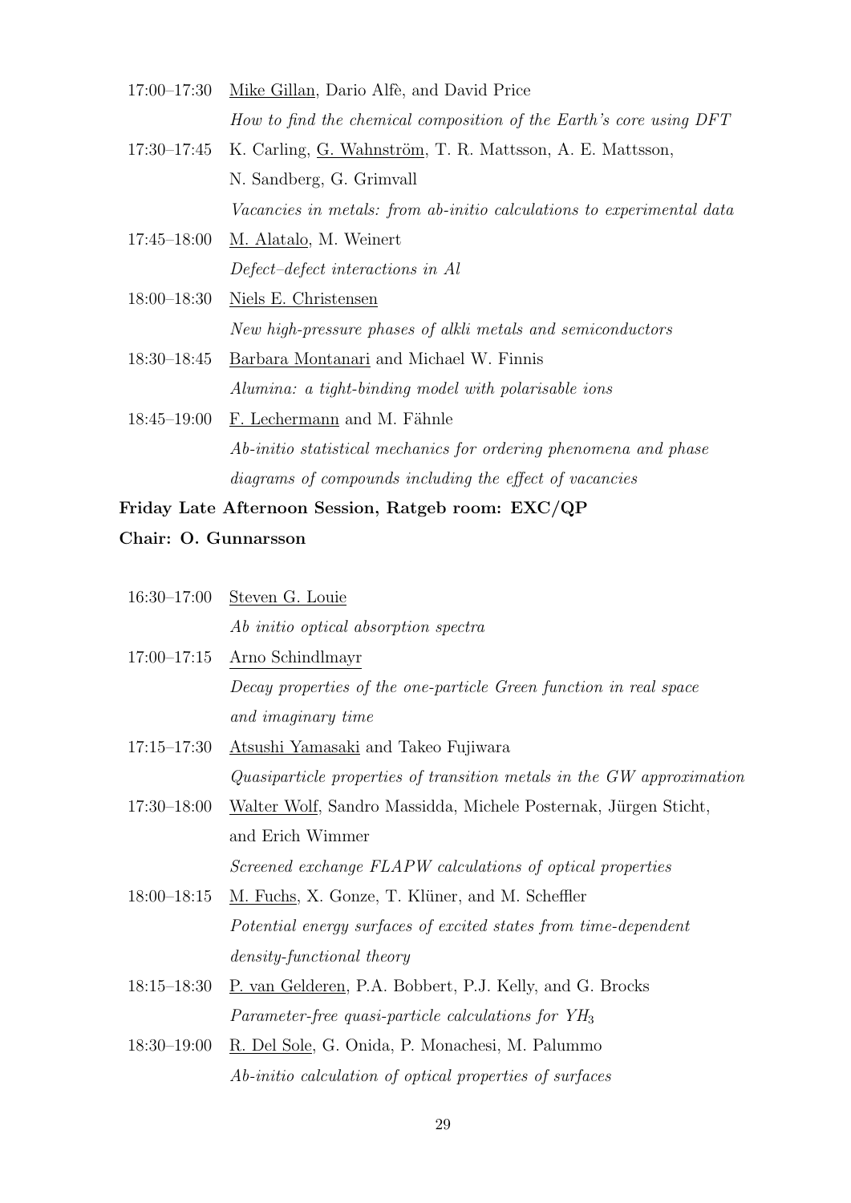17:00–17:30 Mike Gillan, Dario Alfè, and David Price

*How to find the chemical composition of the Earth's core using DFT*

17:30–17:45 K. Carling, G. Wahnström, T. R. Mattsson, A. E. Mattsson, N. Sandberg, G. Grimvall

*Vacancies in metals: from ab-initio calculations to experimental data*

17:45–18:00 M. Alatalo, M. Weinert

*Defect–defect interactions in Al*

18:00–18:30 Niels E. Christensen

*New high-pressure phases of alkli metals and semiconductors*

18:30–18:45 Barbara Montanari and Michael W. Finnis

*Alumina: a tight-binding model with polarisable ions*

18:45–19:00 F. Lechermann and M. Fähnle

*Ab-initio statistical mechanics for ordering phenomena and phase diagrams of compounds including the effect of vacancies*

**Friday Late Afternoon Session, Ratgeb room: EXC/QP**

**Chair: O. Gunnarsson**

16:30–17:00 Steven G. Louie

*Ab initio optical absorption spectra*

17:00–17:15 Arno Schindlmayr

*Decay properties of the one-particle Green function in real space and imaginary time*

17:15–17:30 Atsushi Yamasaki and Takeo Fujiwara

*Quasiparticle properties of transition metals in the GW approximation*

17:30–18:00 Walter Wolf, Sandro Massidda, Michele Posternak, Jürgen Sticht, and Erich Wimmer

*Screened exchange FLAPW calculations of optical properties*

18:00–18:15 M. Fuchs, X. Gonze, T. Klüner, and M. Scheffler

*Potential energy surfaces of excited states from time-dependent density-functional theory*

18:15–18:30 P. van Gelderen, P.A. Bobbert, P.J. Kelly, and G. Brocks

*Parameter-free quasi-particle calculations for* $YH_3$

18:30–19:00 R. Del Sole, G. Onida, P. Monachesi, M. Palummo

*Ab-initio calculation of optical properties of surfaces*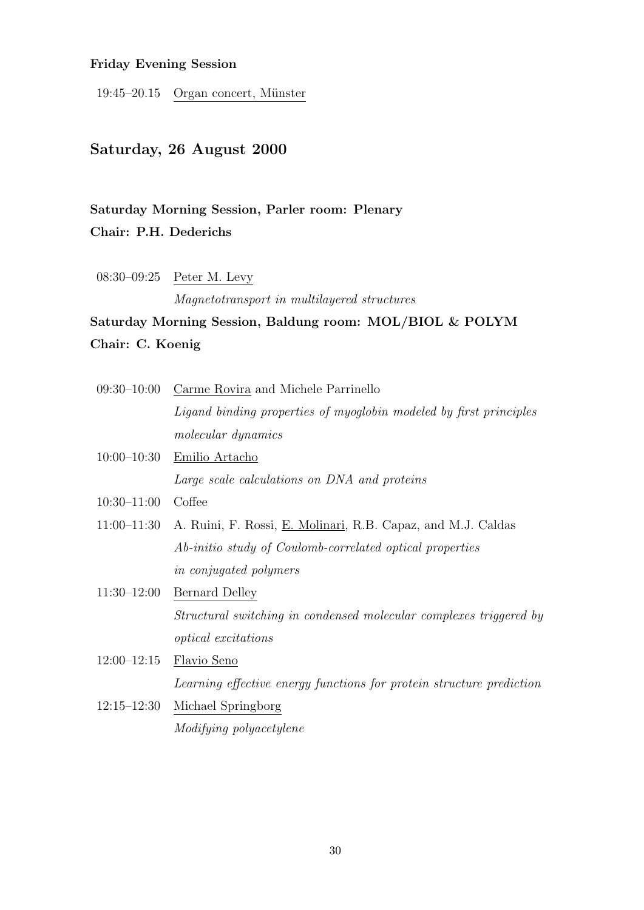**Friday Evening Session**

19:45–20.15 Organ concert, Münster

## Saturday, 26 August 2000

**Saturday Morning Session, Parler room: Plenary**
**Chair: P.H. Dederichs**

08:30–09:25 Peter M. Levy
*Magnetotransport in multilayered structures*

**Saturday Morning Session, Baldung room: MOL/BIOL & POLYM**
**Chair: C. Koenig**

09:30–10:00 Carme Rovira and Michele Parrinello
*Ligand binding properties of myoglobin modeled by first principles molecular dynamics*

10:00–10:30 Emilio Artacho
*Large scale calculations on DNA and proteins*

10:30–11:00 Coffee

11:00–11:30 A. Ruini, F. Rossi, E. Molinari, R.B. Capaz, and M.J. Caldas
*Ab-initio study of Coulomb-correlated optical properties in conjugated polymers*

11:30–12:00 Bernard Delley
*Structural switching in condensed molecular complexes triggered by optical excitations*

12:00–12:15 Flavio Seno
*Learning effective energy functions for protein structure prediction*

12:15–12:30 Michael Springborg
*Modifying polyacetylene*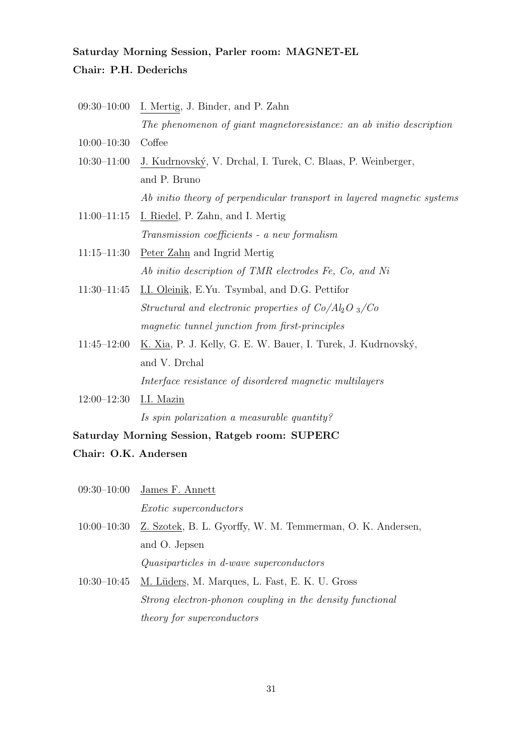**Saturday Morning Session, Parler room: MAGNET-EL**

**Chair: P.H. Dederichs**

09:30–10:00 I. Mertig, J. Binder, and P. Zahn
*The phenomenon of giant magnetoresistance: an ab initio description*

10:00–10:30 Coffee

10:30–11:00 J. Kudrnovský, V. Drchal, I. Turek, C. Blaas, P. Weinberger, and P. Bruno
*Ab initio theory of perpendicular transport in layered magnetic systems*

11:00–11:15 I. Riedel, P. Zahn, and I. Mertig
*Transmission coefficients - a new formalism*

11:15–11:30 Peter Zahn and Ingrid Mertig
*Ab initio description of TMR electrodes Fe, Co, and Ni*

11:30–11:45 I.I. Oleinik, E.Yu. Tsymbal, and D.G. Pettifor
*Structural and electronic properties of $Co/Al_2O_3/Co$ magnetic tunnel junction from first-principles*

11:45–12:00 K. Xia, P. J. Kelly, G. E. W. Bauer, I. Turek, J. Kudrnovský, and V. Drchal
*Interface resistance of disordered magnetic multilayers*

12:00–12:30 I.I. Mazin
*Is spin polarization a measurable quantity?*

**Saturday Morning Session, Ratgeb room: SUPERC**

**Chair: O.K. Andersen**

09:30–10:00 James F. Annett
*Exotic superconductors*

10:00–10:30 Z. Szotek, B. L. Gyorffy, W. M. Temmerman, O. K. Andersen, and O. Jepsen
*Quasiparticles in d-wave superconductors*

10:30–10:45 M. Lüders, M. Marques, L. Fast, E. K. U. Gross
*Strong electron-phonon coupling in the density functional theory for superconductors*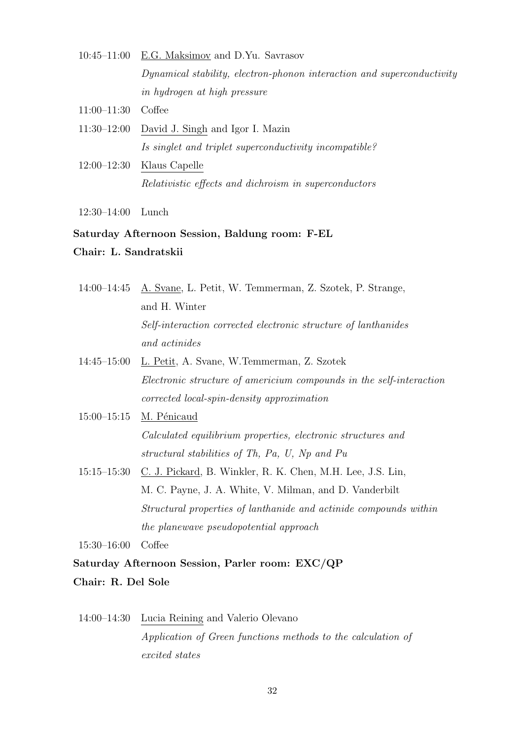10:45–11:00 <u>E.G. Maksimov</u> and D.Yu. Savrasov
*Dynamical stability, electron-phonon interaction and superconductivity in hydrogen at high pressure*

11:00–11:30 Coffee

11:30–12:00 <u>David J. Singh</u> and Igor I. Mazin
*Is singlet and triplet superconductivity incompatible?*

12:00–12:30 <u>Klaus Capelle</u>
*Relativistic effects and dichroism in superconductors*

12:30–14:00 Lunch

**Saturday Afternoon Session, Baldung room: F-EL**

**Chair: L. Sandratskii**

14:00–14:45 <u>A. Svane</u>, L. Petit, W. Temmerman, Z. Szotek, P. Strange, and H. Winter
*Self-interaction corrected electronic structure of lanthanides and actinides*

14:45–15:00 <u>L. Petit</u>, A. Svane, W.Temmerman, Z. Szotek
*Electronic structure of americium compounds in the self-interaction corrected local-spin-density approximation*

15:00–15:15 <u>M. Pénicaud</u>
*Calculated equilibrium properties, electronic structures and structural stabilities of Th, Pa, U, Np and Pu*

15:15–15:30 <u>C. J. Pickard</u>, B. Winkler, R. K. Chen, M.H. Lee, J.S. Lin, M. C. Payne, J. A. White, V. Milman, and D. Vanderbilt
*Structural properties of lanthanide and actinide compounds within the planewave pseudopotential approach*

15:30–16:00 Coffee

**Saturday Afternoon Session, Parler room: EXC/QP**

**Chair: R. Del Sole**

14:00–14:30 <u>Lucia Reining</u> and Valerio Olevano
*Application of Green functions methods to the calculation of excited states*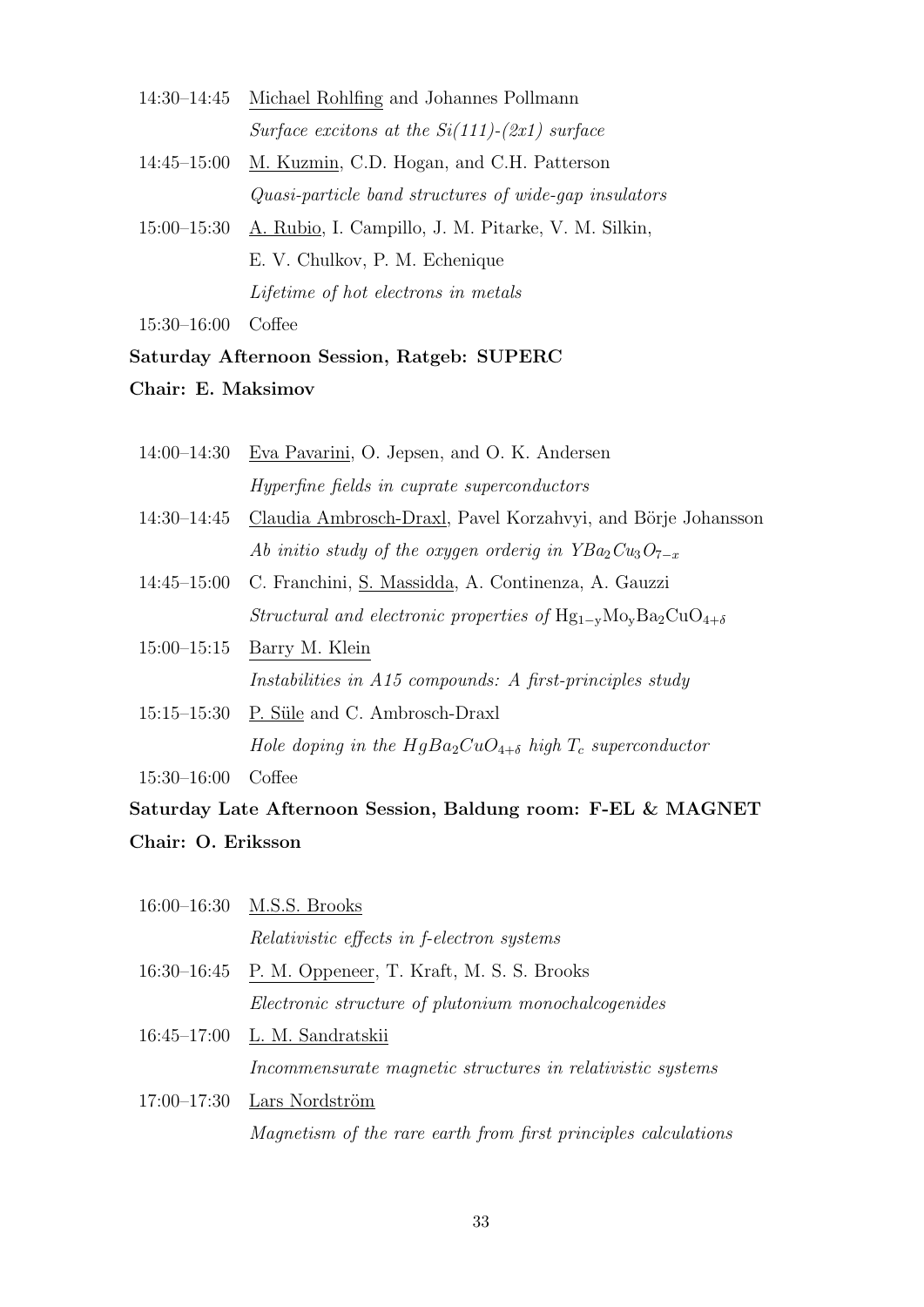14:30–14:45 Michael Rohlfing and Johannes Pollmann
*Surface excitons at the Si(111)-(2x1) surface*

14:45–15:00 M. Kuzmin, C.D. Hogan, and C.H. Patterson
*Quasi-particle band structures of wide-gap insulators*

15:00–15:30 A. Rubio, I. Campillo, J. M. Pitarke, V. M. Silkin, E. V. Chulkov, P. M. Echenique
*Lifetime of hot electrons in metals*

15:30–16:00 Coffee

**Saturday Afternoon Session, Ratgeb: SUPERC**

**Chair: E. Maksimov**

14:00–14:30 Eva Pavarini, O. Jepsen, and O. K. Andersen
*Hyperfine fields in cuprate superconductors*

14:30–14:45 Claudia Ambrosch-Draxl, Pavel Korzahvyi, and Börje Johansson
*Ab initio study of the oxygen orderig in* $YBa_2Cu_3O_{7-x}$

14:45–15:00 C. Franchini, S. Massidda, A. Continenza, A. Gauzzi
*Structural and electronic properties of* $\mathrm{Hg_{1-y}Mo_yBa_2CuO_{4+\delta}}$

15:00–15:15 Barry M. Klein
*Instabilities in A15 compounds: A first-principles study*

15:15–15:30 P. Süle and C. Ambrosch-Draxl
*Hole doping in the* $HgBa_2CuO_{4+\delta}$ *high* $T_c$ *superconductor*

15:30–16:00 Coffee

**Saturday Late Afternoon Session, Baldung room: F-EL & MAGNET**

**Chair: O. Eriksson**

16:00–16:30 M.S.S. Brooks
*Relativistic effects in f-electron systems*

16:30–16:45 P. M. Oppeneer, T. Kraft, M. S. S. Brooks
*Electronic structure of plutonium monochalcogenides*

16:45–17:00 L. M. Sandratskii
*Incommensurate magnetic structures in relativistic systems*

17:00–17:30 Lars Nordström
*Magnetism of the rare earth from first principles calculations*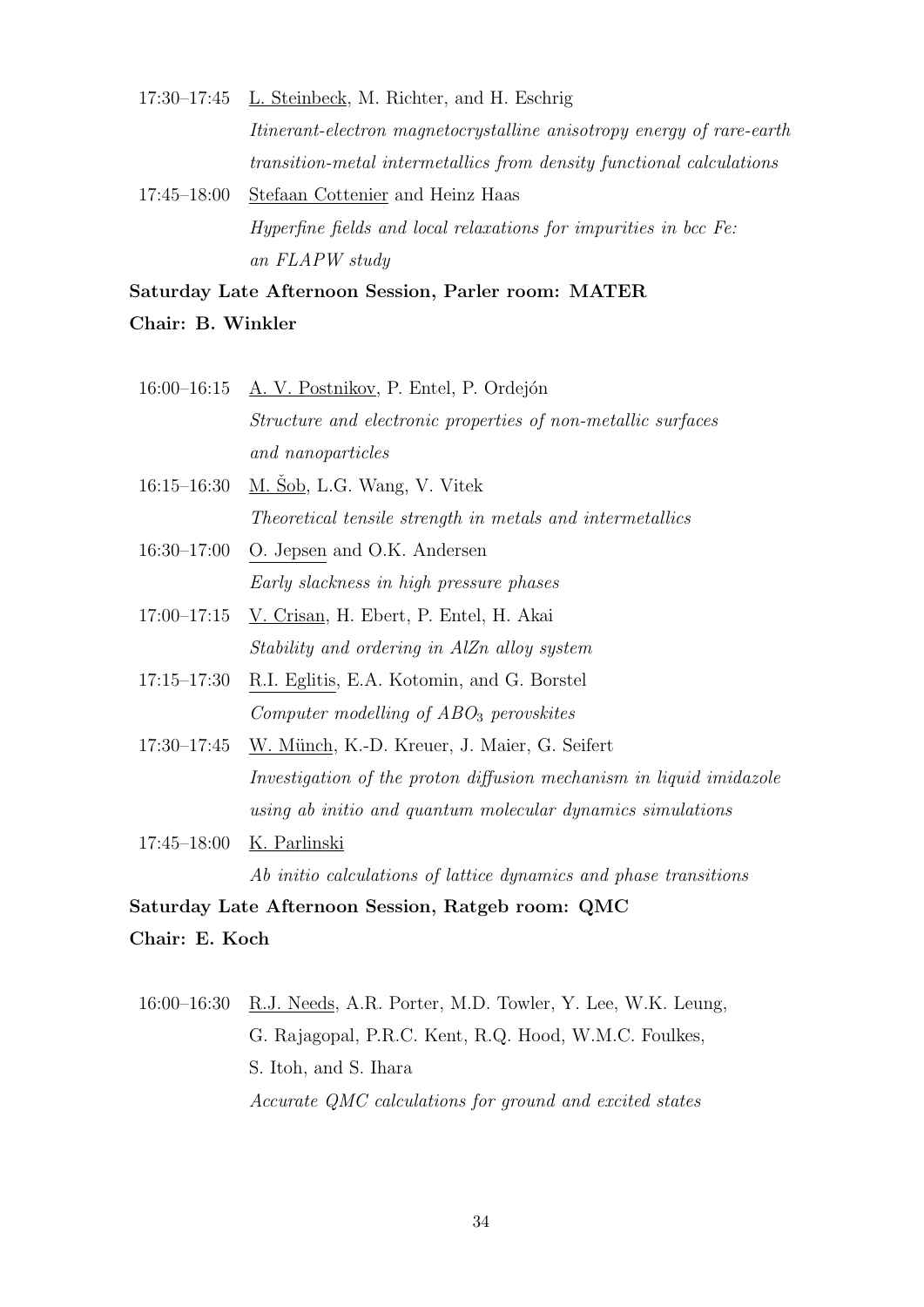17:30–17:45 L. Steinbeck, M. Richter, and H. Eschrig
*Itinerant-electron magnetocrystalline anisotropy energy of rare-earth transition-metal intermetallics from density functional calculations*

17:45–18:00 Stefaan Cottenier and Heinz Haas
*Hyperfine fields and local relaxations for impurities in bcc Fe: an FLAPW study*

**Saturday Late Afternoon Session, Parler room: MATER**

**Chair: B. Winkler**

16:00–16:15 A. V. Postnikov, P. Entel, P. Ordejón
*Structure and electronic properties of non-metallic surfaces and nanoparticles*

16:15–16:30 M. Šob, L.G. Wang, V. Vitek
*Theoretical tensile strength in metals and intermetallics*

16:30–17:00 O. Jepsen and O.K. Andersen
*Early slackness in high pressure phases*

17:00–17:15 V. Crisan, H. Ebert, P. Entel, H. Akai
*Stability and ordering in AlZn alloy system*

17:15–17:30 R.I. Eglitis, E.A. Kotomin, and G. Borstel
*Computer modelling of $ABO_3$ perovskites*

17:30–17:45 W. Münch, K.-D. Kreuer, J. Maier, G. Seifert
*Investigation of the proton diffusion mechanism in liquid imidazole using ab initio and quantum molecular dynamics simulations*

17:45–18:00 K. Parlinski
*Ab initio calculations of lattice dynamics and phase transitions*

**Saturday Late Afternoon Session, Ratgeb room: QMC**

**Chair: E. Koch**

16:00–16:30 R.J. Needs, A.R. Porter, M.D. Towler, Y. Lee, W.K. Leung, G. Rajagopal, P.R.C. Kent, R.Q. Hood, W.M.C. Foulkes, S. Itoh, and S. Ihara
*Accurate QMC calculations for ground and excited states*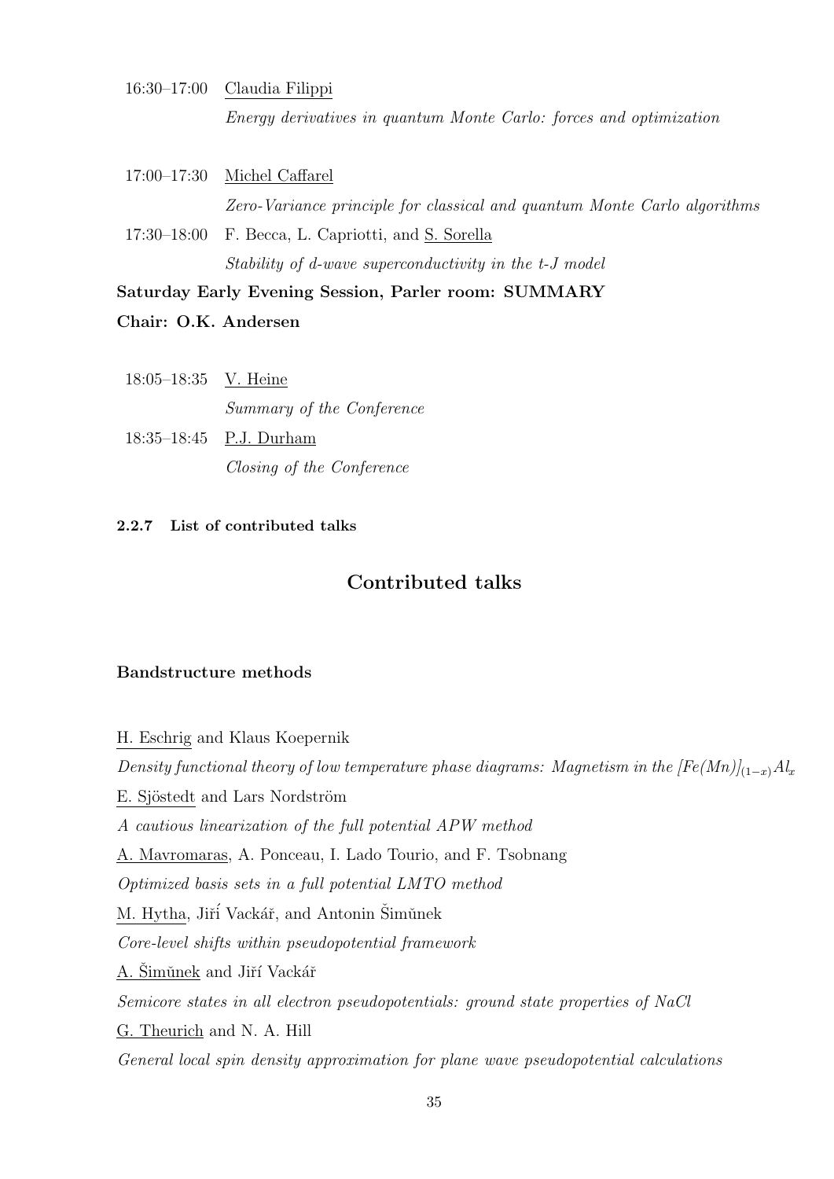16:30–17:00 Claudia Filippi

*Energy derivatives in quantum Monte Carlo: forces and optimization*

17:00–17:30 Michel Caffarel

*Zero-Variance principle for classical and quantum Monte Carlo algorithms*

17:30–18:00 F. Becca, L. Capriotti, and S. Sorella

*Stability of d-wave superconductivity in the t-J model*

**Saturday Early Evening Session, Parler room: SUMMARY**

**Chair: O.K. Andersen**

18:05–18:35 V. Heine

*Summary of the Conference*

18:35–18:45 P.J. Durham

*Closing of the Conference*

#### 2.2.7 List of contributed talks

## Contributed talks

### Bandstructure methods

H. Eschrig and Klaus Koepernik

*Density functional theory of low temperature phase diagrams: Magnetism in the* $[Fe(Mn)]_{(1-x)}Al_x$

E. Sjöstedt and Lars Nordström

*A cautious linearization of the full potential APW method*

A. Mavromaras, A. Ponceau, I. Lado Tourio, and F. Tsobnang

*Optimized basis sets in a full potential LMTO method*

M. Hytha, Jiří Vackář, and Antonin Šimůnek

*Core-level shifts within pseudopotential framework*

A. Šimůnek and Jiří Vackář

*Semicore states in all electron pseudopotentials: ground state properties of NaCl*

G. Theurich and N. A. Hill

*General local spin density approximation for plane wave pseudopotential calculations*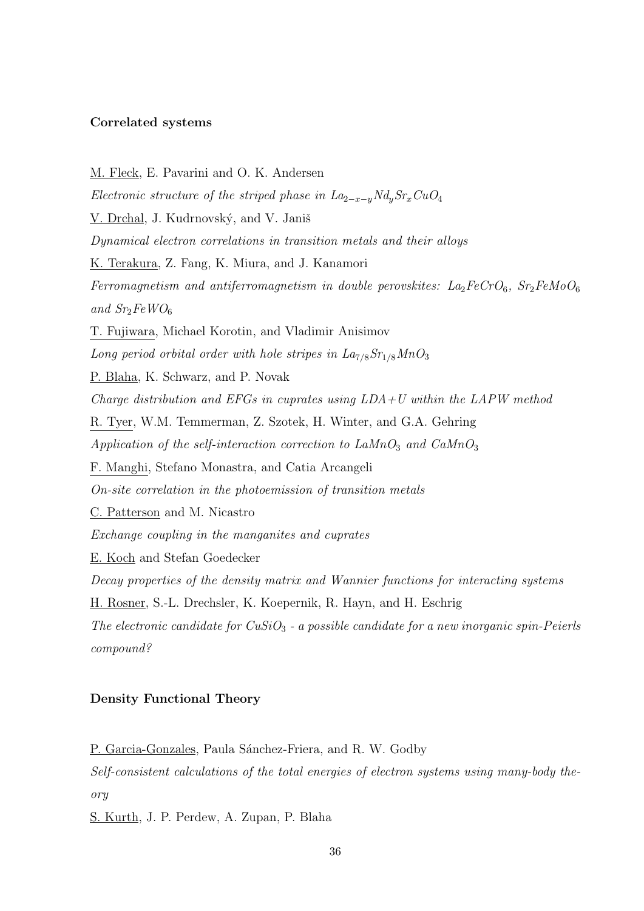**Correlated systems**

M. Fleck, E. Pavarini and O. K. Andersen

*Electronic structure of the striped phase in $La_{2-x-y}Nd_ySr_xCuO_4$*

V. Drchal, J. Kudrnovský, and V. Janiš

*Dynamical electron correlations in transition metals and their alloys*

K. Terakura, Z. Fang, K. Miura, and J. Kanamori

*Ferromagnetism and antiferromagnetism in double perovskites: $La_2FeCrO_6$, $Sr_2FeMoO_6$ and $Sr_2FeWO_6$*

T. Fujiwara, Michael Korotin, and Vladimir Anisimov

*Long period orbital order with hole stripes in $La_{7/8}Sr_{1/8}MnO_3$*

P. Blaha, K. Schwarz, and P. Novak

*Charge distribution and EFGs in cuprates using LDA+U within the LAPW method*

R. Tyer, W.M. Temmerman, Z. Szotek, H. Winter, and G.A. Gehring

*Application of the self-interaction correction to $LaMnO_3$ and $CaMnO_3$*

F. Manghi, Stefano Monastra, and Catia Arcangeli

*On-site correlation in the photoemission of transition metals*

C. Patterson and M. Nicastro

*Exchange coupling in the manganites and cuprates*

E. Koch and Stefan Goedecker

*Decay properties of the density matrix and Wannier functions for interacting systems*

H. Rosner, S.-L. Drechsler, K. Koepernik, R. Hayn, and H. Eschrig

*The electronic candidate for $CuSiO_3$ - a possible candidate for a new inorganic spin-Peierls compound?*

**Density Functional Theory**

P. Garcia-Gonzales, Paula Sánchez-Friera, and R. W. Godby

*Self-consistent calculations of the total energies of electron systems using many-body theory*

S. Kurth, J. P. Perdew, A. Zupan, P. Blaha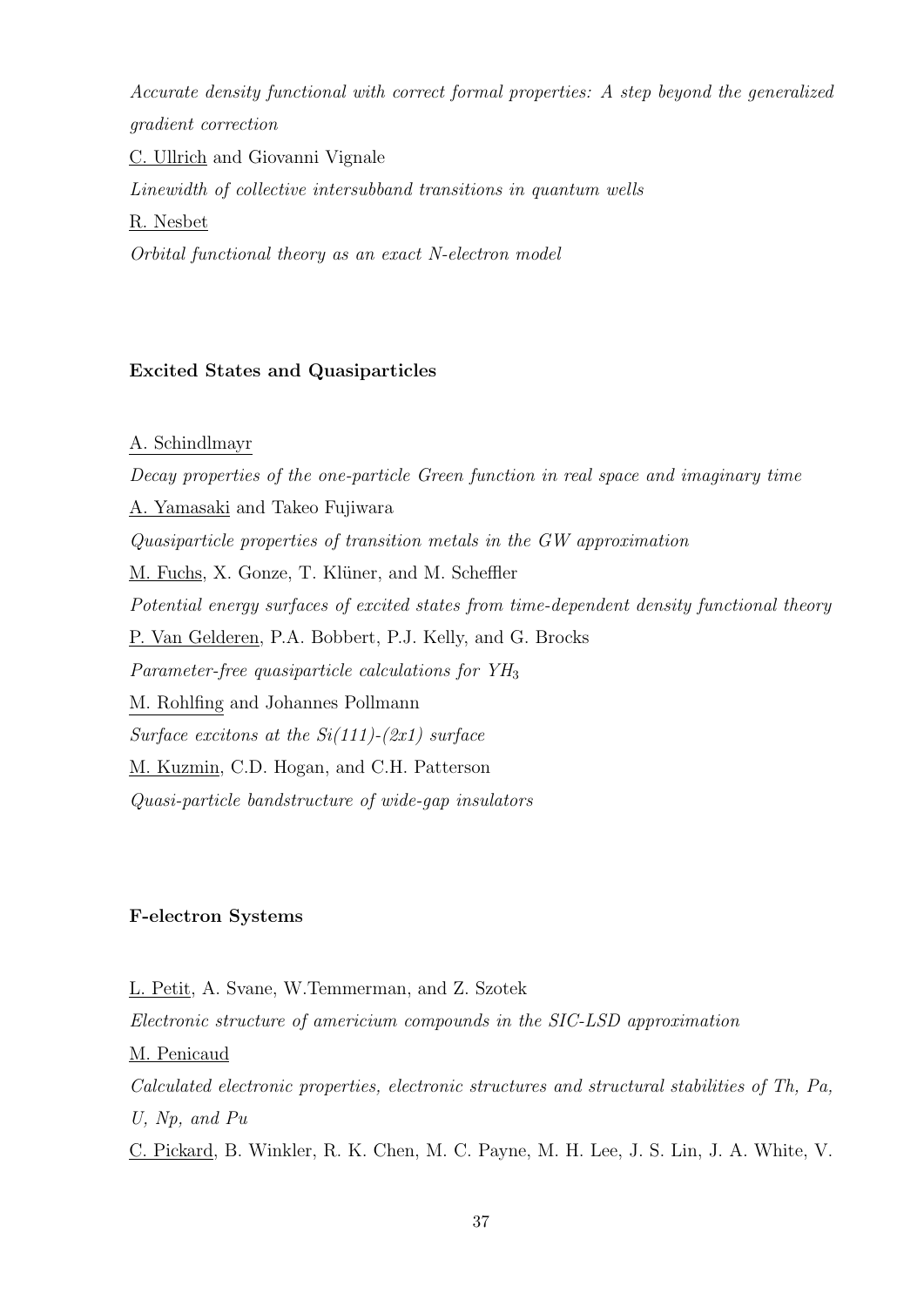*Accurate density functional with correct formal properties: A step beyond the generalized gradient correction*

C. Ullrich and Giovanni Vignale

*Linewidth of collective intersubband transitions in quantum wells*

R. Nesbet

*Orbital functional theory as an exact N-electron model*

**Excited States and Quasiparticles**

A. Schindlmayr

*Decay properties of the one-particle Green function in real space and imaginary time*

A. Yamasaki and Takeo Fujiwara

*Quasiparticle properties of transition metals in the GW approximation*

M. Fuchs, X. Gonze, T. Klüner, and M. Scheffler

*Potential energy surfaces of excited states from time-dependent density functional theory*

P. Van Gelderen, P.A. Bobbert, P.J. Kelly, and G. Brocks

*Parameter-free quasiparticle calculations for $YH_3$*

M. Rohlfing and Johannes Pollmann

*Surface excitons at the Si(111)-(2x1) surface*

M. Kuzmin, C.D. Hogan, and C.H. Patterson

*Quasi-particle bandstructure of wide-gap insulators*

**F-electron Systems**

L. Petit, A. Svane, W.Temmerman, and Z. Szotek

*Electronic structure of americium compounds in the SIC-LSD approximation*

M. Penicaud

*Calculated electronic properties, electronic structures and structural stabilities of Th, Pa, U, Np, and Pu*

C. Pickard, B. Winkler, R. K. Chen, M. C. Payne, M. H. Lee, J. S. Lin, J. A. White, V.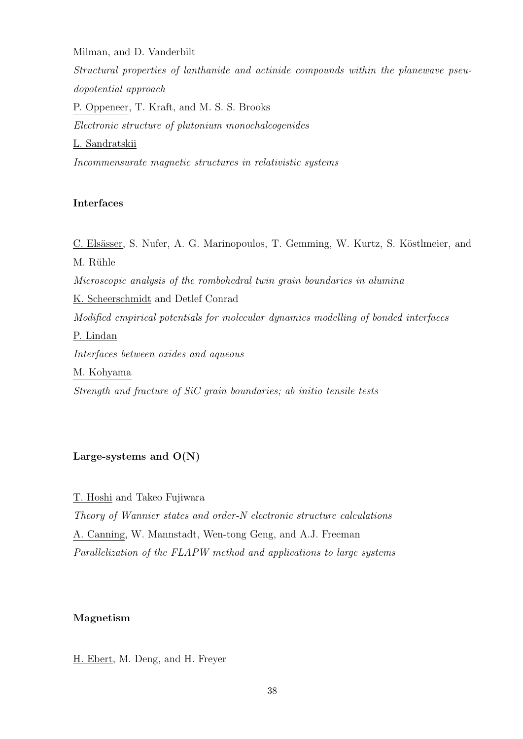Milman, and D. Vanderbilt

*Structural properties of lanthanide and actinide compounds within the planewave pseudopotential approach*

P. Oppeneer, T. Kraft, and M. S. S. Brooks

*Electronic structure of plutonium monochalcogenides*

L. Sandratskii

*Incommensurate magnetic structures in relativistic systems*

**Interfaces**

C. Elsässer, S. Nufer, A. G. Marinopoulos, T. Gemming, W. Kurtz, S. Köstlmeier, and M. Rühle

*Microscopic analysis of the rombohedral twin grain boundaries in alumina*

K. Scheerschmidt and Detlef Conrad

*Modified empirical potentials for molecular dynamics modelling of bonded interfaces*

P. Lindan

*Interfaces between oxides and aqueous*

M. Kohyama

*Strength and fracture of SiC grain boundaries; ab initio tensile tests*

**Large-systems and O(N)**

T. Hoshi and Takeo Fujiwara

*Theory of Wannier states and order-N electronic structure calculations*

A. Canning, W. Mannstadt, Wen-tong Geng, and A.J. Freeman

*Parallelization of the FLAPW method and applications to large systems*

**Magnetism**

H. Ebert, M. Deng, and H. Freyer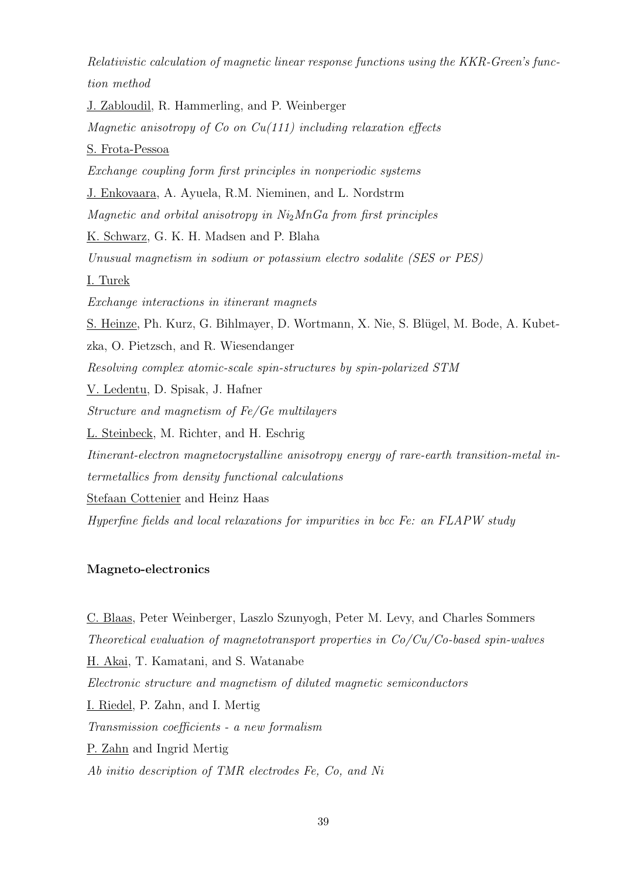*Relativistic calculation of magnetic linear response functions using the KKR-Green's function method*

J. Zabloudil, R. Hammerling, and P. Weinberger

*Magnetic anisotropy of Co on Cu(111) including relaxation effects*

S. Frota-Pessoa

*Exchange coupling form first principles in nonperiodic systems*

J. Enkovaara, A. Ayuela, R.M. Nieminen, and L. Nordstrm

*Magnetic and orbital anisotropy in $Ni_2MnGa$ from first principles*

K. Schwarz, G. K. H. Madsen and P. Blaha

*Unusual magnetism in sodium or potassium electro sodalite (SES or PES)*

I. Turek

*Exchange interactions in itinerant magnets*

S. Heinze, Ph. Kurz, G. Bihlmayer, D. Wortmann, X. Nie, S. Blügel, M. Bode, A. Kubetzka, O. Pietzsch, and R. Wiesendanger

*Resolving complex atomic-scale spin-structures by spin-polarized STM*

V. Ledentu, D. Spisak, J. Hafner

*Structure and magnetism of Fe/Ge multilayers*

L. Steinbeck, M. Richter, and H. Eschrig

*Itinerant-electron magnetocrystalline anisotropy energy of rare-earth transition-metal intermetallics from density functional calculations*

Stefaan Cottenier and Heinz Haas

*Hyperfine fields and local relaxations for impurities in bcc Fe: an FLAPW study*

**Magneto-electronics**

C. Blaas, Peter Weinberger, Laszlo Szunyogh, Peter M. Levy, and Charles Sommers

*Theoretical evaluation of magnetotransport properties in Co/Cu/Co-based spin-walves*

H. Akai, T. Kamatani, and S. Watanabe

*Electronic structure and magnetism of diluted magnetic semiconductors*

I. Riedel, P. Zahn, and I. Mertig

*Transmission coefficients - a new formalism*

P. Zahn and Ingrid Mertig

*Ab initio description of TMR electrodes Fe, Co, and Ni*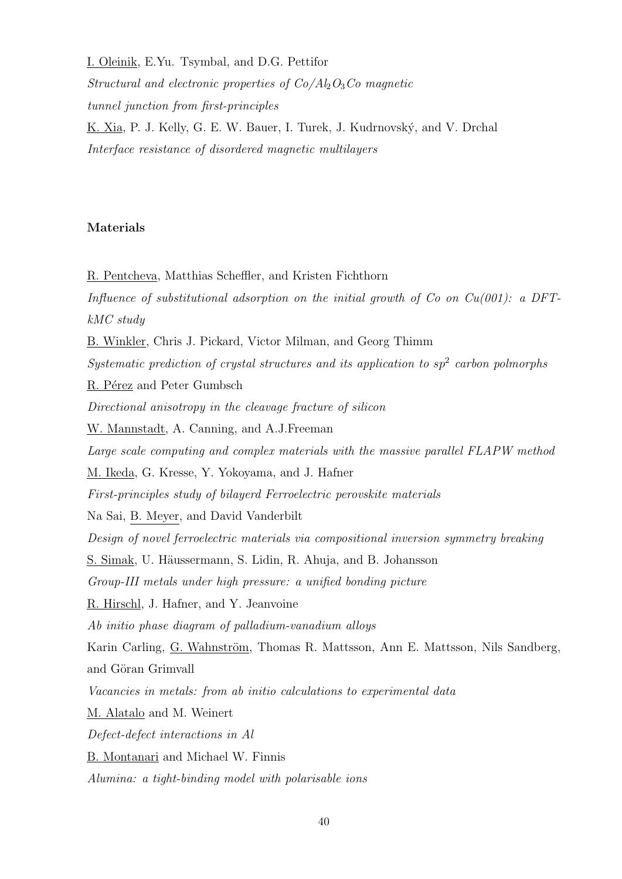I. Oleinik, E.Yu. Tsymbal, and D.G. Pettifor

*Structural and electronic properties of Co/$Al_2O_3$Co magnetic tunnel junction from first-principles*

K. Xia, P. J. Kelly, G. E. W. Bauer, I. Turek, J. Kudrnovský, and V. Drchal

*Interface resistance of disordered magnetic multilayers*

**Materials**

R. Pentcheva, Matthias Scheffler, and Kristen Fichthorn

*Influence of substitutional adsorption on the initial growth of Co on Cu(001): a DFT-kMC study*

B. Winkler, Chris J. Pickard, Victor Milman, and Georg Thimm

*Systematic prediction of crystal structures and its application to $sp^2$ carbon polmorphs*

R. Pérez and Peter Gumbsch

*Directional anisotropy in the cleavage fracture of silicon*

W. Mannstadt, A. Canning, and A.J.Freeman

*Large scale computing and complex materials with the massive parallel FLAPW method*

M. Ikeda, G. Kresse, Y. Yokoyama, and J. Hafner

*First-principles study of bilayerd Ferroelectric perovskite materials*

Na Sai, B. Meyer, and David Vanderbilt

*Design of novel ferroelectric materials via compositional inversion symmetry breaking*

S. Simak, U. Häussermann, S. Lidin, R. Ahuja, and B. Johansson

*Group-III metals under high pressure: a unified bonding picture*

R. Hirschl, J. Hafner, and Y. Jeanvoine

*Ab initio phase diagram of palladium-vanadium alloys*

Karin Carling, G. Wahnström, Thomas R. Mattsson, Ann E. Mattsson, Nils Sandberg, and Göran Grimvall

*Vacancies in metals: from ab initio calculations to experimental data*

M. Alatalo and M. Weinert

*Defect-defect interactions in Al*

B. Montanari and Michael W. Finnis

*Alumina: a tight-binding model with polarisable ions*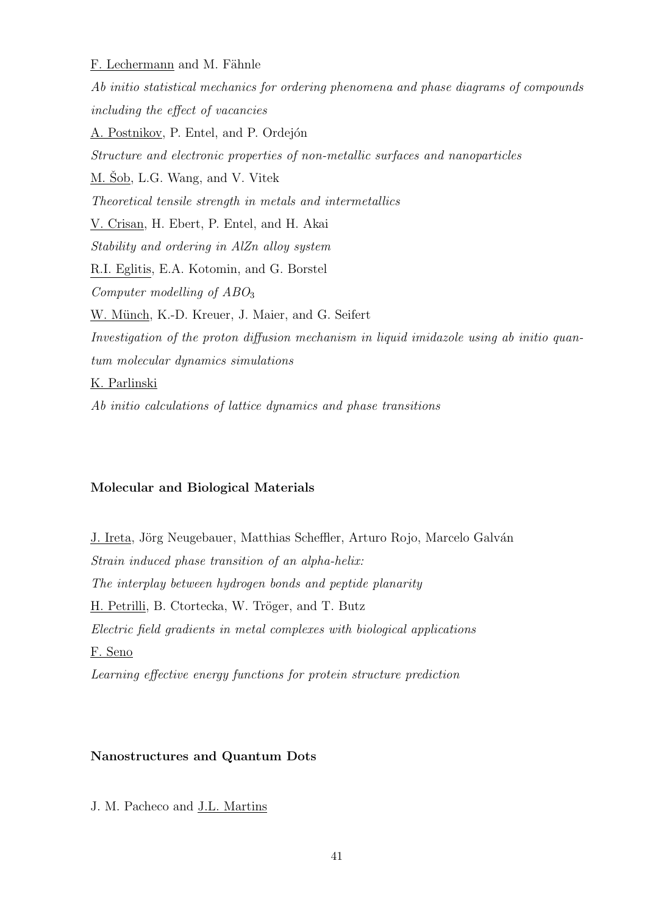F. Lechermann and M. Fähnle

*Ab initio statistical mechanics for ordering phenomena and phase diagrams of compounds including the effect of vacancies*

A. Postnikov, P. Entel, and P. Ordejón

*Structure and electronic properties of non-metallic surfaces and nanoparticles*

M. Šob, L.G. Wang, and V. Vitek

*Theoretical tensile strength in metals and intermetallics*

V. Crisan, H. Ebert, P. Entel, and H. Akai

*Stability and ordering in AlZn alloy system*

R.I. Eglitis, E.A. Kotomin, and G. Borstel

*Computer modelling of* $ABO_3$

W. Münch, K.-D. Kreuer, J. Maier, and G. Seifert

*Investigation of the proton diffusion mechanism in liquid imidazole using ab initio quantum molecular dynamics simulations*

K. Parlinski

*Ab initio calculations of lattice dynamics and phase transitions*

**Molecular and Biological Materials**

J. Ireta, Jörg Neugebauer, Matthias Scheffler, Arturo Rojo, Marcelo Galván

*Strain induced phase transition of an alpha-helix:*
*The interplay between hydrogen bonds and peptide planarity*

H. Petrilli, B. Ctortecka, W. Tröger, and T. Butz

*Electric field gradients in metal complexes with biological applications*

F. Seno

*Learning effective energy functions for protein structure prediction*

**Nanostructures and Quantum Dots**

J. M. Pacheco and J.L. Martins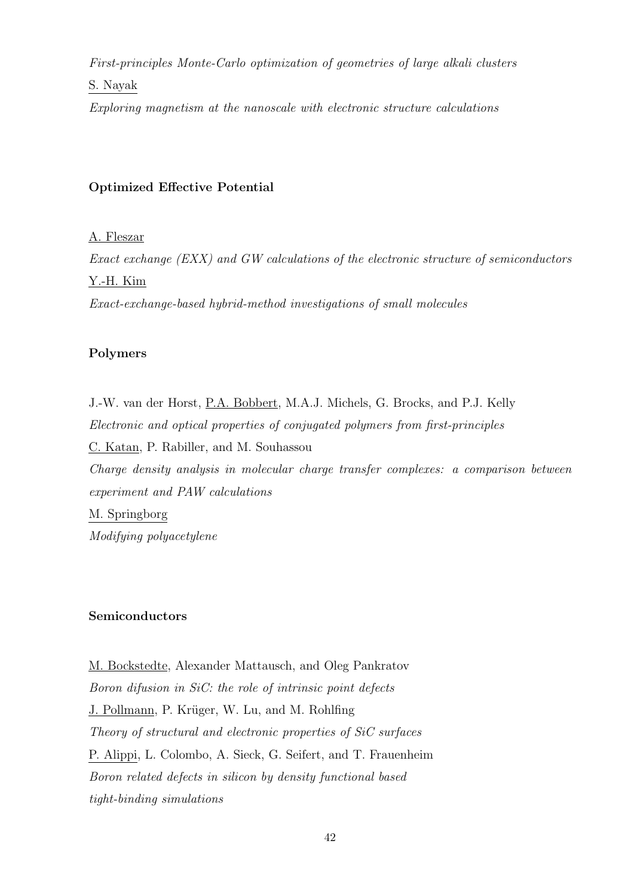*First-principles Monte-Carlo optimization of geometries of large alkali clusters*

S. Nayak

*Exploring magnetism at the nanoscale with electronic structure calculations*

**Optimized Effective Potential**

A. Fleszar

*Exact exchange (EXX) and GW calculations of the electronic structure of semiconductors*

Y.-H. Kim

*Exact-exchange-based hybrid-method investigations of small molecules*

**Polymers**

J.-W. van der Horst, P.A. Bobbert, M.A.J. Michels, G. Brocks, and P.J. Kelly

*Electronic and optical properties of conjugated polymers from first-principles*

C. Katan, P. Rabiller, and M. Souhassou

*Charge density analysis in molecular charge transfer complexes: a comparison between experiment and PAW calculations*

M. Springborg

*Modifying polyacetylene*

**Semiconductors**

M. Bockstedte, Alexander Mattausch, and Oleg Pankratov

*Boron difusion in SiC: the role of intrinsic point defects*

J. Pollmann, P. Krüger, W. Lu, and M. Rohlfing

*Theory of structural and electronic properties of SiC surfaces*

P. Alippi, L. Colombo, A. Sieck, G. Seifert, and T. Frauenheim

*Boron related defects in silicon by density functional based tight-binding simulations*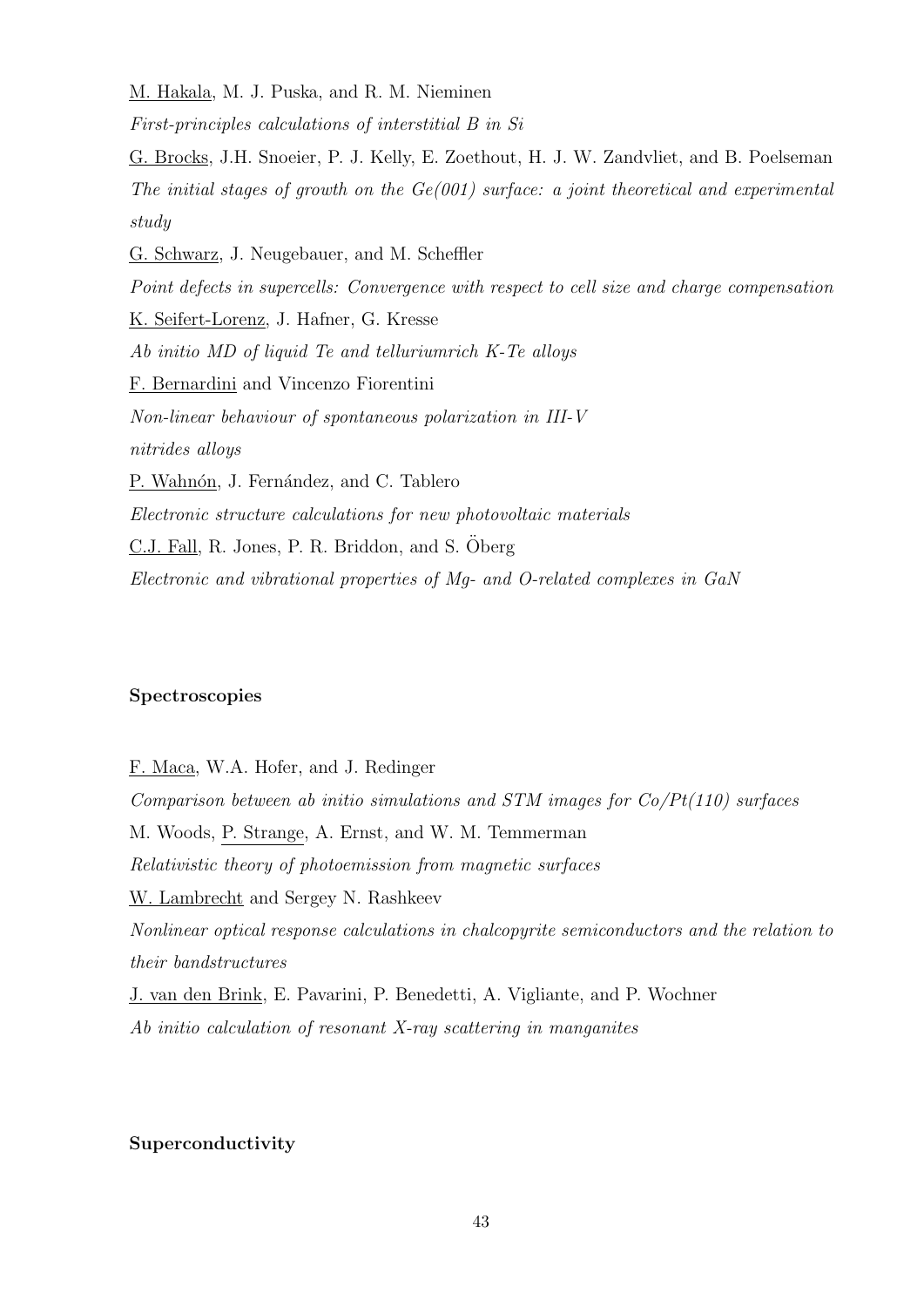<u>M. Hakala</u>, M. J. Puska, and R. M. Nieminen

*First-principles calculations of interstitial B in Si*

<u>G. Brocks</u>, J.H. Snoeier, P. J. Kelly, E. Zoethout, H. J. W. Zandvliet, and B. Poelseman

*The initial stages of growth on the Ge(001) surface: a joint theoretical and experimental study*

<u>G. Schwarz</u>, J. Neugebauer, and M. Scheffler

*Point defects in supercells: Convergence with respect to cell size and charge compensation*

<u>K. Seifert-Lorenz</u>, J. Hafner, G. Kresse

*Ab initio MD of liquid Te and telluriumrich K-Te alloys*

<u>F. Bernardini</u> and Vincenzo Fiorentini

*Non-linear behaviour of spontaneous polarization in III-V nitrides alloys*

<u>P. Wahnón</u>, J. Fernández, and C. Tablero

*Electronic structure calculations for new photovoltaic materials*

<u>C.J. Fall</u>, R. Jones, P. R. Briddon, and S. Öberg

*Electronic and vibrational properties of Mg- and O-related complexes in GaN*

**Spectroscopies**

<u>F. Maca</u>, W.A. Hofer, and J. Redinger

*Comparison between ab initio simulations and STM images for Co/Pt(110) surfaces*

M. Woods, <u>P. Strange</u>, A. Ernst, and W. M. Temmerman

*Relativistic theory of photoemission from magnetic surfaces*

<u>W. Lambrecht</u> and Sergey N. Rashkeev

*Nonlinear optical response calculations in chalcopyrite semiconductors and the relation to their bandstructures*

<u>J. van den Brink</u>, E. Pavarini, P. Benedetti, A. Vigliante, and P. Wochner

*Ab initio calculation of resonant X-ray scattering in manganites*

**Superconductivity**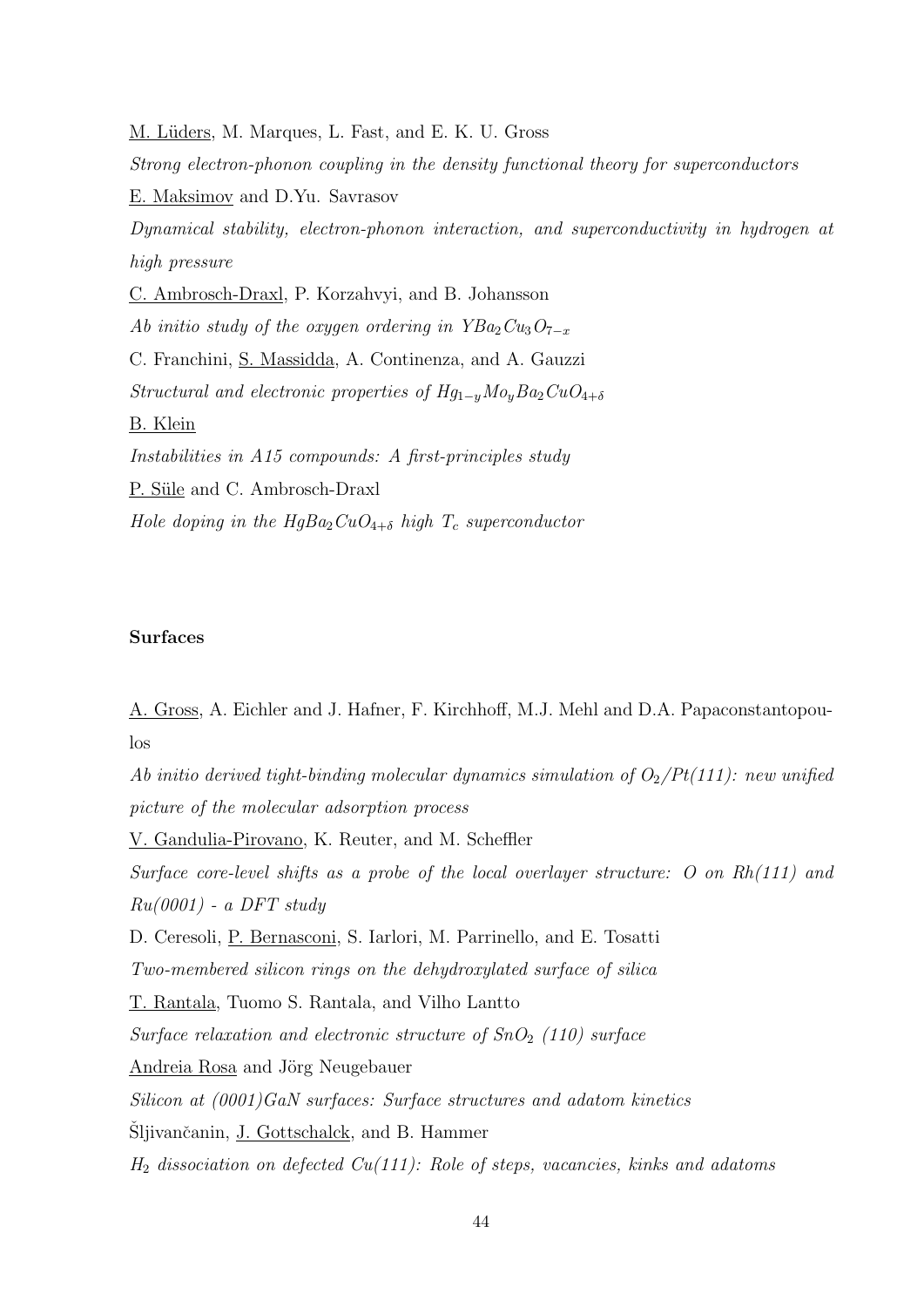M. Lüders, M. Marques, L. Fast, and E. K. U. Gross

*Strong electron-phonon coupling in the density functional theory for superconductors*

E. Maksimov and D.Yu. Savrasov

*Dynamical stability, electron-phonon interaction, and superconductivity in hydrogen at high pressure*

C. Ambrosch-Draxl, P. Korzahvyi, and B. Johansson

*Ab initio study of the oxygen ordering in* $YBa_2Cu_3O_{7-x}$

C. Franchini, S. Massidda, A. Continenza, and A. Gauzzi

*Structural and electronic properties of* $Hg_{1-y}Mo_yBa_2CuO_{4+\delta}$

B. Klein

*Instabilities in A15 compounds: A first-principles study*

P. Süle and C. Ambrosch-Draxl

*Hole doping in the* $HgBa_2CuO_{4+\delta}$ *high* $T_c$ *superconductor*

**Surfaces**

A. Gross, A. Eichler and J. Hafner, F. Kirchhoff, M.J. Mehl and D.A. Papaconstantopoulos

*Ab initio derived tight-binding molecular dynamics simulation of* $O_2/Pt(111)$*: new unified picture of the molecular adsorption process*

V. Gandulia-Pirovano, K. Reuter, and M. Scheffler

*Surface core-level shifts as a probe of the local overlayer structure: O on Rh(111) and Ru(0001) - a DFT study*

D. Ceresoli, P. Bernasconi, S. Iarlori, M. Parrinello, and E. Tosatti

*Two-membered silicon rings on the dehydroxylated surface of silica*

T. Rantala, Tuomo S. Rantala, and Vilho Lantto

*Surface relaxation and electronic structure of* $SnO_2$ *(110) surface*

Andreia Rosa and Jörg Neugebauer

*Silicon at (0001)GaN surfaces: Surface structures and adatom kinetics*

Šljivančanin, J. Gottschalck, and B. Hammer

$H_2$ *dissociation on defected Cu(111): Role of steps, vacancies, kinks and adatoms*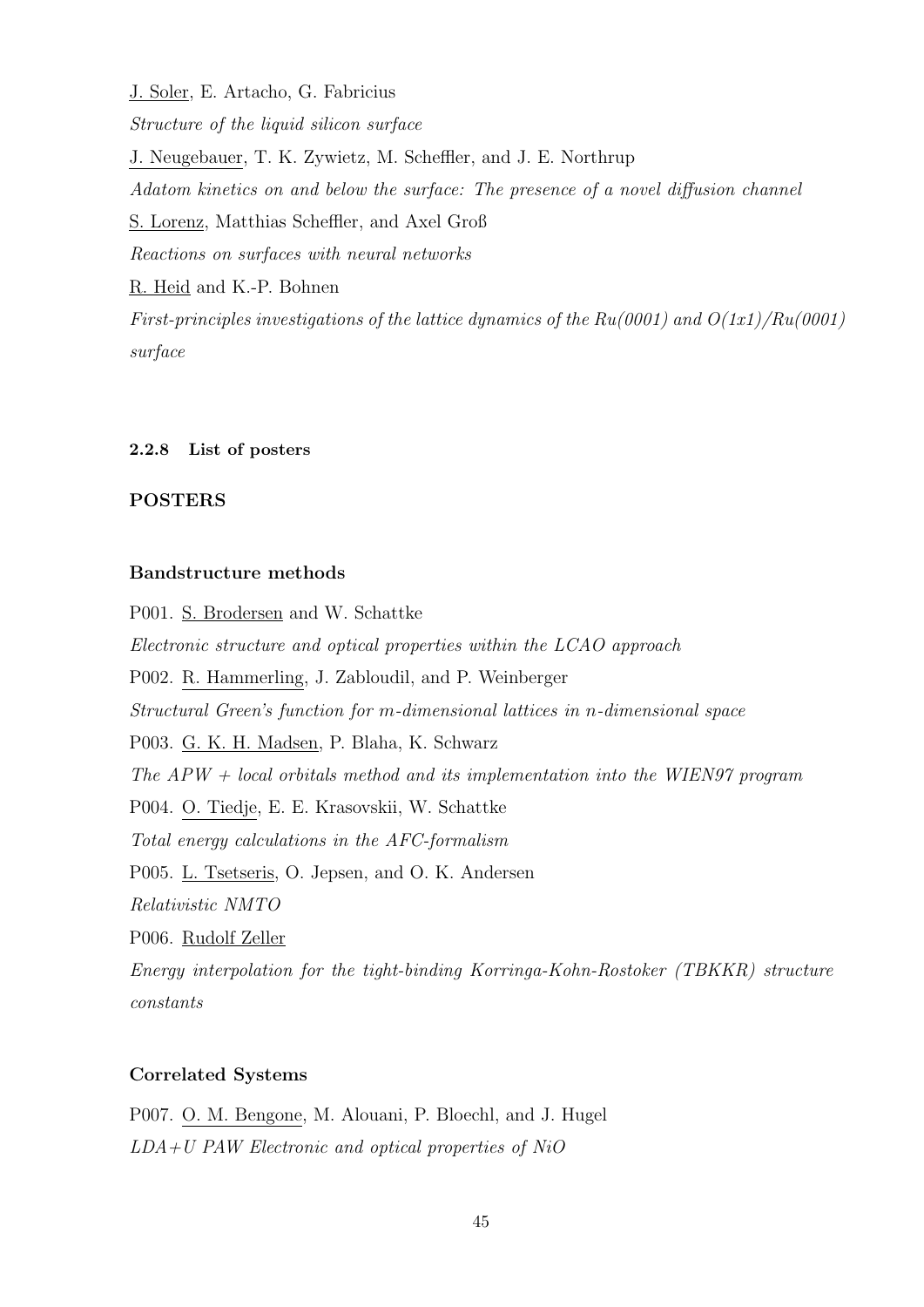J. Soler, E. Artacho, G. Fabricius

*Structure of the liquid silicon surface*

J. Neugebauer, T. K. Zywietz, M. Scheffler, and J. E. Northrup

*Adatom kinetics on and below the surface: The presence of a novel diffusion channel*

S. Lorenz, Matthias Scheffler, and Axel Groß

*Reactions on surfaces with neural networks*

R. Heid and K.-P. Bohnen

*First-principles investigations of the lattice dynamics of the Ru(0001) and O(1x1)/Ru(0001) surface*

#### 2.2.8 List of posters

### POSTERS

#### Bandstructure methods

P001. S. Brodersen and W. Schattke

*Electronic structure and optical properties within the LCAO approach*

P002. R. Hammerling, J. Zabloudil, and P. Weinberger

*Structural Green's function for m-dimensional lattices in n-dimensional space*

P003. G. K. H. Madsen, P. Blaha, K. Schwarz

*The APW + local orbitals method and its implementation into the WIEN97 program*

P004. O. Tiedje, E. E. Krasovskii, W. Schattke

*Total energy calculations in the AFC-formalism*

P005. L. Tsetseris, O. Jepsen, and O. K. Andersen

*Relativistic NMTO*

P006. Rudolf Zeller

*Energy interpolation for the tight-binding Korringa-Kohn-Rostoker (TBKKR) structure constants*

#### Correlated Systems

P007. O. M. Bengone, M. Alouani, P. Bloechl, and J. Hugel

*LDA+U PAW Electronic and optical properties of NiO*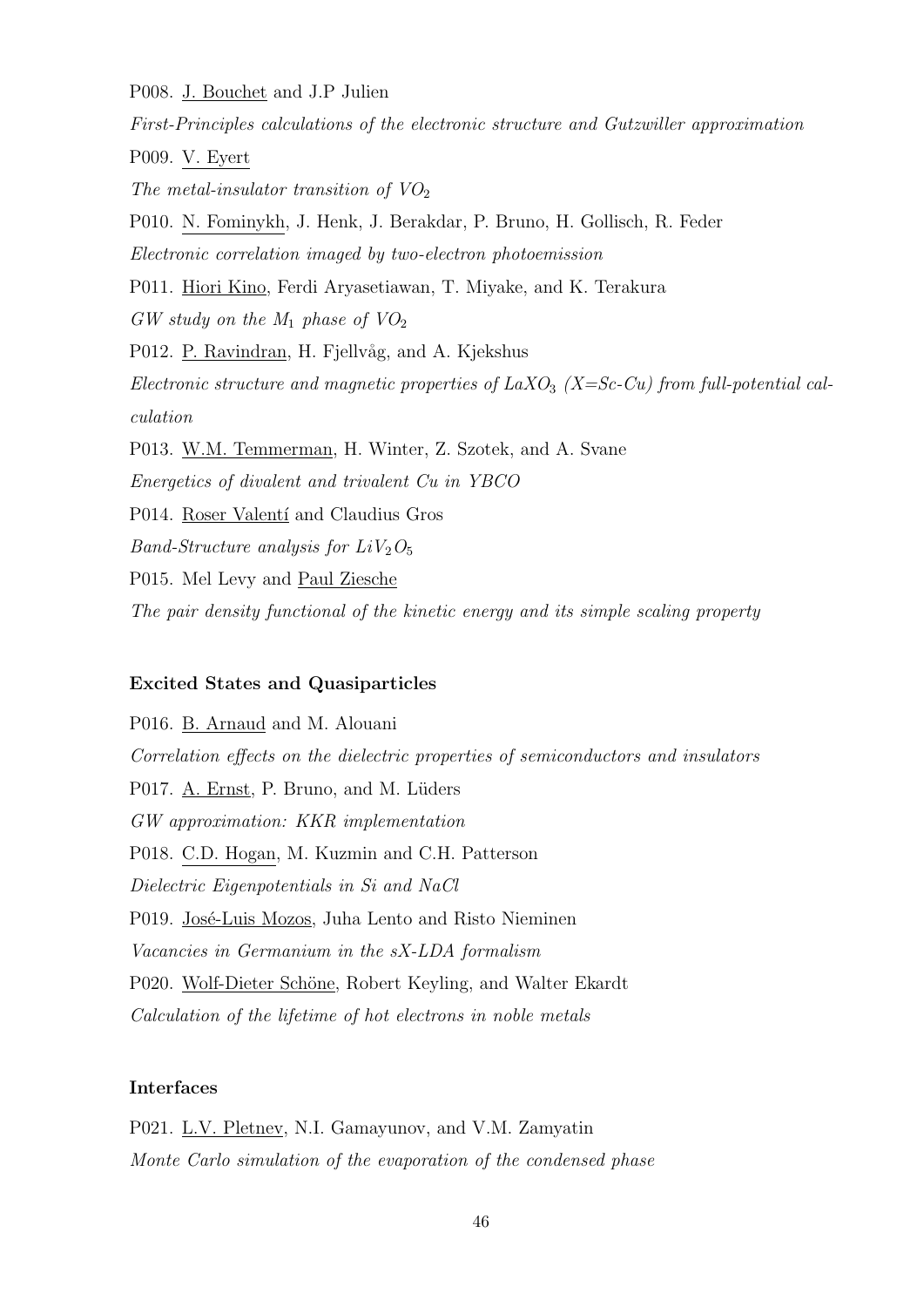P008. J. Bouchet and J.P Julien

*First-Principles calculations of the electronic structure and Gutzwiller approximation*

P009. V. Eyert

*The metal-insulator transition of $VO_2$*

P010. N. Fominykh, J. Henk, J. Berakdar, P. Bruno, H. Gollisch, R. Feder

*Electronic correlation imaged by two-electron photoemission*

P011. Hiori Kino, Ferdi Aryasetiawan, T. Miyake, and K. Terakura

*GW study on the $M_1$ phase of $VO_2$*

P012. P. Ravindran, H. Fjellvåg, and A. Kjekshus

*Electronic structure and magnetic properties of $LaXO_3$ (X=Sc-Cu) from full-potential calculation*

P013. W.M. Temmerman, H. Winter, Z. Szotek, and A. Svane

*Energetics of divalent and trivalent Cu in YBCO*

P014. Roser Valentí and Claudius Gros

*Band-Structure analysis for $LiV_2O_5$*

P015. Mel Levy and Paul Ziesche

*The pair density functional of the kinetic energy and its simple scaling property*

### Excited States and Quasiparticles

P016. B. Arnaud and M. Alouani

*Correlation effects on the dielectric properties of semiconductors and insulators*

P017. A. Ernst, P. Bruno, and M. Lüders

*GW approximation: KKR implementation*

P018. C.D. Hogan, M. Kuzmin and C.H. Patterson

*Dielectric Eigenpotentials in Si and NaCl*

P019. José-Luis Mozos, Juha Lento and Risto Nieminen

*Vacancies in Germanium in the sX-LDA formalism*

P020. Wolf-Dieter Schöne, Robert Keyling, and Walter Ekardt

*Calculation of the lifetime of hot electrons in noble metals*

### Interfaces

P021. L.V. Pletnev, N.I. Gamayunov, and V.M. Zamyatin

*Monte Carlo simulation of the evaporation of the condensed phase*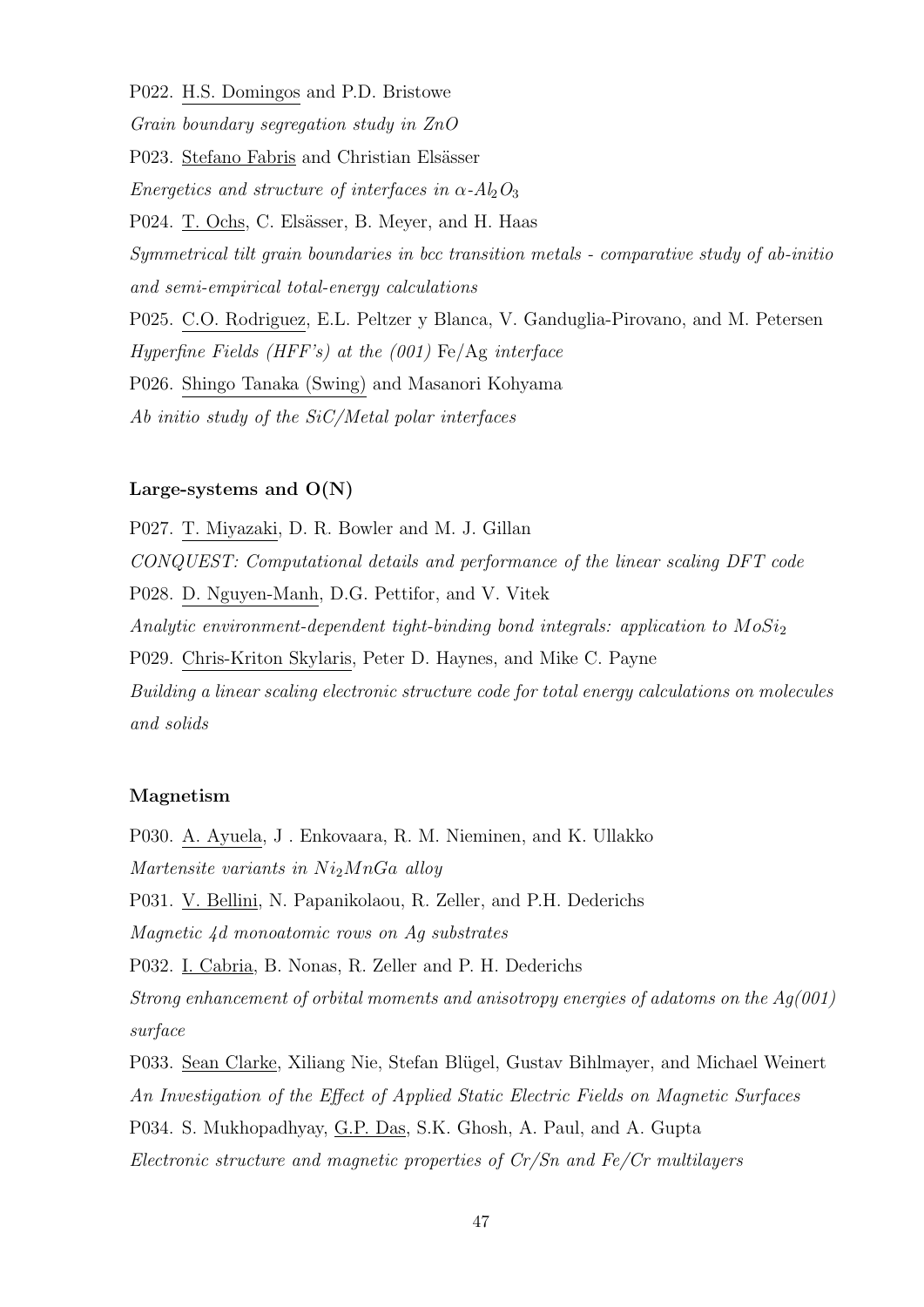P022. H.S. Domingos and P.D. Bristowe

*Grain boundary segregation study in ZnO*

P023. Stefano Fabris and Christian Elsässer

*Energetics and structure of interfaces in* $\alpha$-$Al_2O_3$

P024. T. Ochs, C. Elsässer, B. Meyer, and H. Haas

*Symmetrical tilt grain boundaries in bcc transition metals - comparative study of ab-initio and semi-empirical total-energy calculations*

P025. C.O. Rodriguez, E.L. Peltzer y Blanca, V. Ganduglia-Pirovano, and M. Petersen

*Hyperfine Fields (HFF's) at the (001)* Fe/Ag *interface*

P026. Shingo Tanaka (Swing) and Masanori Kohyama

*Ab initio study of the SiC/Metal polar interfaces*

### Large-systems and O(N)

P027. T. Miyazaki, D. R. Bowler and M. J. Gillan

*CONQUEST: Computational details and performance of the linear scaling DFT code*

P028. D. Nguyen-Manh, D.G. Pettifor, and V. Vitek

*Analytic environment-dependent tight-binding bond integrals: application to* $MoSi_2$

P029. Chris-Kriton Skylaris, Peter D. Haynes, and Mike C. Payne

*Building a linear scaling electronic structure code for total energy calculations on molecules and solids*

### Magnetism

P030. A. Ayuela, J . Enkovaara, R. M. Nieminen, and K. Ullakko

*Martensite variants in* $Ni_2MnGa$ *alloy*

P031. V. Bellini, N. Papanikolaou, R. Zeller, and P.H. Dederichs

*Magnetic 4d monoatomic rows on Ag substrates*

P032. I. Cabria, B. Nonas, R. Zeller and P. H. Dederichs

*Strong enhancement of orbital moments and anisotropy energies of adatoms on the Ag(001) surface*

P033. Sean Clarke, Xiliang Nie, Stefan Blügel, Gustav Bihlmayer, and Michael Weinert

*An Investigation of the Effect of Applied Static Electric Fields on Magnetic Surfaces*

P034. S. Mukhopadhyay, G.P. Das, S.K. Ghosh, A. Paul, and A. Gupta

*Electronic structure and magnetic properties of Cr/Sn and Fe/Cr multilayers*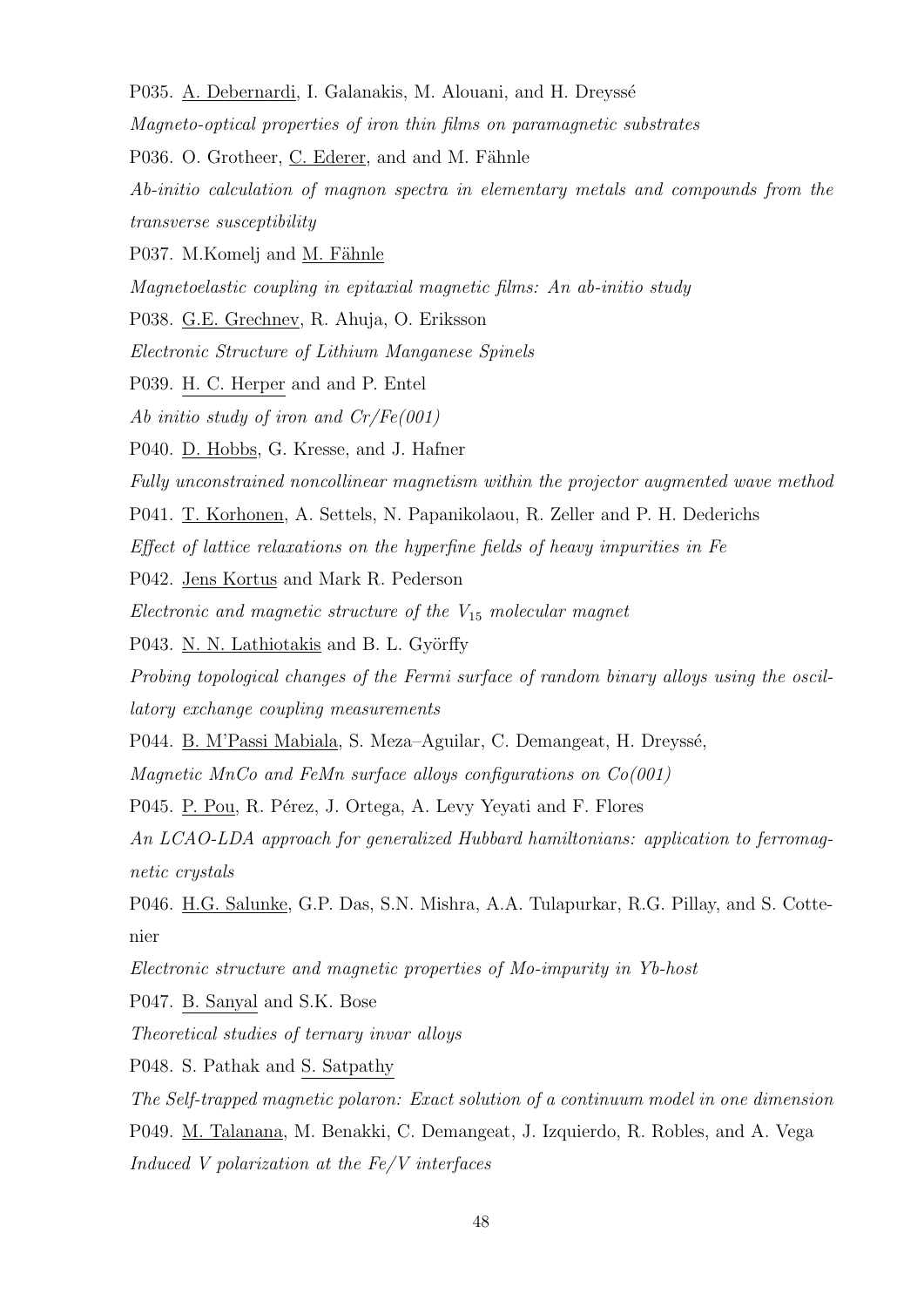P035. <u>A. Debernardi</u>, I. Galanakis, M. Alouani, and H. Dreyssé

*Magneto-optical properties of iron thin films on paramagnetic substrates*

P036. O. Grotheer, <u>C. Ederer</u>, and and M. Fähnle

*Ab-initio calculation of magnon spectra in elementary metals and compounds from the transverse susceptibility*

P037. M.Komelj and <u>M. Fähnle</u>

*Magnetoelastic coupling in epitaxial magnetic films: An ab-initio study*

P038. <u>G.E. Grechnev</u>, R. Ahuja, O. Eriksson

*Electronic Structure of Lithium Manganese Spinels*

P039. <u>H. C. Herper</u> and and P. Entel

*Ab initio study of iron and Cr/Fe(001)*

P040. <u>D. Hobbs</u>, G. Kresse, and J. Hafner

*Fully unconstrained noncollinear magnetism within the projector augmented wave method*

P041. <u>T. Korhonen</u>, A. Settels, N. Papanikolaou, R. Zeller and P. H. Dederichs

*Effect of lattice relaxations on the hyperfine fields of heavy impurities in Fe*

P042. <u>Jens Kortus</u> and Mark R. Pederson

*Electronic and magnetic structure of the $V_{15}$ molecular magnet*

P043. <u>N. N. Lathiotakis</u> and B. L. Györffy

*Probing topological changes of the Fermi surface of random binary alloys using the oscillatory exchange coupling measurements*

P044. <u>B. M'Passi Mabiala</u>, S. Meza–Aguilar, C. Demangeat, H. Dreyssé,

*Magnetic MnCo and FeMn surface alloys configurations on Co(001)*

P045. <u>P. Pou</u>, R. Pérez, J. Ortega, A. Levy Yeyati and F. Flores

*An LCAO-LDA approach for generalized Hubbard hamiltonians: application to ferromagnetic crystals*

P046. <u>H.G. Salunke</u>, G.P. Das, S.N. Mishra, A.A. Tulapurkar, R.G. Pillay, and S. Cottenier

*Electronic structure and magnetic properties of Mo-impurity in Yb-host*

P047. <u>B. Sanyal</u> and S.K. Bose

*Theoretical studies of ternary invar alloys*

P048. S. Pathak and <u>S. Satpathy</u>

*The Self-trapped magnetic polaron: Exact solution of a continuum model in one dimension*

P049. <u>M. Talanana</u>, M. Benakki, C. Demangeat, J. Izquierdo, R. Robles, and A. Vega

*Induced V polarization at the Fe/V interfaces*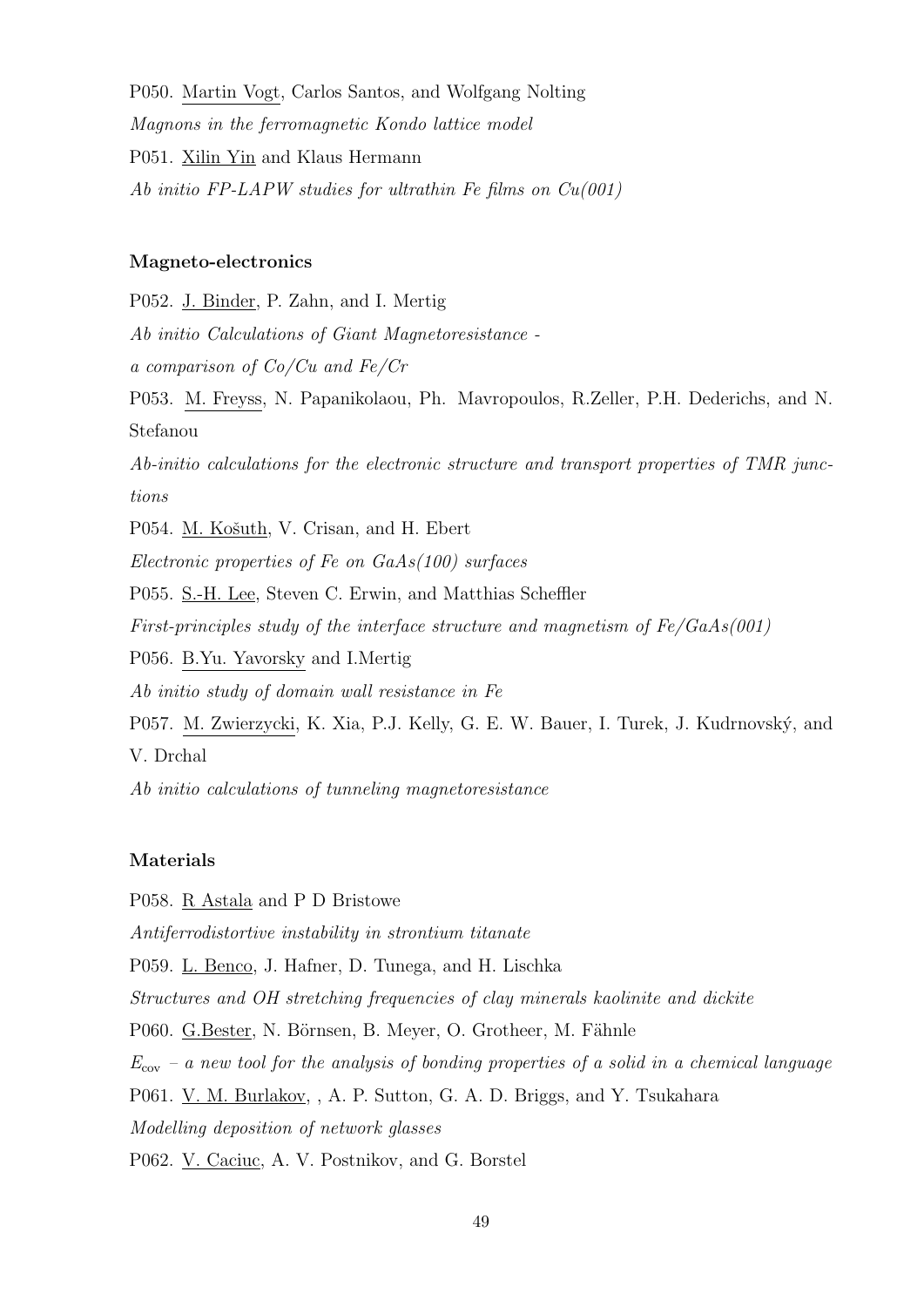P050. Martin Vogt, Carlos Santos, and Wolfgang Nolting

*Magnons in the ferromagnetic Kondo lattice model*

P051. Xilin Yin and Klaus Hermann

*Ab initio FP-LAPW studies for ultrathin Fe films on Cu(001)*

**Magneto-electronics**

P052. J. Binder, P. Zahn, and I. Mertig

*Ab initio Calculations of Giant Magnetoresistance -*

*a comparison of Co/Cu and Fe/Cr*

P053. M. Freyss, N. Papanikolaou, Ph. Mavropoulos, R.Zeller, P.H. Dederichs, and N. Stefanou

*Ab-initio calculations for the electronic structure and transport properties of TMR junctions*

P054. M. Košuth, V. Crisan, and H. Ebert

*Electronic properties of Fe on GaAs(100) surfaces*

P055. S.-H. Lee, Steven C. Erwin, and Matthias Scheffler

*First-principles study of the interface structure and magnetism of Fe/GaAs(001)*

P056. B.Yu. Yavorsky and I.Mertig

*Ab initio study of domain wall resistance in Fe*

P057. M. Zwierzycki, K. Xia, P.J. Kelly, G. E. W. Bauer, I. Turek, J. Kudrnovský, and V. Drchal

*Ab initio calculations of tunneling magnetoresistance*

**Materials**

P058. R Astala and P D Bristowe

*Antiferrodistortive instability in strontium titanate*

P059. L. Benco, J. Hafner, D. Tunega, and H. Lischka

*Structures and OH stretching frequencies of clay minerals kaolinite and dickite*

P060. G.Bester, N. Börnsen, B. Meyer, O. Grotheer, M. Fähnle

$E_{cov}$ *– a new tool for the analysis of bonding properties of a solid in a chemical language*

P061. V. M. Burlakov, , A. P. Sutton, G. A. D. Briggs, and Y. Tsukahara

*Modelling deposition of network glasses*

P062. V. Caciuc, A. V. Postnikov, and G. Borstel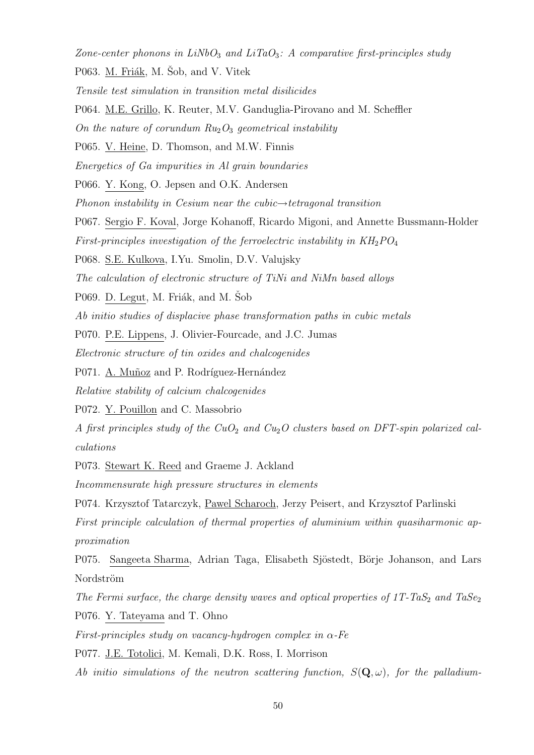*Zone-center phonons in $LiNbO_3$ and $LiTaO_3$: A comparative first-principles study*

P063. M. Friák, M. Šob, and V. Vitek

*Tensile test simulation in transition metal disilicides*

P064. M.E. Grillo, K. Reuter, M.V. Ganduglia-Pirovano and M. Scheffler

*On the nature of corundum $Ru_2O_3$ geometrical instability*

P065. V. Heine, D. Thomson, and M.W. Finnis

*Energetics of Ga impurities in Al grain boundaries*

P066. Y. Kong, O. Jepsen and O.K. Andersen

*Phonon instability in Cesium near the cubic→tetragonal transition*

P067. Sergio F. Koval, Jorge Kohanoff, Ricardo Migoni, and Annette Bussmann-Holder

*First-principles investigation of the ferroelectric instability in $KH_2PO_4$*

P068. S.E. Kulkova, I.Yu. Smolin, D.V. Valujsky

*The calculation of electronic structure of TiNi and NiMn based alloys*

P069. D. Legut, M. Friák, and M. Šob

*Ab initio studies of displacive phase transformation paths in cubic metals*

P070. P.E. Lippens, J. Olivier-Fourcade, and J.C. Jumas

*Electronic structure of tin oxides and chalcogenides*

P071. A. Muñoz and P. Rodríguez-Hernández

*Relative stability of calcium chalcogenides*

P072. Y. Pouillon and C. Massobrio

*A first principles study of the $CuO_2$ and $Cu_2O$ clusters based on DFT-spin polarized calculations*

P073. Stewart K. Reed and Graeme J. Ackland

*Incommensurate high pressure structures in elements*

P074. Krzysztof Tatarczyk, Pawel Scharoch, Jerzy Peisert, and Krzysztof Parlinski

*First principle calculation of thermal properties of aluminium within quasiharmonic approximation*

P075. Sangeeta Sharma, Adrian Taga, Elisabeth Sjöstedt, Börje Johanson, and Lars Nordström

*The Fermi surface, the charge density waves and optical properties of 1T-$TaS_2$ and $TaSe_2$*

P076. Y. Tateyama and T. Ohno

*First-principles study on vacancy-hydrogen complex in $\alpha$-Fe*

P077. J.E. Totolici, M. Kemali, D.K. Ross, I. Morrison

*Ab initio simulations of the neutron scattering function, $S(\mathbf{Q}, \omega)$, for the palladium-*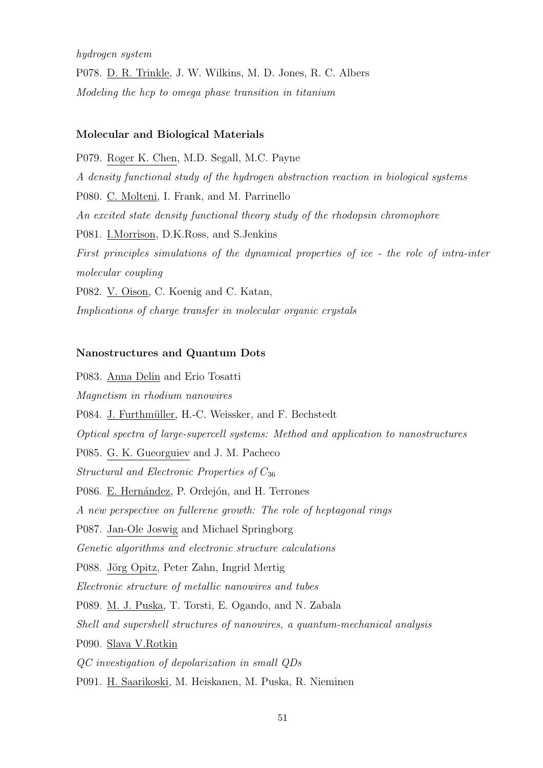*hydrogen system*

P078. D. R. Trinkle, J. W. Wilkins, M. D. Jones, R. C. Albers

*Modeling the hcp to omega phase transition in titanium*

### Molecular and Biological Materials

P079. Roger K. Chen, M.D. Segall, M.C. Payne

*A density functional study of the hydrogen abstraction reaction in biological systems*

P080. C. Molteni, I. Frank, and M. Parrinello

*An excited state density functional theory study of the rhodopsin chromophore*

P081. I.Morrison, D.K.Ross, and S.Jenkins

*First principles simulations of the dynamical properties of ice - the role of intra-inter molecular coupling*

P082. V. Oison, C. Koenig and C. Katan,

*Implications of charge transfer in molecular organic crystals*

### Nanostructures and Quantum Dots

P083. Anna Delin and Erio Tosatti

*Magnetism in rhodium nanowires*

P084. J. Furthmüller, H.-C. Weissker, and F. Bechstedt

*Optical spectra of large-supercell systems: Method and application to nanostructures*

P085. G. K. Gueorguiev and J. M. Pacheco

*Structural and Electronic Properties of* $C_{36}$

P086. E. Hernández, P. Ordejón, and H. Terrones

*A new perspective on fullerene growth: The role of heptagonal rings*

P087. Jan-Ole Joswig and Michael Springborg

*Genetic algorithms and electronic structure calculations*

P088. Jörg Opitz, Peter Zahn, Ingrid Mertig

*Electronic structure of metallic nanowires and tubes*

P089. M. J. Puska, T. Torsti, E. Ogando, and N. Zabala

*Shell and supershell structures of nanowires, a quantum-mechanical analysis*

P090. Slava V.Rotkin

*QC investigation of depolarization in small QDs*

P091. H. Saarikoski, M. Heiskanen, M. Puska, R. Nieminen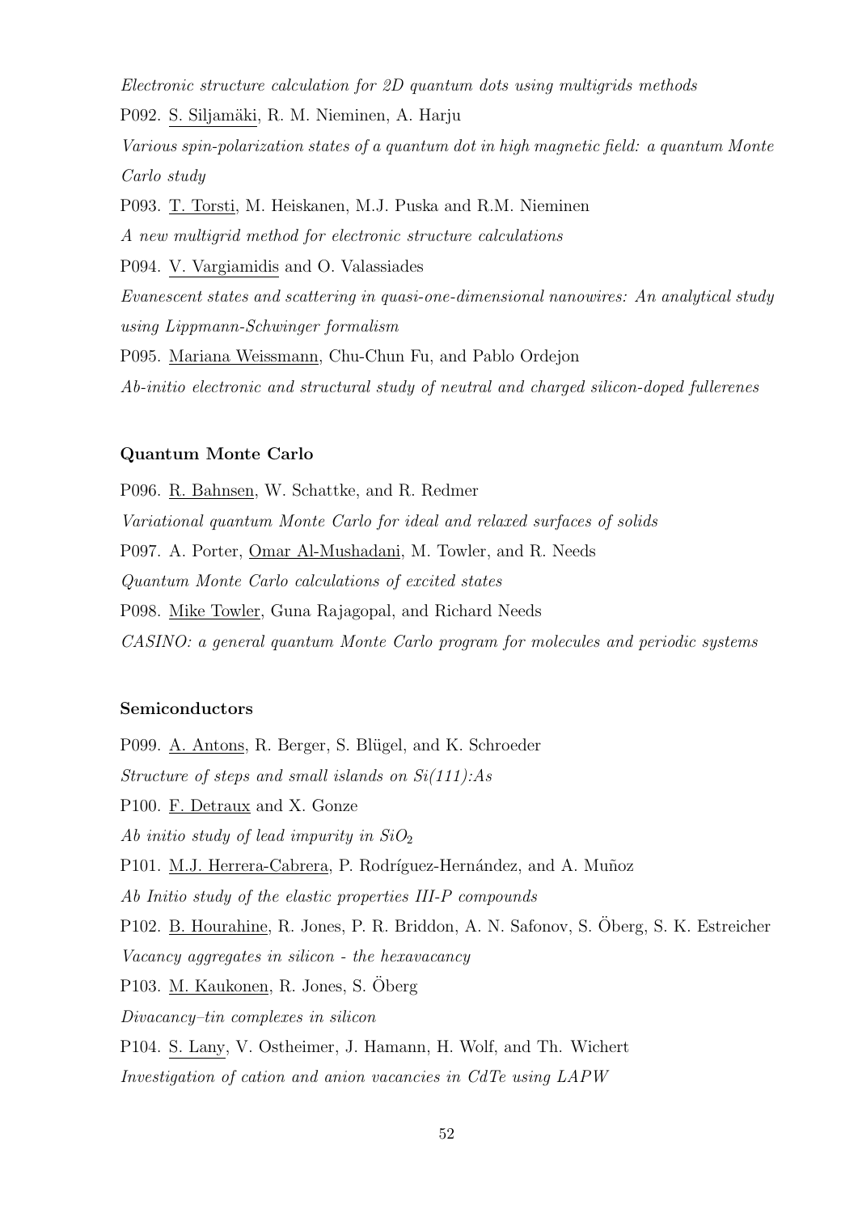*Electronic structure calculation for 2D quantum dots using multigrids methods*

P092. S. Siljamäki, R. M. Nieminen, A. Harju

*Various spin-polarization states of a quantum dot in high magnetic field: a quantum Monte Carlo study*

P093. T. Torsti, M. Heiskanen, M.J. Puska and R.M. Nieminen

*A new multigrid method for electronic structure calculations*

P094. V. Vargiamidis and O. Valassiades

*Evanescent states and scattering in quasi-one-dimensional nanowires: An analytical study using Lippmann-Schwinger formalism*

P095. Mariana Weissmann, Chu-Chun Fu, and Pablo Ordejon

*Ab-initio electronic and structural study of neutral and charged silicon-doped fullerenes*

### Quantum Monte Carlo

P096. R. Bahnsen, W. Schattke, and R. Redmer

*Variational quantum Monte Carlo for ideal and relaxed surfaces of solids*

P097. A. Porter, Omar Al-Mushadani, M. Towler, and R. Needs

*Quantum Monte Carlo calculations of excited states*

P098. Mike Towler, Guna Rajagopal, and Richard Needs

*CASINO: a general quantum Monte Carlo program for molecules and periodic systems*

### Semiconductors

P099. A. Antons, R. Berger, S. Blügel, and K. Schroeder

*Structure of steps and small islands on Si(111):As*

P100. F. Detraux and X. Gonze

*Ab initio study of lead impurity in $SiO_2$*

P101. M.J. Herrera-Cabrera, P. Rodríguez-Hernández, and A. Muñoz

*Ab Initio study of the elastic properties III-P compounds*

P102. B. Hourahine, R. Jones, P. R. Briddon, A. N. Safonov, S. Öberg, S. K. Estreicher

*Vacancy aggregates in silicon - the hexavacancy*

P103. M. Kaukonen, R. Jones, S. Öberg

*Divacancy–tin complexes in silicon*

P104. S. Lany, V. Ostheimer, J. Hamann, H. Wolf, and Th. Wichert

*Investigation of cation and anion vacancies in CdTe using LAPW*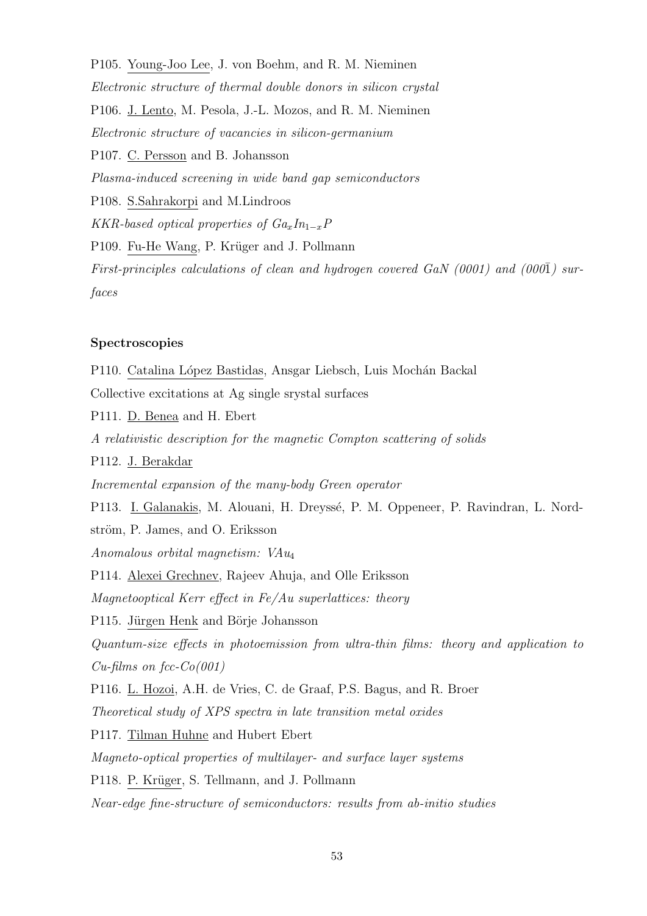P105. Young-Joo Lee, J. von Boehm, and R. M. Nieminen

*Electronic structure of thermal double donors in silicon crystal*

P106. J. Lento, M. Pesola, J.-L. Mozos, and R. M. Nieminen

*Electronic structure of vacancies in silicon-germanium*

P107. C. Persson and B. Johansson

*Plasma-induced screening in wide band gap semiconductors*

P108. S.Sahrakorpi and M.Lindroos

*KKR-based optical properties of* $Ga_xIn_{1-x}P$

P109. Fu-He Wang, P. Krüger and J. Pollmann

*First-principles calculations of clean and hydrogen covered GaN (0001) and (000$\bar{1}$) surfaces*

**Spectroscopies**

P110. Catalina López Bastidas, Ansgar Liebsch, Luis Mochán Backal

Collective excitations at Ag single srystal surfaces

P111. D. Benea and H. Ebert

*A relativistic description for the magnetic Compton scattering of solids*

P112. J. Berakdar

*Incremental expansion of the many-body Green operator*

P113. I. Galanakis, M. Alouani, H. Dreyssé, P. M. Oppeneer, P. Ravindran, L. Nordström, P. James, and O. Eriksson

*Anomalous orbital magnetism:* $VAu_4$

P114. Alexei Grechnev, Rajeev Ahuja, and Olle Eriksson

*Magnetooptical Kerr effect in Fe/Au superlattices: theory*

P115. Jürgen Henk and Börje Johansson

*Quantum-size effects in photoemission from ultra-thin films: theory and application to Cu-films on fcc-Co(001)*

P116. L. Hozoi, A.H. de Vries, C. de Graaf, P.S. Bagus, and R. Broer

*Theoretical study of XPS spectra in late transition metal oxides*

P117. Tilman Huhne and Hubert Ebert

*Magneto-optical properties of multilayer- and surface layer systems*

P118. P. Krüger, S. Tellmann, and J. Pollmann

*Near-edge fine-structure of semiconductors: results from ab-initio studies*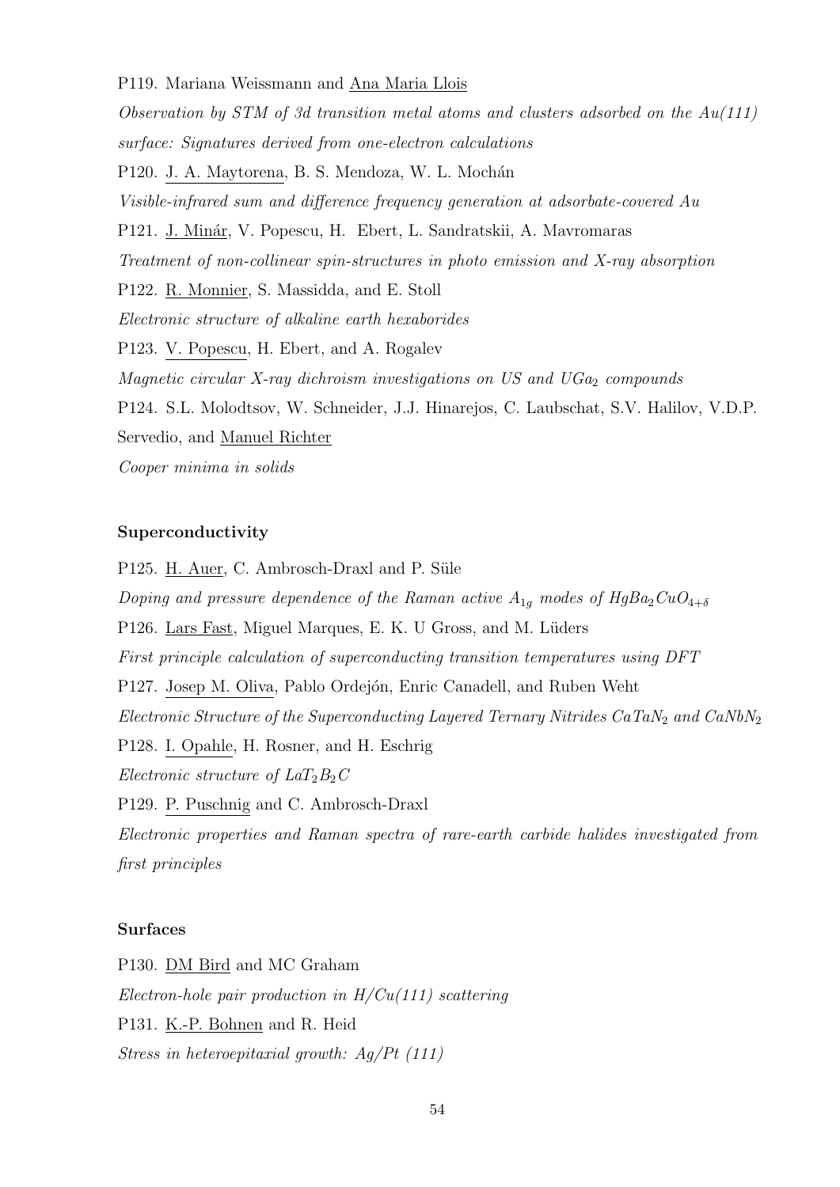P119. Mariana Weissmann and Ana Maria Llois

*Observation by STM of 3d transition metal atoms and clusters adsorbed on the Au(111) surface: Signatures derived from one-electron calculations*

P120. J. A. Maytorena, B. S. Mendoza, W. L. Mochán

*Visible-infrared sum and difference frequency generation at adsorbate-covered Au*

P121. J. Minár, V. Popescu, H. Ebert, L. Sandratskii, A. Mavromaras

*Treatment of non-collinear spin-structures in photo emission and X-ray absorption*

P122. R. Monnier, S. Massidda, and E. Stoll

*Electronic structure of alkaline earth hexaborides*

P123. V. Popescu, H. Ebert, and A. Rogalev

*Magnetic circular X-ray dichroism investigations on US and* $UGa_2$ *compounds*

P124. S.L. Molodtsov, W. Schneider, J.J. Hinarejos, C. Laubschat, S.V. Halilov, V.D.P. Servedio, and Manuel Richter

*Cooper minima in solids*

### Superconductivity

P125. H. Auer, C. Ambrosch-Draxl and P. Süle

*Doping and pressure dependence of the Raman active* $A_{1g}$ *modes of* $HgBa_2CuO_{4+\delta}$

P126. Lars Fast, Miguel Marques, E. K. U Gross, and M. Lüders

*First principle calculation of superconducting transition temperatures using DFT*

P127. Josep M. Oliva, Pablo Ordejón, Enric Canadell, and Ruben Weht

*Electronic Structure of the Superconducting Layered Ternary Nitrides* $CaTaN_2$ *and* $CaNbN_2$

P128. I. Opahle, H. Rosner, and H. Eschrig

*Electronic structure of* $LaT_2B_2C$

P129. P. Puschnig and C. Ambrosch-Draxl

*Electronic properties and Raman spectra of rare-earth carbide halides investigated from first principles*

### Surfaces

P130. DM Bird and MC Graham

*Electron-hole pair production in H/Cu(111) scattering*

P131. K.-P. Bohnen and R. Heid

*Stress in heteroepitaxial growth: Ag/Pt (111)*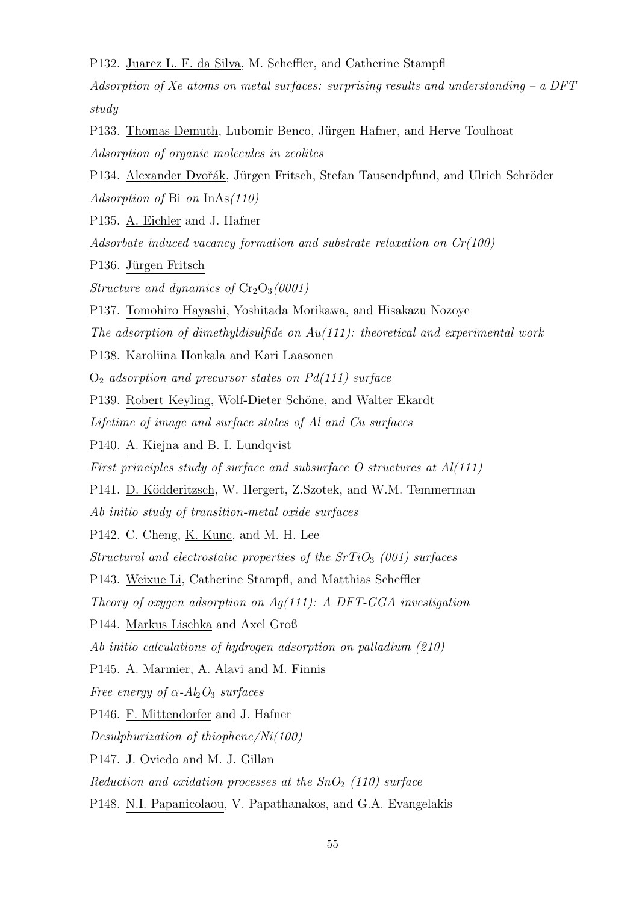P132. Juarez L. F. da Silva, M. Scheffler, and Catherine Stampfl

*Adsorption of Xe atoms on metal surfaces: surprising results and understanding – a DFT study*

P133. Thomas Demuth, Lubomir Benco, Jürgen Hafner, and Herve Toulhoat

*Adsorption of organic molecules in zeolites*

P134. Alexander Dvořák, Jürgen Fritsch, Stefan Tausendpfund, and Ulrich Schröder

*Adsorption of* Bi *on* InAs*(110)*

P135. A. Eichler and J. Hafner

*Adsorbate induced vacancy formation and substrate relaxation on Cr(100)*

P136. Jürgen Fritsch

*Structure and dynamics of* $Cr_2O_3$*(0001)*

P137. Tomohiro Hayashi, Yoshitada Morikawa, and Hisakazu Nozoye

*The adsorption of dimethyldisulfide on Au(111): theoretical and experimental work*

P138. Karoliina Honkala and Kari Laasonen

$O_2$ *adsorption and precursor states on Pd(111) surface*

P139. Robert Keyling, Wolf-Dieter Schöne, and Walter Ekardt

*Lifetime of image and surface states of Al and Cu surfaces*

P140. A. Kiejna and B. I. Lundqvist

*First principles study of surface and subsurface O structures at Al(111)*

P141. D. Ködderitzsch, W. Hergert, Z.Szotek, and W.M. Temmerman

*Ab initio study of transition-metal oxide surfaces*

P142. C. Cheng, K. Kunc, and M. H. Lee

*Structural and electrostatic properties of the* $SrTiO_3$ *(001) surfaces*

P143. Weixue Li, Catherine Stampfl, and Matthias Scheffler

*Theory of oxygen adsorption on Ag(111): A DFT-GGA investigation*

P144. Markus Lischka and Axel Groß

*Ab initio calculations of hydrogen adsorption on palladium (210)*

P145. A. Marmier, A. Alavi and M. Finnis

*Free energy of* $\alpha$-$Al_2O_3$ *surfaces*

P146. F. Mittendorfer and J. Hafner

*Desulphurization of thiophene/Ni(100)*

P147. J. Oviedo and M. J. Gillan

*Reduction and oxidation processes at the* $SnO_2$ *(110) surface*

P148. N.I. Papanicolaou, V. Papathanakos, and G.A. Evangelakis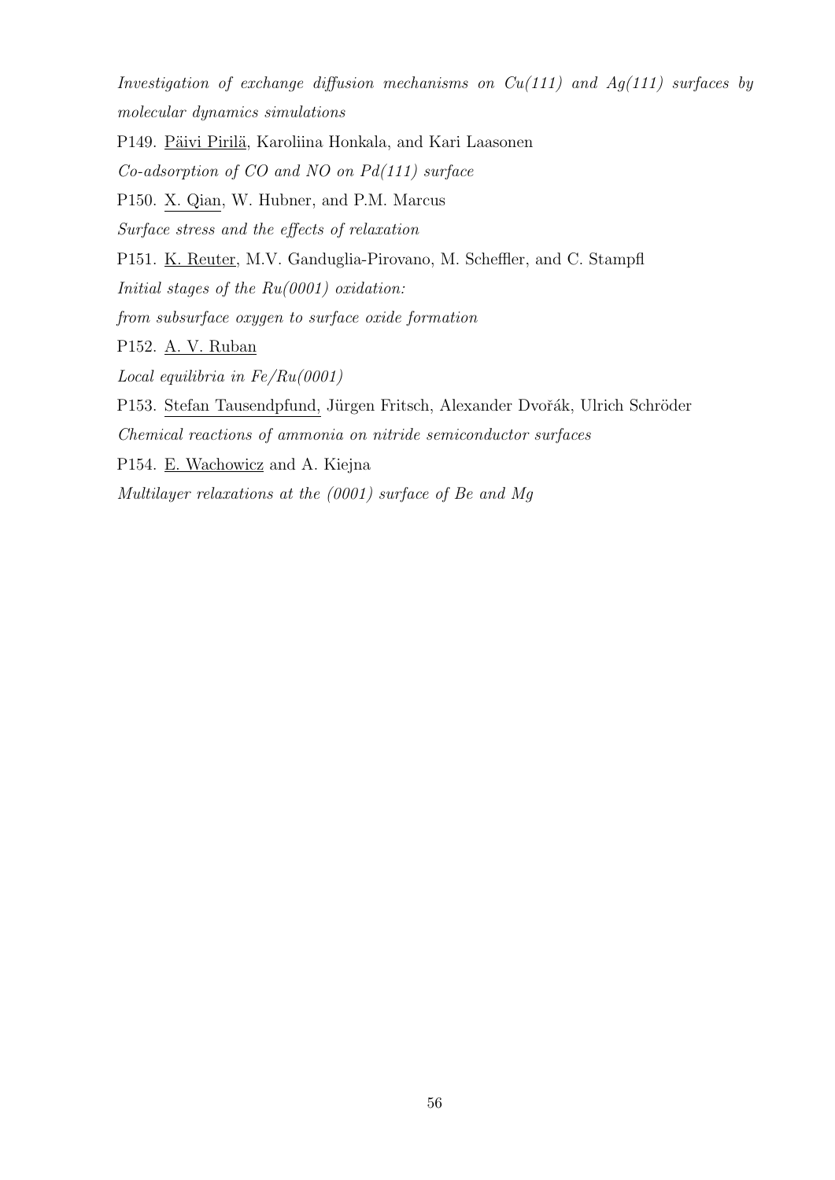*Investigation of exchange diffusion mechanisms on Cu(111) and Ag(111) surfaces by molecular dynamics simulations*

P149. <u>Päivi Pirilä</u>, Karoliina Honkala, and Kari Laasonen

*Co-adsorption of CO and NO on Pd(111) surface*

P150. <u>X. Qian</u>, W. Hubner, and P.M. Marcus

*Surface stress and the effects of relaxation*

P151. <u>K. Reuter</u>, M.V. Ganduglia-Pirovano, M. Scheffler, and C. Stampfl

*Initial stages of the Ru(0001) oxidation:*

*from subsurface oxygen to surface oxide formation*

P152. <u>A. V. Ruban</u>

*Local equilibria in Fe/Ru(0001)*

P153. <u>Stefan Tausendpfund,</u> Jürgen Fritsch, Alexander Dvořák, Ulrich Schröder

*Chemical reactions of ammonia on nitride semiconductor surfaces*

P154. <u>E. Wachowicz</u> and A. Kiejna

*Multilayer relaxations at the (0001) surface of Be and Mg*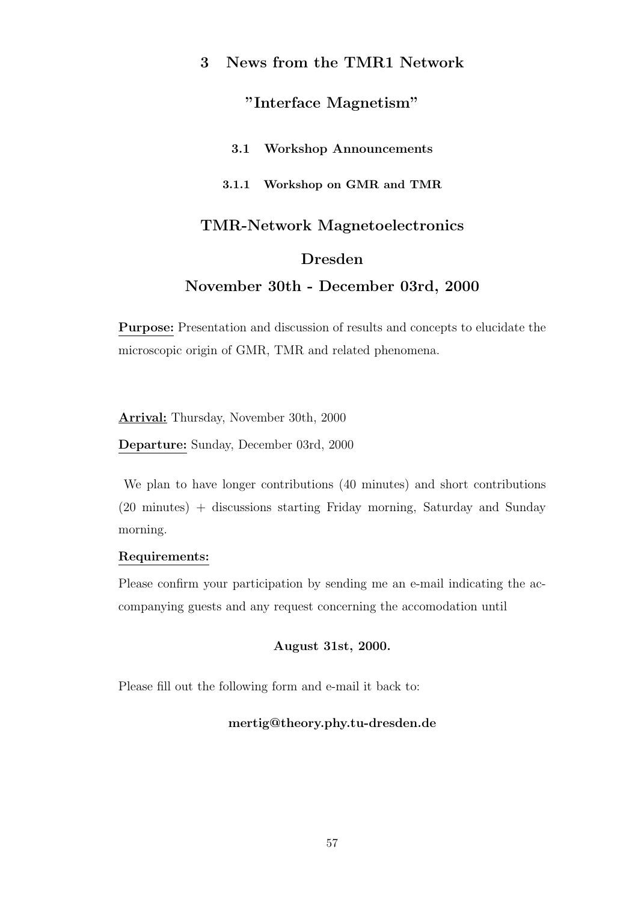# 3 News from the TMR1 Network

# "Interface Magnetism"

## 3.1 Workshop Announcements

### 3.1.1 Workshop on GMR and TMR

**TMR-Network Magnetoelectronics**

**Dresden**

**November 30th - December 03rd, 2000**

**Purpose:** Presentation and discussion of results and concepts to elucidate the microscopic origin of GMR, TMR and related phenomena.

**Arrival:** Thursday, November 30th, 2000

**Departure:** Sunday, December 03rd, 2000

We plan to have longer contributions (40 minutes) and short contributions (20 minutes) + discussions starting Friday morning, Saturday and Sunday morning.

**Requirements:**

Please confirm your participation by sending me an e-mail indicating the accompanying guests and any request concerning the accomodation until

**August 31st, 2000.**

Please fill out the following form and e-mail it back to:

**mertig@theory.phy.tu-dresden.de**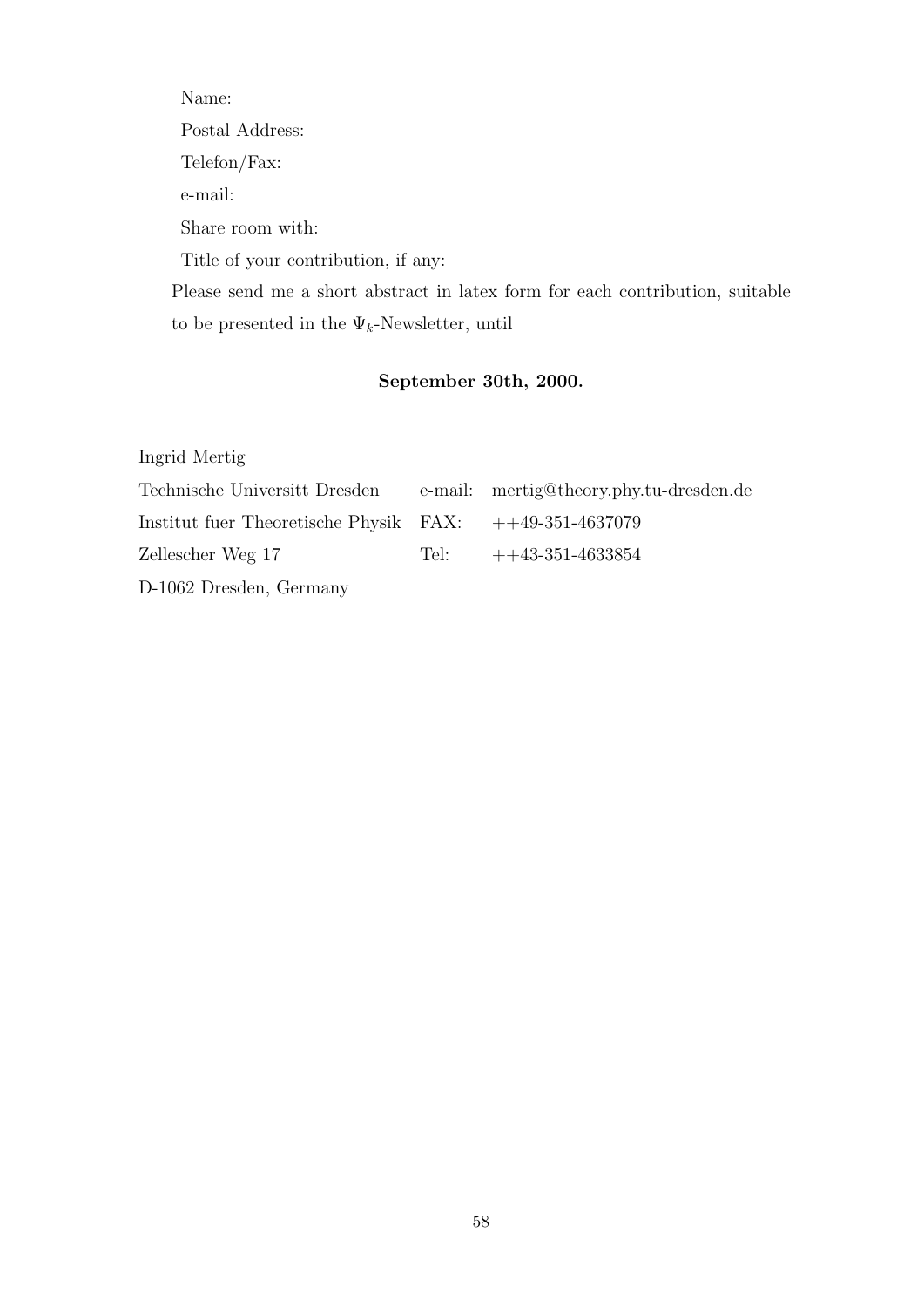Name:

Postal Address:

Telefon/Fax:

e-mail:

Share room with:

Title of your contribution, if any:

Please send me a short abstract in latex form for each contribution, suitable to be presented in the $\Psi_k$-Newsletter, until

**September 30th, 2000.**

Ingrid Mertig

| | | |
|---|---|---|
| Technische Universitt Dresden | e-mail: | mertig@theory.phy.tu-dresden.de |
| Institut fuer Theoretische Physik | FAX: | ++49-351-4637079 |
| Zellescher Weg 17 | Tel: | ++43-351-4633854 |
| D-1062 Dresden, Germany | | |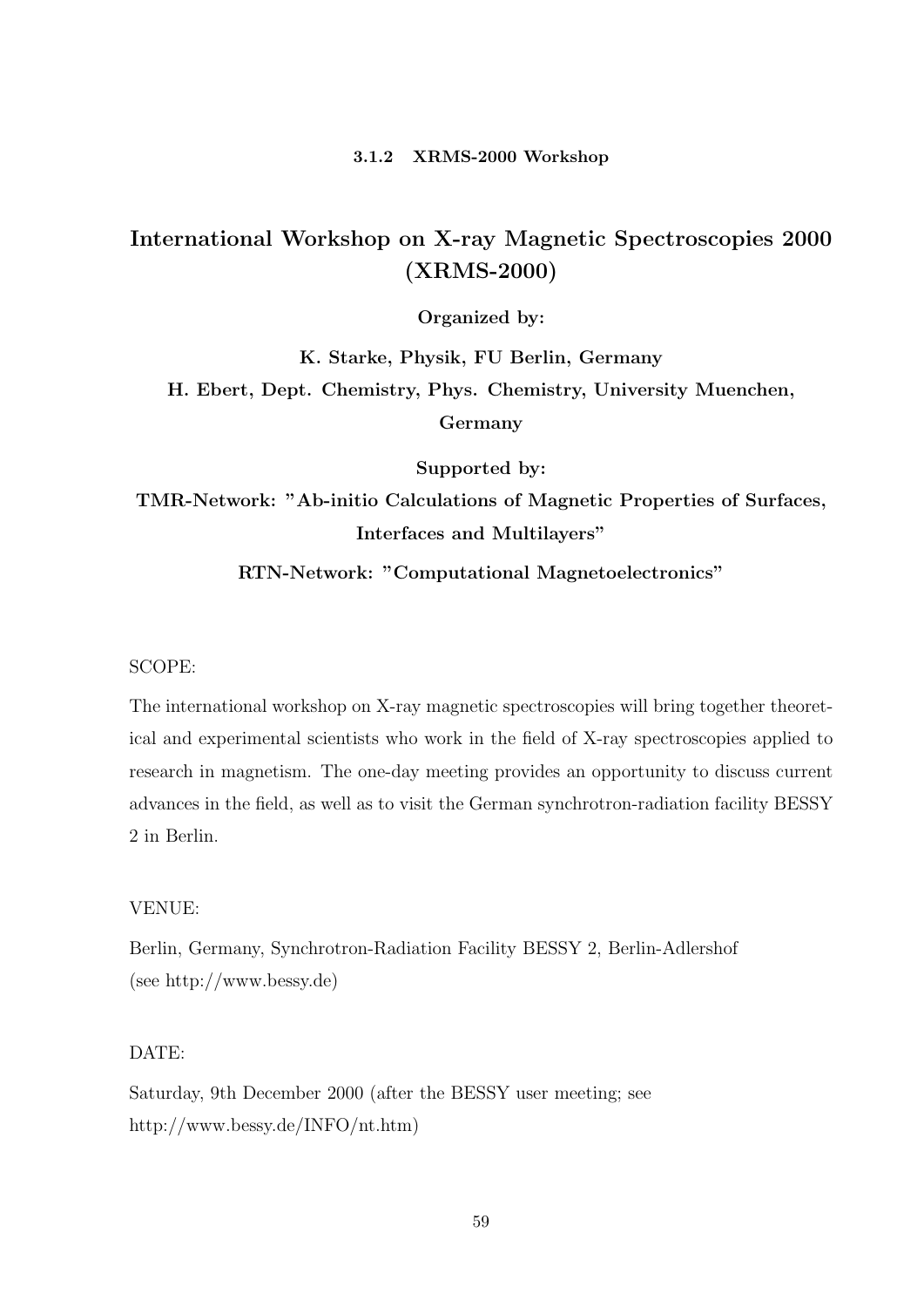### 3.1.2 XRMS-2000 Workshop

## International Workshop on X-ray Magnetic Spectroscopies 2000 (XRMS-2000)

**Organized by:**

**K. Starke, Physik, FU Berlin, Germany**
**H. Ebert, Dept. Chemistry, Phys. Chemistry, University Muenchen, Germany**

**Supported by:**

**TMR-Network: "Ab-initio Calculations of Magnetic Properties of Surfaces, Interfaces and Multilayers"**

**RTN-Network: "Computational Magnetoelectronics"**

SCOPE:

The international workshop on X-ray magnetic spectroscopies will bring together theoretical and experimental scientists who work in the field of X-ray spectroscopies applied to research in magnetism. The one-day meeting provides an opportunity to discuss current advances in the field, as well as to visit the German synchrotron-radiation facility BESSY 2 in Berlin.

VENUE:

Berlin, Germany, Synchrotron-Radiation Facility BESSY 2, Berlin-Adlershof
(see http://www.bessy.de)

DATE:

Saturday, 9th December 2000 (after the BESSY user meeting; see
http://www.bessy.de/INFO/nt.htm)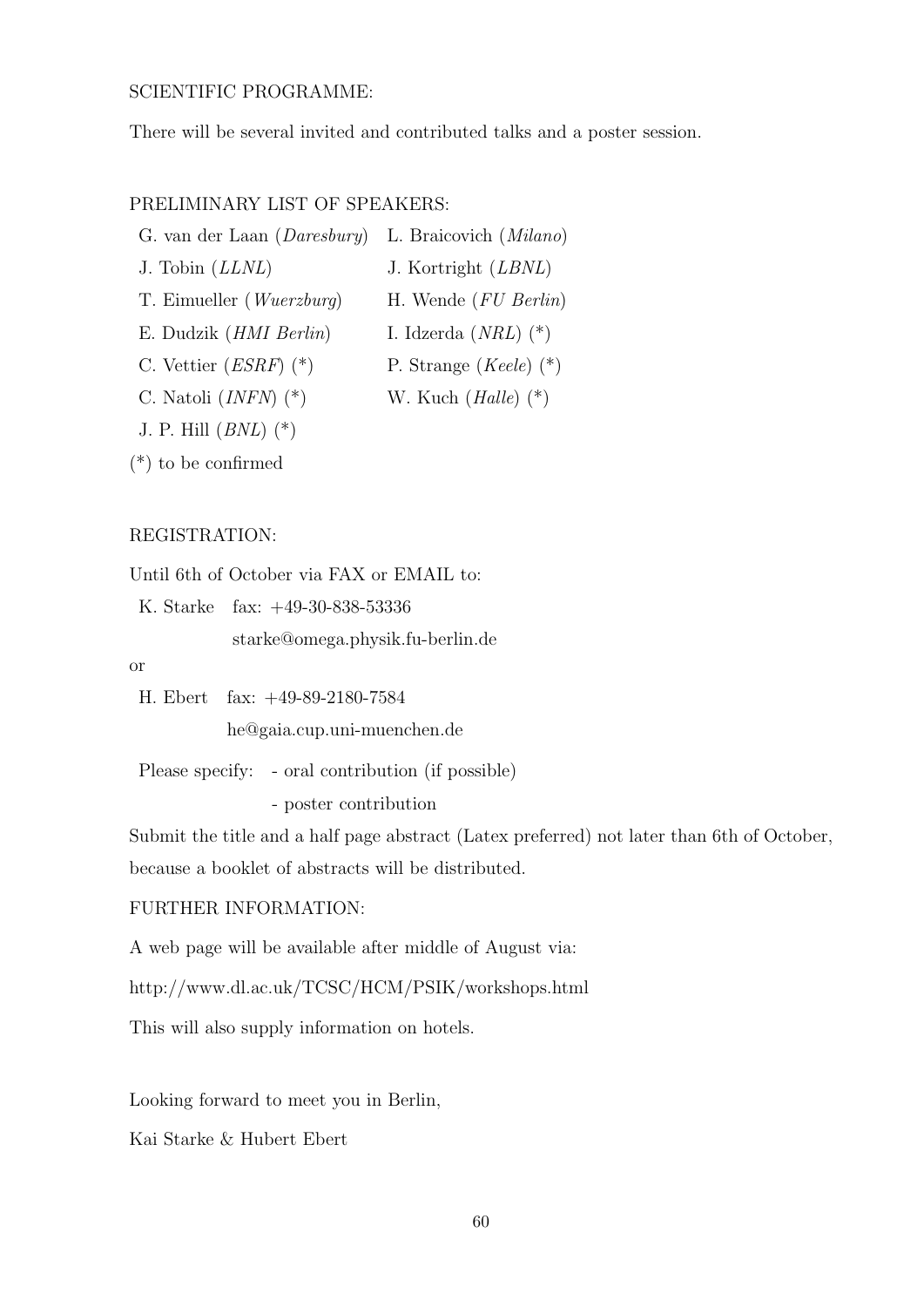SCIENTIFIC PROGRAMME:

There will be several invited and contributed talks and a poster session.

PRELIMINARY LIST OF SPEAKERS:

G. van der Laan (*Daresbury*)

L. Braicovich (*Milano*)

J. Tobin (*LLNL*)

J. Kortright (*LBNL*)

T. Eimueller (*Wuerzburg*)

H. Wende (*FU Berlin*)

E. Dudzik (*HMI Berlin*)

I. Idzerda (*NRL*) (*)

C. Vettier (*ESRF*) (*)

P. Strange (*Keele*) (*)

C. Natoli (*INFN*) (*)

W. Kuch (*Halle*) (*)

J. P. Hill (*BNL*) (*)

(*) to be confirmed

REGISTRATION:

Until 6th of October via FAX or EMAIL to:

K. Starke fax: +49-30-838-53336
starke@omega.physik.fu-berlin.de

or

H. Ebert fax: +49-89-2180-7584
he@gaia.cup.uni-muenchen.de

Please specify: - oral contribution (if possible)
- poster contribution

Submit the title and a half page abstract (Latex preferred) not later than 6th of October, because a booklet of abstracts will be distributed.

FURTHER INFORMATION:

A web page will be available after middle of August via:

http://www.dl.ac.uk/TCSC/HCM/PSIK/workshops.html

This will also supply information on hotels.

Looking forward to meet you in Berlin,

Kai Starke & Hubert Ebert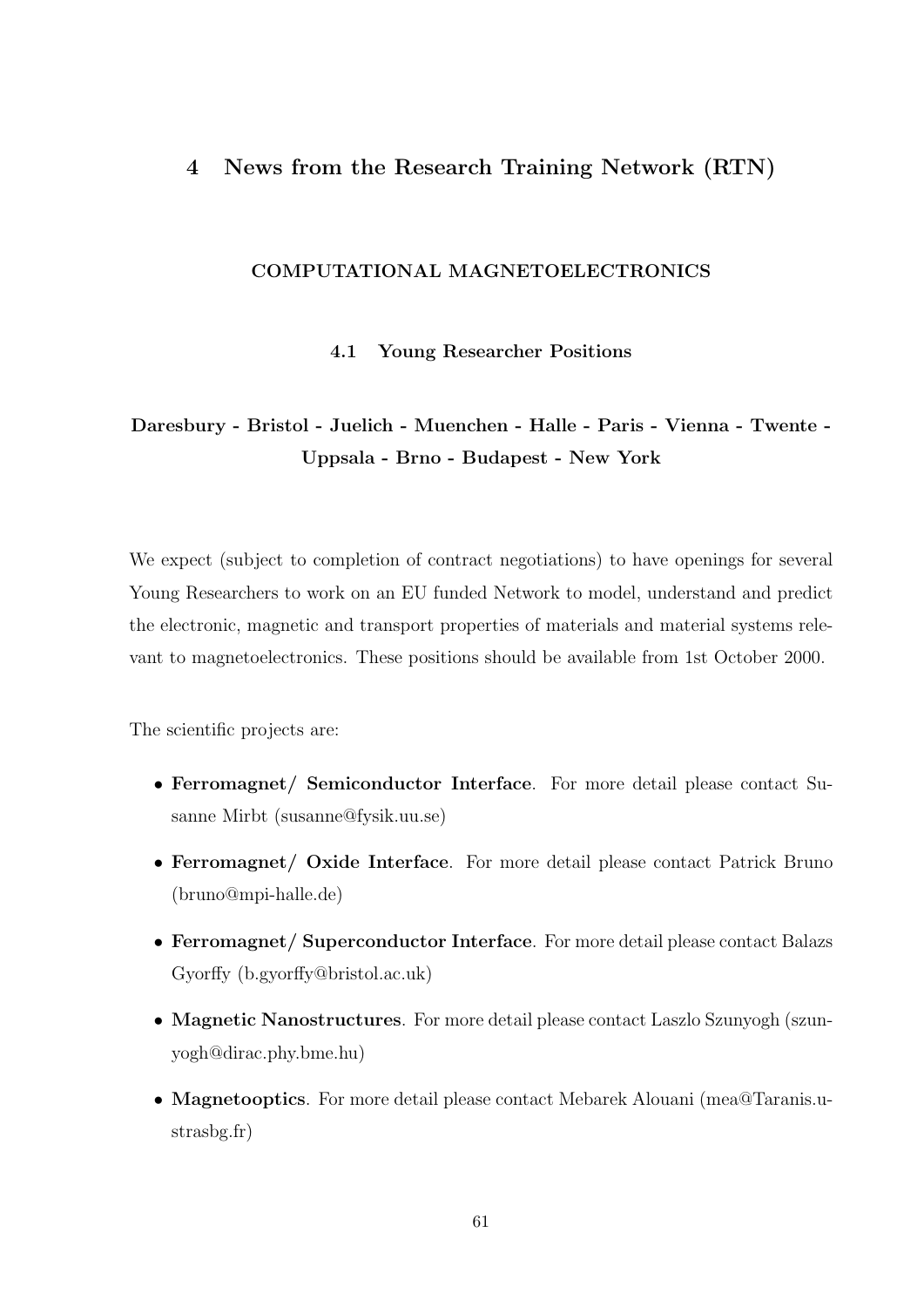# 4 News from the Research Training Network (RTN)

### COMPUTATIONAL MAGNETOELECTRONICS

### 4.1 Young Researcher Positions

**Daresbury - Bristol - Juelich - Muenchen - Halle - Paris - Vienna - Twente - Uppsala - Brno - Budapest - New York**

We expect (subject to completion of contract negotiations) to have openings for several Young Researchers to work on an EU funded Network to model, understand and predict the electronic, magnetic and transport properties of materials and material systems relevant to magnetoelectronics. These positions should be available from 1st October 2000.

The scientific projects are:

- **Ferromagnet/ Semiconductor Interface**. For more detail please contact Susanne Mirbt (susanne@fysik.uu.se)
- **Ferromagnet/ Oxide Interface**. For more detail please contact Patrick Bruno (bruno@mpi-halle.de)
- **Ferromagnet/ Superconductor Interface**. For more detail please contact Balazs Gyorffy (b.gyorffy@bristol.ac.uk)
- **Magnetic Nanostructures**. For more detail please contact Laszlo Szunyogh (szunyogh@dirac.phy.bme.hu)
- **Magnetooptics**. For more detail please contact Mebarek Alouani (mea@Taranis.u-strasbg.fr)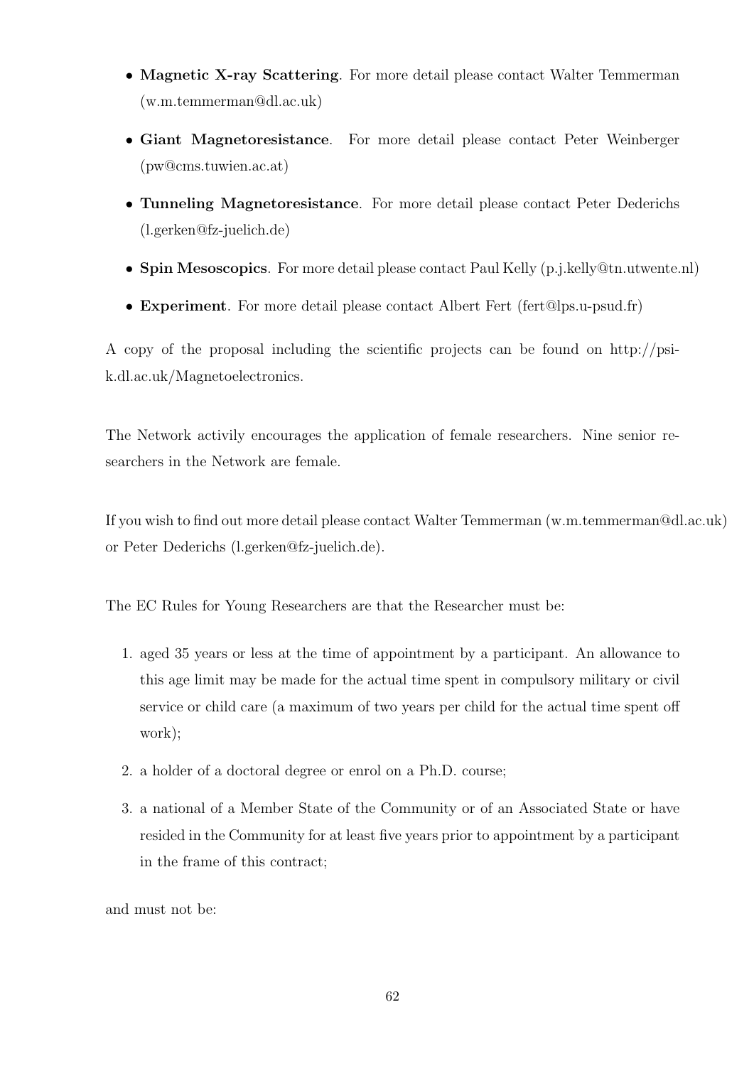- **Magnetic X-ray Scattering**. For more detail please contact Walter Temmerman (w.m.temmerman@dl.ac.uk)
- **Giant Magnetoresistance**. For more detail please contact Peter Weinberger (pw@cms.tuwien.ac.at)
- **Tunneling Magnetoresistance**. For more detail please contact Peter Dederichs (l.gerken@fz-juelich.de)
- **Spin Mesoscopics**. For more detail please contact Paul Kelly (p.j.kelly@tn.utwente.nl)
- **Experiment**. For more detail please contact Albert Fert (fert@lps.u-psud.fr)

A copy of the proposal including the scientific projects can be found on http://psi-k.dl.ac.uk/Magnetoelectronics.

The Network activily encourages the application of female researchers. Nine senior researchers in the Network are female.

If you wish to find out more detail please contact Walter Temmerman (w.m.temmerman@dl.ac.uk) or Peter Dederichs (l.gerken@fz-juelich.de).

The EC Rules for Young Researchers are that the Researcher must be:

1. aged 35 years or less at the time of appointment by a participant. An allowance to this age limit may be made for the actual time spent in compulsory military or civil service or child care (a maximum of two years per child for the actual time spent off work);
2. a holder of a doctoral degree or enrol on a Ph.D. course;
3. a national of a Member State of the Community or of an Associated State or have resided in the Community for at least five years prior to appointment by a participant in the frame of this contract;

and must not be: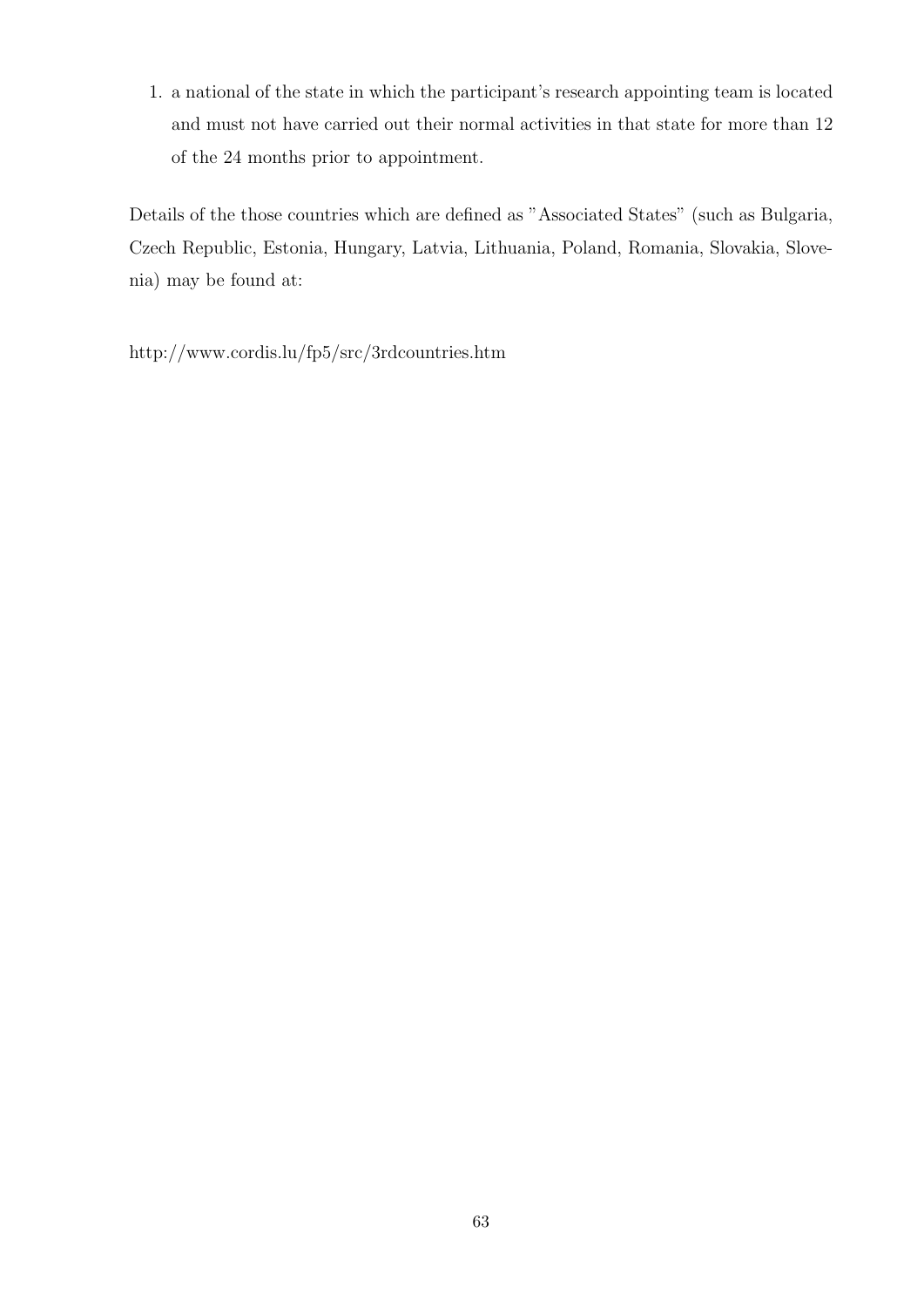1. a national of the state in which the participant's research appointing team is located and must not have carried out their normal activities in that state for more than 12 of the 24 months prior to appointment.

Details of the those countries which are defined as "Associated States" (such as Bulgaria, Czech Republic, Estonia, Hungary, Latvia, Lithuania, Poland, Romania, Slovakia, Slovenia) may be found at:

http://www.cordis.lu/fp5/src/3rdcountries.htm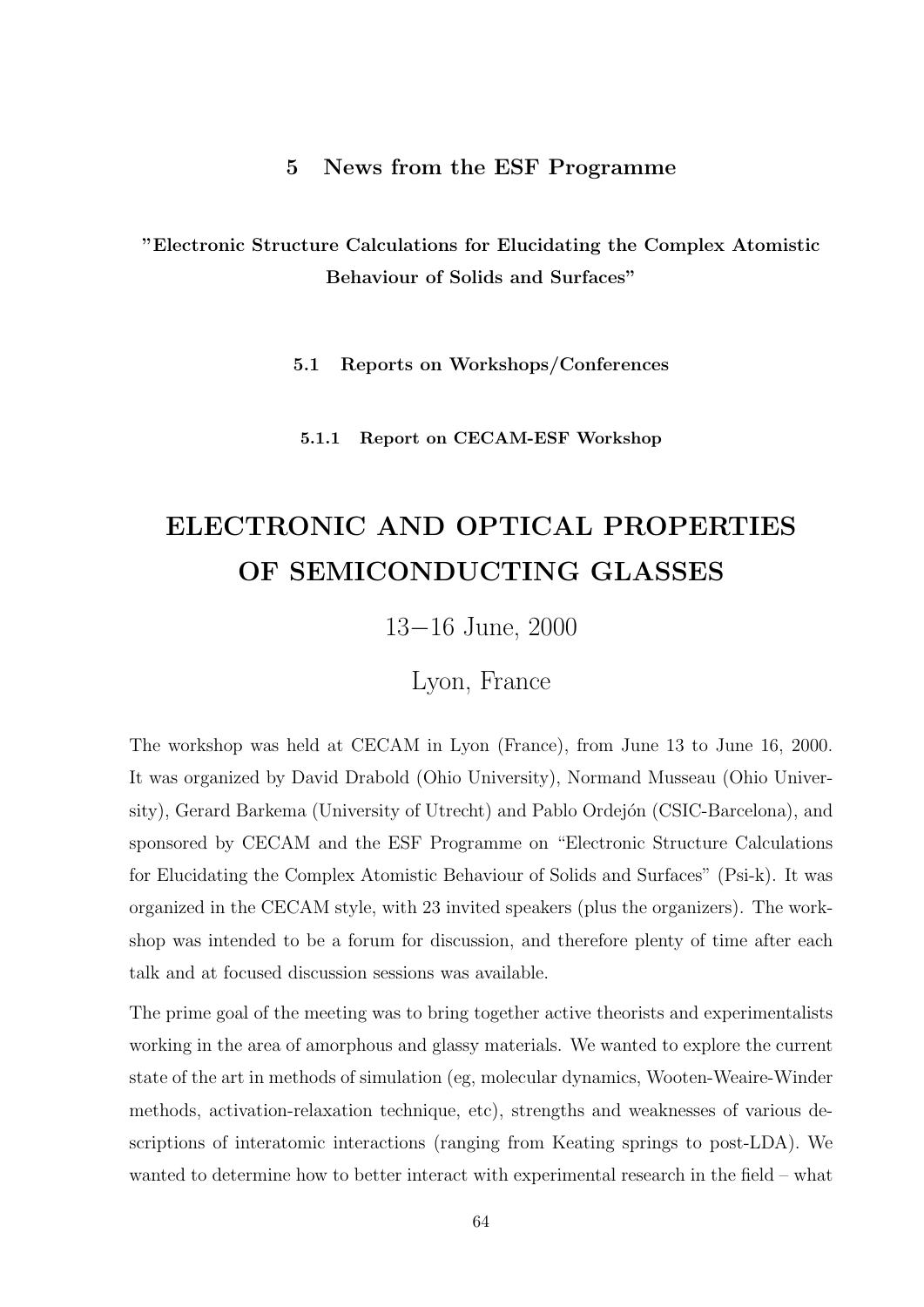# 5 News from the ESF Programme

**"Electronic Structure Calculations for Elucidating the Complex Atomistic Behaviour of Solids and Surfaces"**

## 5.1 Reports on Workshops/Conferences

### 5.1.1 Report on CECAM-ESF Workshop

# ELECTRONIC AND OPTICAL PROPERTIES OF SEMICONDUCTING GLASSES

13−16 June, 2000

Lyon, France

The workshop was held at CECAM in Lyon (France), from June 13 to June 16, 2000. It was organized by David Drabold (Ohio University), Normand Musseau (Ohio University), Gerard Barkema (University of Utrecht) and Pablo Ordejón (CSIC-Barcelona), and sponsored by CECAM and the ESF Programme on "Electronic Structure Calculations for Elucidating the Complex Atomistic Behaviour of Solids and Surfaces" (Psi-k). It was organized in the CECAM style, with 23 invited speakers (plus the organizers). The workshop was intended to be a forum for discussion, and therefore plenty of time after each talk and at focused discussion sessions was available.

The prime goal of the meeting was to bring together active theorists and experimentalists working in the area of amorphous and glassy materials. We wanted to explore the current state of the art in methods of simulation (eg, molecular dynamics, Wooten-Weaire-Winder methods, activation-relaxation technique, etc), strengths and weaknesses of various descriptions of interatomic interactions (ranging from Keating springs to post-LDA). We wanted to determine how to better interact with experimental research in the field – what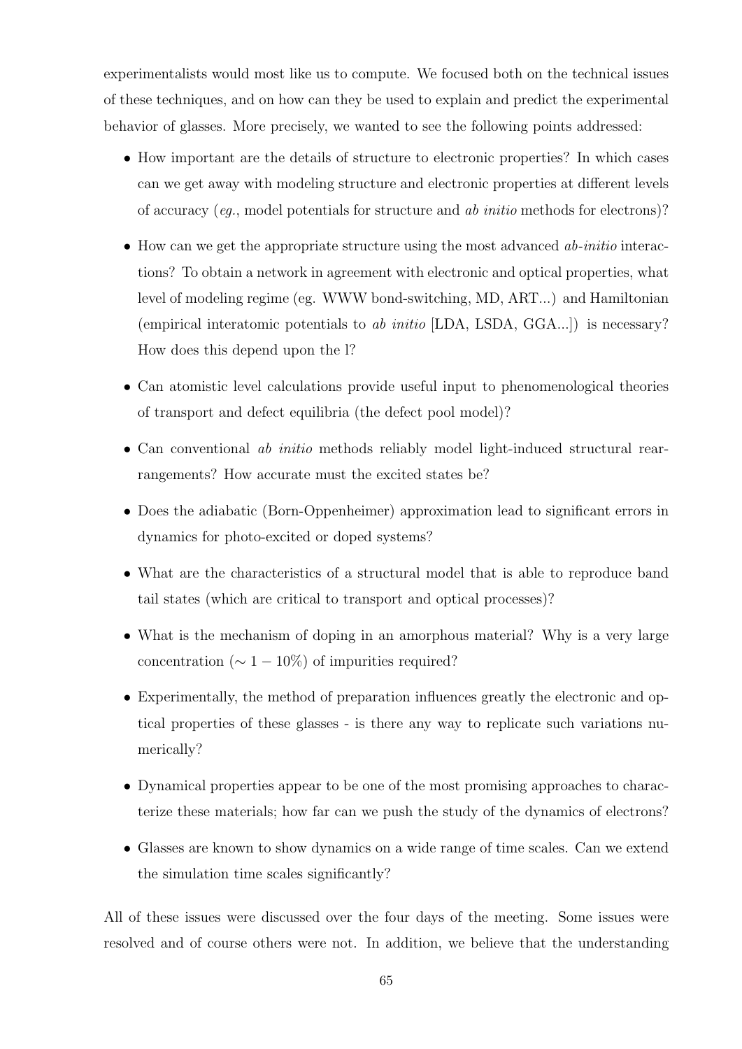experimentalists would most like us to compute. We focused both on the technical issues of these techniques, and on how can they be used to explain and predict the experimental behavior of glasses. More precisely, we wanted to see the following points addressed:

- How important are the details of structure to electronic properties? In which cases can we get away with modeling structure and electronic properties at different levels of accuracy (*eg.*, model potentials for structure and *ab initio* methods for electrons)?
- How can we get the appropriate structure using the most advanced *ab-initio* interactions? To obtain a network in agreement with electronic and optical properties, what level of modeling regime (eg. WWW bond-switching, MD, ART...) and Hamiltonian (empirical interatomic potentials to *ab initio* [LDA, LSDA, GGA...]) is necessary? How does this depend upon the l?
- Can atomistic level calculations provide useful input to phenomenological theories of transport and defect equilibria (the defect pool model)?
- Can conventional *ab initio* methods reliably model light-induced structural rearrangements? How accurate must the excited states be?
- Does the adiabatic (Born-Oppenheimer) approximation lead to significant errors in dynamics for photo-excited or doped systems?
- What are the characteristics of a structural model that is able to reproduce band tail states (which are critical to transport and optical processes)?
- What is the mechanism of doping in an amorphous material? Why is a very large concentration ($\sim 1 - 10\%$) of impurities required?
- Experimentally, the method of preparation influences greatly the electronic and optical properties of these glasses - is there any way to replicate such variations numerically?
- Dynamical properties appear to be one of the most promising approaches to characterize these materials; how far can we push the study of the dynamics of electrons?
- Glasses are known to show dynamics on a wide range of time scales. Can we extend the simulation time scales significantly?

All of these issues were discussed over the four days of the meeting. Some issues were resolved and of course others were not. In addition, we believe that the understanding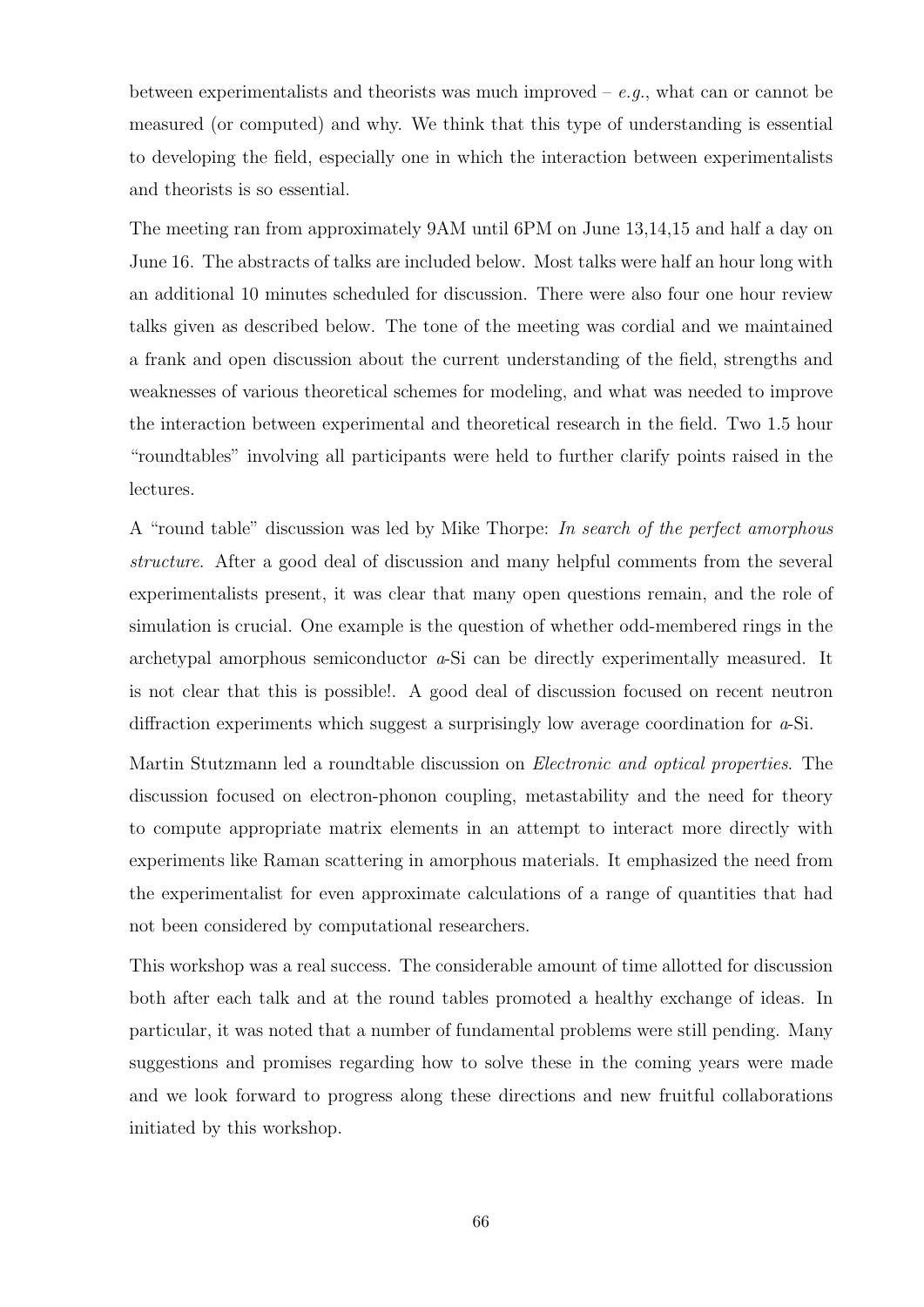between experimentalists and theorists was much improved – *e.g.*, what can or cannot be measured (or computed) and why. We think that this type of understanding is essential to developing the field, especially one in which the interaction between experimentalists and theorists is so essential.

The meeting ran from approximately 9AM until 6PM on June 13,14,15 and half a day on June 16. The abstracts of talks are included below. Most talks were half an hour long with an additional 10 minutes scheduled for discussion. There were also four one hour review talks given as described below. The tone of the meeting was cordial and we maintained a frank and open discussion about the current understanding of the field, strengths and weaknesses of various theoretical schemes for modeling, and what was needed to improve the interaction between experimental and theoretical research in the field. Two 1.5 hour "roundtables" involving all participants were held to further clarify points raised in the lectures.

A "round table" discussion was led by Mike Thorpe: *In search of the perfect amorphous structure*. After a good deal of discussion and many helpful comments from the several experimentalists present, it was clear that many open questions remain, and the role of simulation is crucial. One example is the question of whether odd-membered rings in the archetypal amorphous semiconductor *a*-Si can be directly experimentally measured. It is not clear that this is possible!. A good deal of discussion focused on recent neutron diffraction experiments which suggest a surprisingly low average coordination for *a*-Si.

Martin Stutzmann led a roundtable discussion on *Electronic and optical properties*. The discussion focused on electron-phonon coupling, metastability and the need for theory to compute appropriate matrix elements in an attempt to interact more directly with experiments like Raman scattering in amorphous materials. It emphasized the need from the experimentalist for even approximate calculations of a range of quantities that had not been considered by computational researchers.

This workshop was a real success. The considerable amount of time allotted for discussion both after each talk and at the round tables promoted a healthy exchange of ideas. In particular, it was noted that a number of fundamental problems were still pending. Many suggestions and promises regarding how to solve these in the coming years were made and we look forward to progress along these directions and new fruitful collaborations initiated by this workshop.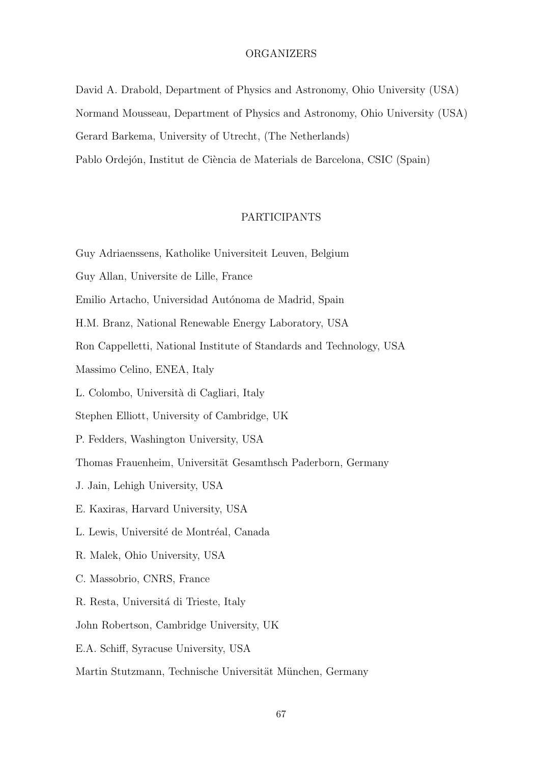## ORGANIZERS

David A. Drabold, Department of Physics and Astronomy, Ohio University (USA)

Normand Mousseau, Department of Physics and Astronomy, Ohio University (USA)

Gerard Barkema, University of Utrecht, (The Netherlands)

Pablo Ordejón, Institut de Ciència de Materials de Barcelona, CSIC (Spain)

## PARTICIPANTS

Guy Adriaenssens, Katholike Universiteit Leuven, Belgium

Guy Allan, Universite de Lille, France

Emilio Artacho, Universidad Autónoma de Madrid, Spain

H.M. Branz, National Renewable Energy Laboratory, USA

Ron Cappelletti, National Institute of Standards and Technology, USA

Massimo Celino, ENEA, Italy

L. Colombo, Università di Cagliari, Italy

Stephen Elliott, University of Cambridge, UK

P. Fedders, Washington University, USA

Thomas Frauenheim, Universität Gesamthsch Paderborn, Germany

J. Jain, Lehigh University, USA

E. Kaxiras, Harvard University, USA

L. Lewis, Université de Montréal, Canada

R. Malek, Ohio University, USA

C. Massobrio, CNRS, France

R. Resta, Universitá di Trieste, Italy

John Robertson, Cambridge University, UK

E.A. Schiff, Syracuse University, USA

Martin Stutzmann, Technische Universität München, Germany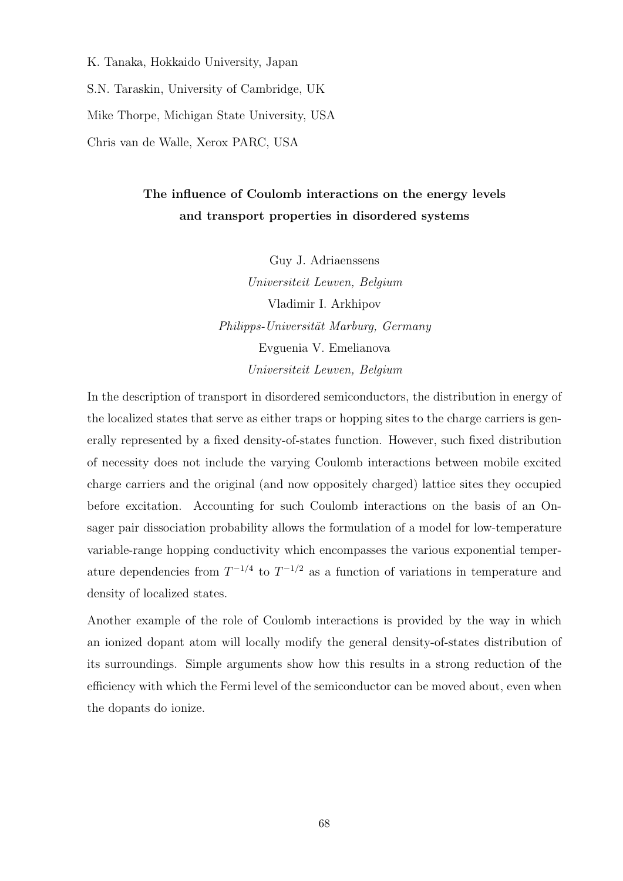K. Tanaka, Hokkaido University, Japan

S.N. Taraskin, University of Cambridge, UK

Mike Thorpe, Michigan State University, USA

Chris van de Walle, Xerox PARC, USA

### The influence of Coulomb interactions on the energy levels and transport properties in disordered systems

Guy J. Adriaenssens
*Universiteit Leuven, Belgium*
Vladimir I. Arkhipov
*Philipps-Universität Marburg, Germany*
Evguenia V. Emelianova
*Universiteit Leuven, Belgium*

In the description of transport in disordered semiconductors, the distribution in energy of the localized states that serve as either traps or hopping sites to the charge carriers is generally represented by a fixed density-of-states function. However, such fixed distribution of necessity does not include the varying Coulomb interactions between mobile excited charge carriers and the original (and now oppositely charged) lattice sites they occupied before excitation. Accounting for such Coulomb interactions on the basis of an Onsager pair dissociation probability allows the formulation of a model for low-temperature variable-range hopping conductivity which encompasses the various exponential temperature dependencies from $T^{-1/4}$ to $T^{-1/2}$ as a function of variations in temperature and density of localized states.

Another example of the role of Coulomb interactions is provided by the way in which an ionized dopant atom will locally modify the general density-of-states distribution of its surroundings. Simple arguments show how this results in a strong reduction of the efficiency with which the Fermi level of the semiconductor can be moved about, even when the dopants do ionize.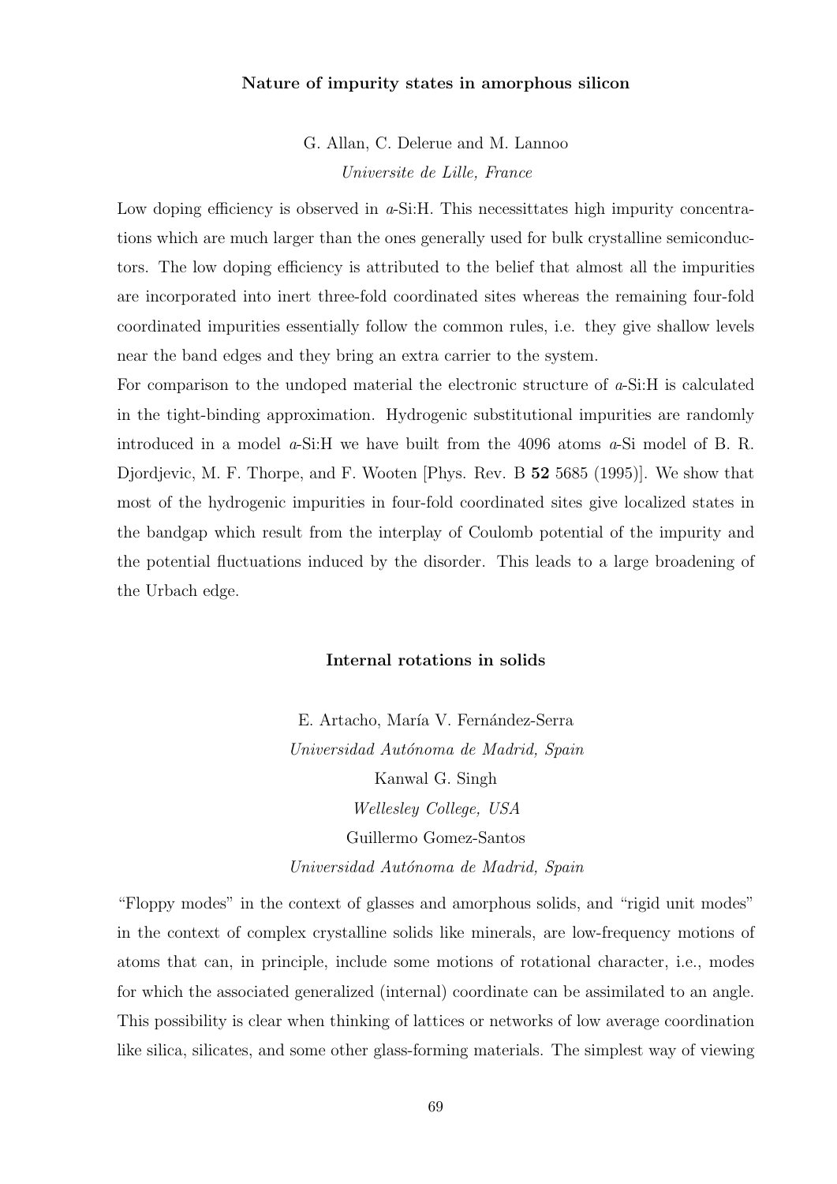### Nature of impurity states in amorphous silicon

G. Allan, C. Delerue and M. Lannoo
*Universite de Lille, France*

Low doping efficiency is observed in *a*-Si:H. This necessittates high impurity concentrations which are much larger than the ones generally used for bulk crystalline semiconductors. The low doping efficiency is attributed to the belief that almost all the impurities are incorporated into inert three-fold coordinated sites whereas the remaining four-fold coordinated impurities essentially follow the common rules, i.e. they give shallow levels near the band edges and they bring an extra carrier to the system.

For comparison to the undoped material the electronic structure of *a*-Si:H is calculated in the tight-binding approximation. Hydrogenic substitutional impurities are randomly introduced in a model *a*-Si:H we have built from the 4096 atoms *a*-Si model of B. R. Djordjevic, M. F. Thorpe, and F. Wooten [Phys. Rev. B **52** 5685 (1995)]. We show that most of the hydrogenic impurities in four-fold coordinated sites give localized states in the bandgap which result from the interplay of Coulomb potential of the impurity and the potential fluctuations induced by the disorder. This leads to a large broadening of the Urbach edge.

### Internal rotations in solids

E. Artacho, María V. Fernández-Serra
*Universidad Autónoma de Madrid, Spain*
Kanwal G. Singh
*Wellesley College, USA*
Guillermo Gomez-Santos
*Universidad Autónoma de Madrid, Spain*

"Floppy modes" in the context of glasses and amorphous solids, and "rigid unit modes" in the context of complex crystalline solids like minerals, are low-frequency motions of atoms that can, in principle, include some motions of rotational character, i.e., modes for which the associated generalized (internal) coordinate can be assimilated to an angle. This possibility is clear when thinking of lattices or networks of low average coordination like silica, silicates, and some other glass-forming materials. The simplest way of viewing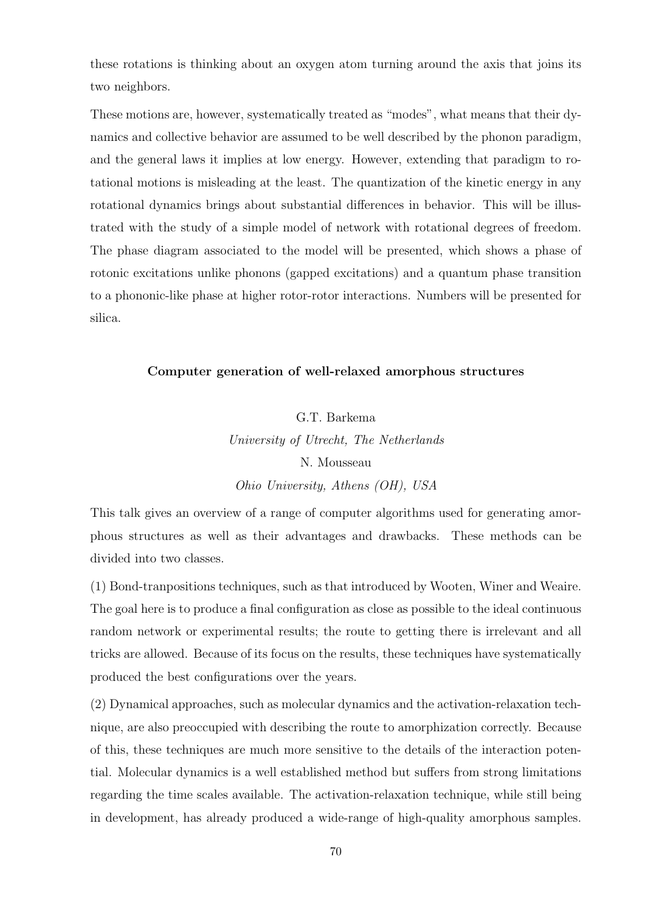these rotations is thinking about an oxygen atom turning around the axis that joins its two neighbors.

These motions are, however, systematically treated as "modes", what means that their dynamics and collective behavior are assumed to be well described by the phonon paradigm, and the general laws it implies at low energy. However, extending that paradigm to rotational motions is misleading at the least. The quantization of the kinetic energy in any rotational dynamics brings about substantial differences in behavior. This will be illustrated with the study of a simple model of network with rotational degrees of freedom. The phase diagram associated to the model will be presented, which shows a phase of rotonic excitations unlike phonons (gapped excitations) and a quantum phase transition to a phononic-like phase at higher rotor-rotor interactions. Numbers will be presented for silica.

### Computer generation of well-relaxed amorphous structures

G.T. Barkema

*University of Utrecht, The Netherlands*

N. Mousseau

*Ohio University, Athens (OH), USA*

This talk gives an overview of a range of computer algorithms used for generating amorphous structures as well as their advantages and drawbacks. These methods can be divided into two classes.

(1) Bond-tranpositions techniques, such as that introduced by Wooten, Winer and Weaire. The goal here is to produce a final configuration as close as possible to the ideal continuous random network or experimental results; the route to getting there is irrelevant and all tricks are allowed. Because of its focus on the results, these techniques have systematically produced the best configurations over the years.

(2) Dynamical approaches, such as molecular dynamics and the activation-relaxation technique, are also preoccupied with describing the route to amorphization correctly. Because of this, these techniques are much more sensitive to the details of the interaction potential. Molecular dynamics is a well established method but suffers from strong limitations regarding the time scales available. The activation-relaxation technique, while still being in development, has already produced a wide-range of high-quality amorphous samples.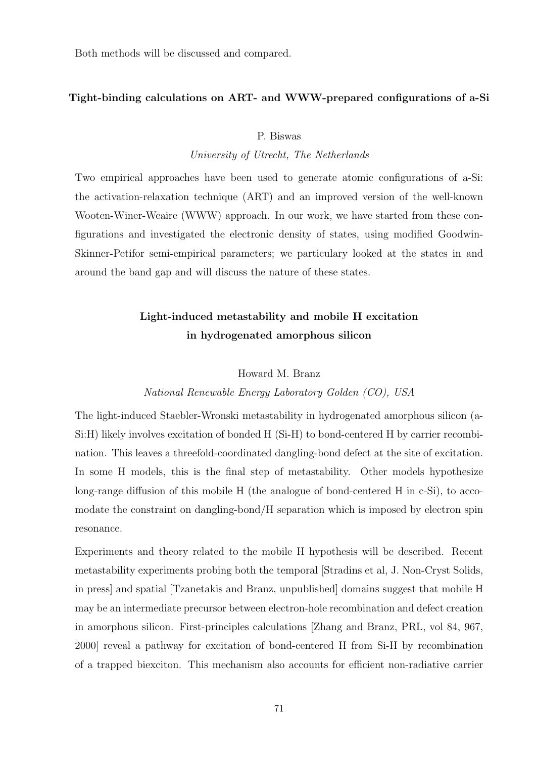Both methods will be discussed and compared.

### Tight-binding calculations on ART- and WWW-prepared configurations of a-Si

P. Biswas

*University of Utrecht, The Netherlands*

Two empirical approaches have been used to generate atomic configurations of a-Si: the activation-relaxation technique (ART) and an improved version of the well-known Wooten-Winer-Weaire (WWW) approach. In our work, we have started from these configurations and investigated the electronic density of states, using modified Goodwin-Skinner-Petifor semi-empirical parameters; we particulary looked at the states in and around the band gap and will discuss the nature of these states.

### Light-induced metastability and mobile H excitation in hydrogenated amorphous silicon

Howard M. Branz

*National Renewable Energy Laboratory Golden (CO), USA*

The light-induced Staebler-Wronski metastability in hydrogenated amorphous silicon (a-Si:H) likely involves excitation of bonded H (Si-H) to bond-centered H by carrier recombination. This leaves a threefold-coordinated dangling-bond defect at the site of excitation. In some H models, this is the final step of metastability. Other models hypothesize long-range diffusion of this mobile H (the analogue of bond-centered H in c-Si), to accomodate the constraint on dangling-bond/H separation which is imposed by electron spin resonance.

Experiments and theory related to the mobile H hypothesis will be described. Recent metastability experiments probing both the temporal [Stradins et al, J. Non-Cryst Solids, in press] and spatial [Tzanetakis and Branz, unpublished] domains suggest that mobile H may be an intermediate precursor between electron-hole recombination and defect creation in amorphous silicon. First-principles calculations [Zhang and Branz, PRL, vol 84, 967, 2000] reveal a pathway for excitation of bond-centered H from Si-H by recombination of a trapped biexciton. This mechanism also accounts for efficient non-radiative carrier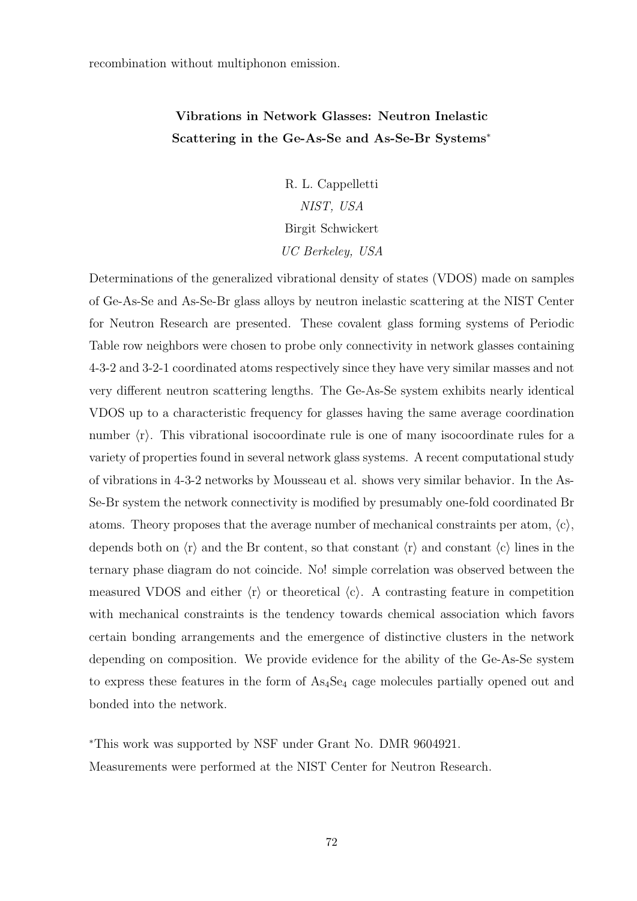recombination without multiphonon emission.

## Vibrations in Network Glasses: Neutron Inelastic Scattering in the Ge-As-Se and As-Se-Br Systems*

R. L. Cappelletti
*NIST, USA*
Birgit Schwickert
*UC Berkeley, USA*

Determinations of the generalized vibrational density of states (VDOS) made on samples of Ge-As-Se and As-Se-Br glass alloys by neutron inelastic scattering at the NIST Center for Neutron Research are presented. These covalent glass forming systems of Periodic Table row neighbors were chosen to probe only connectivity in network glasses containing 4-3-2 and 3-2-1 coordinated atoms respectively since they have very similar masses and not very different neutron scattering lengths. The Ge-As-Se system exhibits nearly identical VDOS up to a characteristic frequency for glasses having the same average coordination number $\langle r \rangle$. This vibrational isocoordinate rule is one of many isocoordinate rules for a variety of properties found in several network glass systems. A recent computational study of vibrations in 4-3-2 networks by Mousseau et al. shows very similar behavior. In the As-Se-Br system the network connectivity is modified by presumably one-fold coordinated Br atoms. Theory proposes that the average number of mechanical constraints per atom, $\langle c \rangle$, depends both on $\langle r \rangle$ and the Br content, so that constant $\langle r \rangle$ and constant $\langle c \rangle$ lines in the ternary phase diagram do not coincide. No! simple correlation was observed between the measured VDOS and either $\langle r \rangle$ or theoretical $\langle c \rangle$. A contrasting feature in competition with mechanical constraints is the tendency towards chemical association which favors certain bonding arrangements and the emergence of distinctive clusters in the network depending on composition. We provide evidence for the ability of the Ge-As-Se system to express these features in the form of $As_4Se_4$ cage molecules partially opened out and bonded into the network.

*This work was supported by NSF under Grant No. DMR 9604921.
Measurements were performed at the NIST Center for Neutron Research.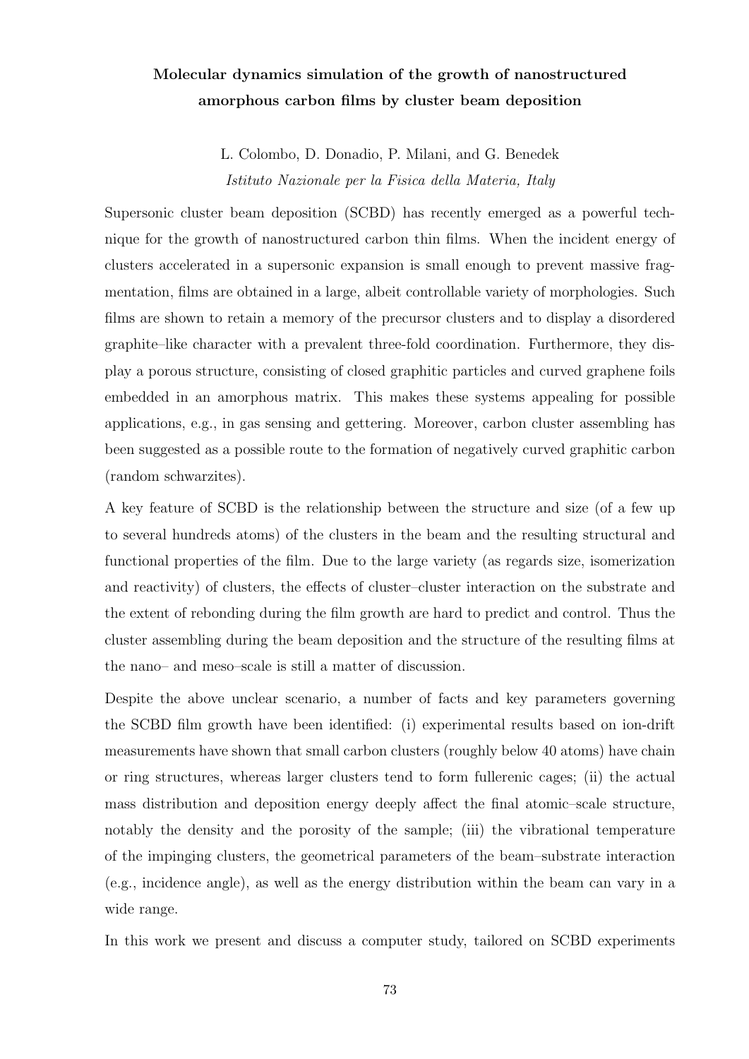## Molecular dynamics simulation of the growth of nanostructured amorphous carbon films by cluster beam deposition

L. Colombo, D. Donadio, P. Milani, and G. Benedek
*Istituto Nazionale per la Fisica della Materia, Italy*

Supersonic cluster beam deposition (SCBD) has recently emerged as a powerful technique for the growth of nanostructured carbon thin films. When the incident energy of clusters accelerated in a supersonic expansion is small enough to prevent massive fragmentation, films are obtained in a large, albeit controllable variety of morphologies. Such films are shown to retain a memory of the precursor clusters and to display a disordered graphite–like character with a prevalent three-fold coordination. Furthermore, they display a porous structure, consisting of closed graphitic particles and curved graphene foils embedded in an amorphous matrix. This makes these systems appealing for possible applications, e.g., in gas sensing and gettering. Moreover, carbon cluster assembling has been suggested as a possible route to the formation of negatively curved graphitic carbon (random schwarzites).

A key feature of SCBD is the relationship between the structure and size (of a few up to several hundreds atoms) of the clusters in the beam and the resulting structural and functional properties of the film. Due to the large variety (as regards size, isomerization and reactivity) of clusters, the effects of cluster–cluster interaction on the substrate and the extent of rebonding during the film growth are hard to predict and control. Thus the cluster assembling during the beam deposition and the structure of the resulting films at the nano– and meso–scale is still a matter of discussion.

Despite the above unclear scenario, a number of facts and key parameters governing the SCBD film growth have been identified: (i) experimental results based on ion-drift measurements have shown that small carbon clusters (roughly below 40 atoms) have chain or ring structures, whereas larger clusters tend to form fullerenic cages; (ii) the actual mass distribution and deposition energy deeply affect the final atomic–scale structure, notably the density and the porosity of the sample; (iii) the vibrational temperature of the impinging clusters, the geometrical parameters of the beam–substrate interaction (e.g., incidence angle), as well as the energy distribution within the beam can vary in a wide range.

In this work we present and discuss a computer study, tailored on SCBD experiments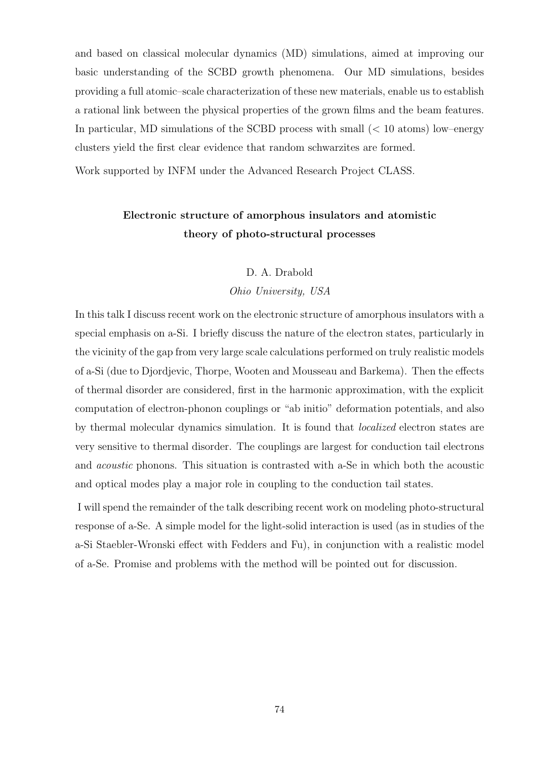and based on classical molecular dynamics (MD) simulations, aimed at improving our basic understanding of the SCBD growth phenomena. Our MD simulations, besides providing a full atomic–scale characterization of these new materials, enable us to establish a rational link between the physical properties of the grown films and the beam features. In particular, MD simulations of the SCBD process with small ($< 10$ atoms) low–energy clusters yield the first clear evidence that random schwarzites are formed.

Work supported by INFM under the Advanced Research Project CLASS.

## Electronic structure of amorphous insulators and atomistic theory of photo-structural processes

D. A. Drabold

*Ohio University, USA*

In this talk I discuss recent work on the electronic structure of amorphous insulators with a special emphasis on a-Si. I briefly discuss the nature of the electron states, particularly in the vicinity of the gap from very large scale calculations performed on truly realistic models of a-Si (due to Djordjevic, Thorpe, Wooten and Mousseau and Barkema). Then the effects of thermal disorder are considered, first in the harmonic approximation, with the explicit computation of electron-phonon couplings or "ab initio" deformation potentials, and also by thermal molecular dynamics simulation. It is found that *localized* electron states are very sensitive to thermal disorder. The couplings are largest for conduction tail electrons and *acoustic* phonons. This situation is contrasted with a-Se in which both the acoustic and optical modes play a major role in coupling to the conduction tail states.

I will spend the remainder of the talk describing recent work on modeling photo-structural response of a-Se. A simple model for the light-solid interaction is used (as in studies of the a-Si Staebler-Wronski effect with Fedders and Fu), in conjunction with a realistic model of a-Se. Promise and problems with the method will be pointed out for discussion.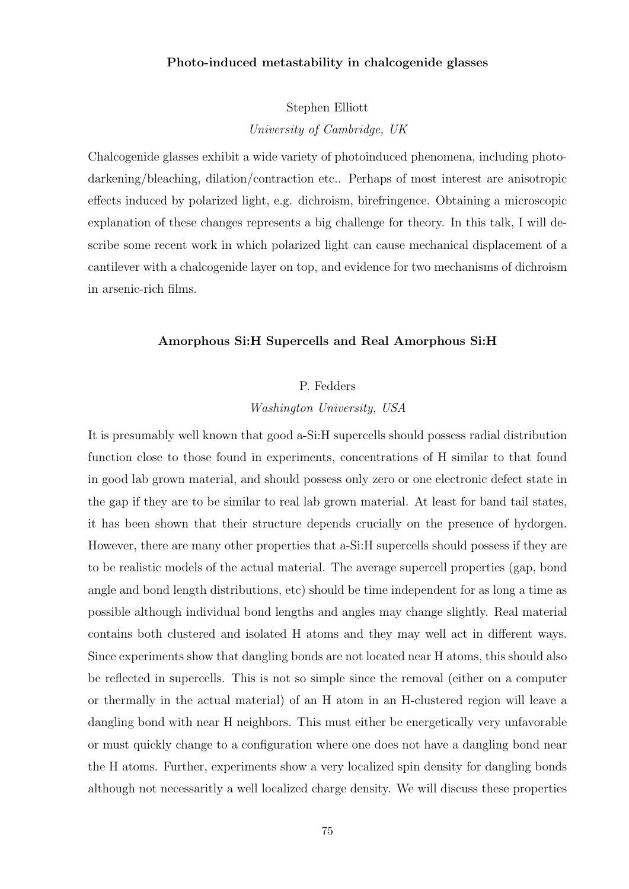### Photo-induced metastability in chalcogenide glasses

Stephen Elliott

*University of Cambridge, UK*

Chalcogenide glasses exhibit a wide variety of photoinduced phenomena, including photo-darkening/bleaching, dilation/contraction etc.. Perhaps of most interest are anisotropic effects induced by polarized light, e.g. dichroism, birefringence. Obtaining a microscopic explanation of these changes represents a big challenge for theory. In this talk, I will describe some recent work in which polarized light can cause mechanical displacement of a cantilever with a chalcogenide layer on top, and evidence for two mechanisms of dichroism in arsenic-rich films.

### Amorphous Si:H Supercells and Real Amorphous Si:H

P. Fedders

*Washington University, USA*

It is presumably well known that good a-Si:H supercells should possess radial distribution function close to those found in experiments, concentrations of H similar to that found in good lab grown material, and should possess only zero or one electronic defect state in the gap if they are to be similar to real lab grown material. At least for band tail states, it has been shown that their structure depends crucially on the presence of hydorgen. However, there are many other properties that a-Si:H supercells should possess if they are to be realistic models of the actual material. The average supercell properties (gap, bond angle and bond length distributions, etc) should be time independent for as long a time as possible although individual bond lengths and angles may change slightly. Real material contains both clustered and isolated H atoms and they may well act in different ways. Since experiments show that dangling bonds are not located near H atoms, this should also be reflected in supercells. This is not so simple since the removal (either on a computer or thermally in the actual material) of an H atom in an H-clustered region will leave a dangling bond with near H neighbors. This must either be energetically very unfavorable or must quickly change to a configuration where one does not have a dangling bond near the H atoms. Further, experiments show a very localized spin density for dangling bonds although not necessaritly a well localized charge density. We will discuss these properties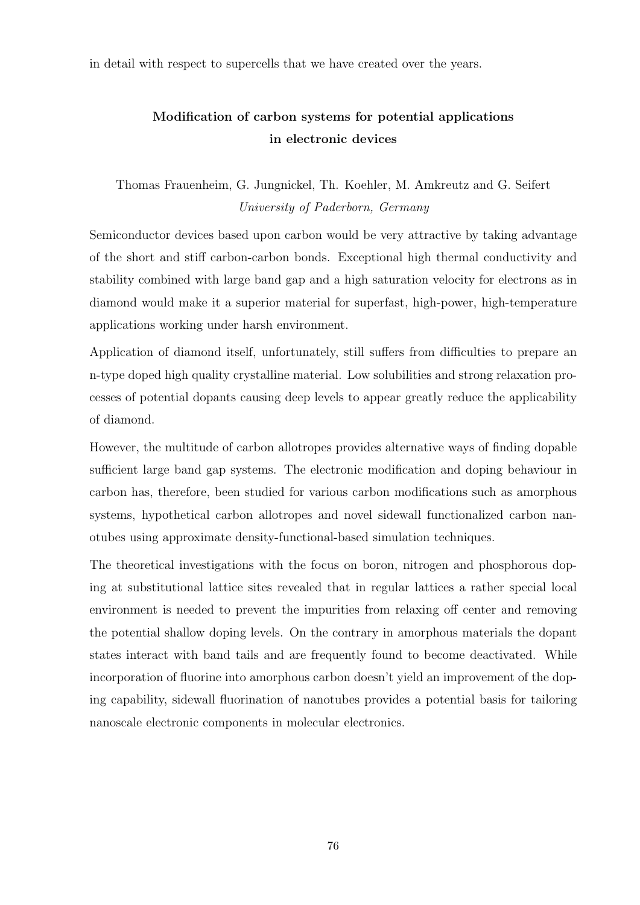in detail with respect to supercells that we have created over the years.

## Modification of carbon systems for potential applications in electronic devices

Thomas Frauenheim, G. Jungnickel, Th. Koehler, M. Amkreutz and G. Seifert
*University of Paderborn, Germany*

Semiconductor devices based upon carbon would be very attractive by taking advantage of the short and stiff carbon-carbon bonds. Exceptional high thermal conductivity and stability combined with large band gap and a high saturation velocity for electrons as in diamond would make it a superior material for superfast, high-power, high-temperature applications working under harsh environment.

Application of diamond itself, unfortunately, still suffers from difficulties to prepare an n-type doped high quality crystalline material. Low solubilities and strong relaxation processes of potential dopants causing deep levels to appear greatly reduce the applicability of diamond.

However, the multitude of carbon allotropes provides alternative ways of finding dopable sufficient large band gap systems. The electronic modification and doping behaviour in carbon has, therefore, been studied for various carbon modifications such as amorphous systems, hypothetical carbon allotropes and novel sidewall functionalized carbon nanotubes using approximate density-functional-based simulation techniques.

The theoretical investigations with the focus on boron, nitrogen and phosphorous doping at substitutional lattice sites revealed that in regular lattices a rather special local environment is needed to prevent the impurities from relaxing off center and removing the potential shallow doping levels. On the contrary in amorphous materials the dopant states interact with band tails and are frequently found to become deactivated. While incorporation of fluorine into amorphous carbon doesn't yield an improvement of the doping capability, sidewall fluorination of nanotubes provides a potential basis for tailoring nanoscale electronic components in molecular electronics.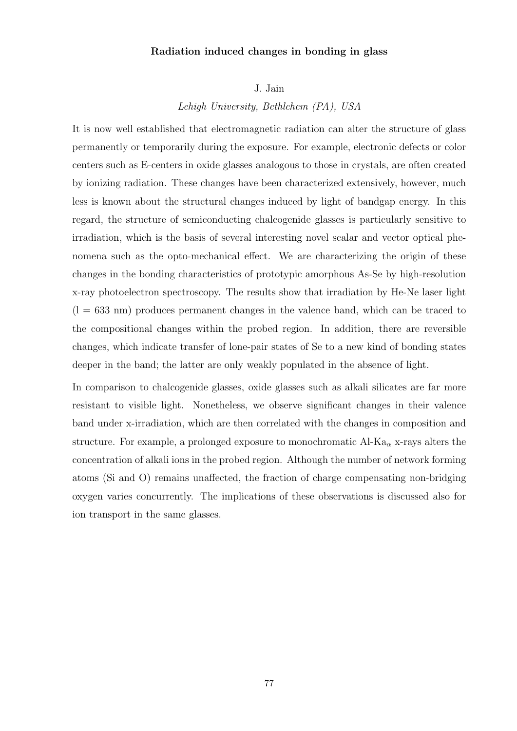# Radiation induced changes in bonding in glass

J. Jain

*Lehigh University, Bethlehem (PA), USA*

It is now well established that electromagnetic radiation can alter the structure of glass permanently or temporarily during the exposure. For example, electronic defects or color centers such as E-centers in oxide glasses analogous to those in crystals, are often created by ionizing radiation. These changes have been characterized extensively, however, much less is known about the structural changes induced by light of bandgap energy. In this regard, the structure of semiconducting chalcogenide glasses is particularly sensitive to irradiation, which is the basis of several interesting novel scalar and vector optical phenomena such as the opto-mechanical effect. We are characterizing the origin of these changes in the bonding characteristics of prototypic amorphous As-Se by high-resolution x-ray photoelectron spectroscopy. The results show that irradiation by He-Ne laser light (l = 633 nm) produces permanent changes in the valence band, which can be traced to the compositional changes within the probed region. In addition, there are reversible changes, which indicate transfer of lone-pair states of Se to a new kind of bonding states deeper in the band; the latter are only weakly populated in the absence of light.

In comparison to chalcogenide glasses, oxide glasses such as alkali silicates are far more resistant to visible light. Nonetheless, we observe significant changes in their valence band under x-irradiation, which are then correlated with the changes in composition and structure. For example, a prolonged exposure to monochromatic Al-$K_{\alpha}$ x-rays alters the concentration of alkali ions in the probed region. Although the number of network forming atoms (Si and O) remains unaffected, the fraction of charge compensating non-bridging oxygen varies concurrently. The implications of these observations is discussed also for ion transport in the same glasses.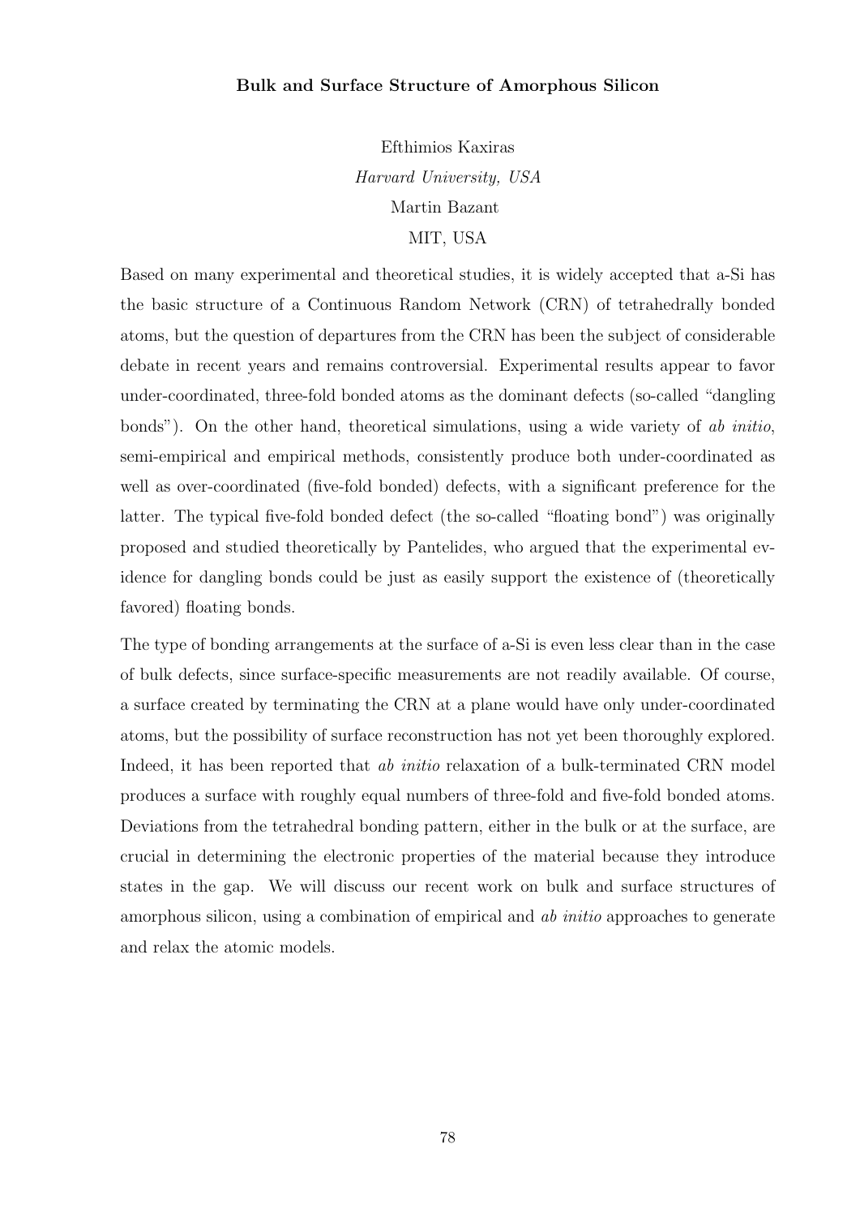**Bulk and Surface Structure of Amorphous Silicon**

Efthimios Kaxiras  
*Harvard University, USA*  
Martin Bazant  
MIT, USA

Based on many experimental and theoretical studies, it is widely accepted that a-Si has the basic structure of a Continuous Random Network (CRN) of tetrahedrally bonded atoms, but the question of departures from the CRN has been the subject of considerable debate in recent years and remains controversial. Experimental results appear to favor under-coordinated, three-fold bonded atoms as the dominant defects (so-called "dangling bonds"). On the other hand, theoretical simulations, using a wide variety of *ab initio*, semi-empirical and empirical methods, consistently produce both under-coordinated as well as over-coordinated (five-fold bonded) defects, with a significant preference for the latter. The typical five-fold bonded defect (the so-called "floating bond") was originally proposed and studied theoretically by Pantelides, who argued that the experimental evidence for dangling bonds could be just as easily support the existence of (theoretically favored) floating bonds.

The type of bonding arrangements at the surface of a-Si is even less clear than in the case of bulk defects, since surface-specific measurements are not readily available. Of course, a surface created by terminating the CRN at a plane would have only under-coordinated atoms, but the possibility of surface reconstruction has not yet been thoroughly explored. Indeed, it has been reported that *ab initio* relaxation of a bulk-terminated CRN model produces a surface with roughly equal numbers of three-fold and five-fold bonded atoms. Deviations from the tetrahedral bonding pattern, either in the bulk or at the surface, are crucial in determining the electronic properties of the material because they introduce states in the gap. We will discuss our recent work on bulk and surface structures of amorphous silicon, using a combination of empirical and *ab initio* approaches to generate and relax the atomic models.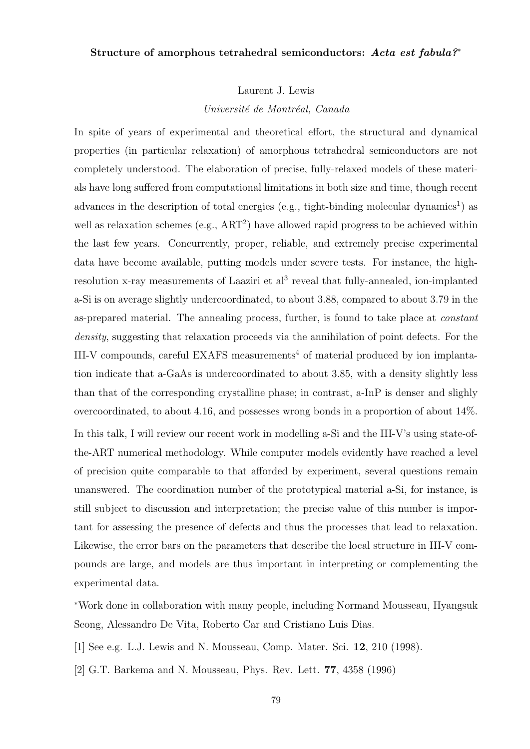### Structure of amorphous tetrahedral semiconductors: *Acta est fabula?*[*]

Laurent J. Lewis

*Université de Montréal, Canada*

In spite of years of experimental and theoretical effort, the structural and dynamical properties (in particular relaxation) of amorphous tetrahedral semiconductors are not completely understood. The elaboration of precise, fully-relaxed models of these materials have long suffered from computational limitations in both size and time, though recent advances in the description of total energies (e.g., tight-binding molecular dynamics[1]) as well as relaxation schemes (e.g., ART[2]) have allowed rapid progress to be achieved within the last few years. Concurrently, proper, reliable, and extremely precise experimental data have become available, putting models under severe tests. For instance, the high-resolution x-ray measurements of Laaziri et al[3] reveal that fully-annealed, ion-implanted a-Si is on average slightly undercoordinated, to about 3.88, compared to about 3.79 in the as-prepared material. The annealing process, further, is found to take place at *constant density*, suggesting that relaxation proceeds via the annihilation of point defects. For the III-V compounds, careful EXAFS measurements[4] of material produced by ion implantation indicate that a-GaAs is undercoordinated to about 3.85, with a density slightly less than that of the corresponding crystalline phase; in contrast, a-InP is denser and slighly overcoordinated, to about 4.16, and possesses wrong bonds in a proportion of about 14%.

In this talk, I will review our recent work in modelling a-Si and the III-V's using state-of-the-ART numerical methodology. While computer models evidently have reached a level of precision quite comparable to that afforded by experiment, several questions remain unanswered. The coordination number of the prototypical material a-Si, for instance, is still subject to discussion and interpretation; the precise value of this number is important for assessing the presence of defects and thus the processes that lead to relaxation. Likewise, the error bars on the parameters that describe the local structure in III-V compounds are large, and models are thus important in interpreting or complementing the experimental data.

[*]Work done in collaboration with many people, including Normand Mousseau, Hyangsuk Seong, Alessandro De Vita, Roberto Car and Cristiano Luis Dias.

[1] See e.g. L.J. Lewis and N. Mousseau, Comp. Mater. Sci. **12**, 210 (1998).

[2] G.T. Barkema and N. Mousseau, Phys. Rev. Lett. **77**, 4358 (1996)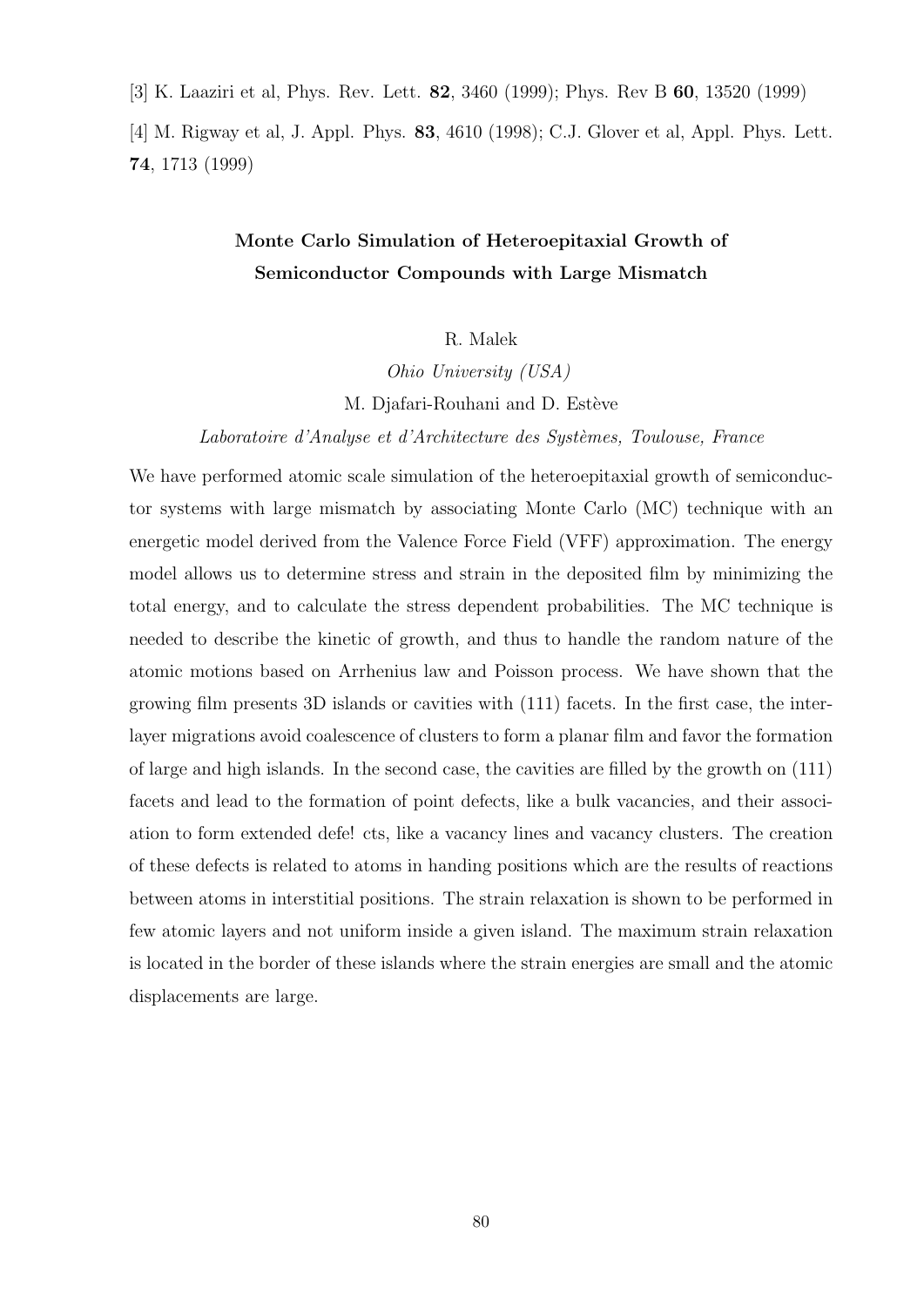[3] K. Laaziri et al, Phys. Rev. Lett. **82**, 3460 (1999); Phys. Rev B **60**, 13520 (1999)

[4] M. Rigway et al, J. Appl. Phys. **83**, 4610 (1998); C.J. Glover et al, Appl. Phys. Lett. **74**, 1713 (1999)

## Monte Carlo Simulation of Heteroepitaxial Growth of Semiconductor Compounds with Large Mismatch

R. Malek

*Ohio University (USA)*

M. Djafari-Rouhani and D. Estève

*Laboratoire d'Analyse et d'Architecture des Systèmes, Toulouse, France*

We have performed atomic scale simulation of the heteroepitaxial growth of semiconductor systems with large mismatch by associating Monte Carlo (MC) technique with an energetic model derived from the Valence Force Field (VFF) approximation. The energy model allows us to determine stress and strain in the deposited film by minimizing the total energy, and to calculate the stress dependent probabilities. The MC technique is needed to describe the kinetic of growth, and thus to handle the random nature of the atomic motions based on Arrhenius law and Poisson process. We have shown that the growing film presents 3D islands or cavities with (111) facets. In the first case, the interlayer migrations avoid coalescence of clusters to form a planar film and favor the formation of large and high islands. In the second case, the cavities are filled by the growth on (111) facets and lead to the formation of point defects, like a bulk vacancies, and their association to form extended defe! cts, like a vacancy lines and vacancy clusters. The creation of these defects is related to atoms in handing positions which are the results of reactions between atoms in interstitial positions. The strain relaxation is shown to be performed in few atomic layers and not uniform inside a given island. The maximum strain relaxation is located in the border of these islands where the strain energies are small and the atomic displacements are large.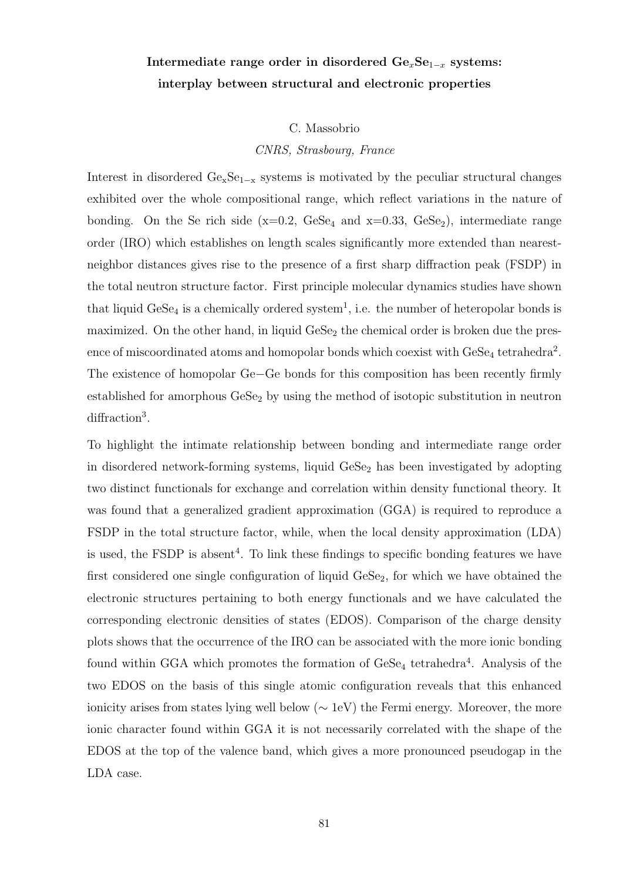## Intermediate range order in disordered $Ge_xSe_{1-x}$ systems: interplay between structural and electronic properties

C. Massobrio

*CNRS, Strasbourg, France*

Interest in disordered $Ge_xSe_{1-x}$ systems is motivated by the peculiar structural changes exhibited over the whole compositional range, which reflect variations in the nature of bonding. On the Se rich side (x=0.2, $GeSe_4$ and x=0.33, $GeSe_2$), intermediate range order (IRO) which establishes on length scales significantly more extended than nearest-neighbor distances gives rise to the presence of a first sharp diffraction peak (FSDP) in the total neutron structure factor. First principle molecular dynamics studies have shown that liquid $GeSe_4$ is a chemically ordered system[1], i.e. the number of heteropolar bonds is maximized. On the other hand, in liquid $GeSe_2$ the chemical order is broken due the presence of miscoordinated atoms and homopolar bonds which coexist with $GeSe_4$ tetrahedra[2]. The existence of homopolar Ge−Ge bonds for this composition has been recently firmly established for amorphous $GeSe_2$ by using the method of isotopic substitution in neutron diffraction[3].

To highlight the intimate relationship between bonding and intermediate range order in disordered network-forming systems, liquid $GeSe_2$ has been investigated by adopting two distinct functionals for exchange and correlation within density functional theory. It was found that a generalized gradient approximation (GGA) is required to reproduce a FSDP in the total structure factor, while, when the local density approximation (LDA) is used, the FSDP is absent[4]. To link these findings to specific bonding features we have first considered one single configuration of liquid $GeSe_2$, for which we have obtained the electronic structures pertaining to both energy functionals and we have calculated the corresponding electronic densities of states (EDOS). Comparison of the charge density plots shows that the occurrence of the IRO can be associated with the more ionic bonding found within GGA which promotes the formation of $GeSe_4$ tetrahedra[4]. Analysis of the two EDOS on the basis of this single atomic configuration reveals that this enhanced ionicity arises from states lying well below (∼ 1eV) the Fermi energy. Moreover, the more ionic character found within GGA it is not necessarily correlated with the shape of the EDOS at the top of the valence band, which gives a more pronounced pseudogap in the LDA case.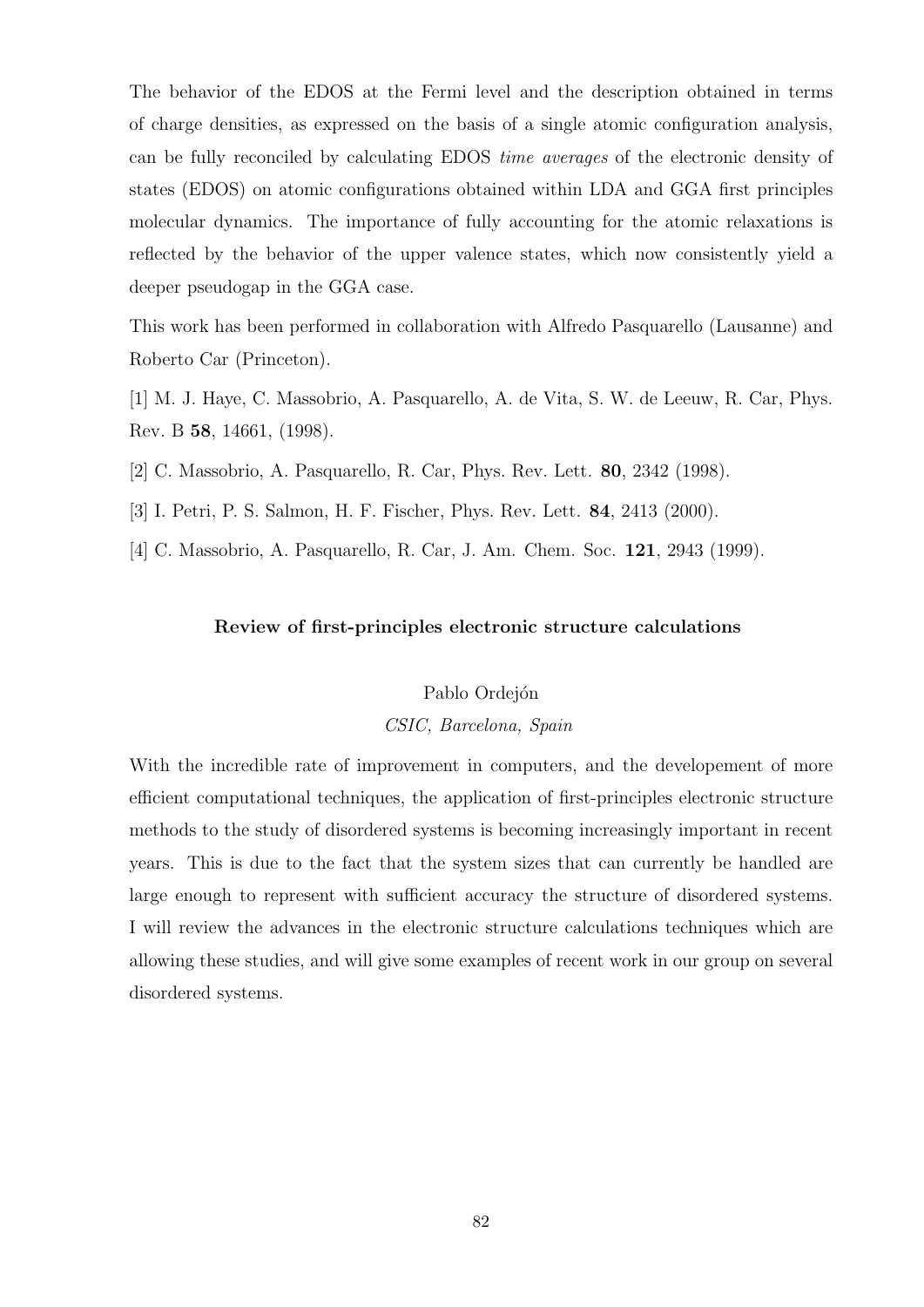The behavior of the EDOS at the Fermi level and the description obtained in terms of charge densities, as expressed on the basis of a single atomic configuration analysis, can be fully reconciled by calculating EDOS *time averages* of the electronic density of states (EDOS) on atomic configurations obtained within LDA and GGA first principles molecular dynamics. The importance of fully accounting for the atomic relaxations is reflected by the behavior of the upper valence states, which now consistently yield a deeper pseudogap in the GGA case.

This work has been performed in collaboration with Alfredo Pasquarello (Lausanne) and Roberto Car (Princeton).

[1] M. J. Haye, C. Massobrio, A. Pasquarello, A. de Vita, S. W. de Leeuw, R. Car, Phys. Rev. B **58**, 14661, (1998).

[2] C. Massobrio, A. Pasquarello, R. Car, Phys. Rev. Lett. **80**, 2342 (1998).

[3] I. Petri, P. S. Salmon, H. F. Fischer, Phys. Rev. Lett. **84**, 2413 (2000).

[4] C. Massobrio, A. Pasquarello, R. Car, J. Am. Chem. Soc. **121**, 2943 (1999).

### Review of first-principles electronic structure calculations

Pablo Ordejón

*CSIC, Barcelona, Spain*

With the incredible rate of improvement in computers, and the developement of more efficient computational techniques, the application of first-principles electronic structure methods to the study of disordered systems is becoming increasingly important in recent years. This is due to the fact that the system sizes that can currently be handled are large enough to represent with sufficient accuracy the structure of disordered systems. I will review the advances in the electronic structure calculations techniques which are allowing these studies, and will give some examples of recent work in our group on several disordered systems.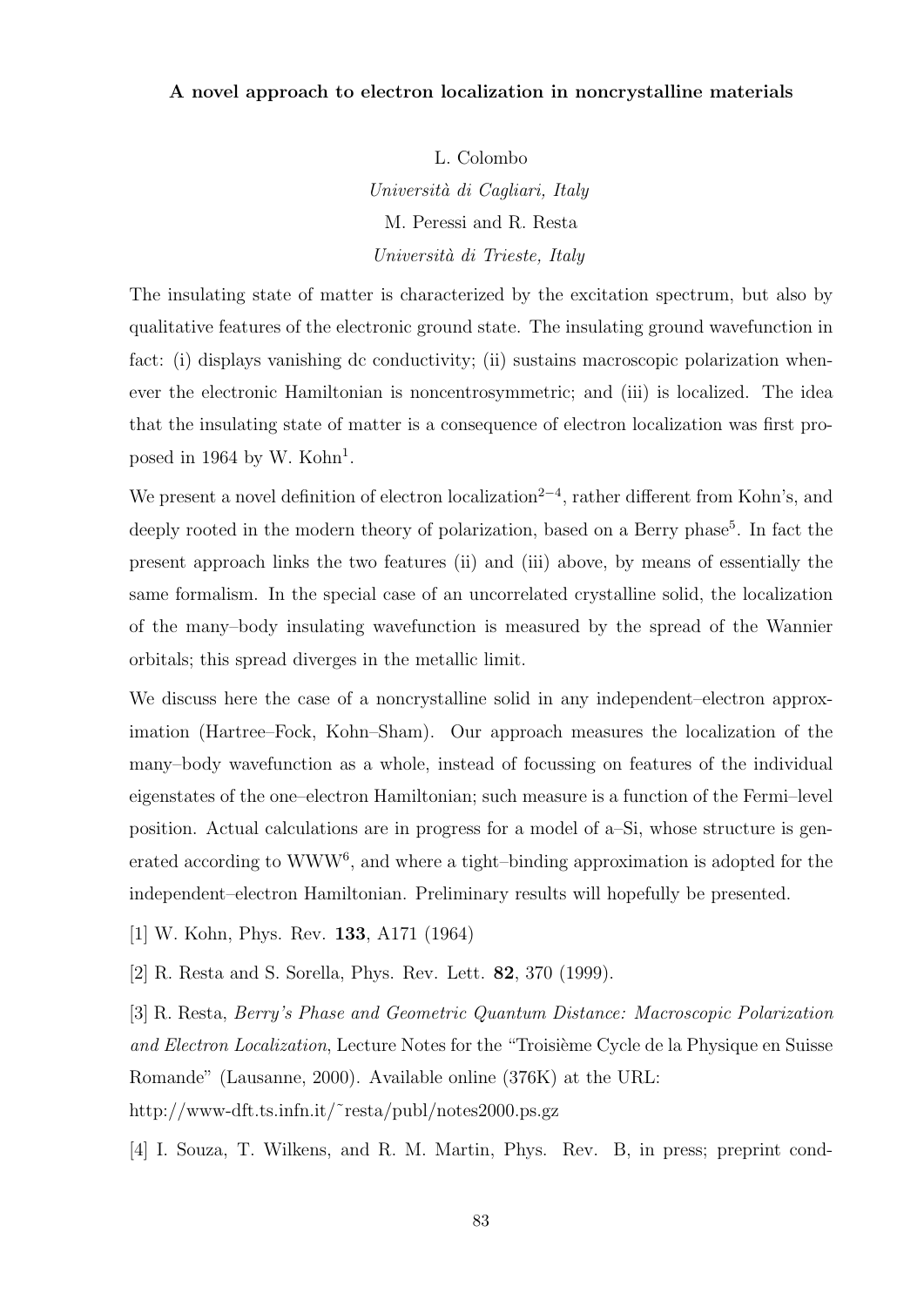### A novel approach to electron localization in noncrystalline materials

L. Colombo
*Università di Cagliari, Italy*
M. Peressi and R. Resta
*Università di Trieste, Italy*

The insulating state of matter is characterized by the excitation spectrum, but also by qualitative features of the electronic ground state. The insulating ground wavefunction in fact: (i) displays vanishing dc conductivity; (ii) sustains macroscopic polarization whenever the electronic Hamiltonian is noncentrosymmetric; and (iii) is localized. The idea that the insulating state of matter is a consequence of electron localization was first proposed in 1964 by W. Kohn[1].

We present a novel definition of electron localization[2–4], rather different from Kohn's, and deeply rooted in the modern theory of polarization, based on a Berry phase[5]. In fact the present approach links the two features (ii) and (iii) above, by means of essentially the same formalism. In the special case of an uncorrelated crystalline solid, the localization of the many–body insulating wavefunction is measured by the spread of the Wannier orbitals; this spread diverges in the metallic limit.

We discuss here the case of a noncrystalline solid in any independent–electron approximation (Hartree–Fock, Kohn–Sham). Our approach measures the localization of the many–body wavefunction as a whole, instead of focussing on features of the individual eigenstates of the one–electron Hamiltonian; such measure is a function of the Fermi–level position. Actual calculations are in progress for a model of a–Si, whose structure is generated according to WWW[6], and where a tight–binding approximation is adopted for the independent–electron Hamiltonian. Preliminary results will hopefully be presented.

[1] W. Kohn, Phys. Rev. **133**, A171 (1964)

[2] R. Resta and S. Sorella, Phys. Rev. Lett. **82**, 370 (1999).

[3] R. Resta, *Berry's Phase and Geometric Quantum Distance: Macroscopic Polarization and Electron Localization*, Lecture Notes for the "Troisième Cycle de la Physique en Suisse Romande" (Lausanne, 2000). Available online (376K) at the URL:
http://www-dft.ts.infn.it/~resta/publ/notes2000.ps.gz

[4] I. Souza, T. Wilkens, and R. M. Martin, Phys. Rev. B, in press; preprint cond-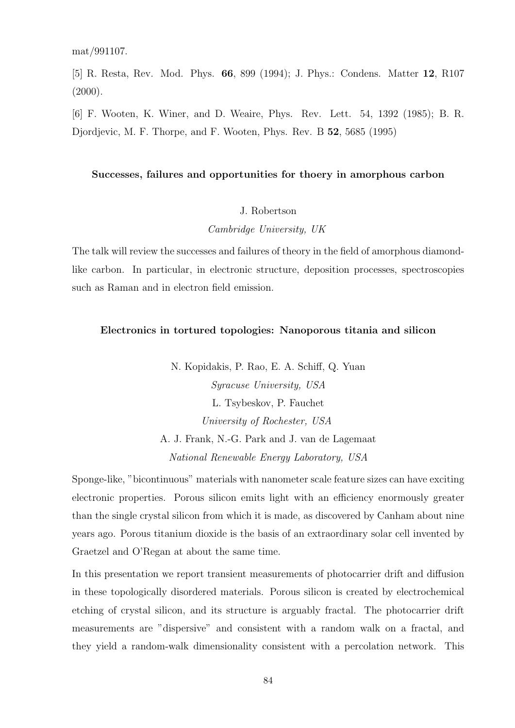mat/991107.

[5] R. Resta, Rev. Mod. Phys. **66**, 899 (1994); J. Phys.: Condens. Matter **12**, R107 (2000).

[6] F. Wooten, K. Winer, and D. Weaire, Phys. Rev. Lett. 54, 1392 (1985); B. R. Djordjevic, M. F. Thorpe, and F. Wooten, Phys. Rev. B **52**, 5685 (1995)

### Successes, failures and opportunities for thoery in amorphous carbon

J. Robertson

*Cambridge University, UK*

The talk will review the successes and failures of theory in the field of amorphous diamond-like carbon. In particular, in electronic structure, deposition processes, spectroscopies such as Raman and in electron field emission.

### Electronics in tortured topologies: Nanoporous titania and silicon

N. Kopidakis, P. Rao, E. A. Schiff, Q. Yuan

*Syracuse University, USA*

L. Tsybeskov, P. Fauchet

*University of Rochester, USA*

A. J. Frank, N.-G. Park and J. van de Lagemaat

*National Renewable Energy Laboratory, USA*

Sponge-like, "bicontinuous" materials with nanometer scale feature sizes can have exciting electronic properties. Porous silicon emits light with an efficiency enormously greater than the single crystal silicon from which it is made, as discovered by Canham about nine years ago. Porous titanium dioxide is the basis of an extraordinary solar cell invented by Graetzel and O'Regan at about the same time.

In this presentation we report transient measurements of photocarrier drift and diffusion in these topologically disordered materials. Porous silicon is created by electrochemical etching of crystal silicon, and its structure is arguably fractal. The photocarrier drift measurements are "dispersive" and consistent with a random walk on a fractal, and they yield a random-walk dimensionality consistent with a percolation network. This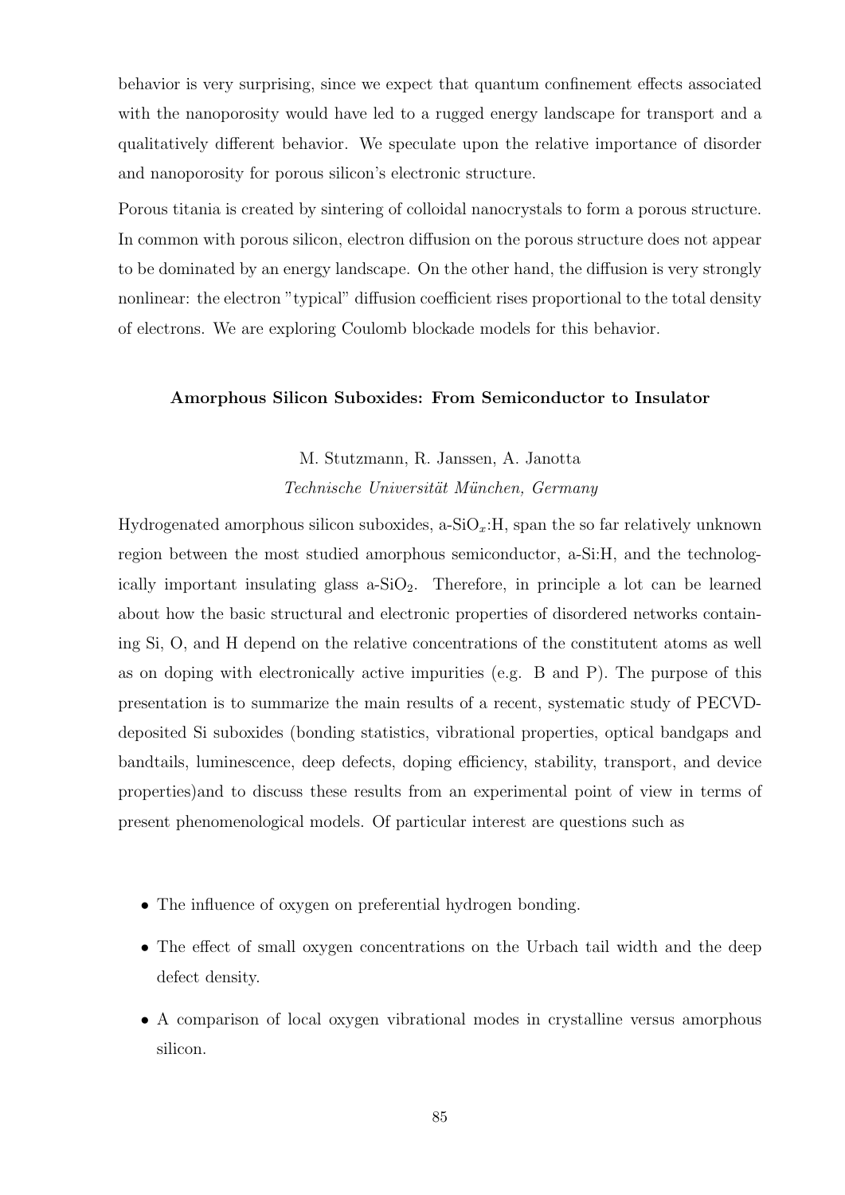behavior is very surprising, since we expect that quantum confinement effects associated with the nanoporosity would have led to a rugged energy landscape for transport and a qualitatively different behavior. We speculate upon the relative importance of disorder and nanoporosity for porous silicon's electronic structure.

Porous titania is created by sintering of colloidal nanocrystals to form a porous structure. In common with porous silicon, electron diffusion on the porous structure does not appear to be dominated by an energy landscape. On the other hand, the diffusion is very strongly nonlinear: the electron "typical" diffusion coefficient rises proportional to the total density of electrons. We are exploring Coulomb blockade models for this behavior.

### Amorphous Silicon Suboxides: From Semiconductor to Insulator

M. Stutzmann, R. Janssen, A. Janotta
*Technische Universität München, Germany*

Hydrogenated amorphous silicon suboxides, a-$SiO_x$:H, span the so far relatively unknown region between the most studied amorphous semiconductor, a-Si:H, and the technologically important insulating glass a-$SiO_2$. Therefore, in principle a lot can be learned about how the basic structural and electronic properties of disordered networks containing Si, O, and H depend on the relative concentrations of the constitutent atoms as well as on doping with electronically active impurities (e.g. B and P). The purpose of this presentation is to summarize the main results of a recent, systematic study of PECVD-deposited Si suboxides (bonding statistics, vibrational properties, optical bandgaps and bandtails, luminescence, deep defects, doping efficiency, stability, transport, and device properties)and to discuss these results from an experimental point of view in terms of present phenomenological models. Of particular interest are questions such as

- The influence of oxygen on preferential hydrogen bonding.
- The effect of small oxygen concentrations on the Urbach tail width and the deep defect density.
- A comparison of local oxygen vibrational modes in crystalline versus amorphous silicon.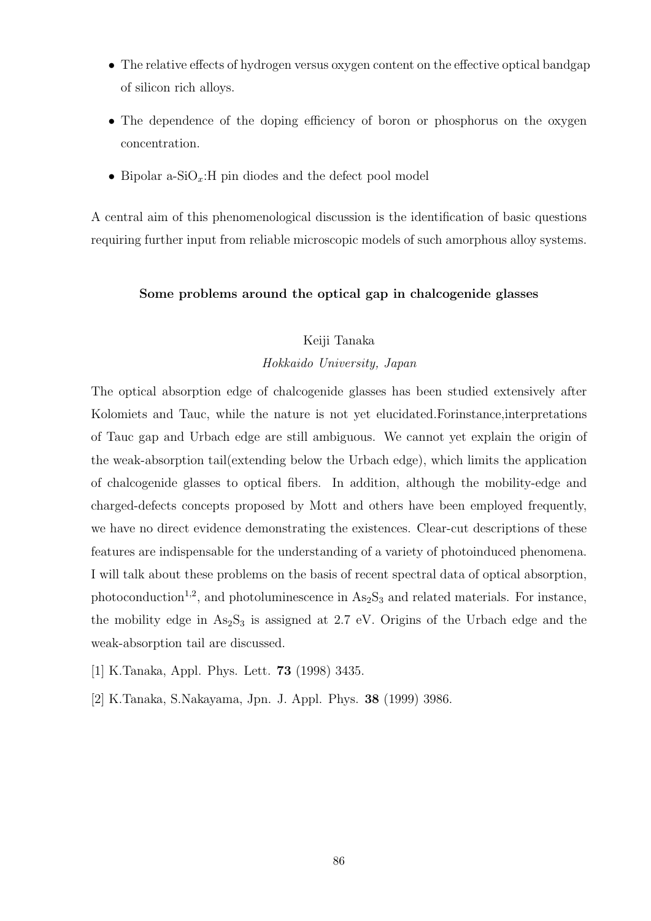- The relative effects of hydrogen versus oxygen content on the effective optical bandgap of silicon rich alloys.
- The dependence of the doping efficiency of boron or phosphorus on the oxygen concentration.
- Bipolar a-$SiO_x$:H pin diodes and the defect pool model

A central aim of this phenomenological discussion is the identification of basic questions requiring further input from reliable microscopic models of such amorphous alloy systems.

### Some problems around the optical gap in chalcogenide glasses

Keiji Tanaka

*Hokkaido University, Japan*

The optical absorption edge of chalcogenide glasses has been studied extensively after Kolomiets and Tauc, while the nature is not yet elucidated.Forinstance,interpretations of Tauc gap and Urbach edge are still ambiguous. We cannot yet explain the origin of the weak-absorption tail(extending below the Urbach edge), which limits the application of chalcogenide glasses to optical fibers. In addition, although the mobility-edge and charged-defects concepts proposed by Mott and others have been employed frequently, we have no direct evidence demonstrating the existences. Clear-cut descriptions of these features are indispensable for the understanding of a variety of photoinduced phenomena. I will talk about these problems on the basis of recent spectral data of optical absorption, photoconduction[1,2], and photoluminescence in $As_2S_3$ and related materials. For instance, the mobility edge in $As_2S_3$ is assigned at 2.7 eV. Origins of the Urbach edge and the weak-absorption tail are discussed.

[1] K.Tanaka, Appl. Phys. Lett. **73** (1998) 3435.

[2] K.Tanaka, S.Nakayama, Jpn. J. Appl. Phys. **38** (1999) 3986.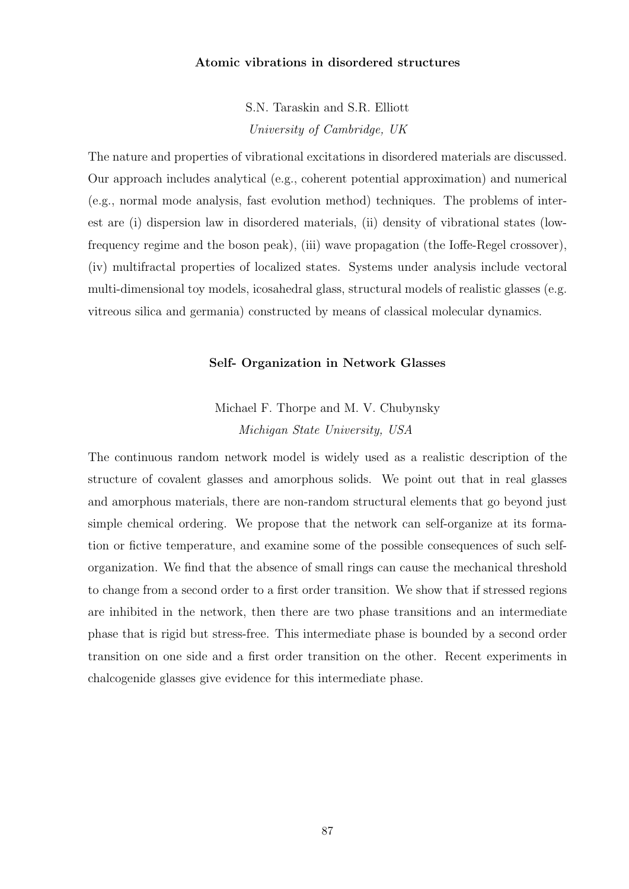## Atomic vibrations in disordered structures

S.N. Taraskin and S.R. Elliott
*University of Cambridge, UK*

The nature and properties of vibrational excitations in disordered materials are discussed. Our approach includes analytical (e.g., coherent potential approximation) and numerical (e.g., normal mode analysis, fast evolution method) techniques. The problems of interest are (i) dispersion law in disordered materials, (ii) density of vibrational states (low-frequency regime and the boson peak), (iii) wave propagation (the Ioffe-Regel crossover), (iv) multifractal properties of localized states. Systems under analysis include vectoral multi-dimensional toy models, icosahedral glass, structural models of realistic glasses (e.g. vitreous silica and germania) constructed by means of classical molecular dynamics.

## Self- Organization in Network Glasses

Michael F. Thorpe and M. V. Chubynsky
*Michigan State University, USA*

The continuous random network model is widely used as a realistic description of the structure of covalent glasses and amorphous solids. We point out that in real glasses and amorphous materials, there are non-random structural elements that go beyond just simple chemical ordering. We propose that the network can self-organize at its formation or fictive temperature, and examine some of the possible consequences of such self-organization. We find that the absence of small rings can cause the mechanical threshold to change from a second order to a first order transition. We show that if stressed regions are inhibited in the network, then there are two phase transitions and an intermediate phase that is rigid but stress-free. This intermediate phase is bounded by a second order transition on one side and a first order transition on the other. Recent experiments in chalcogenide glasses give evidence for this intermediate phase.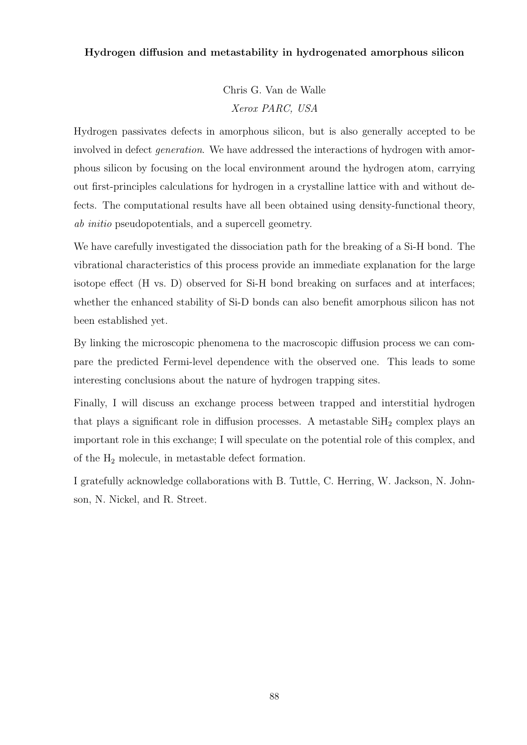**Hydrogen diffusion and metastability in hydrogenated amorphous silicon**

Chris G. Van de Walle

*Xerox PARC, USA*

Hydrogen passivates defects in amorphous silicon, but is also generally accepted to be involved in defect *generation*. We have addressed the interactions of hydrogen with amorphous silicon by focusing on the local environment around the hydrogen atom, carrying out first-principles calculations for hydrogen in a crystalline lattice with and without defects. The computational results have all been obtained using density-functional theory, *ab initio* pseudopotentials, and a supercell geometry.

We have carefully investigated the dissociation path for the breaking of a Si-H bond. The vibrational characteristics of this process provide an immediate explanation for the large isotope effect (H vs. D) observed for Si-H bond breaking on surfaces and at interfaces; whether the enhanced stability of Si-D bonds can also benefit amorphous silicon has not been established yet.

By linking the microscopic phenomena to the macroscopic diffusion process we can compare the predicted Fermi-level dependence with the observed one. This leads to some interesting conclusions about the nature of hydrogen trapping sites.

Finally, I will discuss an exchange process between trapped and interstitial hydrogen that plays a significant role in diffusion processes. A metastable $SiH_2$ complex plays an important role in this exchange; I will speculate on the potential role of this complex, and of the $H_2$ molecule, in metastable defect formation.

I gratefully acknowledge collaborations with B. Tuttle, C. Herring, W. Jackson, N. Johnson, N. Nickel, and R. Street.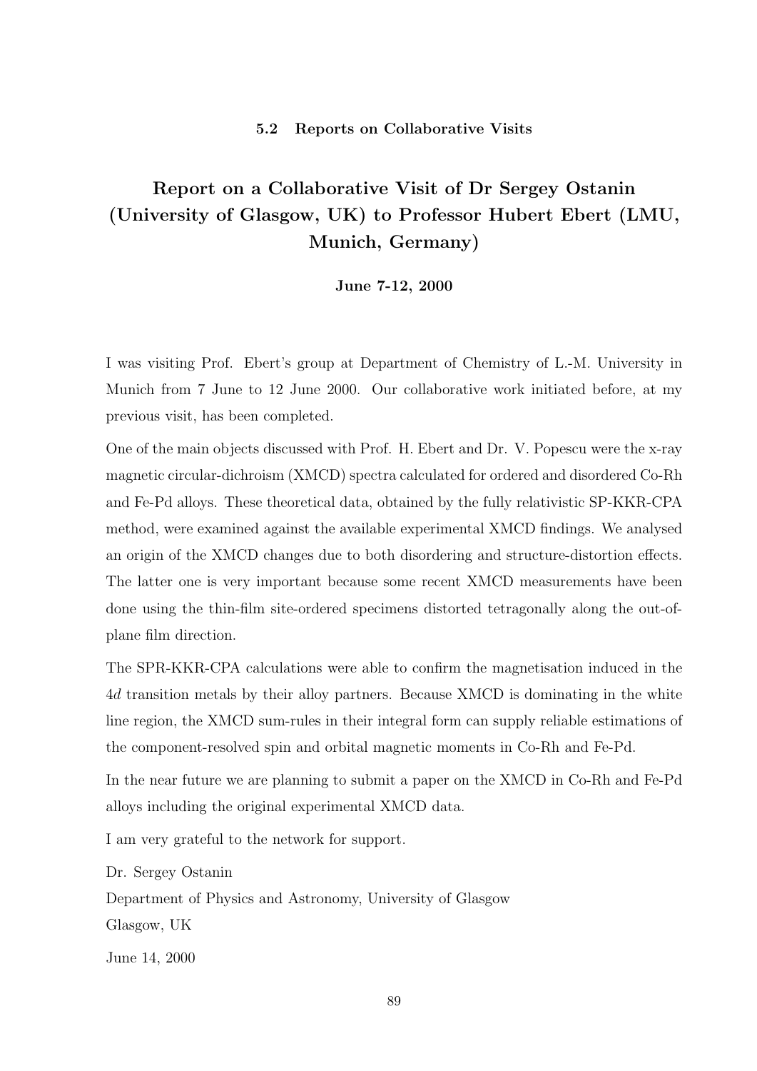### 5.2 Reports on Collaborative Visits

## Report on a Collaborative Visit of Dr Sergey Ostanin (University of Glasgow, UK) to Professor Hubert Ebert (LMU, Munich, Germany)

**June 7-12, 2000**

I was visiting Prof. Ebert's group at Department of Chemistry of L.-M. University in Munich from 7 June to 12 June 2000. Our collaborative work initiated before, at my previous visit, has been completed.

One of the main objects discussed with Prof. H. Ebert and Dr. V. Popescu were the x-ray magnetic circular-dichroism (XMCD) spectra calculated for ordered and disordered Co-Rh and Fe-Pd alloys. These theoretical data, obtained by the fully relativistic SP-KKR-CPA method, were examined against the available experimental XMCD findings. We analysed an origin of the XMCD changes due to both disordering and structure-distortion effects. The latter one is very important because some recent XMCD measurements have been done using the thin-film site-ordered specimens distorted tetragonally along the out-of-plane film direction.

The SPR-KKR-CPA calculations were able to confirm the magnetisation induced in the $4d$ transition metals by their alloy partners. Because XMCD is dominating in the white line region, the XMCD sum-rules in their integral form can supply reliable estimations of the component-resolved spin and orbital magnetic moments in Co-Rh and Fe-Pd.

In the near future we are planning to submit a paper on the XMCD in Co-Rh and Fe-Pd alloys including the original experimental XMCD data.

I am very grateful to the network for support.

Dr. Sergey Ostanin

Department of Physics and Astronomy, University of Glasgow

Glasgow, UK

June 14, 2000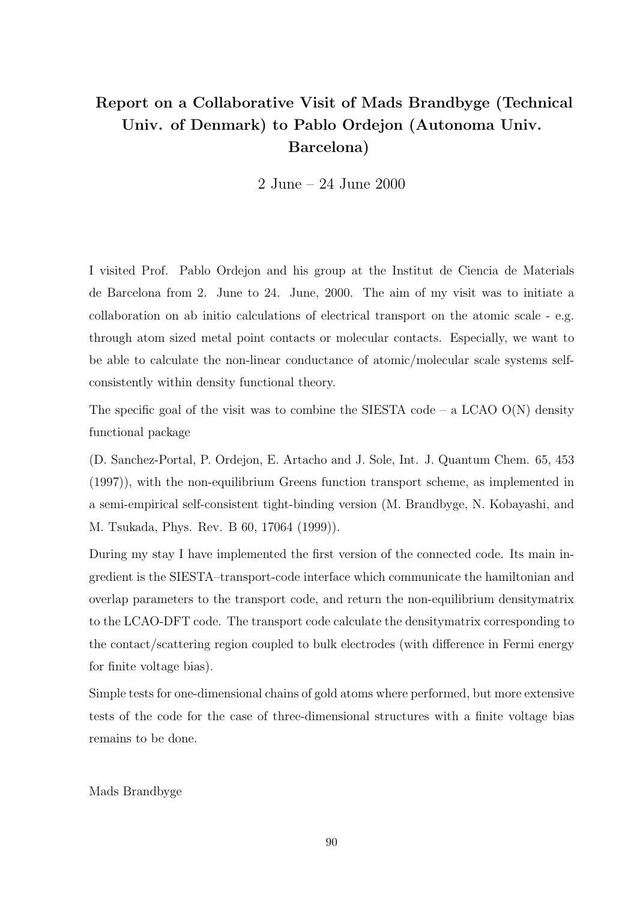## Report on a Collaborative Visit of Mads Brandbyge (Technical Univ. of Denmark) to Pablo Ordejon (Autonoma Univ. Barcelona)

2 June – 24 June 2000

I visited Prof. Pablo Ordejon and his group at the Institut de Ciencia de Materials de Barcelona from 2. June to 24. June, 2000. The aim of my visit was to initiate a collaboration on ab initio calculations of electrical transport on the atomic scale - e.g. through atom sized metal point contacts or molecular contacts. Especially, we want to be able to calculate the non-linear conductance of atomic/molecular scale systems self-consistently within density functional theory.

The specific goal of the visit was to combine the SIESTA code – a LCAO O(N) density functional package

(D. Sanchez-Portal, P. Ordejon, E. Artacho and J. Sole, Int. J. Quantum Chem. 65, 453 (1997)), with the non-equilibrium Greens function transport scheme, as implemented in a semi-empirical self-consistent tight-binding version (M. Brandbyge, N. Kobayashi, and M. Tsukada, Phys. Rev. B 60, 17064 (1999)).

During my stay I have implemented the first version of the connected code. Its main ingredient is the SIESTA–transport-code interface which communicate the hamiltonian and overlap parameters to the transport code, and return the non-equilibrium densitymatrix to the LCAO-DFT code. The transport code calculate the densitymatrix corresponding to the contact/scattering region coupled to bulk electrodes (with difference in Fermi energy for finite voltage bias).

Simple tests for one-dimensional chains of gold atoms where performed, but more extensive tests of the code for the case of three-dimensional structures with a finite voltage bias remains to be done.

Mads Brandbyge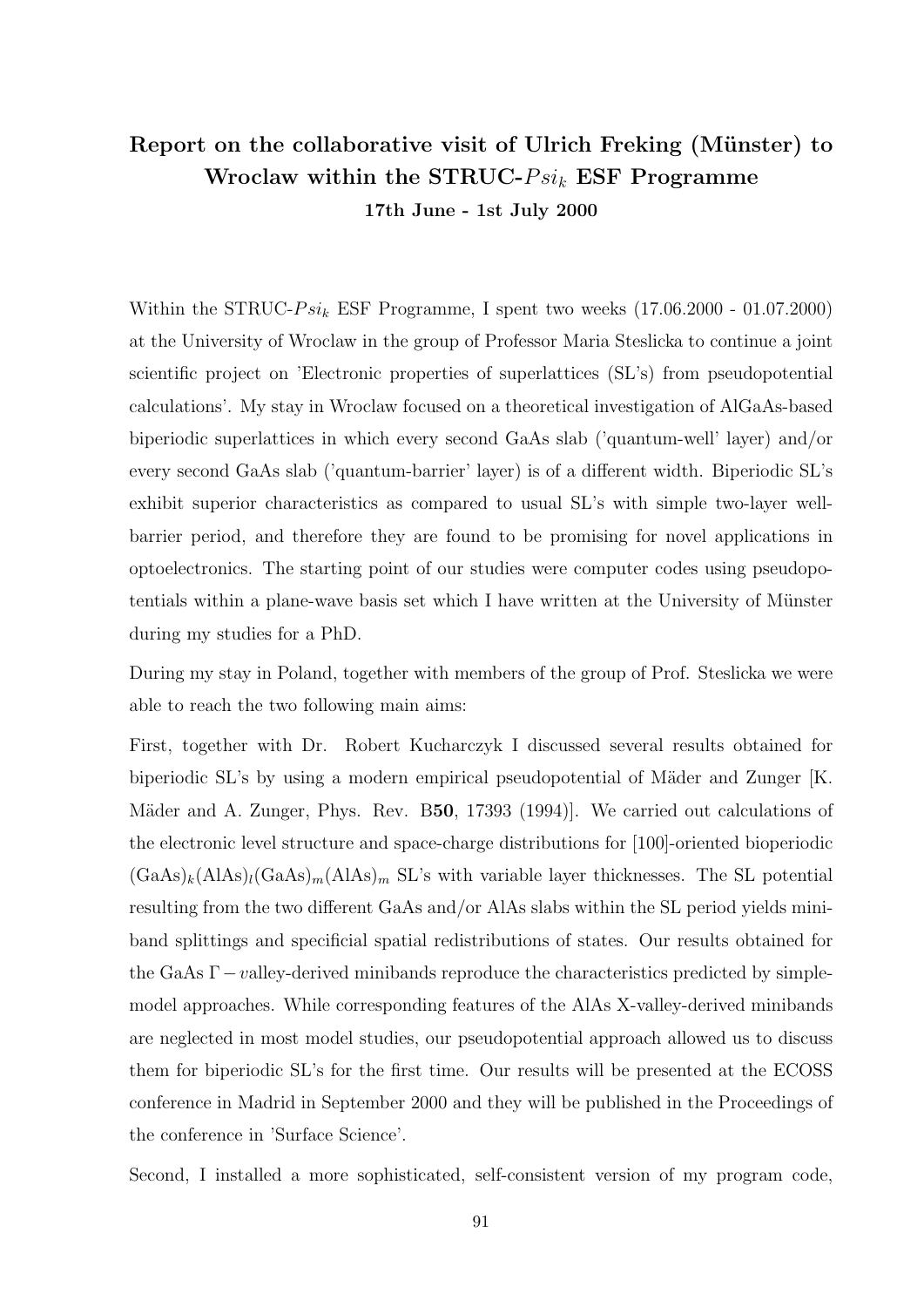## Report on the collaborative visit of Ulrich Freking (Münster) to Wroclaw within the STRUC-$Psi_k$ ESF Programme

**17th June - 1st July 2000**

Within the STRUC-$Psi_k$ ESF Programme, I spent two weeks (17.06.2000 - 01.07.2000) at the University of Wroclaw in the group of Professor Maria Steslicka to continue a joint scientific project on 'Electronic properties of superlattices (SL's) from pseudopotential calculations'. My stay in Wroclaw focused on a theoretical investigation of AlGaAs-based biperiodic superlattices in which every second GaAs slab ('quantum-well' layer) and/or every second GaAs slab ('quantum-barrier' layer) is of a different width. Biperiodic SL's exhibit superior characteristics as compared to usual SL's with simple two-layer well-barrier period, and therefore they are found to be promising for novel applications in optoelectronics. The starting point of our studies were computer codes using pseudopotentials within a plane-wave basis set which I have written at the University of Münster during my studies for a PhD.

During my stay in Poland, together with members of the group of Prof. Steslicka we were able to reach the two following main aims:

First, together with Dr. Robert Kucharczyk I discussed several results obtained for biperiodic SL's by using a modern empirical pseudopotential of Mäder and Zunger [K. Mäder and A. Zunger, Phys. Rev. B**50**, 17393 (1994)]. We carried out calculations of the electronic level structure and space-charge distributions for [100]-oriented bioperiodic $(GaAs)_k(AlAs)_l(GaAs)_m(AlAs)_m$ SL's with variable layer thicknesses. The SL potential resulting from the two different GaAs and/or AlAs slabs within the SL period yields miniband splittings and specificial spatial redistributions of states. Our results obtained for the GaAs $\Gamma - v$alley-derived minibands reproduce the characteristics predicted by simple-model approaches. While corresponding features of the AlAs X-valley-derived minibands are neglected in most model studies, our pseudopotential approach allowed us to discuss them for biperiodic SL's for the first time. Our results will be presented at the ECOSS conference in Madrid in September 2000 and they will be published in the Proceedings of the conference in 'Surface Science'.

Second, I installed a more sophisticated, self-consistent version of my program code,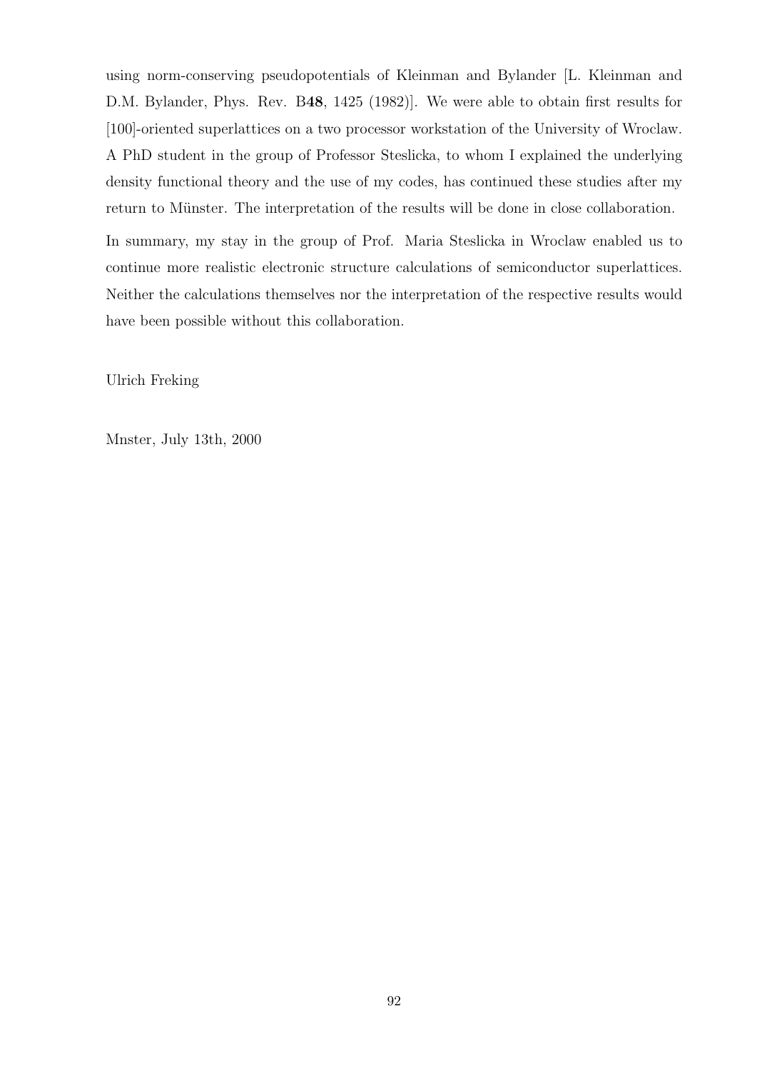using norm-conserving pseudopotentials of Kleinman and Bylander [L. Kleinman and D.M. Bylander, Phys. Rev. B**48**, 1425 (1982)]. We were able to obtain first results for [100]-oriented superlattices on a two processor workstation of the University of Wroclaw. A PhD student in the group of Professor Steslicka, to whom I explained the underlying density functional theory and the use of my codes, has continued these studies after my return to Münster. The interpretation of the results will be done in close collaboration.

In summary, my stay in the group of Prof. Maria Steslicka in Wroclaw enabled us to continue more realistic electronic structure calculations of semiconductor superlattices. Neither the calculations themselves nor the interpretation of the respective results would have been possible without this collaboration.

Ulrich Freking

Mnster, July 13th, 2000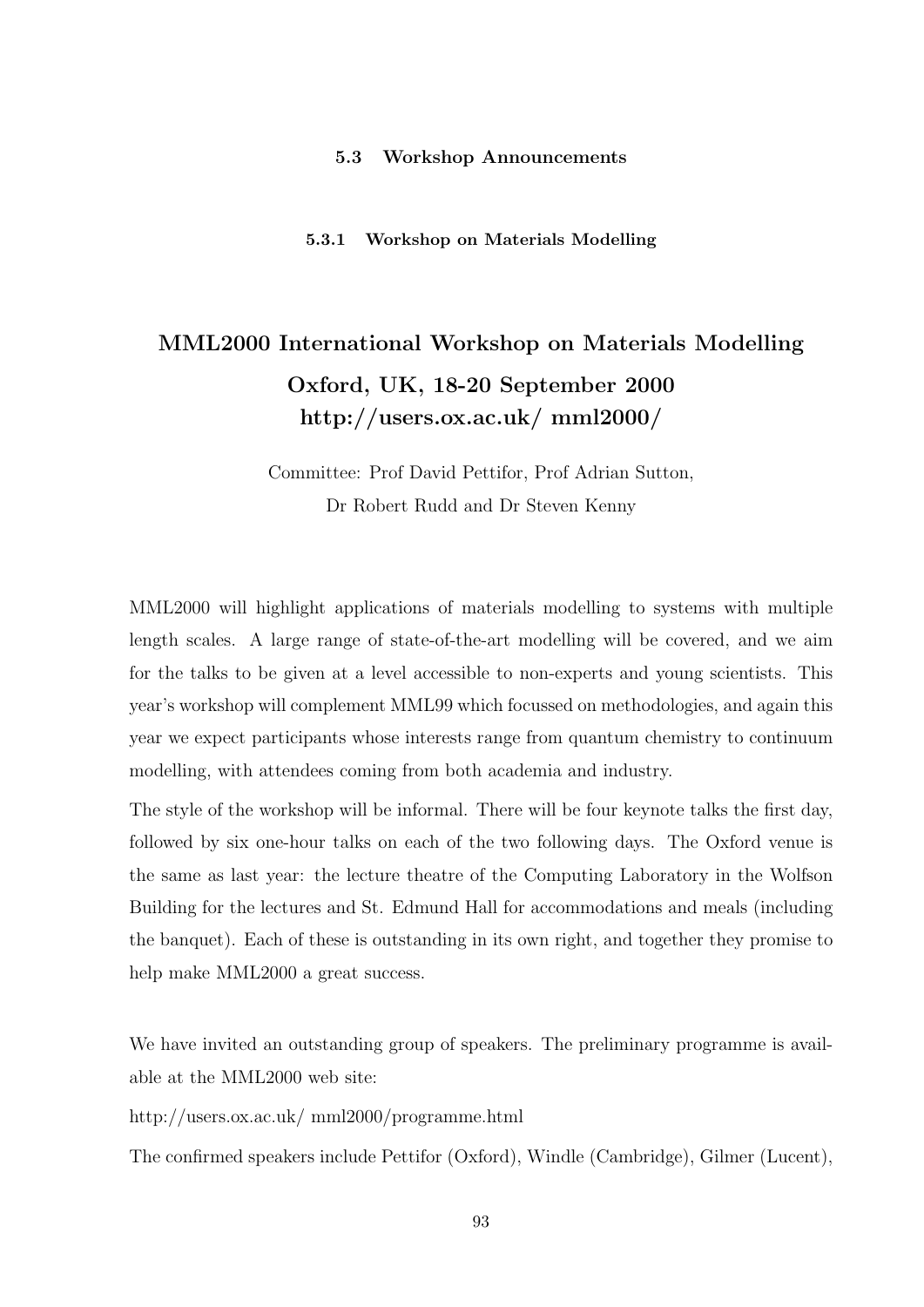## 5.3 Workshop Announcements

### 5.3.1 Workshop on Materials Modelling

# MML2000 International Workshop on Materials Modelling

## Oxford, UK, 18-20 September 2000

## http://users.ox.ac.uk/ mml2000/

Committee: Prof David Pettifor, Prof Adrian Sutton,
Dr Robert Rudd and Dr Steven Kenny

MML2000 will highlight applications of materials modelling to systems with multiple length scales. A large range of state-of-the-art modelling will be covered, and we aim for the talks to be given at a level accessible to non-experts and young scientists. This year's workshop will complement MML99 which focussed on methodologies, and again this year we expect participants whose interests range from quantum chemistry to continuum modelling, with attendees coming from both academia and industry.

The style of the workshop will be informal. There will be four keynote talks the first day, followed by six one-hour talks on each of the two following days. The Oxford venue is the same as last year: the lecture theatre of the Computing Laboratory in the Wolfson Building for the lectures and St. Edmund Hall for accommodations and meals (including the banquet). Each of these is outstanding in its own right, and together they promise to help make MML2000 a great success.

We have invited an outstanding group of speakers. The preliminary programme is available at the MML2000 web site:

http://users.ox.ac.uk/ mml2000/programme.html

The confirmed speakers include Pettifor (Oxford), Windle (Cambridge), Gilmer (Lucent),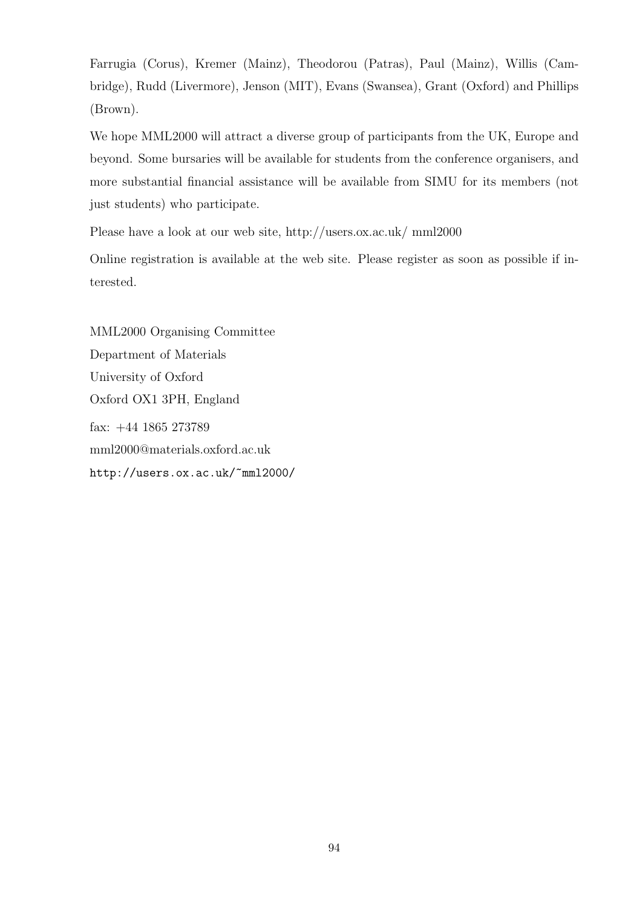Farrugia (Corus), Kremer (Mainz), Theodorou (Patras), Paul (Mainz), Willis (Cambridge), Rudd (Livermore), Jenson (MIT), Evans (Swansea), Grant (Oxford) and Phillips (Brown).

We hope MML2000 will attract a diverse group of participants from the UK, Europe and beyond. Some bursaries will be available for students from the conference organisers, and more substantial financial assistance will be available from SIMU for its members (not just students) who participate.

Please have a look at our web site, http://users.ox.ac.uk/ mml2000

Online registration is available at the web site. Please register as soon as possible if interested.

MML2000 Organising Committee
Department of Materials
University of Oxford
Oxford OX1 3PH, England

fax: +44 1865 273789
mml2000@materials.oxford.ac.uk
`http://users.ox.ac.uk/~mml2000/`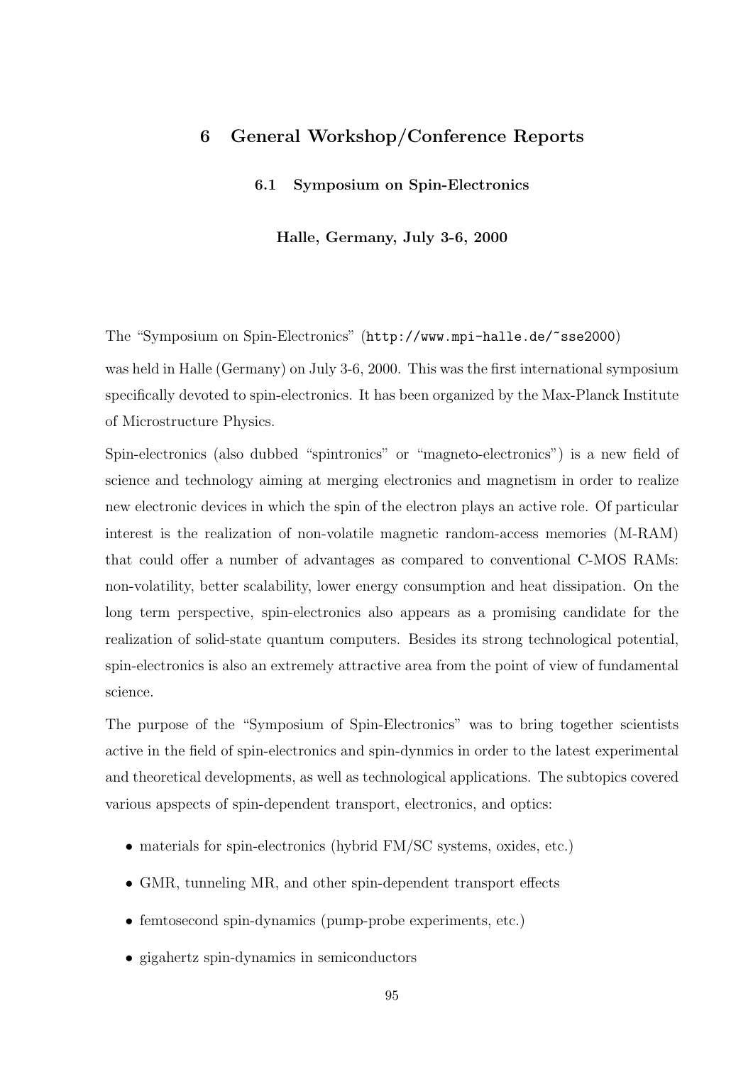# 6 General Workshop/Conference Reports

## 6.1 Symposium on Spin-Electronics

### Halle, Germany, July 3-6, 2000

The "Symposium on Spin-Electronics" (http://www.mpi-halle.de/~sse2000)

was held in Halle (Germany) on July 3-6, 2000. This was the first international symposium specifically devoted to spin-electronics. It has been organized by the Max-Planck Institute of Microstructure Physics.

Spin-electronics (also dubbed "spintronics" or "magneto-electronics") is a new field of science and technology aiming at merging electronics and magnetism in order to realize new electronic devices in which the spin of the electron plays an active role. Of particular interest is the realization of non-volatile magnetic random-access memories (M-RAM) that could offer a number of advantages as compared to conventional C-MOS RAMs: non-volatility, better scalability, lower energy consumption and heat dissipation. On the long term perspective, spin-electronics also appears as a promising candidate for the realization of solid-state quantum computers. Besides its strong technological potential, spin-electronics is also an extremely attractive area from the point of view of fundamental science.

The purpose of the "Symposium of Spin-Electronics" was to bring together scientists active in the field of spin-electronics and spin-dynmics in order to the latest experimental and theoretical developments, as well as technological applications. The subtopics covered various apspects of spin-dependent transport, electronics, and optics:

- materials for spin-electronics (hybrid FM/SC systems, oxides, etc.)
- GMR, tunneling MR, and other spin-dependent transport effects
- femtosecond spin-dynamics (pump-probe experiments, etc.)
- gigahertz spin-dynamics in semiconductors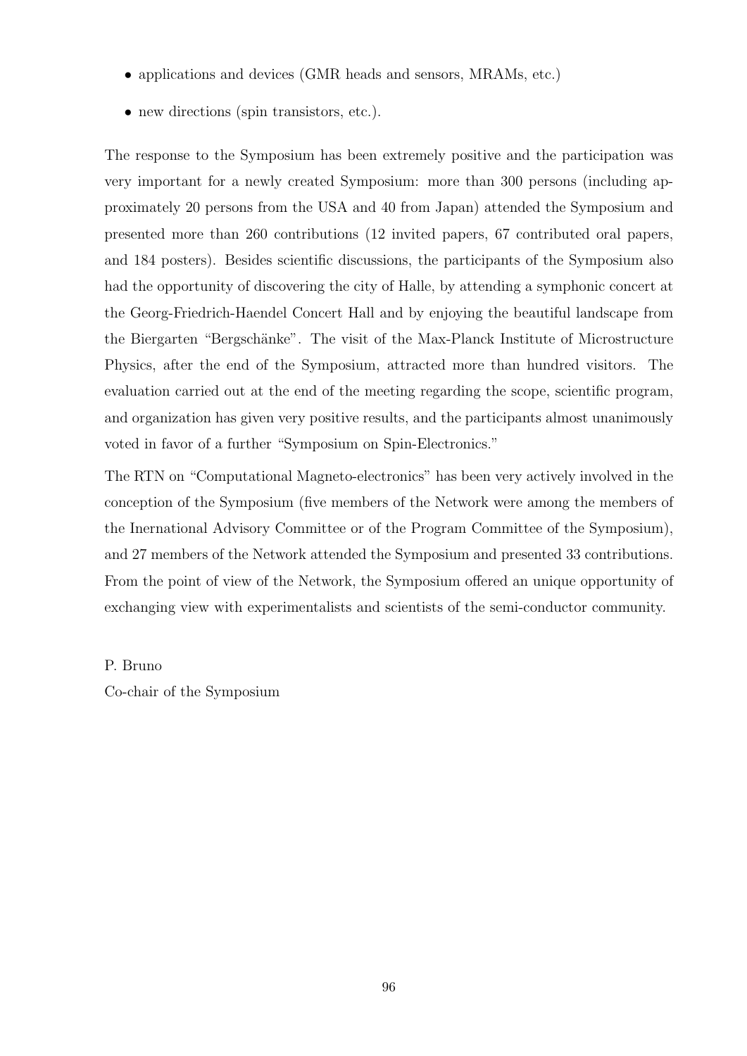- applications and devices (GMR heads and sensors, MRAMs, etc.)
- new directions (spin transistors, etc.).

The response to the Symposium has been extremely positive and the participation was very important for a newly created Symposium: more than 300 persons (including approximately 20 persons from the USA and 40 from Japan) attended the Symposium and presented more than 260 contributions (12 invited papers, 67 contributed oral papers, and 184 posters). Besides scientific discussions, the participants of the Symposium also had the opportunity of discovering the city of Halle, by attending a symphonic concert at the Georg-Friedrich-Haendel Concert Hall and by enjoying the beautiful landscape from the Biergarten "Bergschänke". The visit of the Max-Planck Institute of Microstructure Physics, after the end of the Symposium, attracted more than hundred visitors. The evaluation carried out at the end of the meeting regarding the scope, scientific program, and organization has given very positive results, and the participants almost unanimously voted in favor of a further "Symposium on Spin-Electronics."

The RTN on "Computational Magneto-electronics" has been very actively involved in the conception of the Symposium (five members of the Network were among the members of the Inernational Advisory Committee or of the Program Committee of the Symposium), and 27 members of the Network attended the Symposium and presented 33 contributions. From the point of view of the Network, the Symposium offered an unique opportunity of exchanging view with experimentalists and scientists of the semi-conductor community.

P. Bruno
Co-chair of the Symposium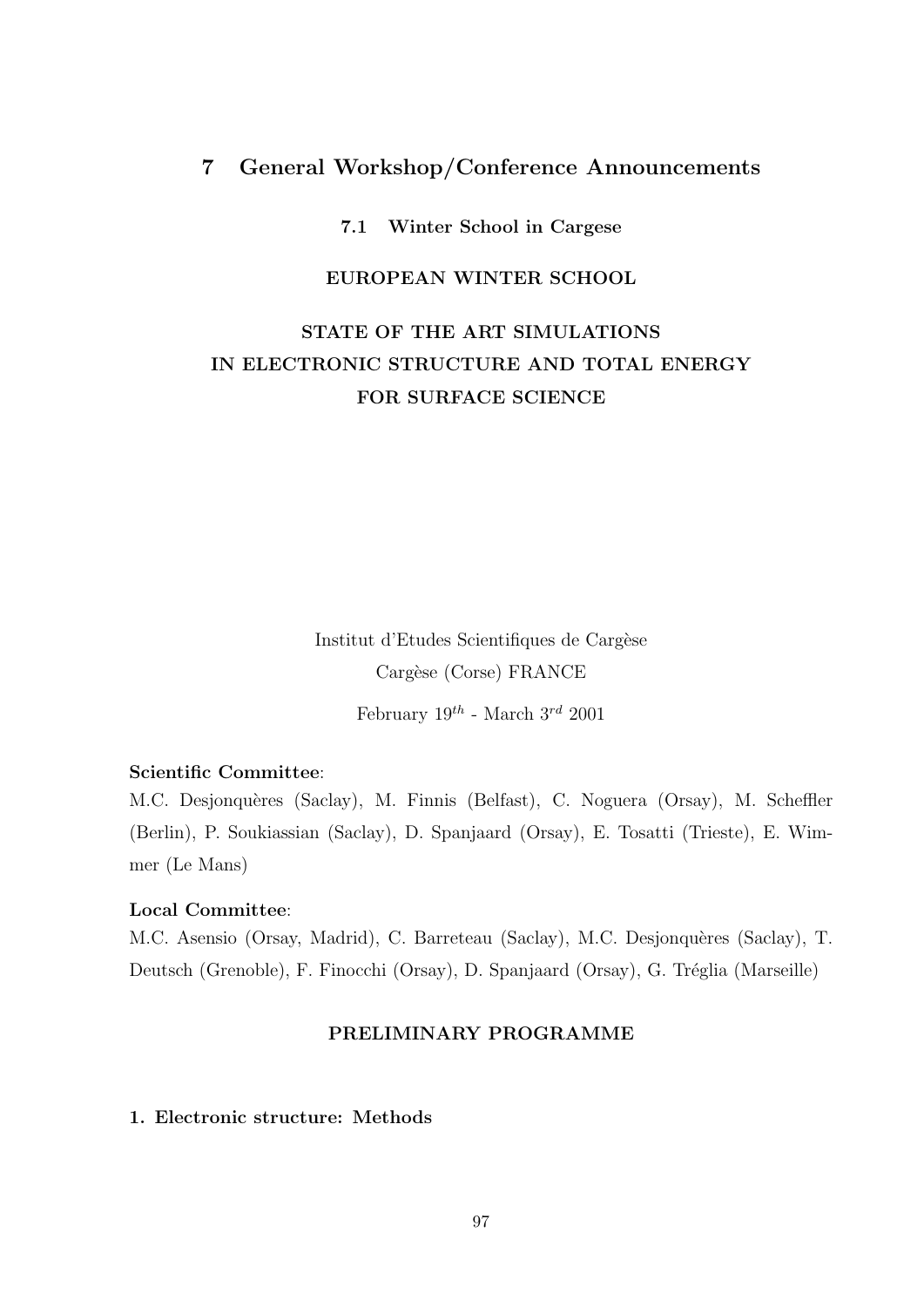## 7 General Workshop/Conference Announcements

### 7.1 Winter School in Cargese

**EUROPEAN WINTER SCHOOL**

**STATE OF THE ART SIMULATIONS IN ELECTRONIC STRUCTURE AND TOTAL ENERGY FOR SURFACE SCIENCE**

Institut d'Etudes Scientifiques de Cargèse
Cargèse (Corse) FRANCE

February $19^{th}$ - March $3^{rd}$ 2001

**Scientific Committee**:
M.C. Desjonquères (Saclay), M. Finnis (Belfast), C. Noguera (Orsay), M. Scheffler (Berlin), P. Soukiassian (Saclay), D. Spanjaard (Orsay), E. Tosatti (Trieste), E. Wimmer (Le Mans)

**Local Committee**:
M.C. Asensio (Orsay, Madrid), C. Barreteau (Saclay), M.C. Desjonquères (Saclay), T. Deutsch (Grenoble), F. Finocchi (Orsay), D. Spanjaard (Orsay), G. Tréglia (Marseille)

**PRELIMINARY PROGRAMME**

**1. Electronic structure: Methods**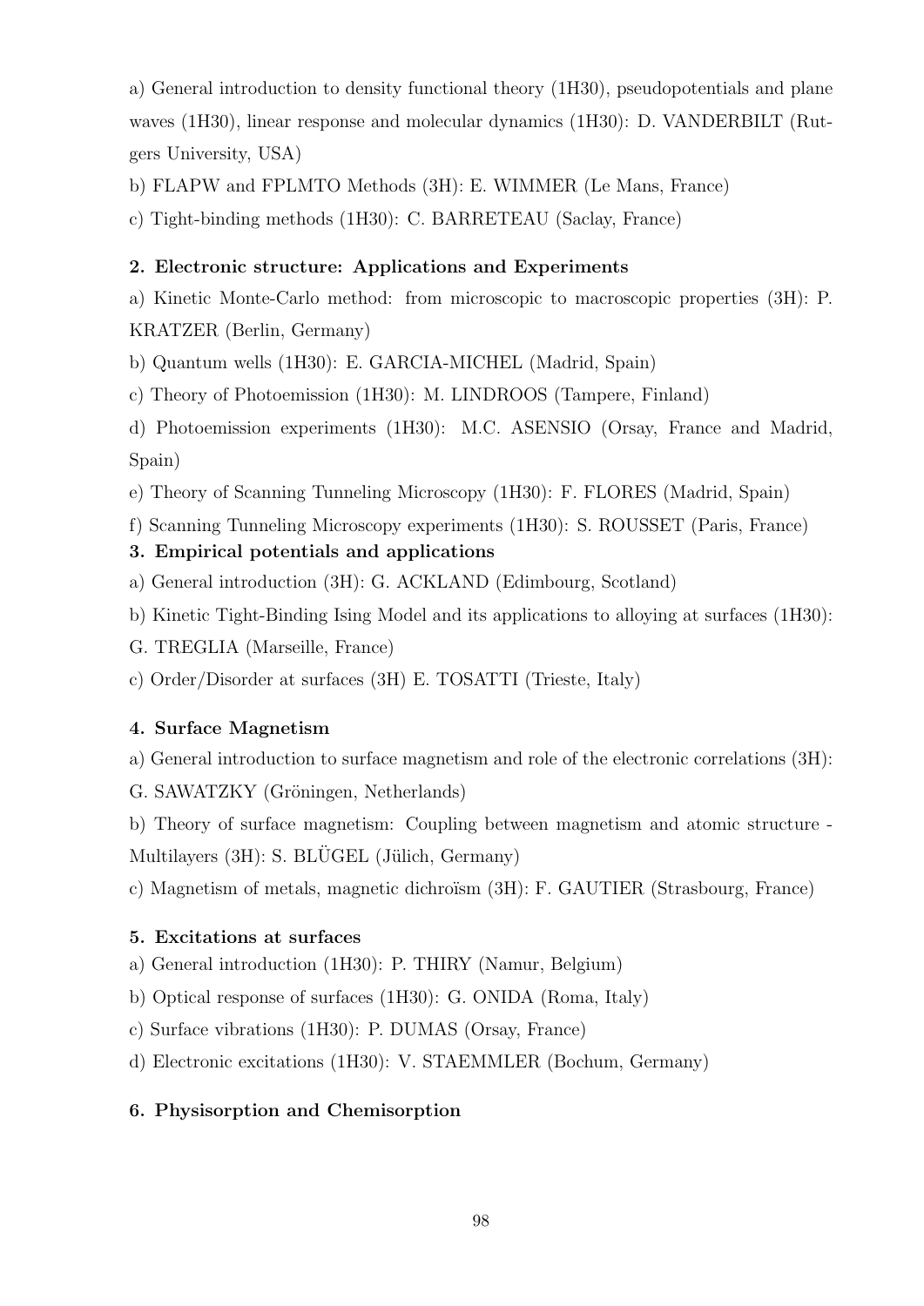a) General introduction to density functional theory (1H30), pseudopotentials and plane waves (1H30), linear response and molecular dynamics (1H30): D. VANDERBILT (Rutgers University, USA)

b) FLAPW and FPLMTO Methods (3H): E. WIMMER (Le Mans, France)

c) Tight-binding methods (1H30): C. BARRETEAU (Saclay, France)

**2. Electronic structure: Applications and Experiments**

a) Kinetic Monte-Carlo method: from microscopic to macroscopic properties (3H): P. KRATZER (Berlin, Germany)

b) Quantum wells (1H30): E. GARCIA-MICHEL (Madrid, Spain)

c) Theory of Photoemission (1H30): M. LINDROOS (Tampere, Finland)

d) Photoemission experiments (1H30): M.C. ASENSIO (Orsay, France and Madrid, Spain)

e) Theory of Scanning Tunneling Microscopy (1H30): F. FLORES (Madrid, Spain)

f) Scanning Tunneling Microscopy experiments (1H30): S. ROUSSET (Paris, France)

**3. Empirical potentials and applications**

a) General introduction (3H): G. ACKLAND (Edimbourg, Scotland)

b) Kinetic Tight-Binding Ising Model and its applications to alloying at surfaces (1H30): G. TREGLIA (Marseille, France)

c) Order/Disorder at surfaces (3H) E. TOSATTI (Trieste, Italy)

**4. Surface Magnetism**

a) General introduction to surface magnetism and role of the electronic correlations (3H): G. SAWATZKY (Gröningen, Netherlands)

b) Theory of surface magnetism: Coupling between magnetism and atomic structure - Multilayers (3H): S. BLÜGEL (Jülich, Germany)

c) Magnetism of metals, magnetic dichroïsm (3H): F. GAUTIER (Strasbourg, France)

**5. Excitations at surfaces**

a) General introduction (1H30): P. THIRY (Namur, Belgium)

b) Optical response of surfaces (1H30): G. ONIDA (Roma, Italy)

c) Surface vibrations (1H30): P. DUMAS (Orsay, France)

d) Electronic excitations (1H30): V. STAEMMLER (Bochum, Germany)

**6. Physisorption and Chemisorption**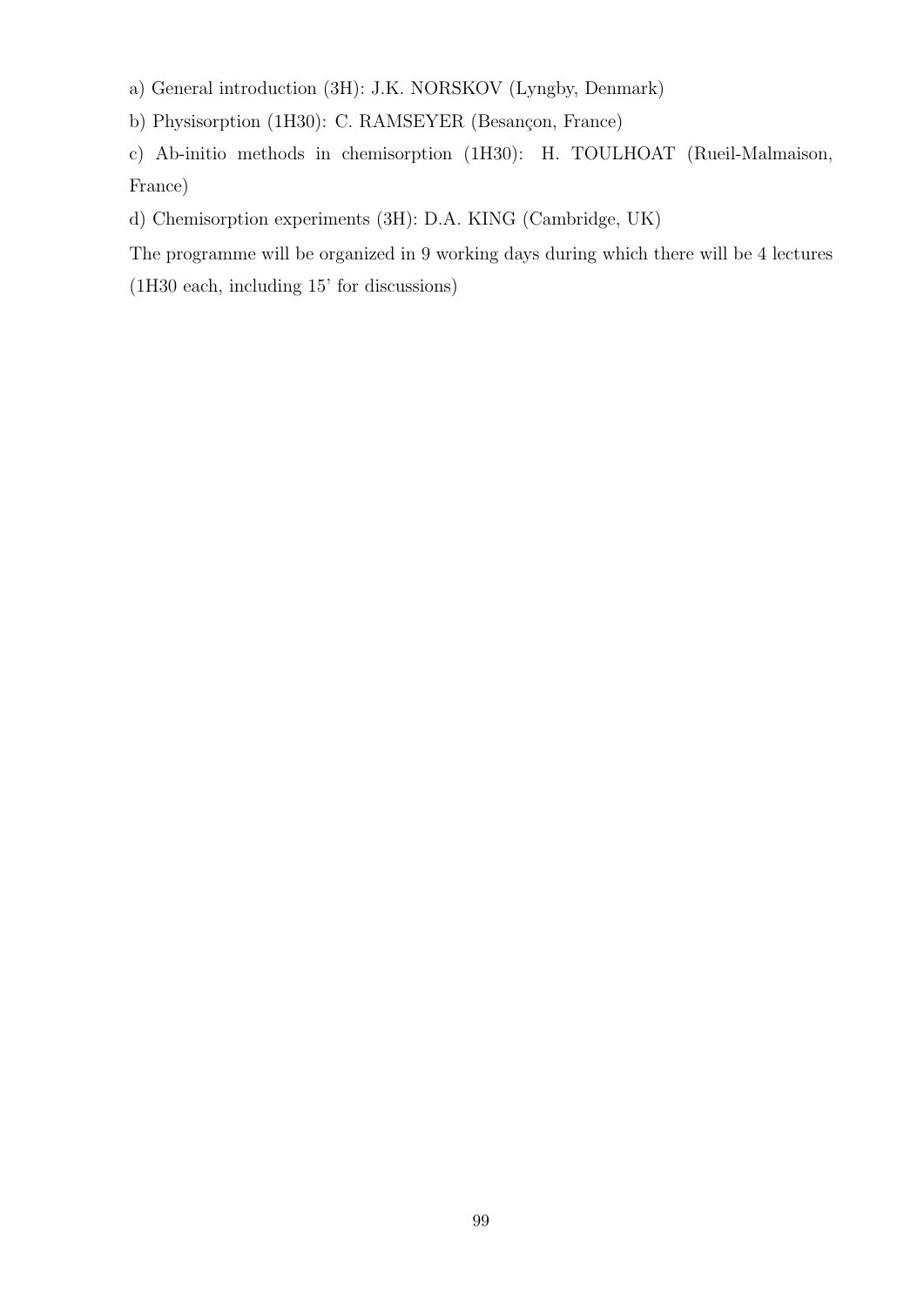a) General introduction (3H): J.K. NORSKOV (Lyngby, Denmark)

b) Physisorption (1H30): C. RAMSEYER (Besançon, France)

c) Ab-initio methods in chemisorption (1H30): H. TOULHOAT (Rueil-Malmaison, France)

d) Chemisorption experiments (3H): D.A. KING (Cambridge, UK)

The programme will be organized in 9 working days during which there will be 4 lectures (1H30 each, including 15' for discussions)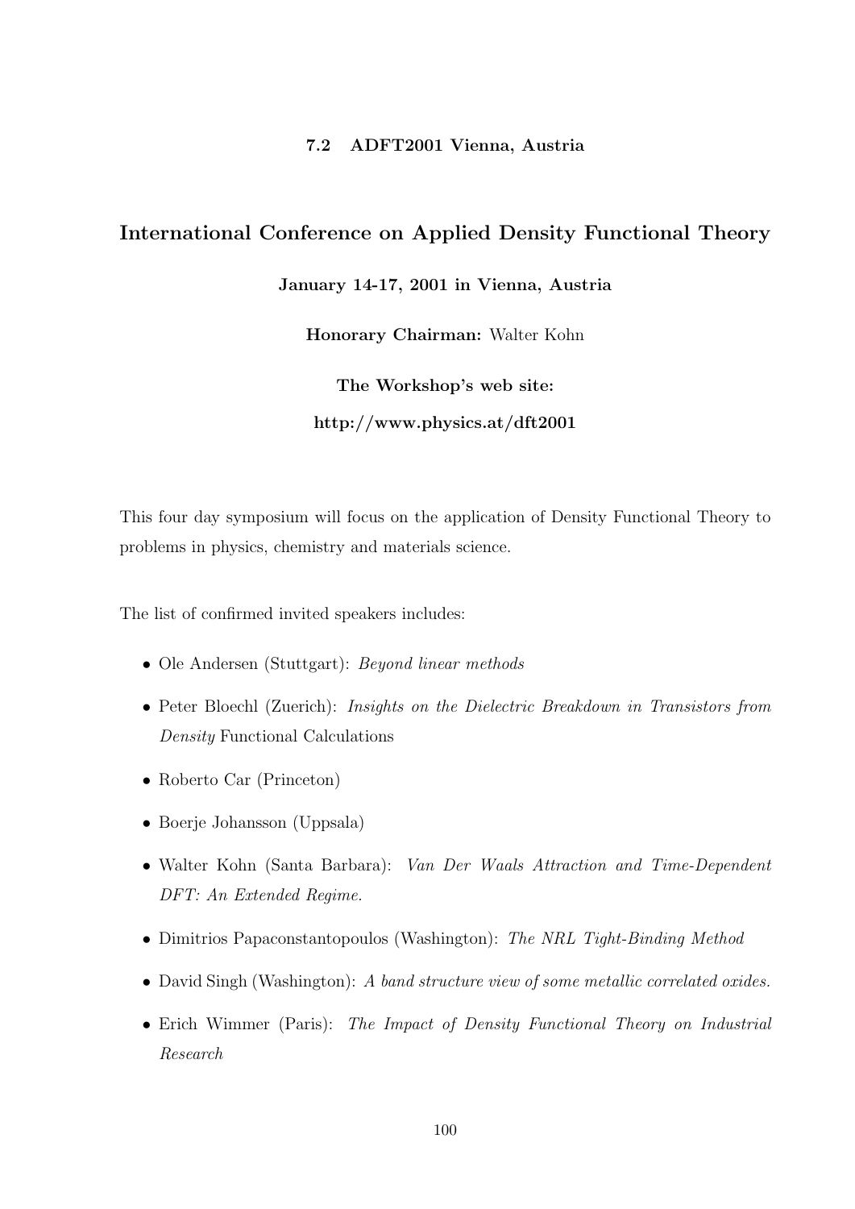### 7.2 ADFT2001 Vienna, Austria

## International Conference on Applied Density Functional Theory

**January 14-17, 2001 in Vienna, Austria**

**Honorary Chairman:** Walter Kohn

**The Workshop's web site:**

**http://www.physics.at/dft2001**

This four day symposium will focus on the application of Density Functional Theory to problems in physics, chemistry and materials science.

The list of confirmed invited speakers includes:

- Ole Andersen (Stuttgart): *Beyond linear methods*
- Peter Bloechl (Zuerich): *Insights on the Dielectric Breakdown in Transistors from Density* Functional Calculations
- Roberto Car (Princeton)
- Boerje Johansson (Uppsala)
- Walter Kohn (Santa Barbara): *Van Der Waals Attraction and Time-Dependent DFT: An Extended Regime.*
- Dimitrios Papaconstantopoulos (Washington): *The NRL Tight-Binding Method*
- David Singh (Washington): *A band structure view of some metallic correlated oxides.*
- Erich Wimmer (Paris): *The Impact of Density Functional Theory on Industrial Research*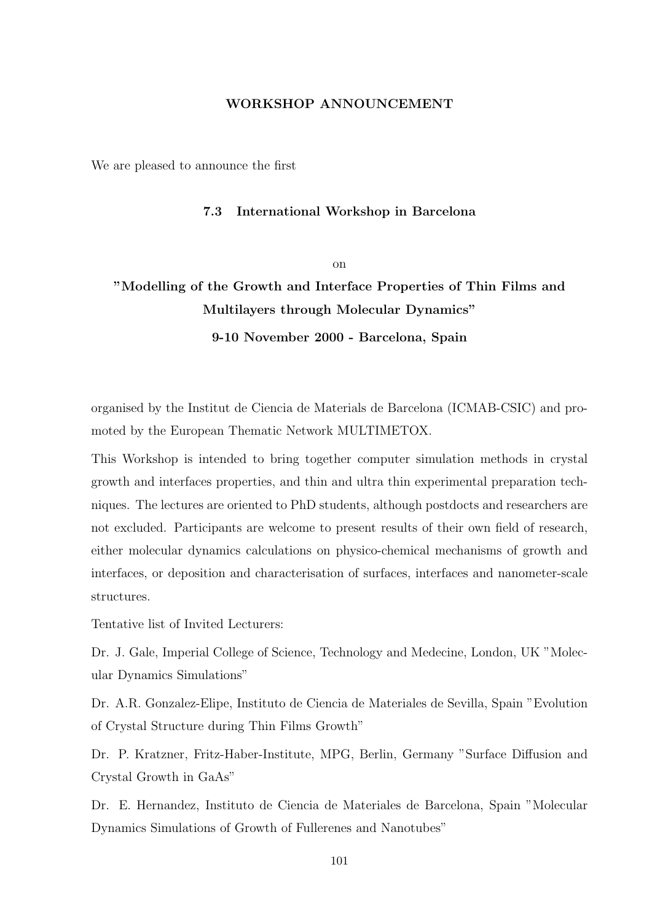**WORKSHOP ANNOUNCEMENT**

We are pleased to announce the first

### 7.3 International Workshop in Barcelona

on

**"Modelling of the Growth and Interface Properties of Thin Films and Multilayers through Molecular Dynamics"**

**9-10 November 2000 - Barcelona, Spain**

organised by the Institut de Ciencia de Materials de Barcelona (ICMAB-CSIC) and promoted by the European Thematic Network MULTIMETOX.

This Workshop is intended to bring together computer simulation methods in crystal growth and interfaces properties, and thin and ultra thin experimental preparation techniques. The lectures are oriented to PhD students, although postdocts and researchers are not excluded. Participants are welcome to present results of their own field of research, either molecular dynamics calculations on physico-chemical mechanisms of growth and interfaces, or deposition and characterisation of surfaces, interfaces and nanometer-scale structures.

Tentative list of Invited Lecturers:

Dr. J. Gale, Imperial College of Science, Technology and Medecine, London, UK "Molecular Dynamics Simulations"

Dr. A.R. Gonzalez-Elipe, Instituto de Ciencia de Materiales de Sevilla, Spain "Evolution of Crystal Structure during Thin Films Growth"

Dr. P. Kratzner, Fritz-Haber-Institute, MPG, Berlin, Germany "Surface Diffusion and Crystal Growth in GaAs"

Dr. E. Hernandez, Instituto de Ciencia de Materiales de Barcelona, Spain "Molecular Dynamics Simulations of Growth of Fullerenes and Nanotubes"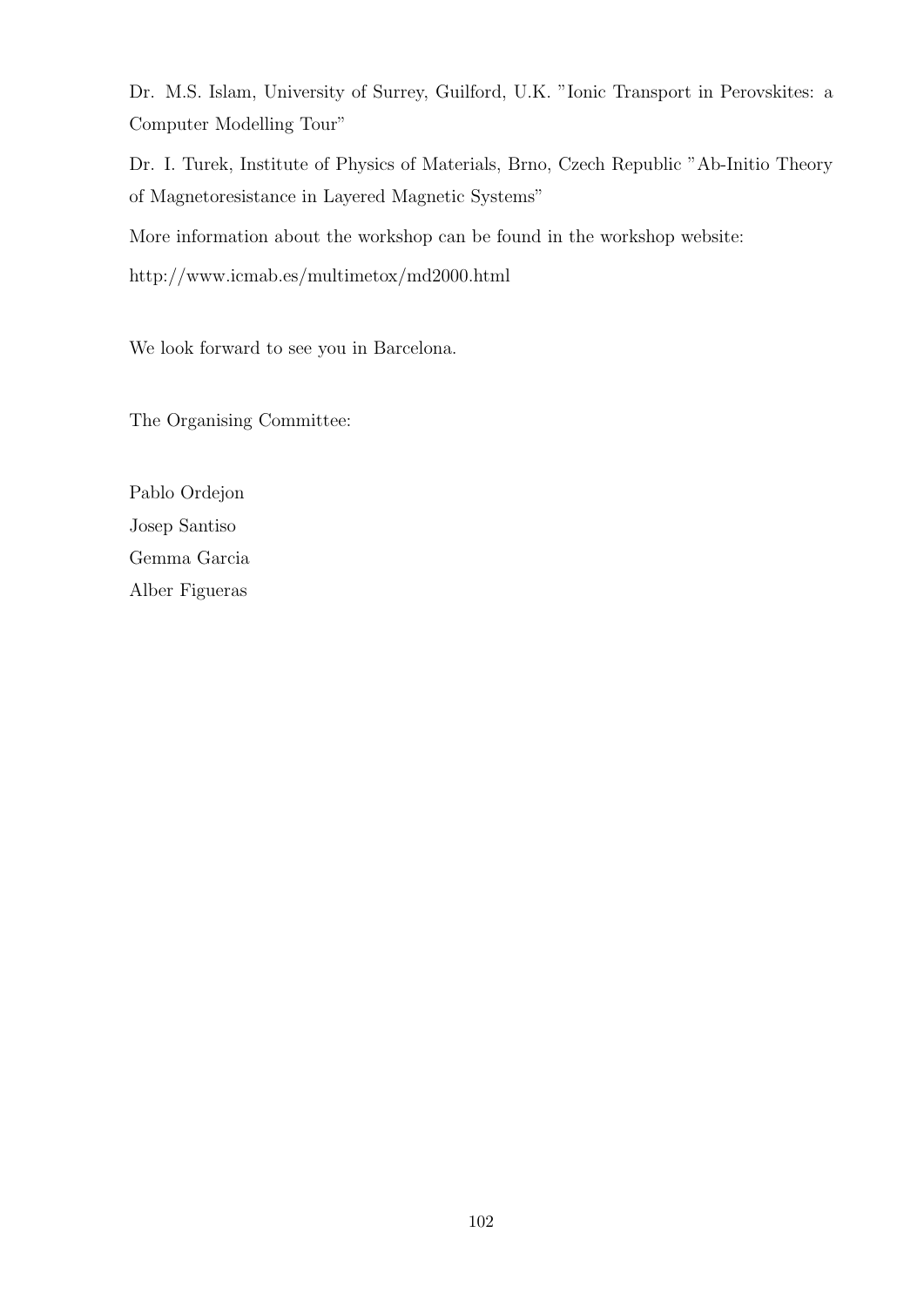Dr. M.S. Islam, University of Surrey, Guilford, U.K. "Ionic Transport in Perovskites: a Computer Modelling Tour"

Dr. I. Turek, Institute of Physics of Materials, Brno, Czech Republic "Ab-Initio Theory of Magnetoresistance in Layered Magnetic Systems"

More information about the workshop can be found in the workshop website:

http://www.icmab.es/multimetox/md2000.html

We look forward to see you in Barcelona.

The Organising Committee:

Pablo Ordejon  
Josep Santiso  
Gemma Garcia  
Alber Figueras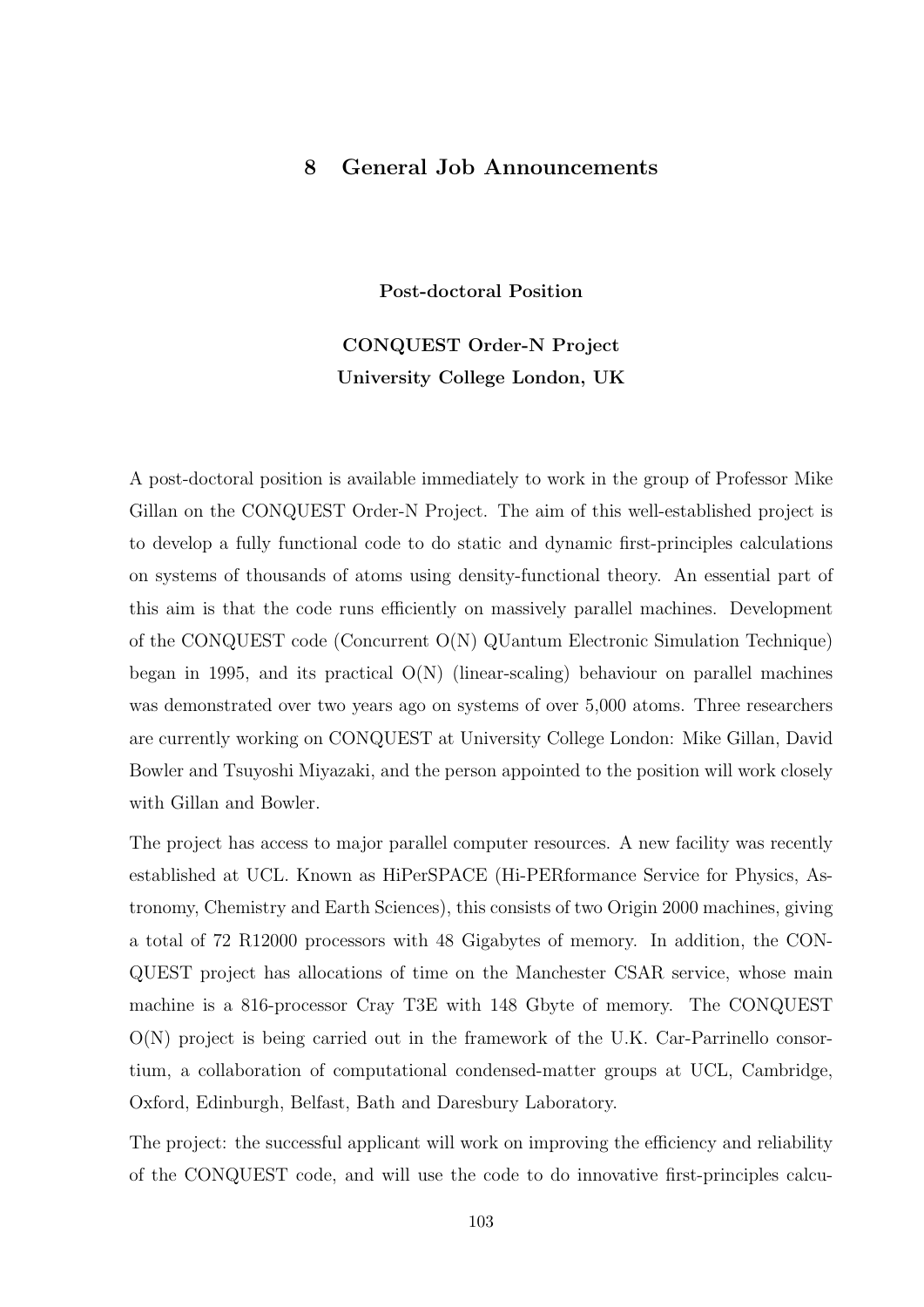# 8 General Job Announcements

**Post-doctoral Position**

**CONQUEST Order-N Project**
**University College London, UK**

A post-doctoral position is available immediately to work in the group of Professor Mike Gillan on the CONQUEST Order-N Project. The aim of this well-established project is to develop a fully functional code to do static and dynamic first-principles calculations on systems of thousands of atoms using density-functional theory. An essential part of this aim is that the code runs efficiently on massively parallel machines. Development of the CONQUEST code (Concurrent O(N) QUantum Electronic Simulation Technique) began in 1995, and its practical O(N) (linear-scaling) behaviour on parallel machines was demonstrated over two years ago on systems of over 5,000 atoms. Three researchers are currently working on CONQUEST at University College London: Mike Gillan, David Bowler and Tsuyoshi Miyazaki, and the person appointed to the position will work closely with Gillan and Bowler.

The project has access to major parallel computer resources. A new facility was recently established at UCL. Known as HiPerSPACE (Hi-PERformance Service for Physics, Astronomy, Chemistry and Earth Sciences), this consists of two Origin 2000 machines, giving a total of 72 R12000 processors with 48 Gigabytes of memory. In addition, the CONQUEST project has allocations of time on the Manchester CSAR service, whose main machine is a 816-processor Cray T3E with 148 Gbyte of memory. The CONQUEST O(N) project is being carried out in the framework of the U.K. Car-Parrinello consortium, a collaboration of computational condensed-matter groups at UCL, Cambridge, Oxford, Edinburgh, Belfast, Bath and Daresbury Laboratory.

The project: the successful applicant will work on improving the efficiency and reliability of the CONQUEST code, and will use the code to do innovative first-principles calcu-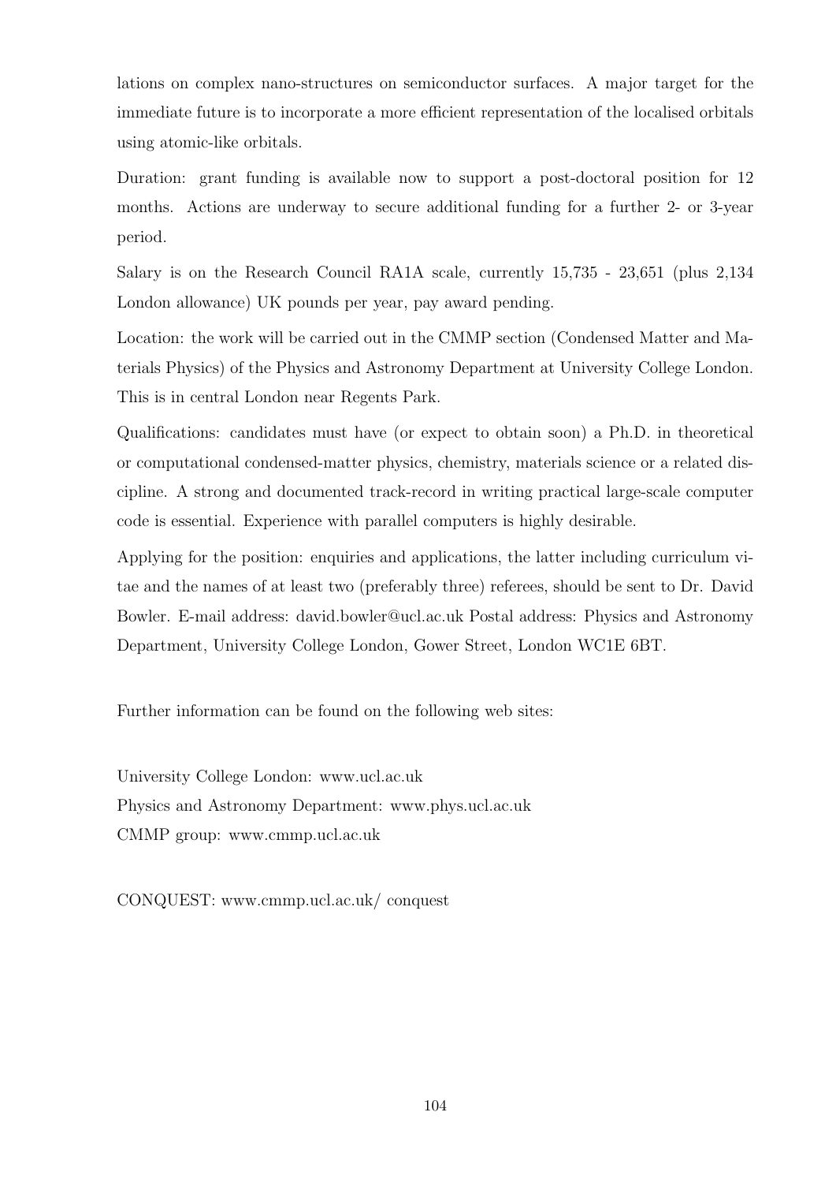lations on complex nano-structures on semiconductor surfaces. A major target for the immediate future is to incorporate a more efficient representation of the localised orbitals using atomic-like orbitals.

Duration: grant funding is available now to support a post-doctoral position for 12 months. Actions are underway to secure additional funding for a further 2- or 3-year period.

Salary is on the Research Council RA1A scale, currently 15,735 - 23,651 (plus 2,134 London allowance) UK pounds per year, pay award pending.

Location: the work will be carried out in the CMMP section (Condensed Matter and Materials Physics) of the Physics and Astronomy Department at University College London. This is in central London near Regents Park.

Qualifications: candidates must have (or expect to obtain soon) a Ph.D. in theoretical or computational condensed-matter physics, chemistry, materials science or a related discipline. A strong and documented track-record in writing practical large-scale computer code is essential. Experience with parallel computers is highly desirable.

Applying for the position: enquiries and applications, the latter including curriculum vitae and the names of at least two (preferably three) referees, should be sent to Dr. David Bowler. E-mail address: david.bowler@ucl.ac.uk Postal address: Physics and Astronomy Department, University College London, Gower Street, London WC1E 6BT.

Further information can be found on the following web sites:

University College London: www.ucl.ac.uk
Physics and Astronomy Department: www.phys.ucl.ac.uk
CMMP group: www.cmmp.ucl.ac.uk

CONQUEST: www.cmmp.ucl.ac.uk/ conquest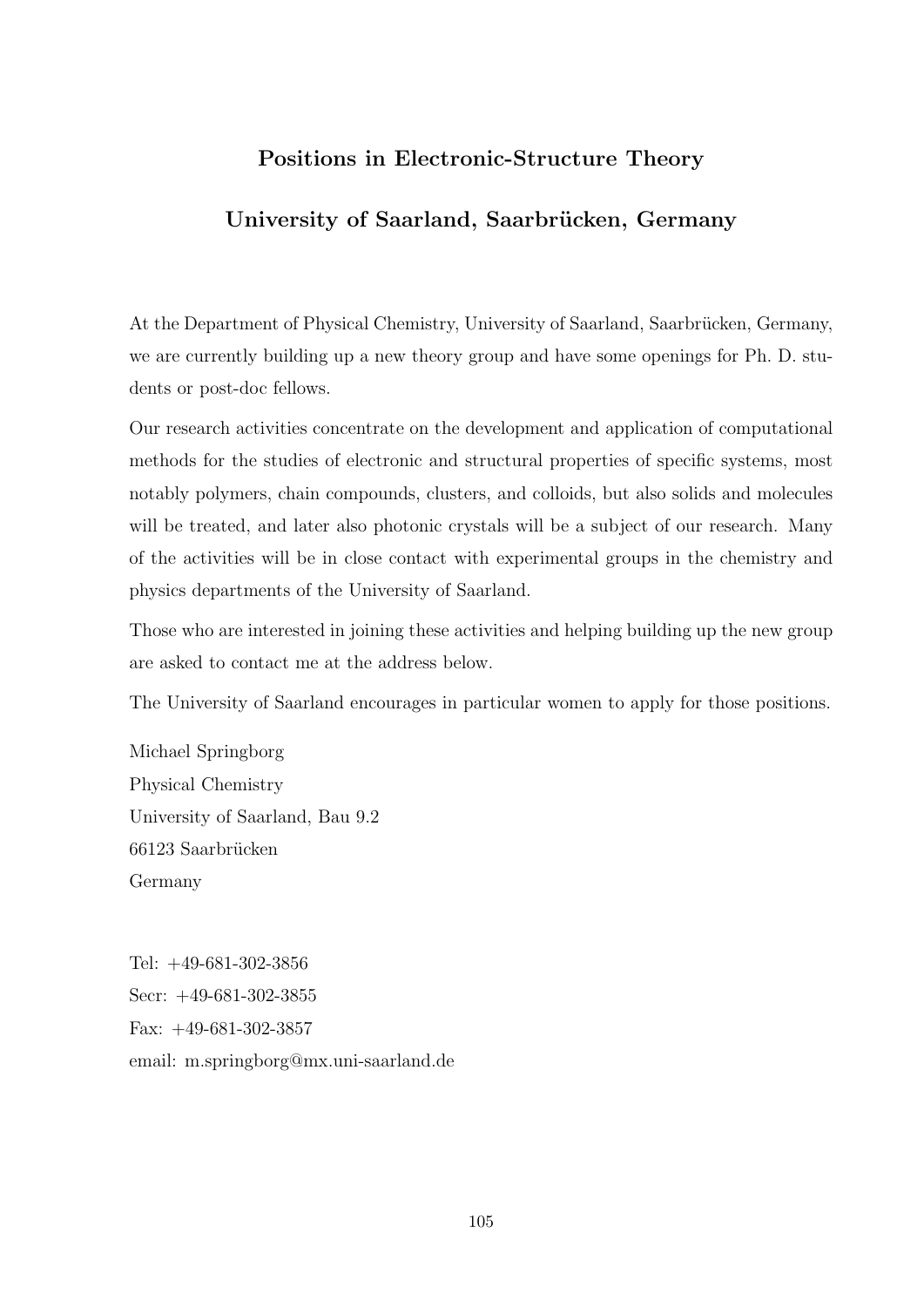## Positions in Electronic-Structure Theory

## University of Saarland, Saarbrücken, Germany

At the Department of Physical Chemistry, University of Saarland, Saarbrücken, Germany, we are currently building up a new theory group and have some openings for Ph. D. students or post-doc fellows.

Our research activities concentrate on the development and application of computational methods for the studies of electronic and structural properties of specific systems, most notably polymers, chain compounds, clusters, and colloids, but also solids and molecules will be treated, and later also photonic crystals will be a subject of our research. Many of the activities will be in close contact with experimental groups in the chemistry and physics departments of the University of Saarland.

Those who are interested in joining these activities and helping building up the new group are asked to contact me at the address below.

The University of Saarland encourages in particular women to apply for those positions.

Michael Springborg
Physical Chemistry
University of Saarland, Bau 9.2
66123 Saarbrücken
Germany

Tel: +49-681-302-3856
Secr: +49-681-302-3855
Fax: +49-681-302-3857
email: m.springborg@mx.uni-saarland.de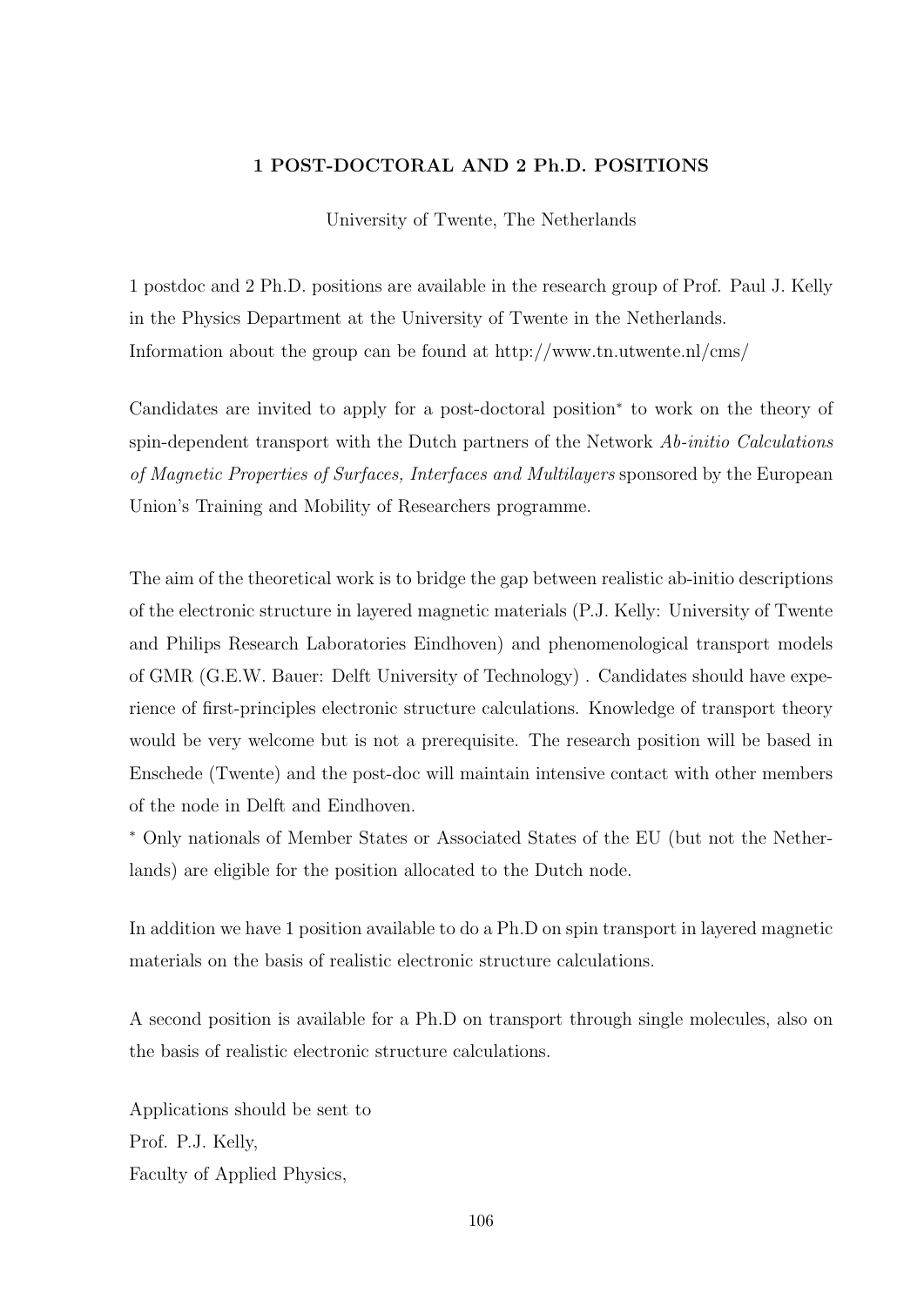### 1 POST-DOCTORAL AND 2 Ph.D. POSITIONS

University of Twente, The Netherlands

1 postdoc and 2 Ph.D. positions are available in the research group of Prof. Paul J. Kelly in the Physics Department at the University of Twente in the Netherlands.
Information about the group can be found at http://www.tn.utwente.nl/cms/

Candidates are invited to apply for a post-doctoral position* to work on the theory of spin-dependent transport with the Dutch partners of the Network *Ab-initio Calculations of Magnetic Properties of Surfaces, Interfaces and Multilayers* sponsored by the European Union's Training and Mobility of Researchers programme.

The aim of the theoretical work is to bridge the gap between realistic ab-initio descriptions of the electronic structure in layered magnetic materials (P.J. Kelly: University of Twente and Philips Research Laboratories Eindhoven) and phenomenological transport models of GMR (G.E.W. Bauer: Delft University of Technology) . Candidates should have experience of first-principles electronic structure calculations. Knowledge of transport theory would be very welcome but is not a prerequisite. The research position will be based in Enschede (Twente) and the post-doc will maintain intensive contact with other members of the node in Delft and Eindhoven.
* Only nationals of Member States or Associated States of the EU (but not the Netherlands) are eligible for the position allocated to the Dutch node.

In addition we have 1 position available to do a Ph.D on spin transport in layered magnetic materials on the basis of realistic electronic structure calculations.

A second position is available for a Ph.D on transport through single molecules, also on the basis of realistic electronic structure calculations.

Applications should be sent to
Prof. P.J. Kelly,
Faculty of Applied Physics,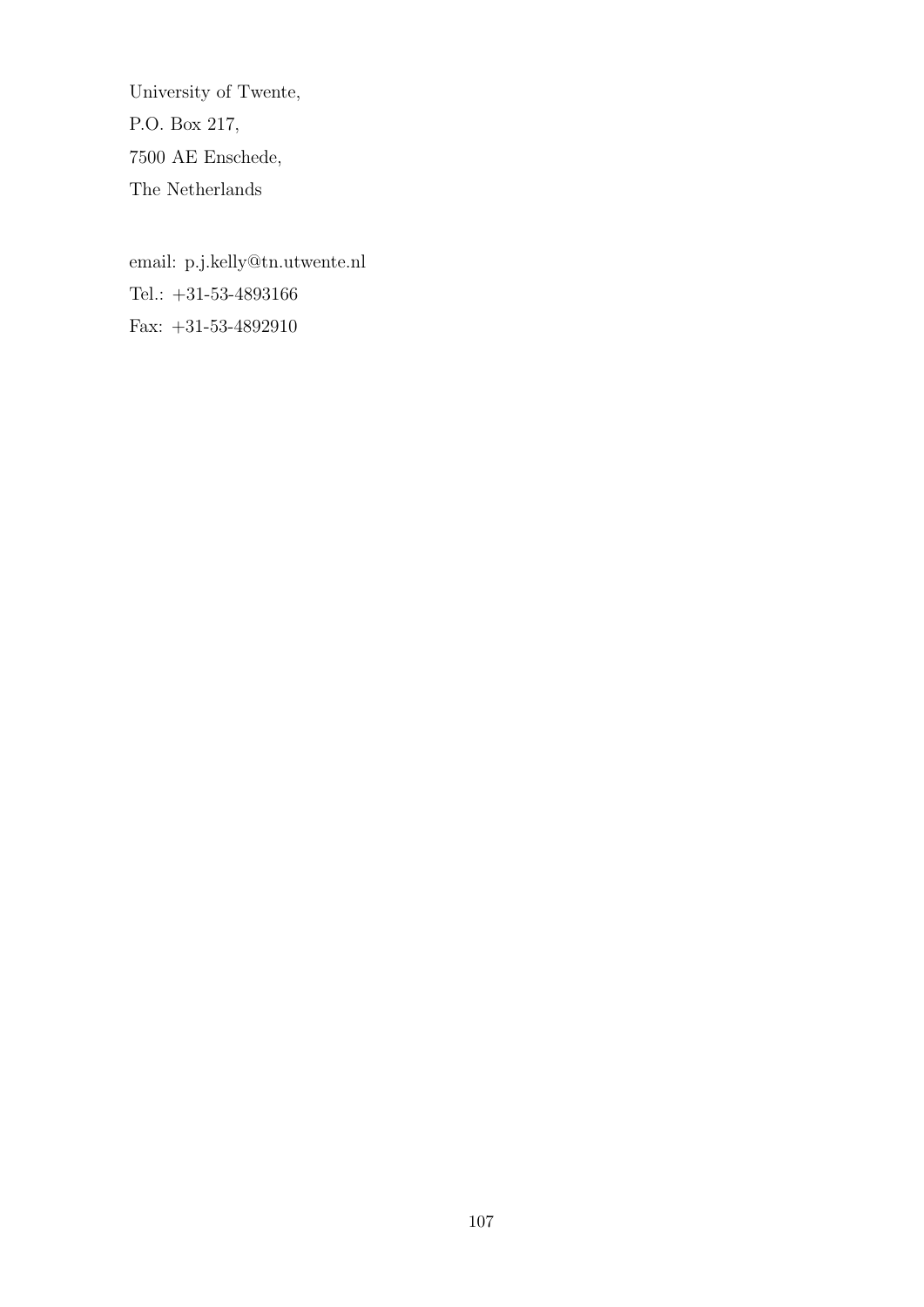University of Twente,

P.O. Box 217,

7500 AE Enschede,

The Netherlands

email: p.j.kelly@tn.utwente.nl

Tel.: +31-53-4893166

Fax: +31-53-4892910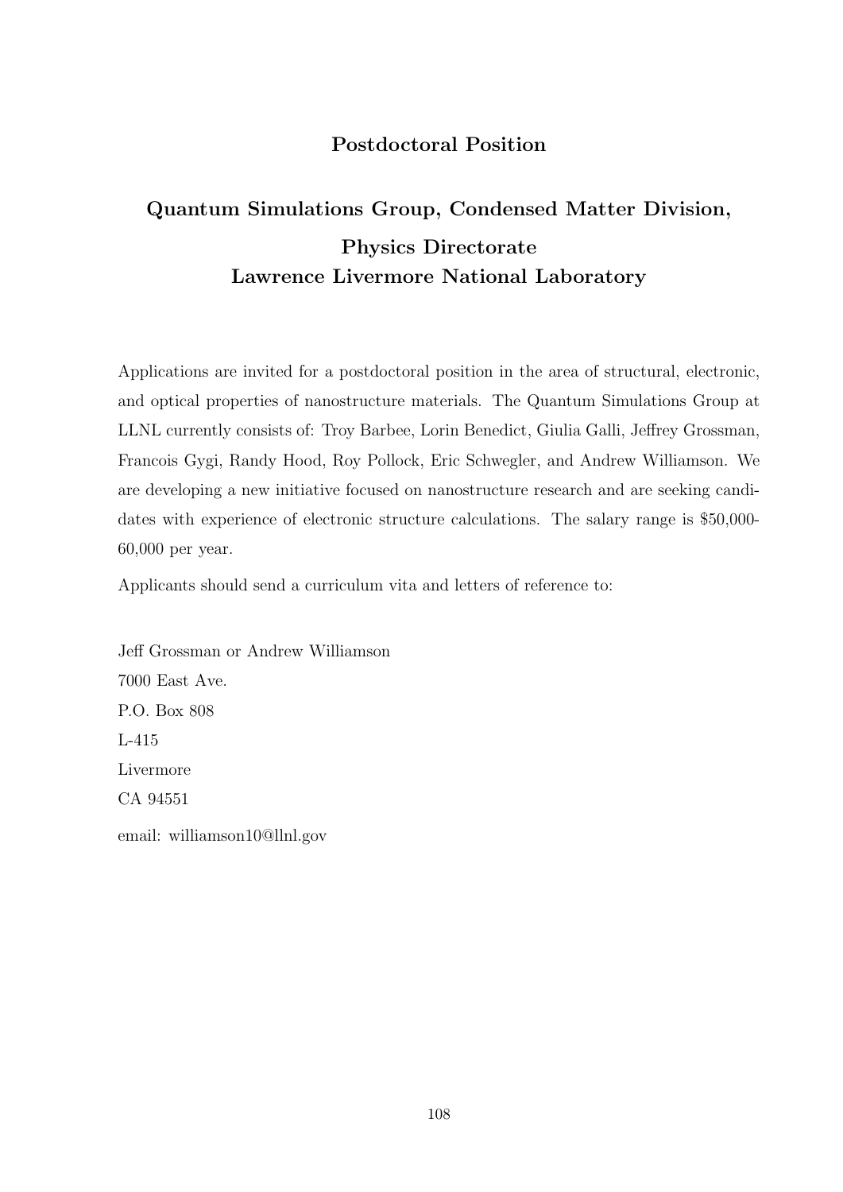## Postdoctoral Position

## Quantum Simulations Group, Condensed Matter Division, Physics Directorate Lawrence Livermore National Laboratory

Applications are invited for a postdoctoral position in the area of structural, electronic, and optical properties of nanostructure materials. The Quantum Simulations Group at LLNL currently consists of: Troy Barbee, Lorin Benedict, Giulia Galli, Jeffrey Grossman, Francois Gygi, Randy Hood, Roy Pollock, Eric Schwegler, and Andrew Williamson. We are developing a new initiative focused on nanostructure research and are seeking candidates with experience of electronic structure calculations. The salary range is $50,000-60,000 per year.

Applicants should send a curriculum vita and letters of reference to:

Jeff Grossman or Andrew Williamson
7000 East Ave.
P.O. Box 808
L-415
Livermore
CA 94551

email: williamson10@llnl.gov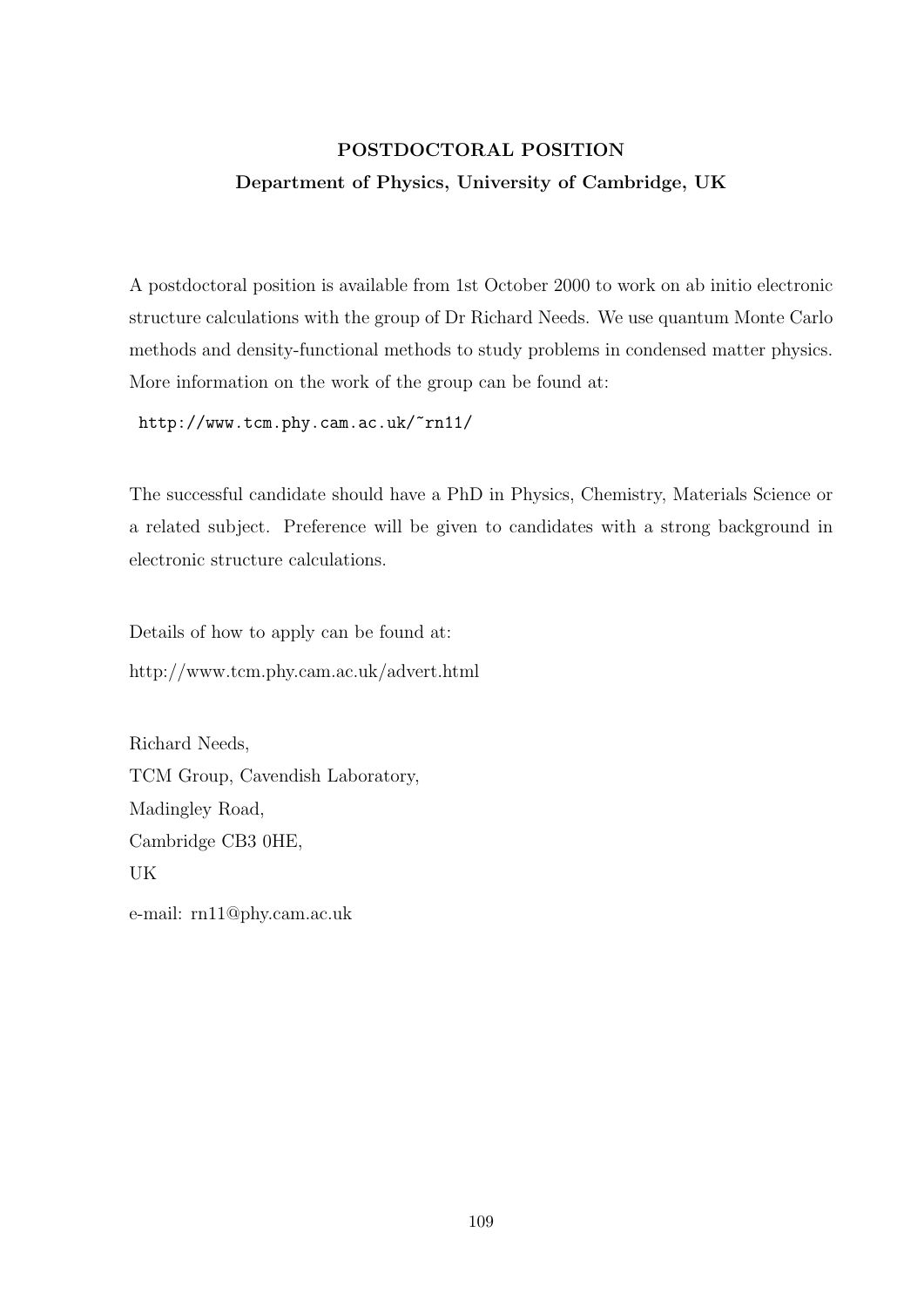## POSTDOCTORAL POSITION

### Department of Physics, University of Cambridge, UK

A postdoctoral position is available from 1st October 2000 to work on ab initio electronic structure calculations with the group of Dr Richard Needs. We use quantum Monte Carlo methods and density-functional methods to study problems in condensed matter physics. More information on the work of the group can be found at:

```
http://www.tcm.phy.cam.ac.uk/~rn11/
```

The successful candidate should have a PhD in Physics, Chemistry, Materials Science or a related subject. Preference will be given to candidates with a strong background in electronic structure calculations.

Details of how to apply can be found at:
http://www.tcm.phy.cam.ac.uk/advert.html

Richard Needs,
TCM Group, Cavendish Laboratory,
Madingley Road,
Cambridge CB3 0HE,
UK

e-mail: rn11@phy.cam.ac.uk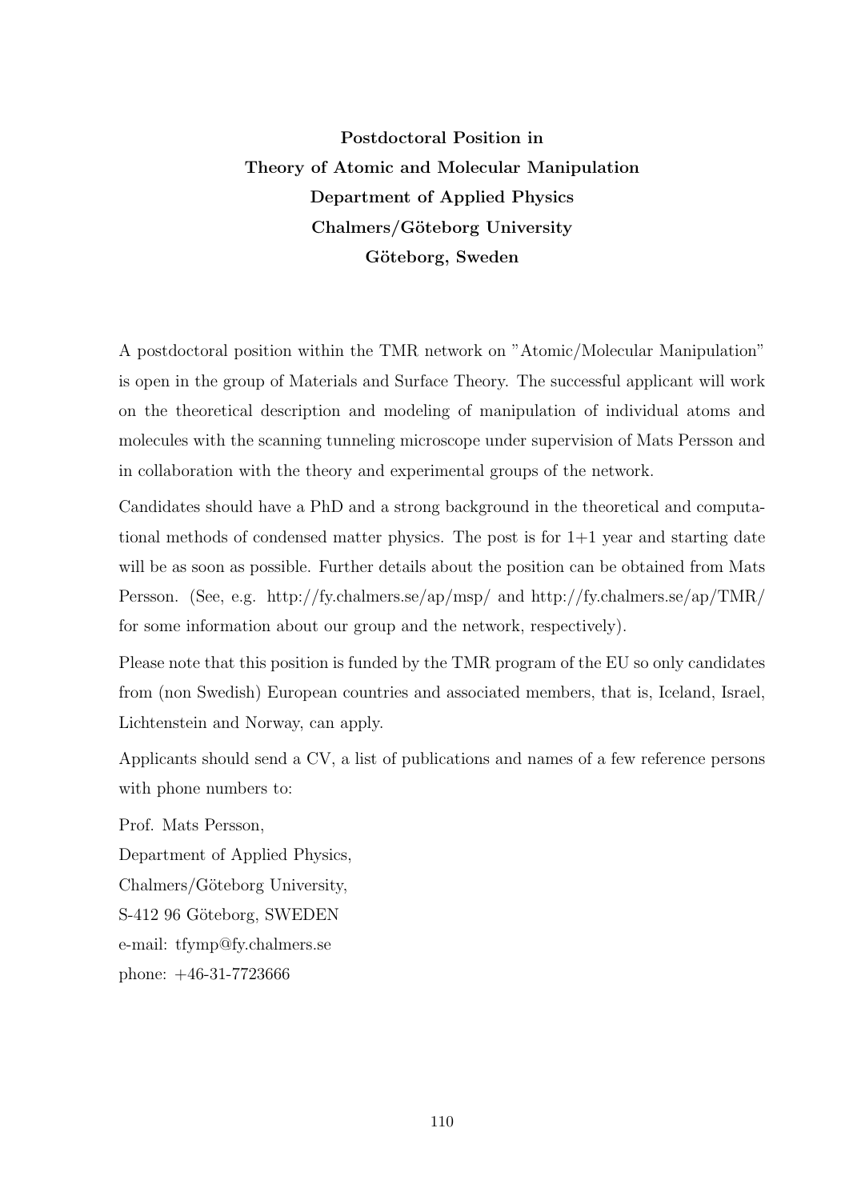**Postdoctoral Position in**
**Theory of Atomic and Molecular Manipulation**
**Department of Applied Physics**
**Chalmers/Göteborg University**
**Göteborg, Sweden**

A postdoctoral position within the TMR network on "Atomic/Molecular Manipulation" is open in the group of Materials and Surface Theory. The successful applicant will work on the theoretical description and modeling of manipulation of individual atoms and molecules with the scanning tunneling microscope under supervision of Mats Persson and in collaboration with the theory and experimental groups of the network.

Candidates should have a PhD and a strong background in the theoretical and computational methods of condensed matter physics. The post is for 1+1 year and starting date will be as soon as possible. Further details about the position can be obtained from Mats Persson. (See, e.g. http://fy.chalmers.se/ap/msp/ and http://fy.chalmers.se/ap/TMR/ for some information about our group and the network, respectively).

Please note that this position is funded by the TMR program of the EU so only candidates from (non Swedish) European countries and associated members, that is, Iceland, Israel, Lichtenstein and Norway, can apply.

Applicants should send a CV, a list of publications and names of a few reference persons with phone numbers to:

Prof. Mats Persson,
Department of Applied Physics,
Chalmers/Göteborg University,
S-412 96 Göteborg, SWEDEN
e-mail: tfymp@fy.chalmers.se
phone: +46-31-7723666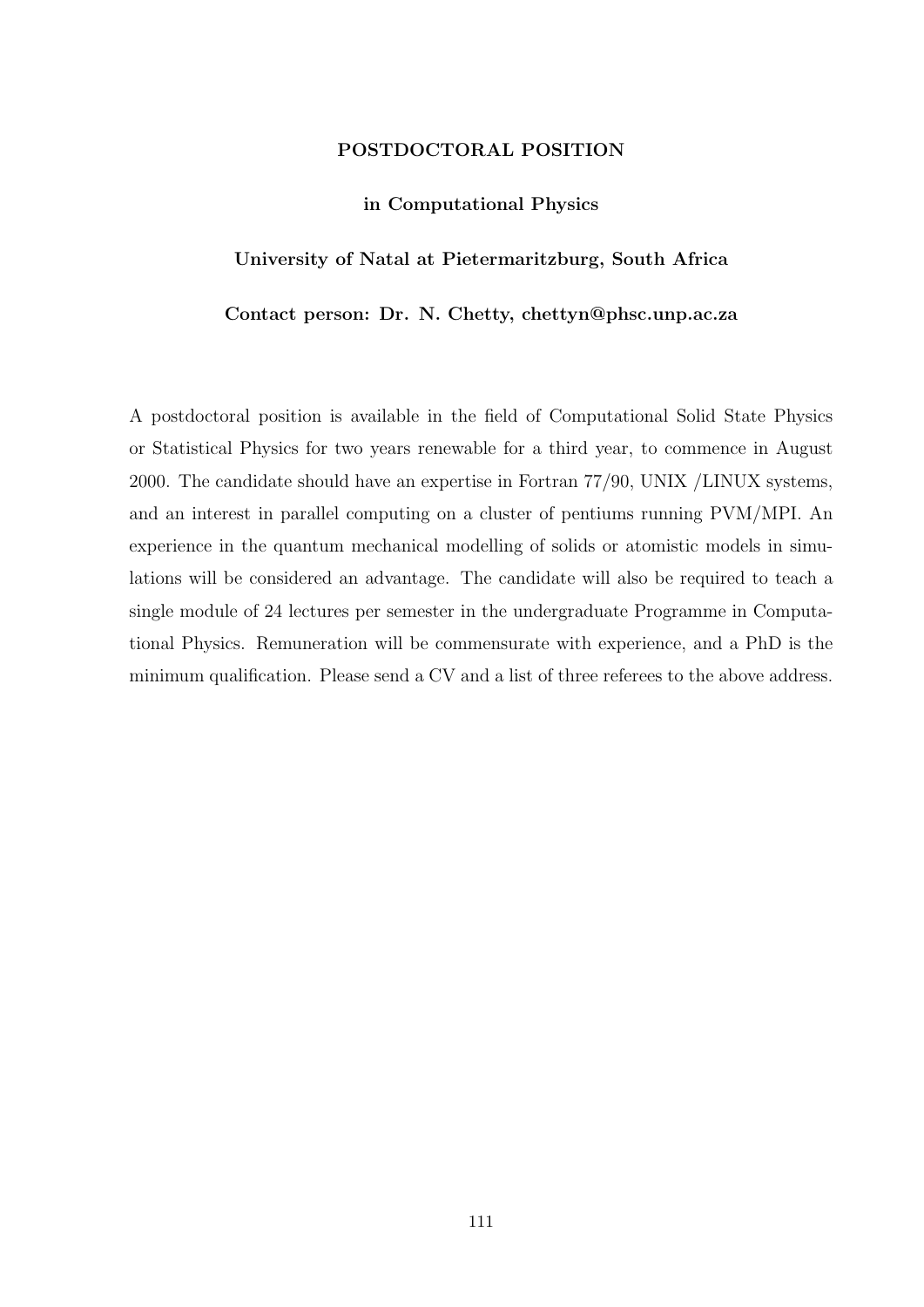**POSTDOCTORAL POSITION**

**in Computational Physics**

**University of Natal at Pietermaritzburg, South Africa**

**Contact person: Dr. N. Chetty, chettyn@phsc.unp.ac.za**

A postdoctoral position is available in the field of Computational Solid State Physics or Statistical Physics for two years renewable for a third year, to commence in August 2000. The candidate should have an expertise in Fortran 77/90, UNIX /LINUX systems, and an interest in parallel computing on a cluster of pentiums running PVM/MPI. An experience in the quantum mechanical modelling of solids or atomistic models in simulations will be considered an advantage. The candidate will also be required to teach a single module of 24 lectures per semester in the undergraduate Programme in Computational Physics. Remuneration will be commensurate with experience, and a PhD is the minimum qualification. Please send a CV and a list of three referees to the above address.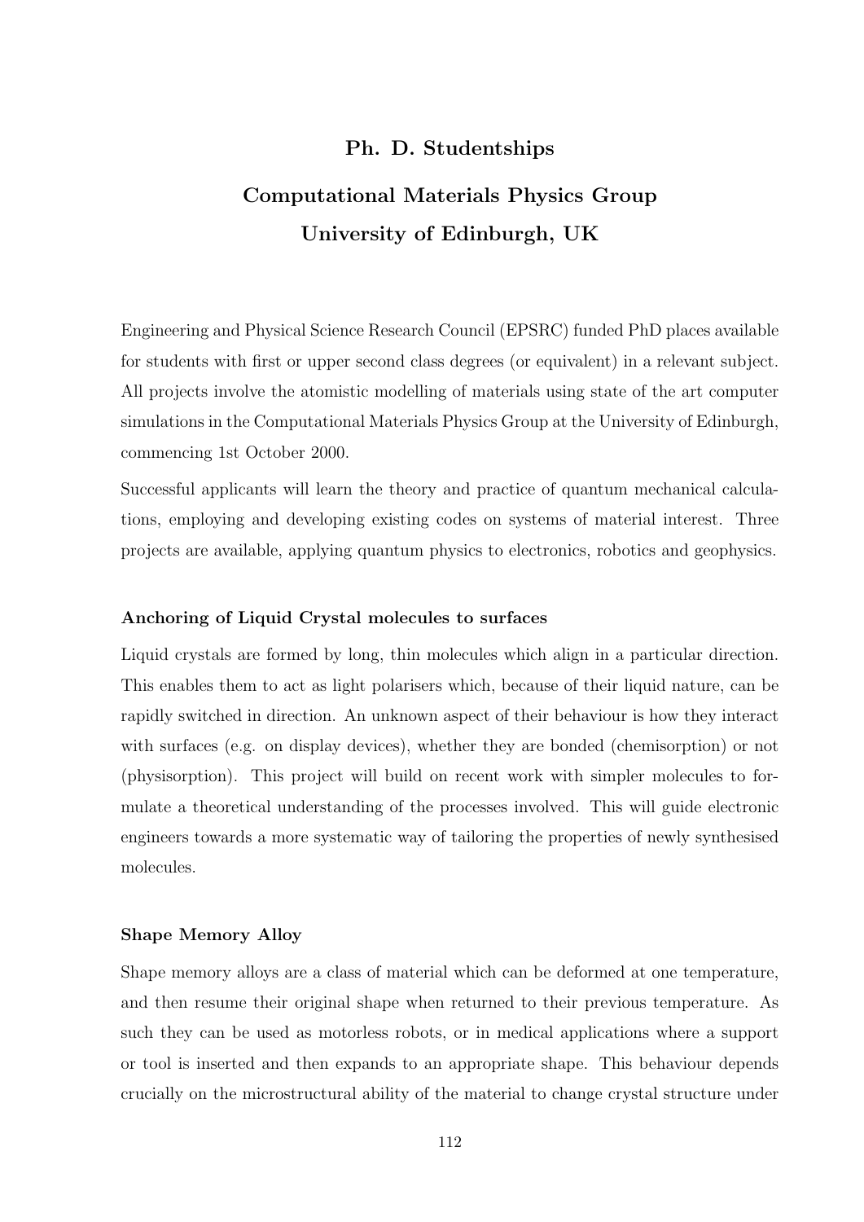## Ph. D. Studentships

## Computational Materials Physics Group

## University of Edinburgh, UK

Engineering and Physical Science Research Council (EPSRC) funded PhD places available for students with first or upper second class degrees (or equivalent) in a relevant subject. All projects involve the atomistic modelling of materials using state of the art computer simulations in the Computational Materials Physics Group at the University of Edinburgh, commencing 1st October 2000.

Successful applicants will learn the theory and practice of quantum mechanical calculations, employing and developing existing codes on systems of material interest. Three projects are available, applying quantum physics to electronics, robotics and geophysics.

### Anchoring of Liquid Crystal molecules to surfaces

Liquid crystals are formed by long, thin molecules which align in a particular direction. This enables them to act as light polarisers which, because of their liquid nature, can be rapidly switched in direction. An unknown aspect of their behaviour is how they interact with surfaces (e.g. on display devices), whether they are bonded (chemisorption) or not (physisorption). This project will build on recent work with simpler molecules to formulate a theoretical understanding of the processes involved. This will guide electronic engineers towards a more systematic way of tailoring the properties of newly synthesised molecules.

### Shape Memory Alloy

Shape memory alloys are a class of material which can be deformed at one temperature, and then resume their original shape when returned to their previous temperature. As such they can be used as motorless robots, or in medical applications where a support or tool is inserted and then expands to an appropriate shape. This behaviour depends crucially on the microstructural ability of the material to change crystal structure under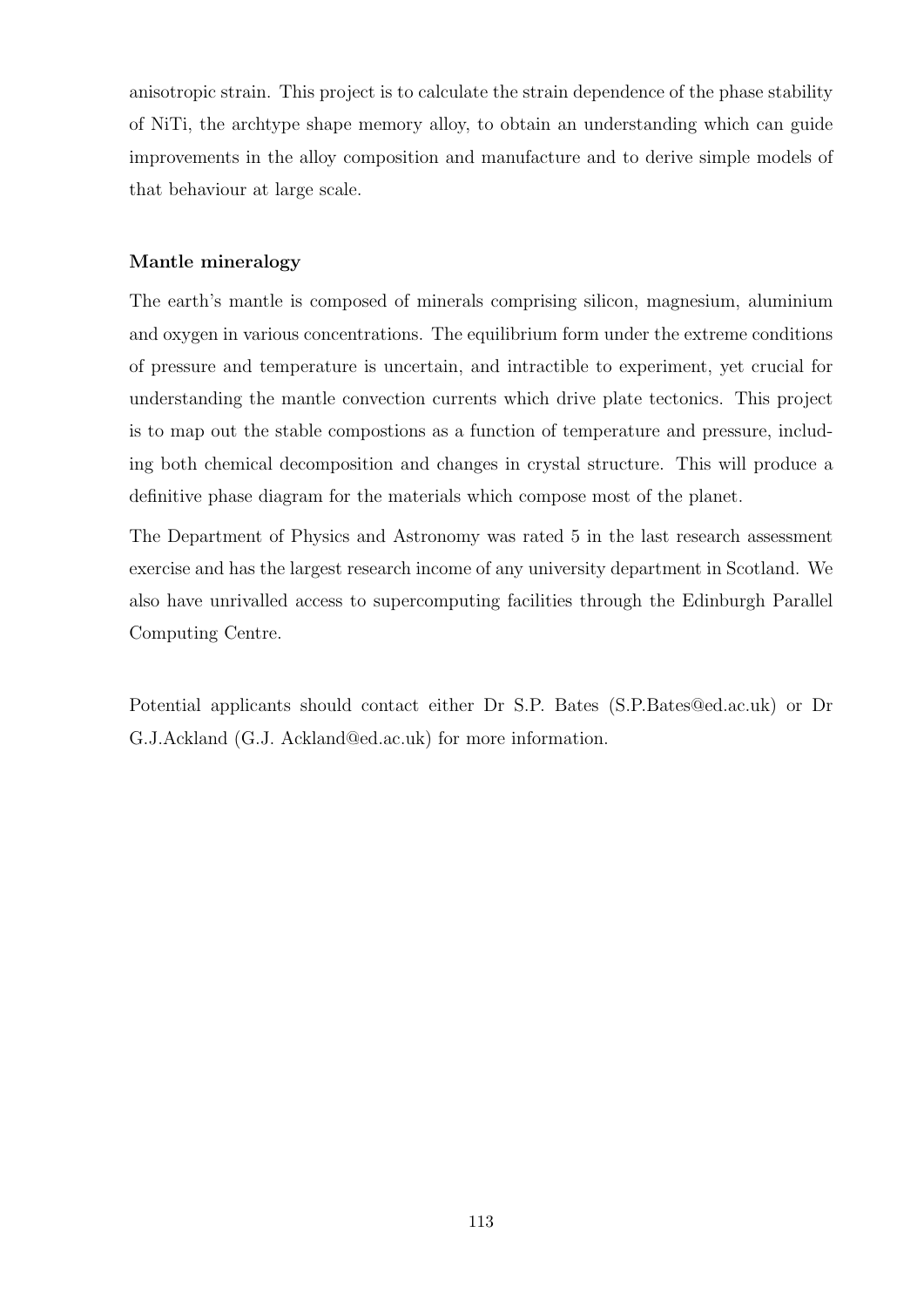anisotropic strain. This project is to calculate the strain dependence of the phase stability of NiTi, the archtype shape memory alloy, to obtain an understanding which can guide improvements in the alloy composition and manufacture and to derive simple models of that behaviour at large scale.

**Mantle mineralogy**

The earth's mantle is composed of minerals comprising silicon, magnesium, aluminium and oxygen in various concentrations. The equilibrium form under the extreme conditions of pressure and temperature is uncertain, and intractible to experiment, yet crucial for understanding the mantle convection currents which drive plate tectonics. This project is to map out the stable compostions as a function of temperature and pressure, including both chemical decomposition and changes in crystal structure. This will produce a definitive phase diagram for the materials which compose most of the planet.

The Department of Physics and Astronomy was rated 5 in the last research assessment exercise and has the largest research income of any university department in Scotland. We also have unrivalled access to supercomputing facilities through the Edinburgh Parallel Computing Centre.

Potential applicants should contact either Dr S.P. Bates (S.P.Bates@ed.ac.uk) or Dr G.J.Ackland (G.J. Ackland@ed.ac.uk) for more information.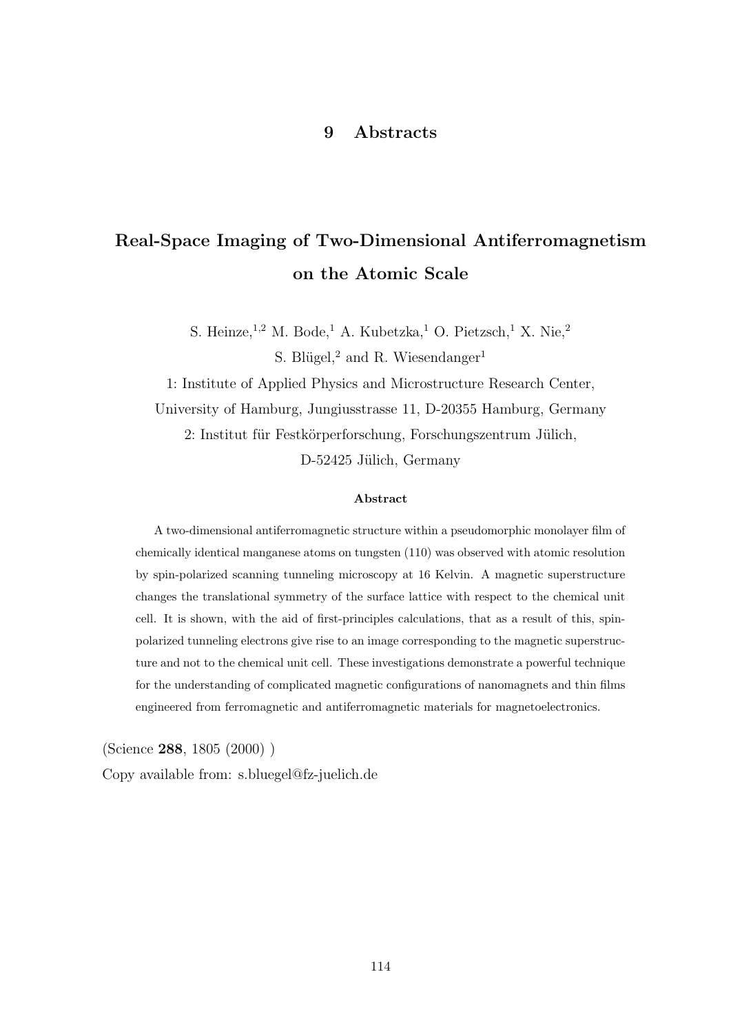# 9 Abstracts

## Real-Space Imaging of Two-Dimensional Antiferromagnetism on the Atomic Scale

S. Heinze,[1,2] M. Bode,[1] A. Kubetzka,[1] O. Pietzsch,[1] X. Nie,[2] S. Blügel,[2] and R. Wiesendanger[1]

1: Institute of Applied Physics and Microstructure Research Center, University of Hamburg, Jungiusstrasse 11, D-20355 Hamburg, Germany

2: Institut für Festkörperforschung, Forschungszentrum Jülich, D-52425 Jülich, Germany

### Abstract

A two-dimensional antiferromagnetic structure within a pseudomorphic monolayer film of chemically identical manganese atoms on tungsten (110) was observed with atomic resolution by spin-polarized scanning tunneling microscopy at 16 Kelvin. A magnetic superstructure changes the translational symmetry of the surface lattice with respect to the chemical unit cell. It is shown, with the aid of first-principles calculations, that as a result of this, spin-polarized tunneling electrons give rise to an image corresponding to the magnetic superstructure and not to the chemical unit cell. These investigations demonstrate a powerful technique for the understanding of complicated magnetic configurations of nanomagnets and thin films engineered from ferromagnetic and antiferromagnetic materials for magnetoelectronics.

(Science **288**, 1805 (2000) )

Copy available from: s.bluegel@fz-juelich.de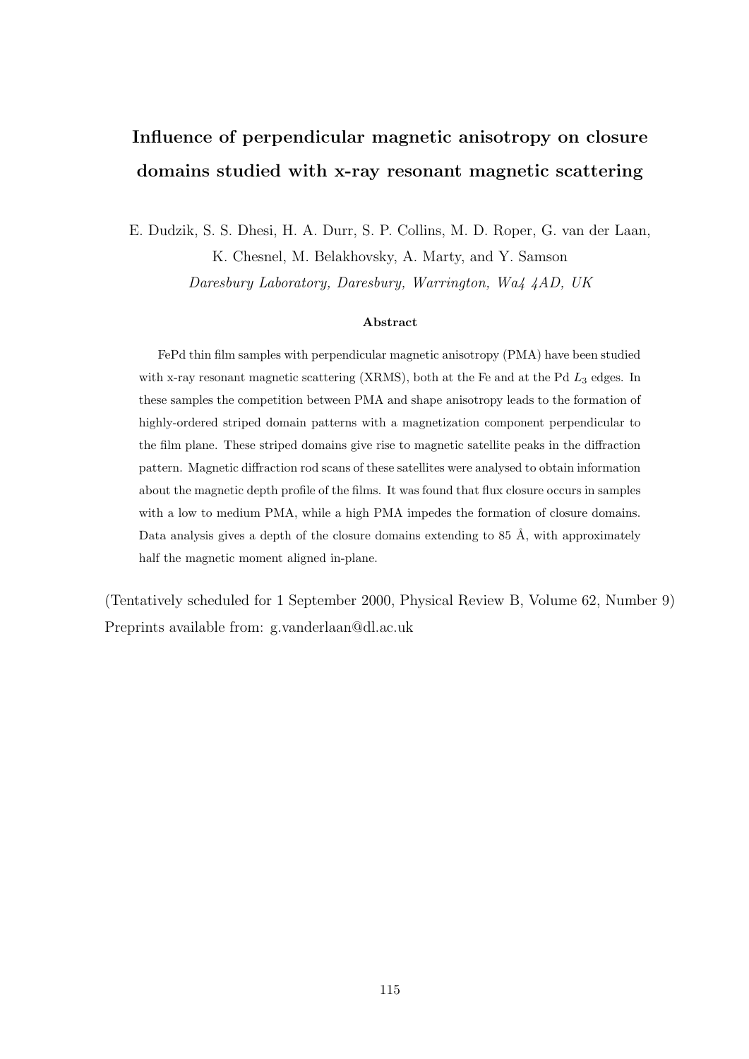# Influence of perpendicular magnetic anisotropy on closure domains studied with x-ray resonant magnetic scattering

E. Dudzik, S. S. Dhesi, H. A. Durr, S. P. Collins, M. D. Roper, G. van der Laan, K. Chesnel, M. Belakhovsky, A. Marty, and Y. Samson

*Daresbury Laboratory, Daresbury, Warrington, Wa4 4AD, UK*

### Abstract

FePd thin film samples with perpendicular magnetic anisotropy (PMA) have been studied with x-ray resonant magnetic scattering (XRMS), both at the Fe and at the Pd $L_3$ edges. In these samples the competition between PMA and shape anisotropy leads to the formation of highly-ordered striped domain patterns with a magnetization component perpendicular to the film plane. These striped domains give rise to magnetic satellite peaks in the diffraction pattern. Magnetic diffraction rod scans of these satellites were analysed to obtain information about the magnetic depth profile of the films. It was found that flux closure occurs in samples with a low to medium PMA, while a high PMA impedes the formation of closure domains. Data analysis gives a depth of the closure domains extending to 85 Å, with approximately half the magnetic moment aligned in-plane.

(Tentatively scheduled for 1 September 2000, Physical Review B, Volume 62, Number 9)
Preprints available from: g.vanderlaan@dl.ac.uk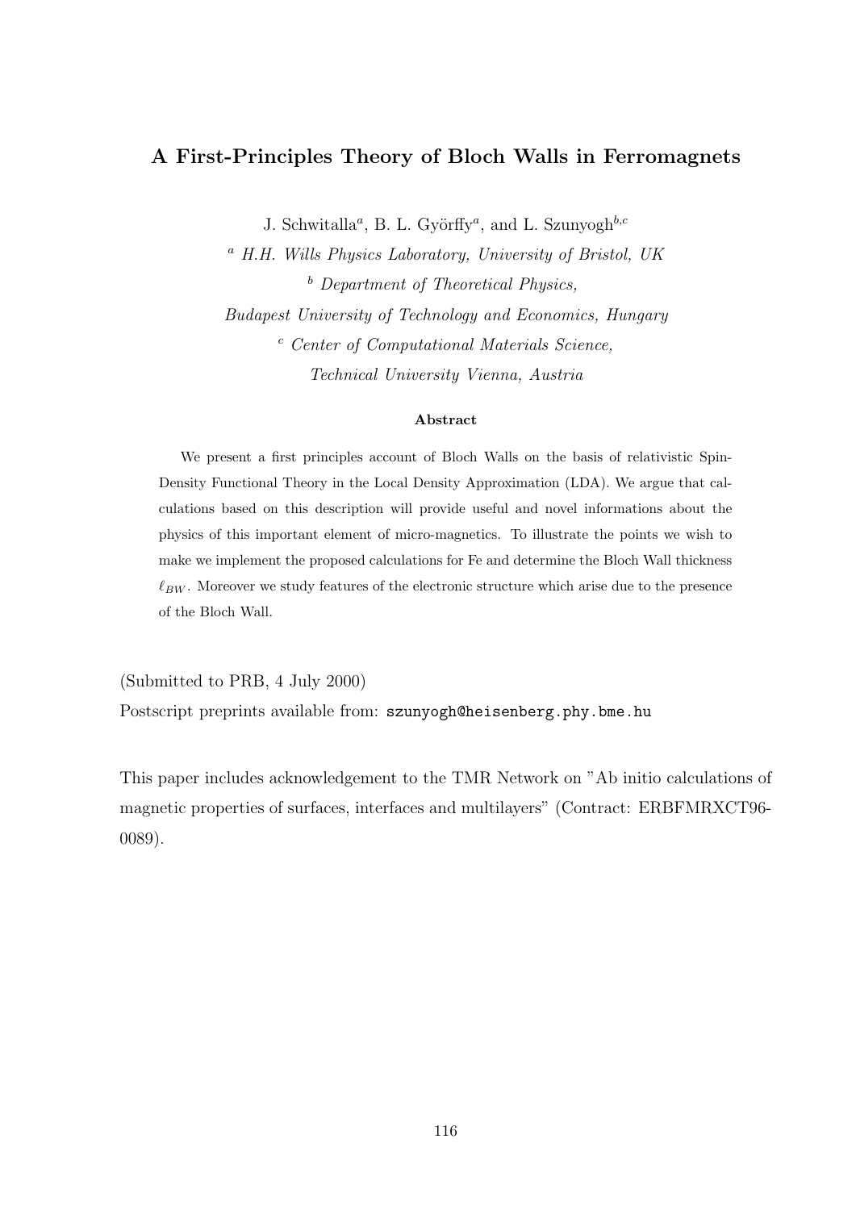## A First-Principles Theory of Bloch Walls in Ferromagnets

J. Schwitalla[a], B. L. Györffy[a], and L. Szunyogh[b,c]

[a] *H.H. Wills Physics Laboratory, University of Bristol, UK*

[b] *Department of Theoretical Physics,*
*Budapest University of Technology and Economics, Hungary*

[c] *Center of Computational Materials Science,*
*Technical University Vienna, Austria*

**Abstract**

We present a first principles account of Bloch Walls on the basis of relativistic Spin-Density Functional Theory in the Local Density Approximation (LDA). We argue that calculations based on this description will provide useful and novel informations about the physics of this important element of micro-magnetics. To illustrate the points we wish to make we implement the proposed calculations for Fe and determine the Bloch Wall thickness $\ell_{BW}$. Moreover we study features of the electronic structure which arise due to the presence of the Bloch Wall.

(Submitted to PRB, 4 July 2000)

Postscript preprints available from: `szunyogh@heisenberg.phy.bme.hu`

This paper includes acknowledgement to the TMR Network on "Ab initio calculations of magnetic properties of surfaces, interfaces and multilayers" (Contract: ERBFMRXCT96-0089).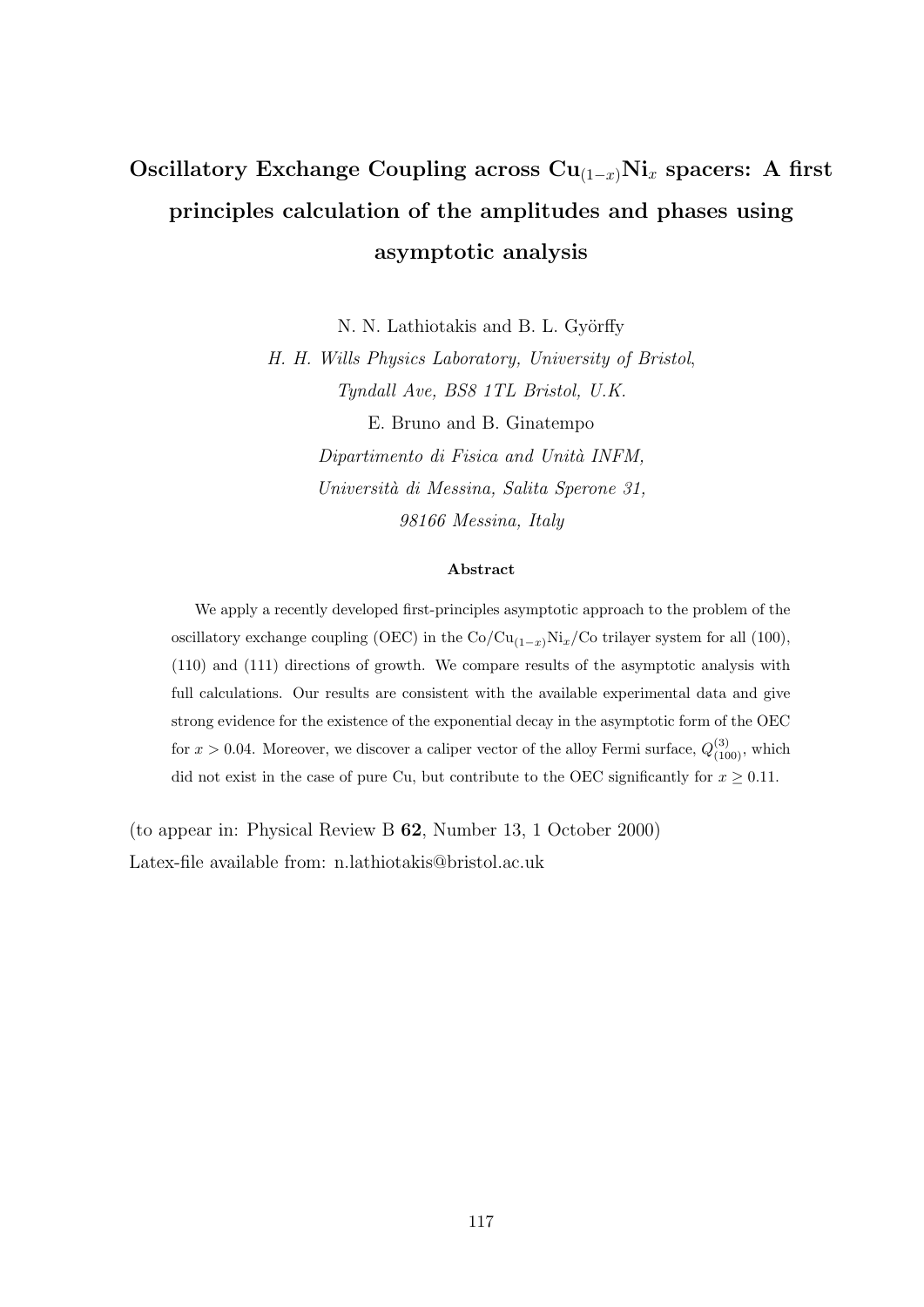# Oscillatory Exchange Coupling across $Cu_{(1-x)}Ni_x$ spacers: A first principles calculation of the amplitudes and phases using asymptotic analysis

N. N. Lathiotakis and B. L. Györffy

*H. H. Wills Physics Laboratory, University of Bristol,*
*Tyndall Ave, BS8 1TL Bristol, U.K.*

E. Bruno and B. Ginatempo

*Dipartimento di Fisica and Unità INFM,*
*Università di Messina, Salita Sperone 31,*
*98166 Messina, Italy*

### Abstract

We apply a recently developed first-principles asymptotic approach to the problem of the oscillatory exchange coupling (OEC) in the Co/$Cu_{(1-x)}Ni_x$/Co trilayer system for all (100), (110) and (111) directions of growth. We compare results of the asymptotic analysis with full calculations. Our results are consistent with the available experimental data and give strong evidence for the existence of the exponential decay in the asymptotic form of the OEC for $x > 0.04$. Moreover, we discover a caliper vector of the alloy Fermi surface, $Q^{(3)}_{(100)}$, which did not exist in the case of pure Cu, but contribute to the OEC significantly for $x \geq 0.11$.

(to appear in: Physical Review B **62**, Number 13, 1 October 2000)
Latex-file available from: n.lathiotakis@bristol.ac.uk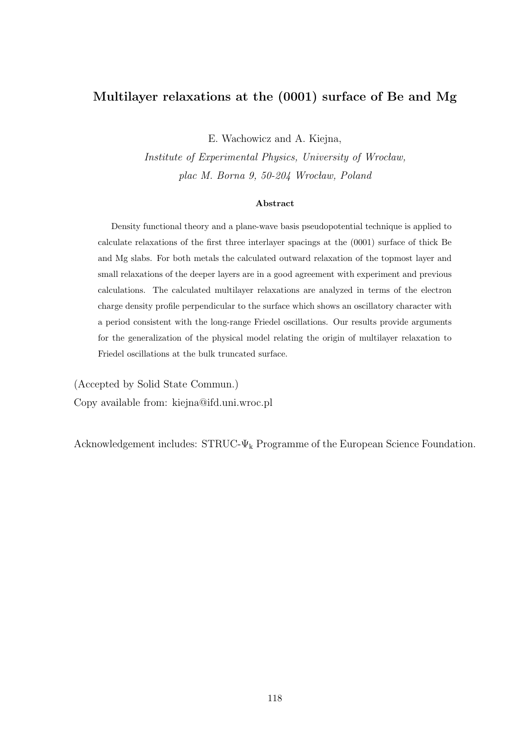## Multilayer relaxations at the (0001) surface of Be and Mg

E. Wachowicz and A. Kiejna,

*Institute of Experimental Physics, University of Wrocław, plac M. Borna 9, 50-204 Wrocław, Poland*

**Abstract**

Density functional theory and a plane-wave basis pseudopotential technique is applied to calculate relaxations of the first three interlayer spacings at the (0001) surface of thick Be and Mg slabs. For both metals the calculated outward relaxation of the topmost layer and small relaxations of the deeper layers are in a good agreement with experiment and previous calculations. The calculated multilayer relaxations are analyzed in terms of the electron charge density profile perpendicular to the surface which shows an oscillatory character with a period consistent with the long-range Friedel oscillations. Our results provide arguments for the generalization of the physical model relating the origin of multilayer relaxation to Friedel oscillations at the bulk truncated surface.

(Accepted by Solid State Commun.)

Copy available from: kiejna@ifd.uni.wroc.pl

Acknowledgement includes: STRUC-$\Psi_k$ Programme of the European Science Foundation.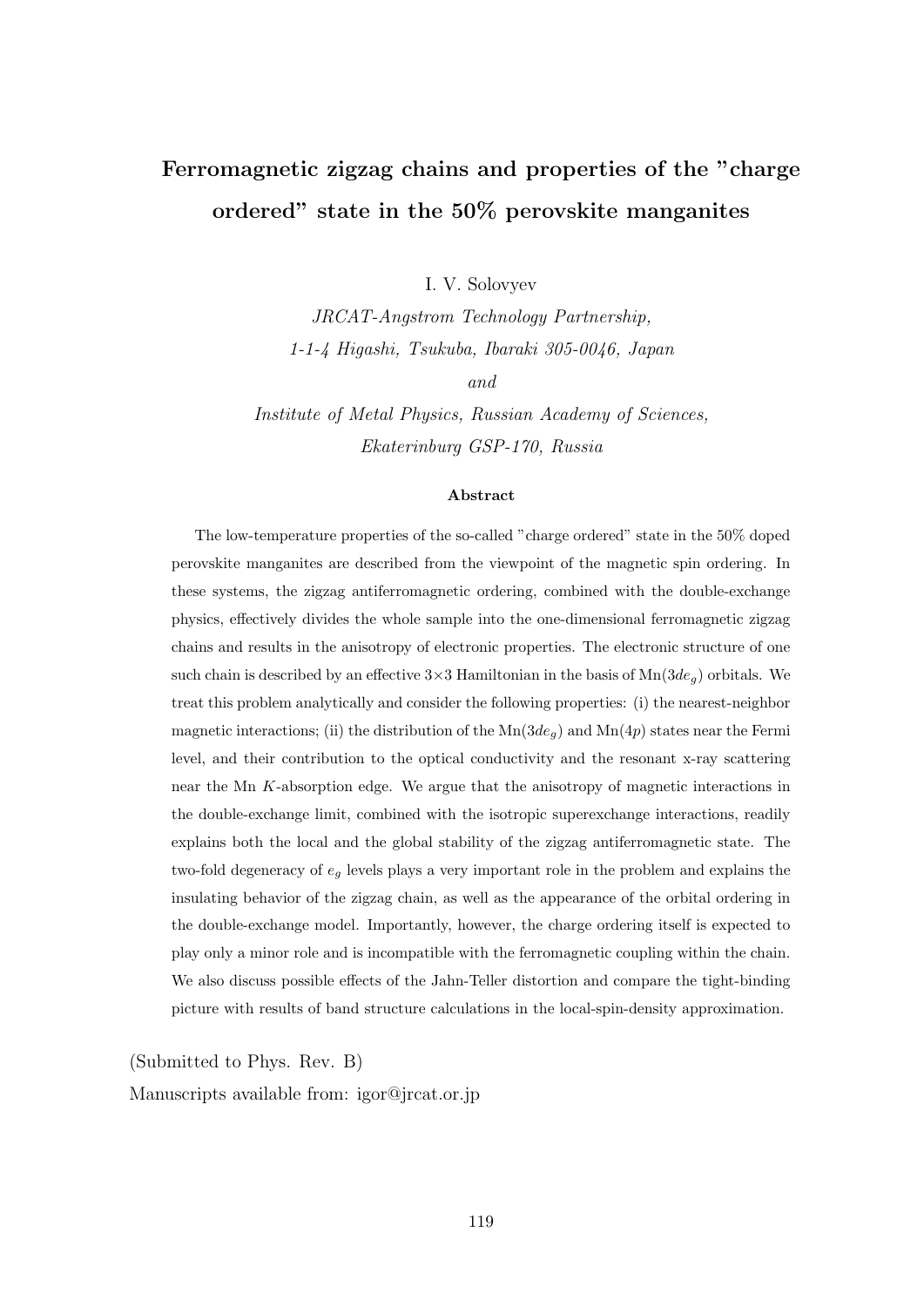# Ferromagnetic zigzag chains and properties of the "charge ordered" state in the 50% perovskite manganites

I. V. Solovyev

*JRCAT-Angstrom Technology Partnership,*
*1-1-4 Higashi, Tsukuba, Ibaraki 305-0046, Japan*
*and*
*Institute of Metal Physics, Russian Academy of Sciences,*
*Ekaterinburg GSP-170, Russia*

### Abstract

The low-temperature properties of the so-called "charge ordered" state in the 50% doped perovskite manganites are described from the viewpoint of the magnetic spin ordering. In these systems, the zigzag antiferromagnetic ordering, combined with the double-exchange physics, effectively divides the whole sample into the one-dimensional ferromagnetic zigzag chains and results in the anisotropy of electronic properties. The electronic structure of one such chain is described by an effective $3{\times}3$ Hamiltonian in the basis of Mn($3de_g$) orbitals. We treat this problem analytically and consider the following properties: (i) the nearest-neighbor magnetic interactions; (ii) the distribution of the Mn($3de_g$) and Mn($4p$) states near the Fermi level, and their contribution to the optical conductivity and the resonant x-ray scattering near the Mn $K$-absorption edge. We argue that the anisotropy of magnetic interactions in the double-exchange limit, combined with the isotropic superexchange interactions, readily explains both the local and the global stability of the zigzag antiferromagnetic state. The two-fold degeneracy of $e_g$ levels plays a very important role in the problem and explains the insulating behavior of the zigzag chain, as well as the appearance of the orbital ordering in the double-exchange model. Importantly, however, the charge ordering itself is expected to play only a minor role and is incompatible with the ferromagnetic coupling within the chain. We also discuss possible effects of the Jahn-Teller distortion and compare the tight-binding picture with results of band structure calculations in the local-spin-density approximation.

(Submitted to Phys. Rev. B)

Manuscripts available from: igor@jrcat.or.jp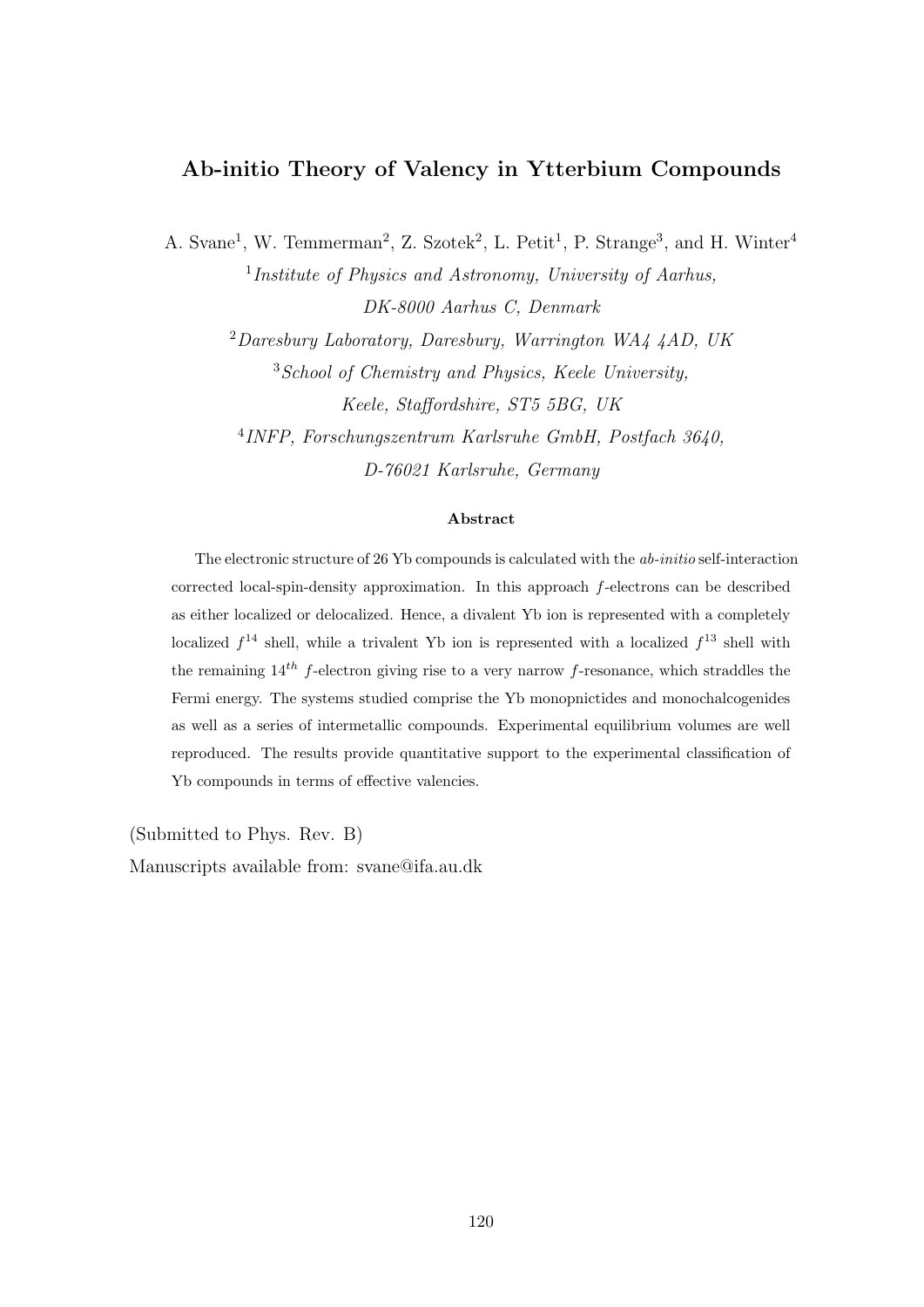# Ab-initio Theory of Valency in Ytterbium Compounds

A. Svane[1], W. Temmerman[2], Z. Szotek[2], L. Petit[1], P. Strange[3], and H. Winter[4]

[1] *Institute of Physics and Astronomy, University of Aarhus, DK-8000 Aarhus C, Denmark*

[2] *Daresbury Laboratory, Daresbury, Warrington WA4 4AD, UK*

[3] *School of Chemistry and Physics, Keele University, Keele, Staffordshire, ST5 5BG, UK*

[4] *INFP, Forschungszentrum Karlsruhe GmbH, Postfach 3640, D-76021 Karlsruhe, Germany*

### Abstract

The electronic structure of 26 Yb compounds is calculated with the *ab-initio* self-interaction corrected local-spin-density approximation. In this approach $f$-electrons can be described as either localized or delocalized. Hence, a divalent Yb ion is represented with a completely localized $f^{14}$ shell, while a trivalent Yb ion is represented with a localized $f^{13}$ shell with the remaining $14^{th}$ $f$-electron giving rise to a very narrow $f$-resonance, which straddles the Fermi energy. The systems studied comprise the Yb monopnictides and monochalcogenides as well as a series of intermetallic compounds. Experimental equilibrium volumes are well reproduced. The results provide quantitative support to the experimental classification of Yb compounds in terms of effective valencies.

(Submitted to Phys. Rev. B)

Manuscripts available from: svane@ifa.au.dk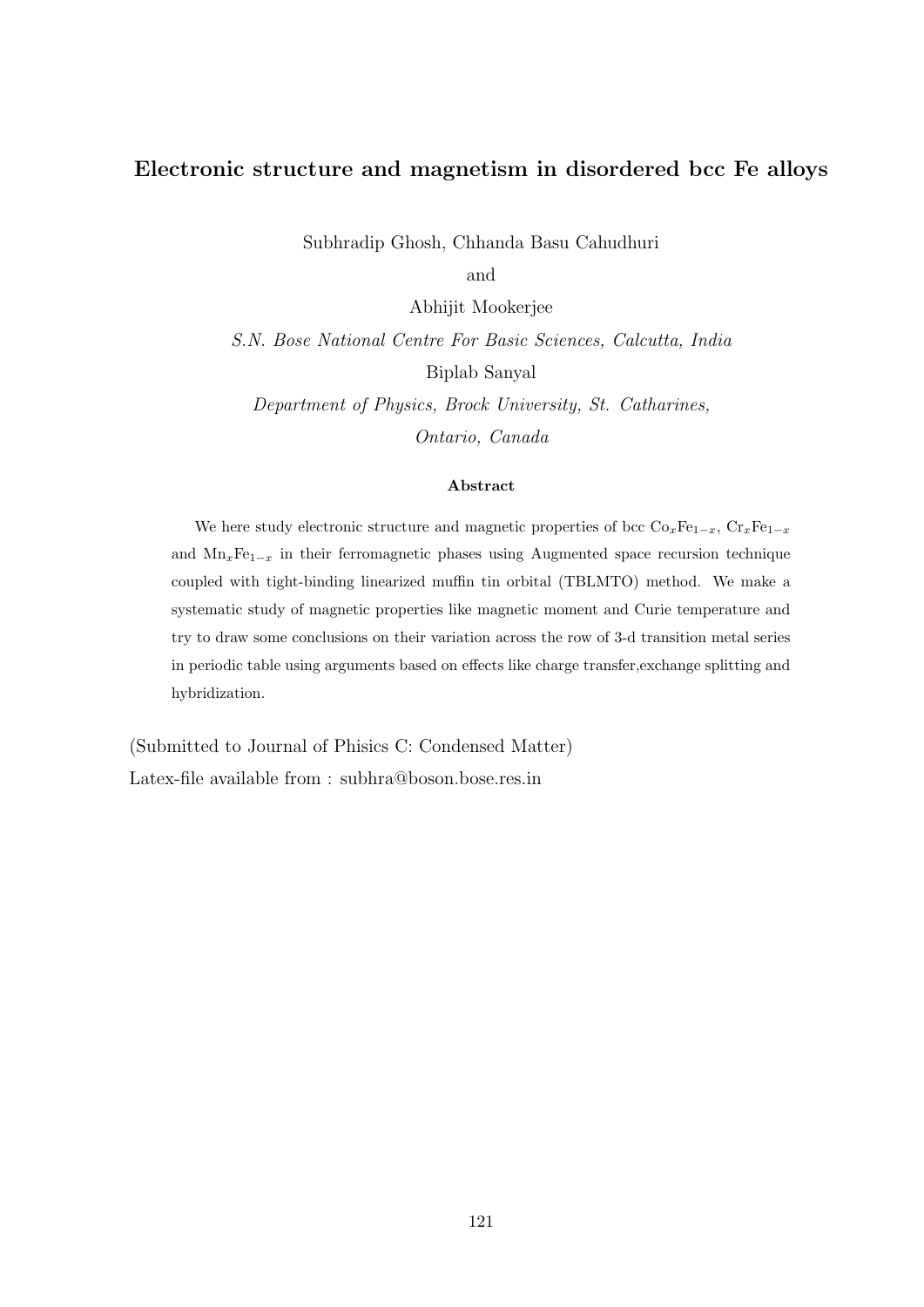# Electronic structure and magnetism in disordered bcc Fe alloys

Subhradip Ghosh, Chhanda Basu Cahudhuri

and

Abhijit Mookerjee

*S.N. Bose National Centre For Basic Sciences, Calcutta, India*

Biplab Sanyal

*Department of Physics, Brock University, St. Catharines,*

*Ontario, Canada*

**Abstract**

We here study electronic structure and magnetic properties of bcc $Co_xFe_{1-x}$, $Cr_xFe_{1-x}$ and $Mn_xFe_{1-x}$ in their ferromagnetic phases using Augmented space recursion technique coupled with tight-binding linearized muffin tin orbital (TBLMTO) method. We make a systematic study of magnetic properties like magnetic moment and Curie temperature and try to draw some conclusions on their variation across the row of 3-d transition metal series in periodic table using arguments based on effects like charge transfer,exchange splitting and hybridization.

(Submitted to Journal of Phisics C: Condensed Matter)

Latex-file available from : subhra@boson.bose.res.in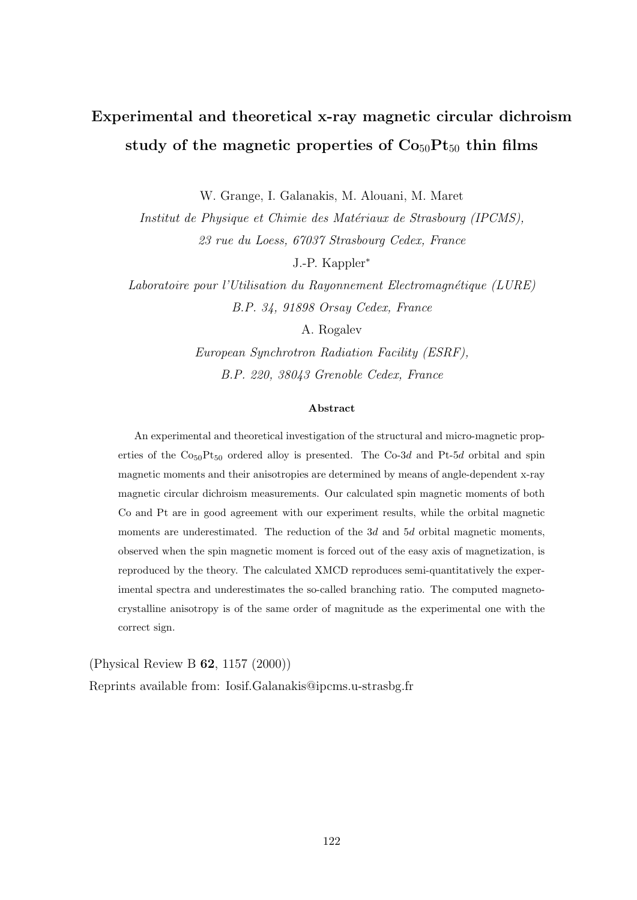# Experimental and theoretical x-ray magnetic circular dichroism study of the magnetic properties of $Co_{50}Pt_{50}$ thin films

W. Grange, I. Galanakis, M. Alouani, M. Maret

*Institut de Physique et Chimie des Matériaux de Strasbourg (IPCMS),*
*23 rue du Loess, 67037 Strasbourg Cedex, France*

J.-P. Kappler*

*Laboratoire pour l'Utilisation du Rayonnement Electromagnétique (LURE)*
*B.P. 34, 91898 Orsay Cedex, France*

A. Rogalev

*European Synchrotron Radiation Facility (ESRF),*
*B.P. 220, 38043 Grenoble Cedex, France*

### Abstract

An experimental and theoretical investigation of the structural and micro-magnetic properties of the $Co_{50}Pt_{50}$ ordered alloy is presented. The Co-3*d* and Pt-5*d* orbital and spin magnetic moments and their anisotropies are determined by means of angle-dependent x-ray magnetic circular dichroism measurements. Our calculated spin magnetic moments of both Co and Pt are in good agreement with our experiment results, while the orbital magnetic moments are underestimated. The reduction of the 3*d* and 5*d* orbital magnetic moments, observed when the spin magnetic moment is forced out of the easy axis of magnetization, is reproduced by the theory. The calculated XMCD reproduces semi-quantitatively the experimental spectra and underestimates the so-called branching ratio. The computed magnetocrystalline anisotropy is of the same order of magnitude as the experimental one with the correct sign.

(Physical Review B **62**, 1157 (2000))

Reprints available from: Iosif.Galanakis@ipcms.u-strasbg.fr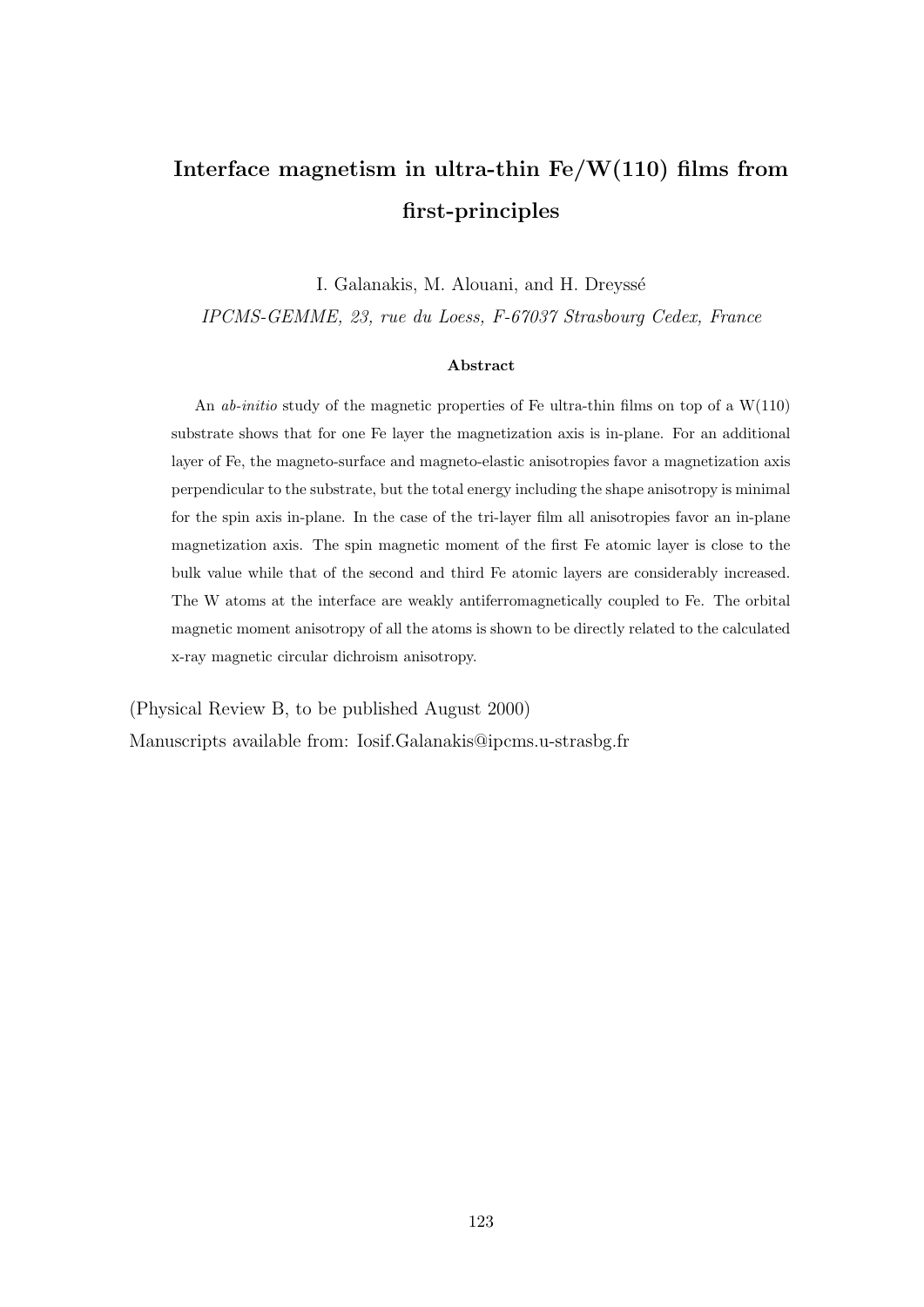# Interface magnetism in ultra-thin Fe/W(110) films from first-principles

I. Galanakis, M. Alouani, and H. Dreyssé

*IPCMS-GEMME, 23, rue du Loess, F-67037 Strasbourg Cedex, France*

### Abstract

An *ab-initio* study of the magnetic properties of Fe ultra-thin films on top of a W(110) substrate shows that for one Fe layer the magnetization axis is in-plane. For an additional layer of Fe, the magneto-surface and magneto-elastic anisotropies favor a magnetization axis perpendicular to the substrate, but the total energy including the shape anisotropy is minimal for the spin axis in-plane. In the case of the tri-layer film all anisotropies favor an in-plane magnetization axis. The spin magnetic moment of the first Fe atomic layer is close to the bulk value while that of the second and third Fe atomic layers are considerably increased. The W atoms at the interface are weakly antiferromagnetically coupled to Fe. The orbital magnetic moment anisotropy of all the atoms is shown to be directly related to the calculated x-ray magnetic circular dichroism anisotropy.

(Physical Review B, to be published August 2000)

Manuscripts available from: Iosif.Galanakis@ipcms.u-strasbg.fr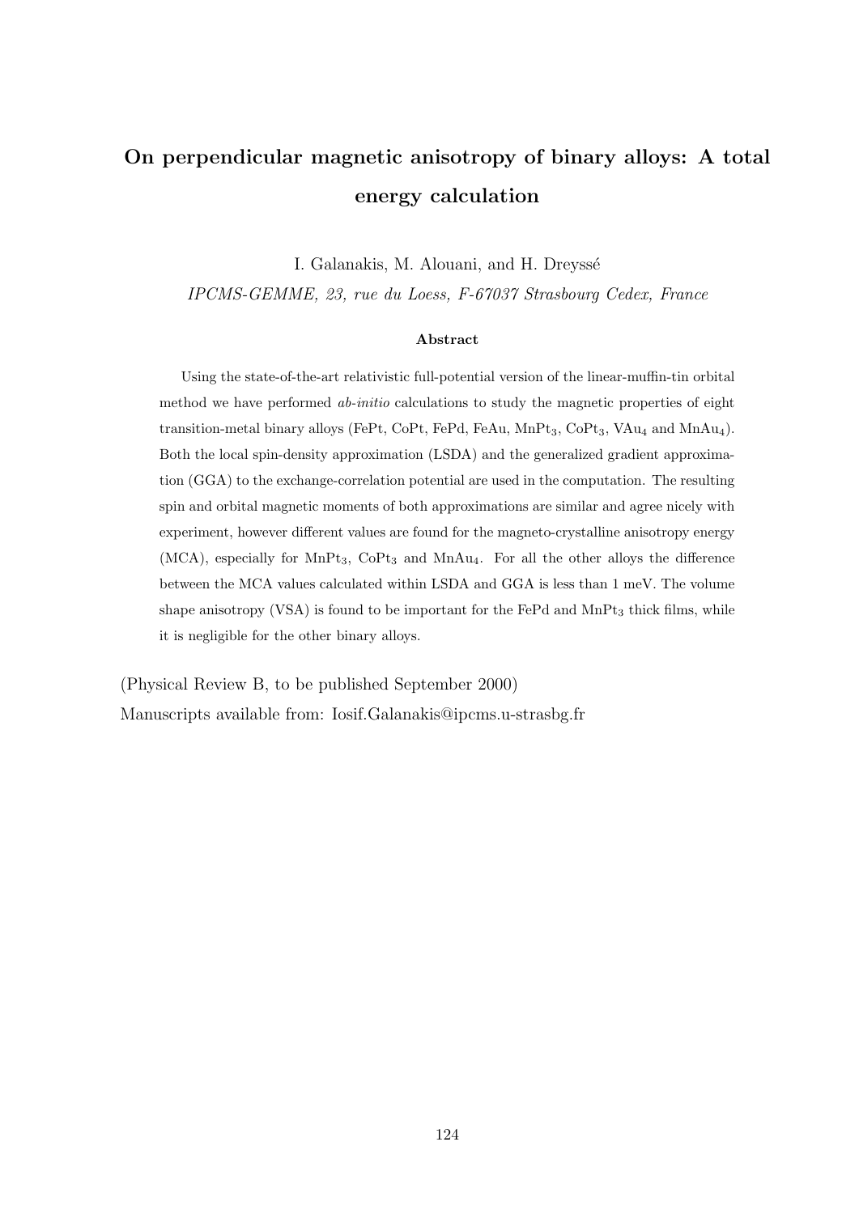# On perpendicular magnetic anisotropy of binary alloys: A total energy calculation

I. Galanakis, M. Alouani, and H. Dreyssé

*IPCMS-GEMME, 23, rue du Loess, F-67037 Strasbourg Cedex, France*

### Abstract

Using the state-of-the-art relativistic full-potential version of the linear-muffin-tin orbital method we have performed *ab-initio* calculations to study the magnetic properties of eight transition-metal binary alloys (FePt, CoPt, FePd, FeAu, $MnPt_3$, $CoPt_3$, $VAu_4$ and $MnAu_4$). Both the local spin-density approximation (LSDA) and the generalized gradient approximation (GGA) to the exchange-correlation potential are used in the computation. The resulting spin and orbital magnetic moments of both approximations are similar and agree nicely with experiment, however different values are found for the magneto-crystalline anisotropy energy (MCA), especially for $MnPt_3$, $CoPt_3$ and $MnAu_4$. For all the other alloys the difference between the MCA values calculated within LSDA and GGA is less than 1 meV. The volume shape anisotropy (VSA) is found to be important for the FePd and $MnPt_3$ thick films, while it is negligible for the other binary alloys.

(Physical Review B, to be published September 2000)

Manuscripts available from: Iosif.Galanakis@ipcms.u-strasbg.fr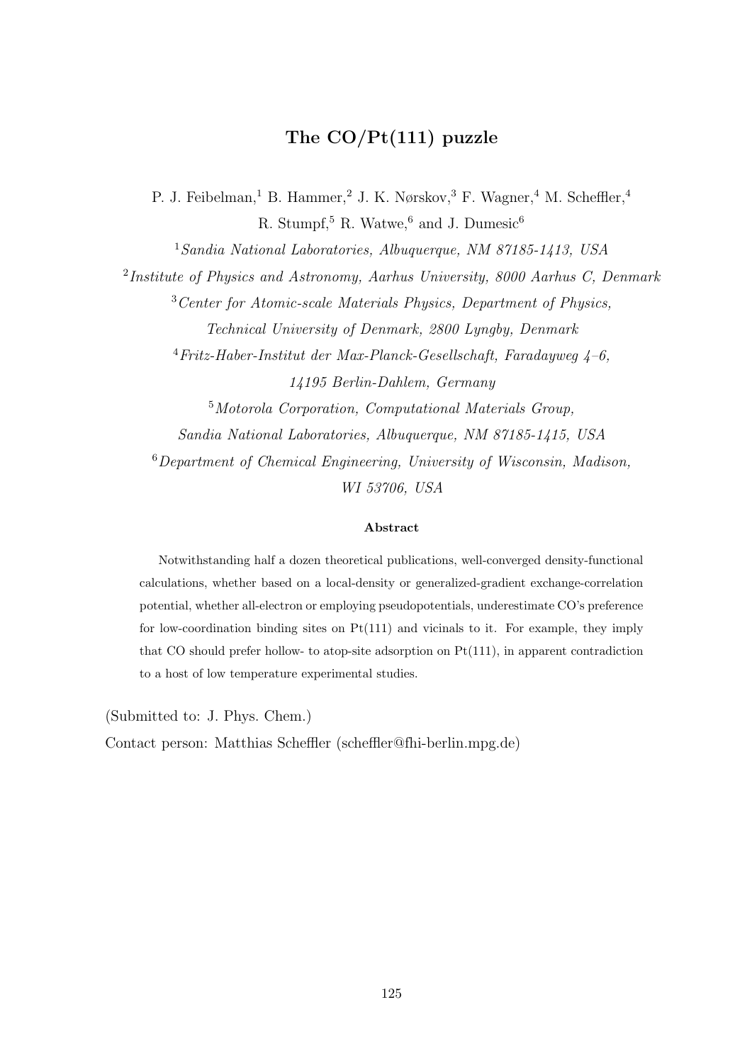# The CO/Pt(111) puzzle

P. J. Feibelman,[1] B. Hammer,[2] J. K. Nørskov,[3] F. Wagner,[4] M. Scheffler,[4] R. Stumpf,[5] R. Watwe,[6] and J. Dumesic[6]

[1] *Sandia National Laboratories, Albuquerque, NM 87185-1413, USA*

[2] *Institute of Physics and Astronomy, Aarhus University, 8000 Aarhus C, Denmark*

[3] *Center for Atomic-scale Materials Physics, Department of Physics, Technical University of Denmark, 2800 Lyngby, Denmark*

[4] *Fritz-Haber-Institut der Max-Planck-Gesellschaft, Faradayweg 4–6, 14195 Berlin-Dahlem, Germany*

[5] *Motorola Corporation, Computational Materials Group, Sandia National Laboratories, Albuquerque, NM 87185-1415, USA*

[6] *Department of Chemical Engineering, University of Wisconsin, Madison, WI 53706, USA*

### Abstract

Notwithstanding half a dozen theoretical publications, well-converged density-functional calculations, whether based on a local-density or generalized-gradient exchange-correlation potential, whether all-electron or employing pseudopotentials, underestimate CO's preference for low-coordination binding sites on Pt(111) and vicinals to it. For example, they imply that CO should prefer hollow- to atop-site adsorption on Pt(111), in apparent contradiction to a host of low temperature experimental studies.

(Submitted to: J. Phys. Chem.)

Contact person: Matthias Scheffler (scheffler@fhi-berlin.mpg.de)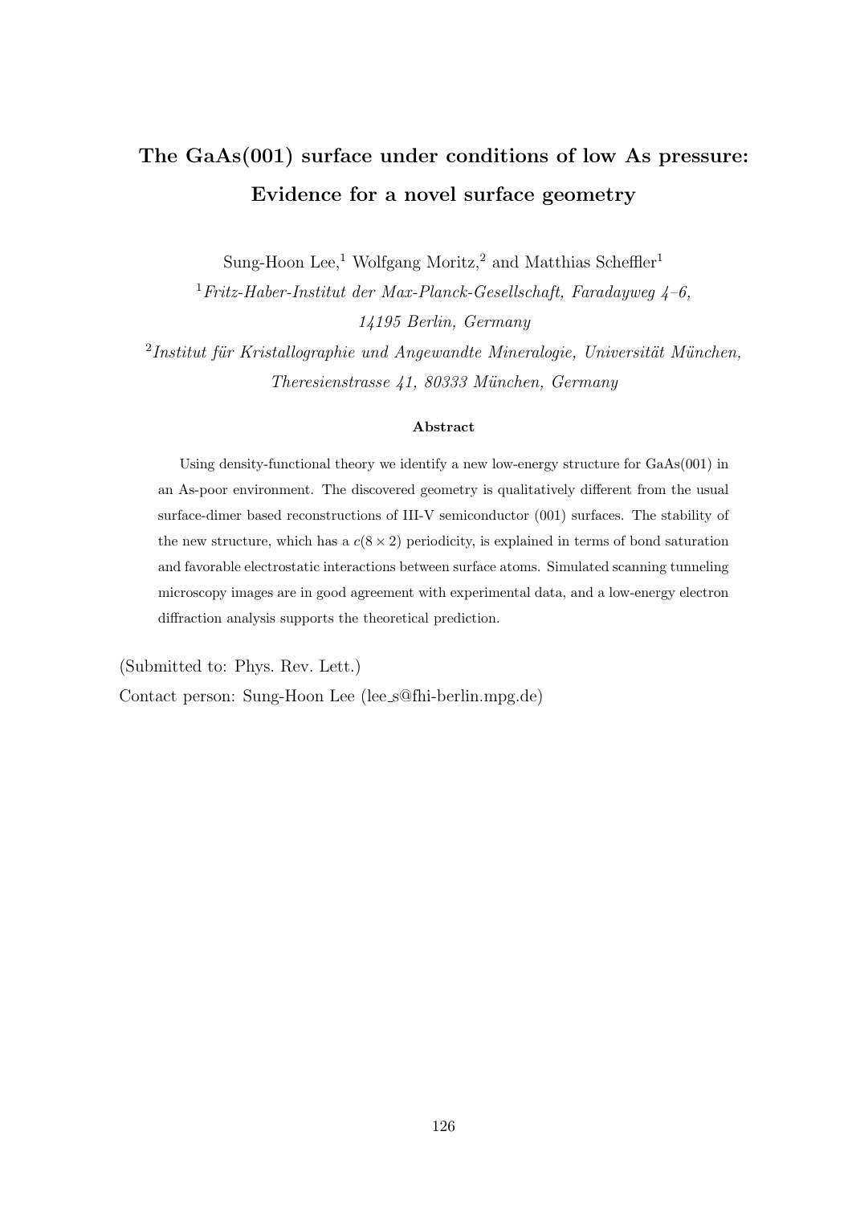# The GaAs(001) surface under conditions of low As pressure: Evidence for a novel surface geometry

Sung-Hoon Lee,[1] Wolfgang Moritz,[2] and Matthias Scheffler[1]

[1] *Fritz-Haber-Institut der Max-Planck-Gesellschaft, Faradayweg 4–6, 14195 Berlin, Germany*

[2] *Institut für Kristallographie und Angewandte Mineralogie, Universität München, Theresienstrasse 41, 80333 München, Germany*

### Abstract

Using density-functional theory we identify a new low-energy structure for GaAs(001) in an As-poor environment. The discovered geometry is qualitatively different from the usual surface-dimer based reconstructions of III-V semiconductor (001) surfaces. The stability of the new structure, which has a $c(8 \times 2)$ periodicity, is explained in terms of bond saturation and favorable electrostatic interactions between surface atoms. Simulated scanning tunneling microscopy images are in good agreement with experimental data, and a low-energy electron diffraction analysis supports the theoretical prediction.

(Submitted to: Phys. Rev. Lett.)

Contact person: Sung-Hoon Lee (lee_s@fhi-berlin.mpg.de)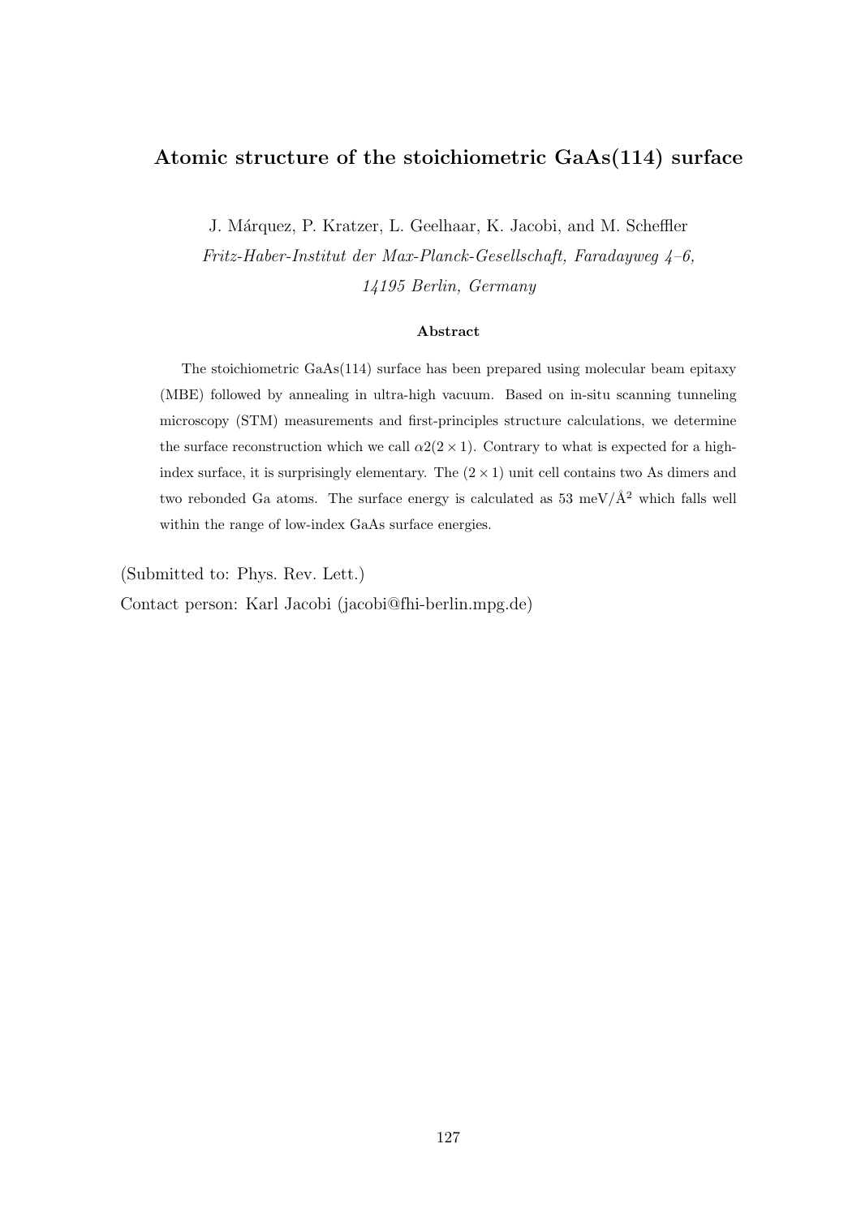# Atomic structure of the stoichiometric GaAs(114) surface

J. Márquez, P. Kratzer, L. Geelhaar, K. Jacobi, and M. Scheffler

*Fritz-Haber-Institut der Max-Planck-Gesellschaft, Faradayweg 4–6, 14195 Berlin, Germany*

### Abstract

The stoichiometric GaAs(114) surface has been prepared using molecular beam epitaxy (MBE) followed by annealing in ultra-high vacuum. Based on in-situ scanning tunneling microscopy (STM) measurements and first-principles structure calculations, we determine the surface reconstruction which we call $\alpha 2(2 \times 1)$. Contrary to what is expected for a high-index surface, it is surprisingly elementary. The $(2 \times 1)$ unit cell contains two As dimers and two rebonded Ga atoms. The surface energy is calculated as 53 meV/Å$^2$ which falls well within the range of low-index GaAs surface energies.

(Submitted to: Phys. Rev. Lett.)

Contact person: Karl Jacobi (jacobi@fhi-berlin.mpg.de)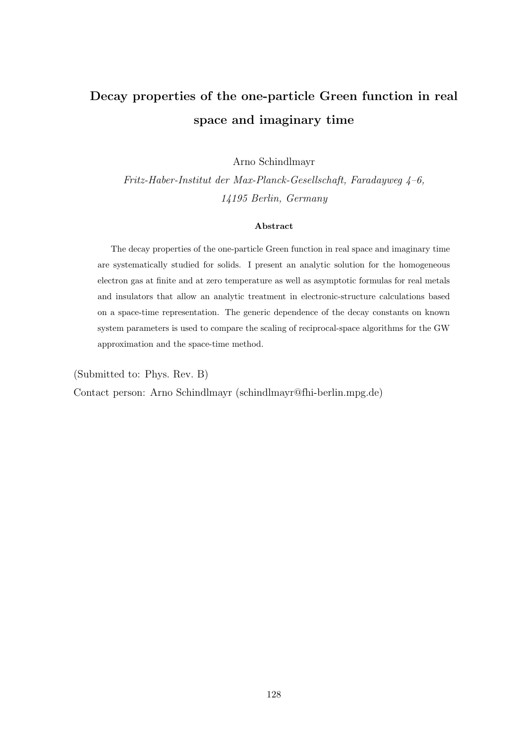# Decay properties of the one-particle Green function in real space and imaginary time

Arno Schindlmayr

*Fritz-Haber-Institut der Max-Planck-Gesellschaft, Faradayweg 4–6, 14195 Berlin, Germany*

**Abstract**

The decay properties of the one-particle Green function in real space and imaginary time are systematically studied for solids. I present an analytic solution for the homogeneous electron gas at finite and at zero temperature as well as asymptotic formulas for real metals and insulators that allow an analytic treatment in electronic-structure calculations based on a space-time representation. The generic dependence of the decay constants on known system parameters is used to compare the scaling of reciprocal-space algorithms for the GW approximation and the space-time method.

(Submitted to: Phys. Rev. B)

Contact person: Arno Schindlmayr (schindlmayr@fhi-berlin.mpg.de)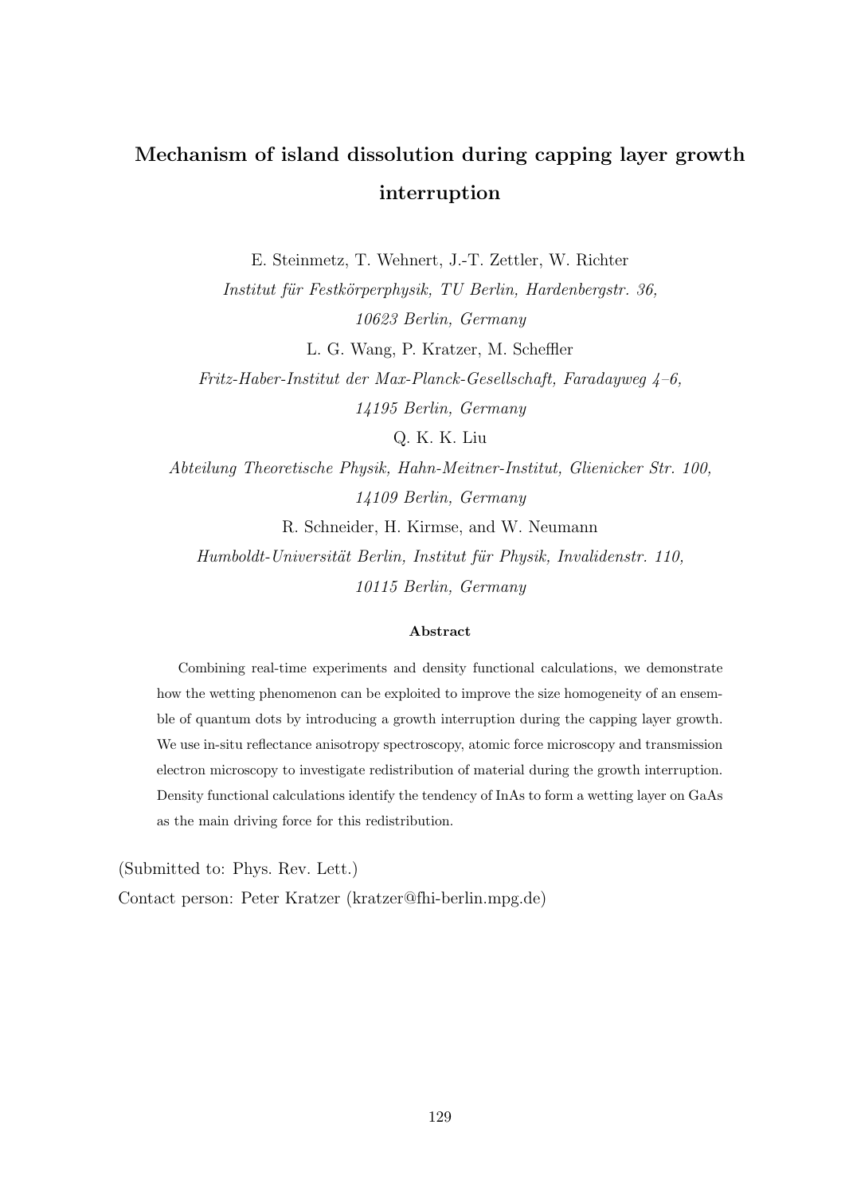# Mechanism of island dissolution during capping layer growth interruption

E. Steinmetz, T. Wehnert, J.-T. Zettler, W. Richter

*Institut für Festkörperphysik, TU Berlin, Hardenbergstr. 36, 10623 Berlin, Germany*

L. G. Wang, P. Kratzer, M. Scheffler

*Fritz-Haber-Institut der Max-Planck-Gesellschaft, Faradayweg 4–6, 14195 Berlin, Germany*

Q. K. K. Liu

*Abteilung Theoretische Physik, Hahn-Meitner-Institut, Glienicker Str. 100, 14109 Berlin, Germany*

R. Schneider, H. Kirmse, and W. Neumann

*Humboldt-Universität Berlin, Institut für Physik, Invalidenstr. 110, 10115 Berlin, Germany*

**Abstract**

Combining real-time experiments and density functional calculations, we demonstrate how the wetting phenomenon can be exploited to improve the size homogeneity of an ensemble of quantum dots by introducing a growth interruption during the capping layer growth. We use in-situ reflectance anisotropy spectroscopy, atomic force microscopy and transmission electron microscopy to investigate redistribution of material during the growth interruption. Density functional calculations identify the tendency of InAs to form a wetting layer on GaAs as the main driving force for this redistribution.

(Submitted to: Phys. Rev. Lett.)

Contact person: Peter Kratzer (kratzer@fhi-berlin.mpg.de)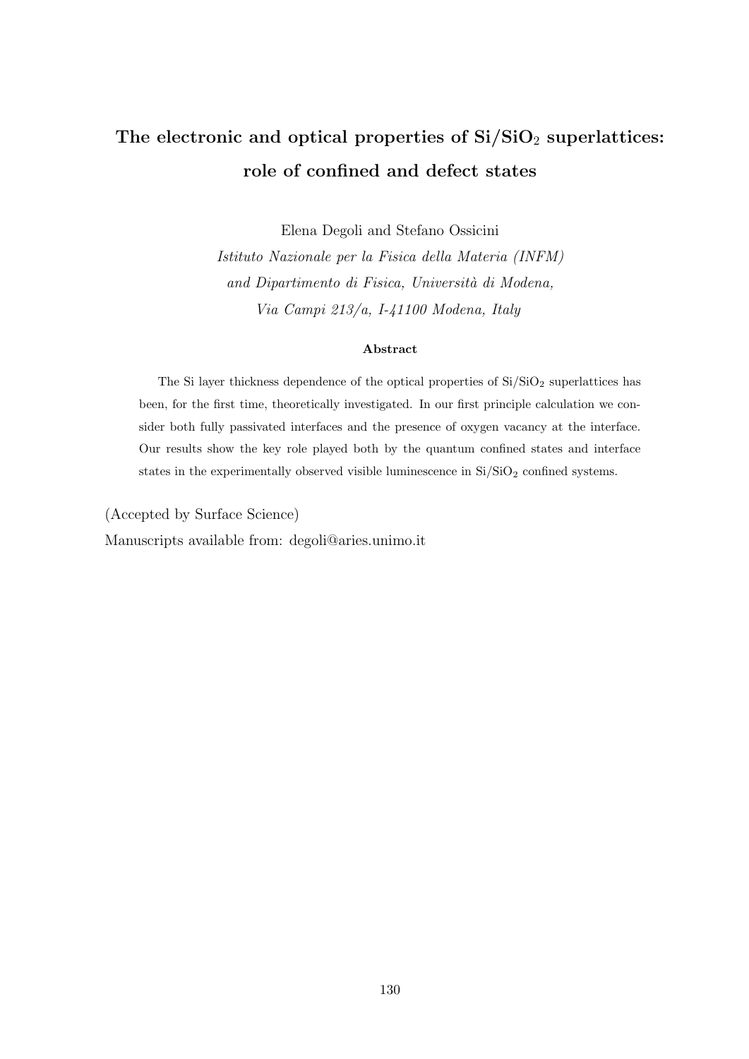# The electronic and optical properties of $Si/SiO_2$ superlattices: role of confined and defect states

Elena Degoli and Stefano Ossicini

*Istituto Nazionale per la Fisica della Materia (INFM)*
*and Dipartimento di Fisica, Università di Modena,*
*Via Campi 213/a, I-41100 Modena, Italy*

**Abstract**

The Si layer thickness dependence of the optical properties of $Si/SiO_2$ superlattices has been, for the first time, theoretically investigated. In our first principle calculation we consider both fully passivated interfaces and the presence of oxygen vacancy at the interface. Our results show the key role played both by the quantum confined states and interface states in the experimentally observed visible luminescence in $Si/SiO_2$ confined systems.

(Accepted by Surface Science)

Manuscripts available from: degoli@aries.unimo.it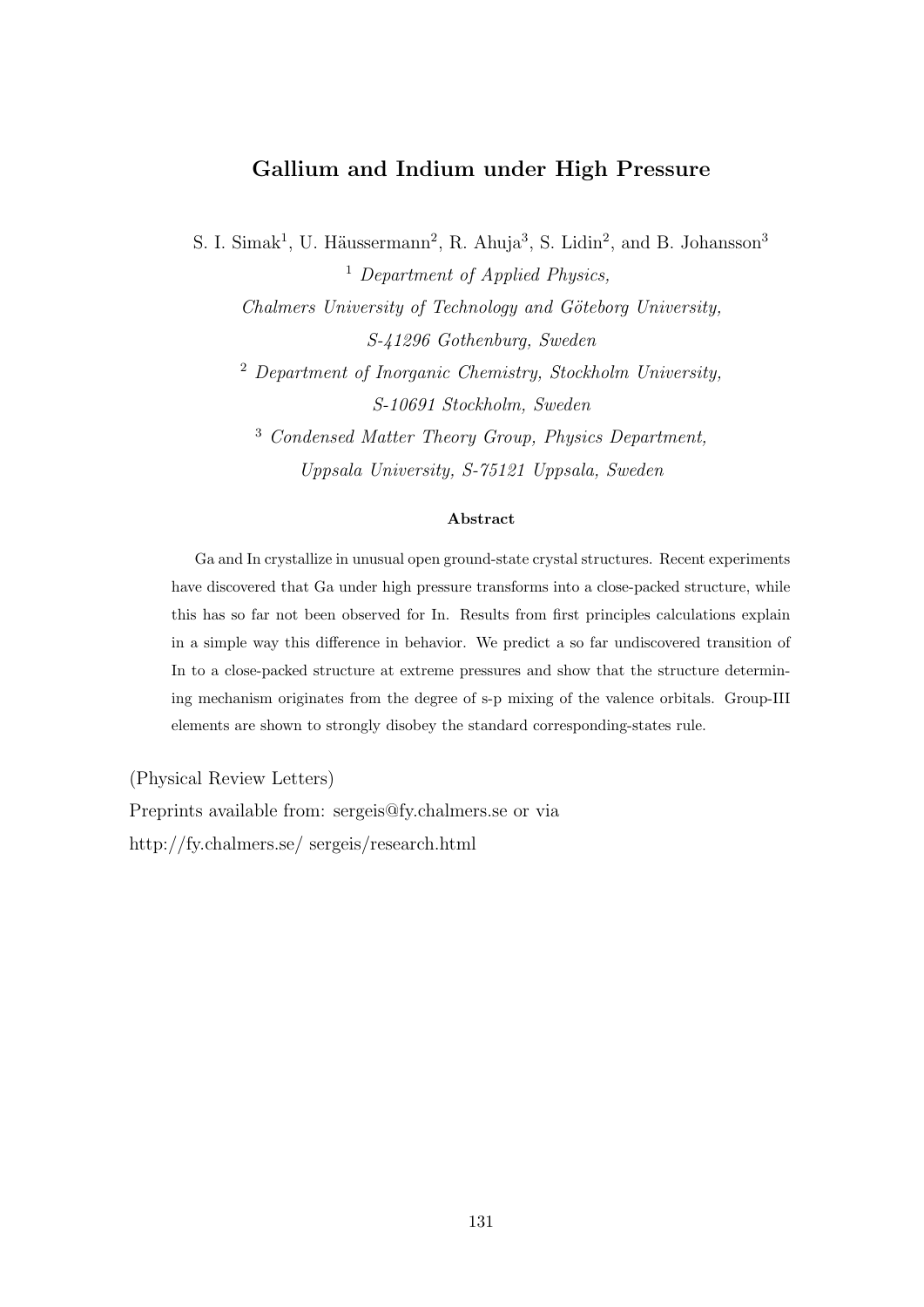# Gallium and Indium under High Pressure

S. I. Simak[1], U. Häussermann[2], R. Ahuja[3], S. Lidin[2], and B. Johansson[3]

[1] *Department of Applied Physics,*
*Chalmers University of Technology and Göteborg University,*
*S-41296 Gothenburg, Sweden*

[2] *Department of Inorganic Chemistry, Stockholm University,*
*S-10691 Stockholm, Sweden*

[3] *Condensed Matter Theory Group, Physics Department,*
*Uppsala University, S-75121 Uppsala, Sweden*

**Abstract**

Ga and In crystallize in unusual open ground-state crystal structures. Recent experiments have discovered that Ga under high pressure transforms into a close-packed structure, while this has so far not been observed for In. Results from first principles calculations explain in a simple way this difference in behavior. We predict a so far undiscovered transition of In to a close-packed structure at extreme pressures and show that the structure determining mechanism originates from the degree of s-p mixing of the valence orbitals. Group-III elements are shown to strongly disobey the standard corresponding-states rule.

(Physical Review Letters)

Preprints available from: sergeis@fy.chalmers.se or via
http://fy.chalmers.se/ sergeis/research.html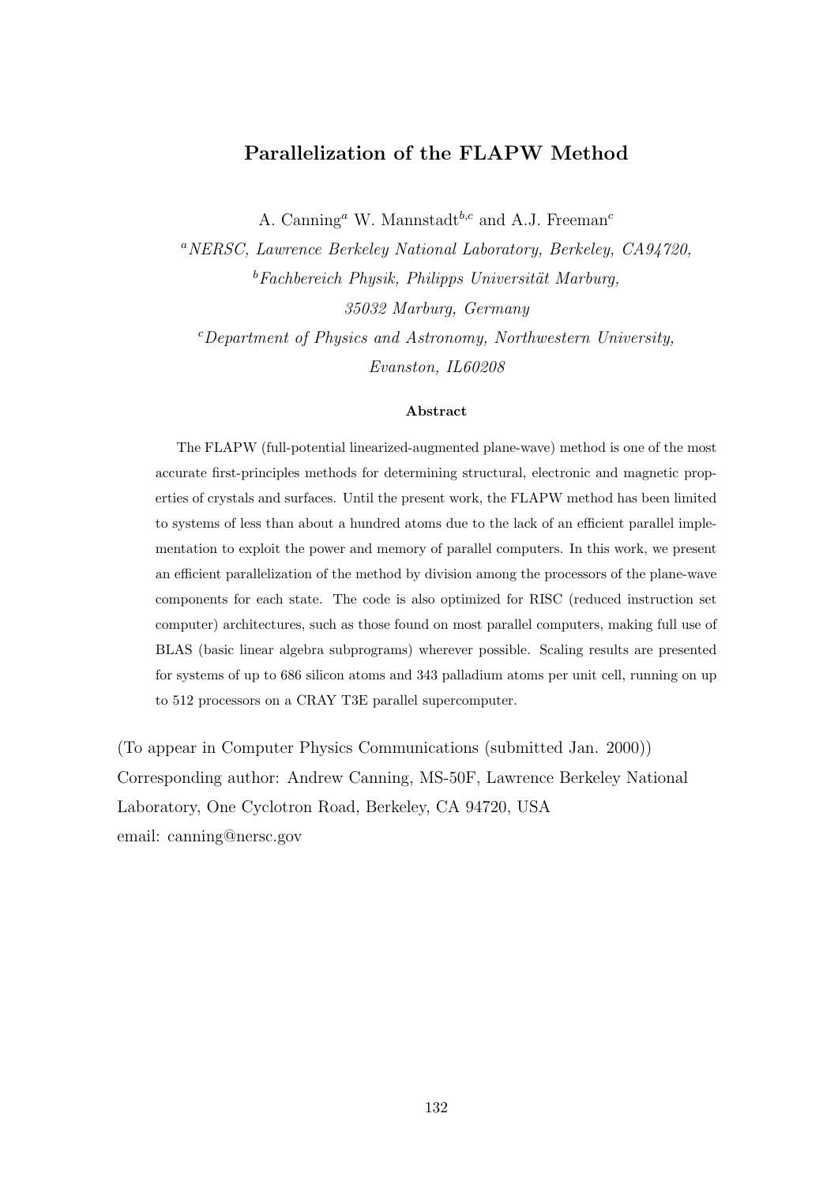# Parallelization of the FLAPW Method

A. Canning[a] W. Mannstadt[b,c] and A.J. Freeman[c]

[a]*NERSC, Lawrence Berkeley National Laboratory, Berkeley, CA94720,*

[b]*Fachbereich Physik, Philipps Universität Marburg, 35032 Marburg, Germany*

[c]*Department of Physics and Astronomy, Northwestern University, Evanston, IL60208*

### Abstract

The FLAPW (full-potential linearized-augmented plane-wave) method is one of the most accurate first-principles methods for determining structural, electronic and magnetic properties of crystals and surfaces. Until the present work, the FLAPW method has been limited to systems of less than about a hundred atoms due to the lack of an efficient parallel implementation to exploit the power and memory of parallel computers. In this work, we present an efficient parallelization of the method by division among the processors of the plane-wave components for each state. The code is also optimized for RISC (reduced instruction set computer) architectures, such as those found on most parallel computers, making full use of BLAS (basic linear algebra subprograms) wherever possible. Scaling results are presented for systems of up to 686 silicon atoms and 343 palladium atoms per unit cell, running on up to 512 processors on a CRAY T3E parallel supercomputer.

(To appear in Computer Physics Communications (submitted Jan. 2000))
Corresponding author: Andrew Canning, MS-50F, Lawrence Berkeley National Laboratory, One Cyclotron Road, Berkeley, CA 94720, USA
email: canning@nersc.gov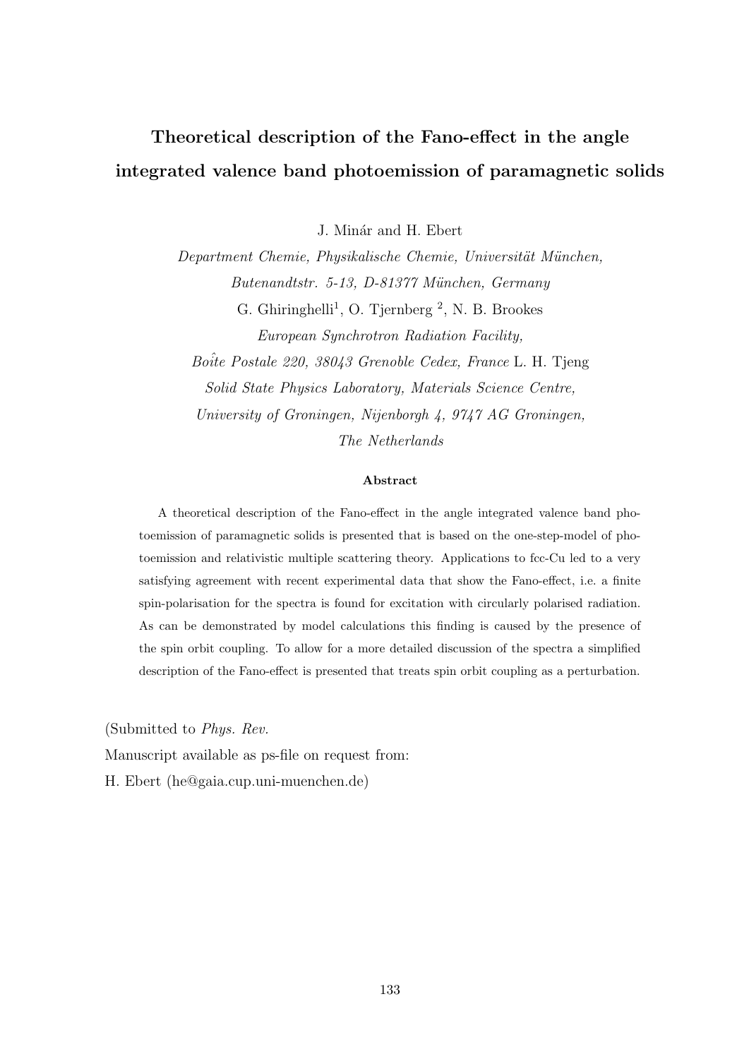# Theoretical description of the Fano-effect in the angle integrated valence band photoemission of paramagnetic solids

J. Minár and H. Ebert

*Department Chemie, Physikalische Chemie, Universität München,*
*Butenandtstr. 5-13, D-81377 München, Germany*

G. Ghiringhelli[1], O. Tjernberg [2], N. B. Brookes

*European Synchrotron Radiation Facility,*
*Boîte Postale 220, 38043 Grenoble Cedex, France* L. H. Tjeng

*Solid State Physics Laboratory, Materials Science Centre,*
*University of Groningen, Nijenborgh 4, 9747 AG Groningen,*
*The Netherlands*

#### Abstract

A theoretical description of the Fano-effect in the angle integrated valence band photoemission of paramagnetic solids is presented that is based on the one-step-model of photoemission and relativistic multiple scattering theory. Applications to fcc-Cu led to a very satisfying agreement with recent experimental data that show the Fano-effect, i.e. a finite spin-polarisation for the spectra is found for excitation with circularly polarised radiation. As can be demonstrated by model calculations this finding is caused by the presence of the spin orbit coupling. To allow for a more detailed discussion of the spectra a simplified description of the Fano-effect is presented that treats spin orbit coupling as a perturbation.

(Submitted to *Phys. Rev.*

Manuscript available as ps-file on request from:

H. Ebert (he@gaia.cup.uni-muenchen.de)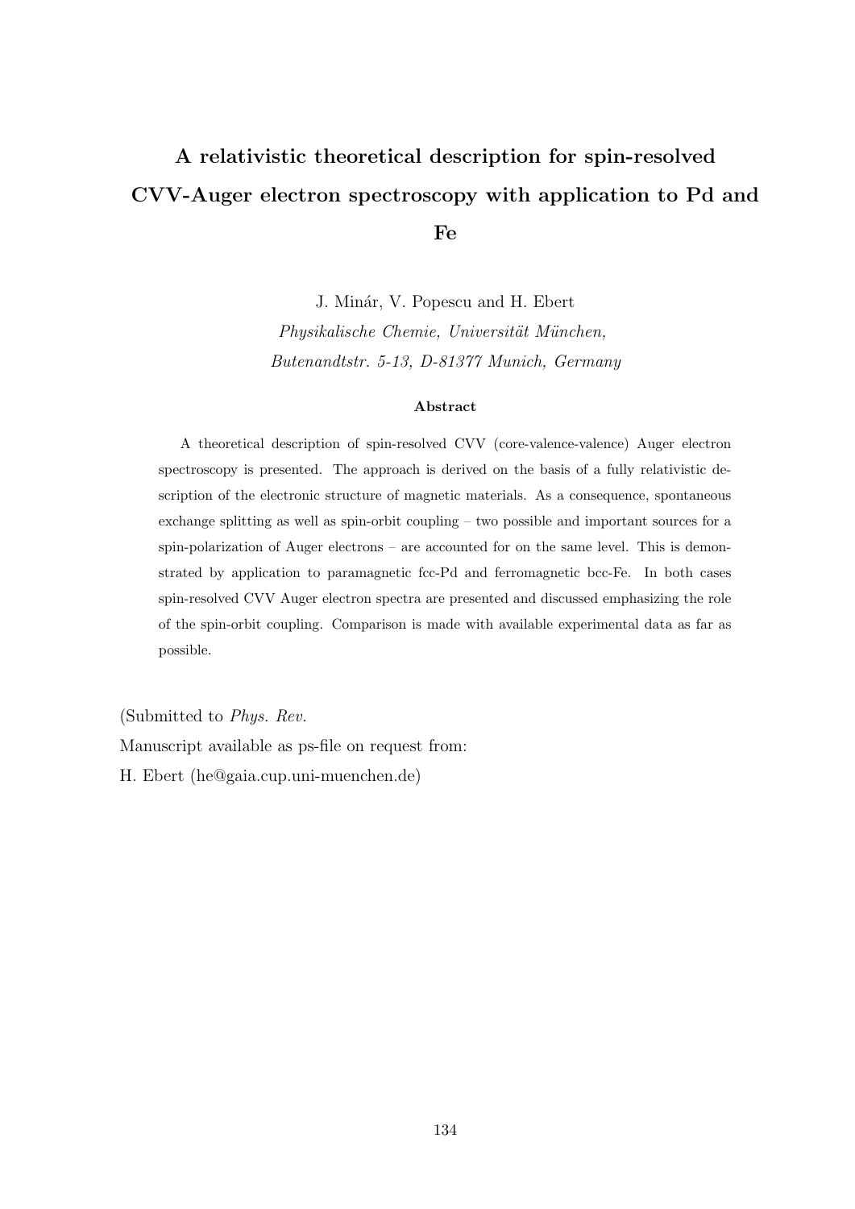# A relativistic theoretical description for spin-resolved CVV-Auger electron spectroscopy with application to Pd and Fe

J. Minár, V. Popescu and H. Ebert

*Physikalische Chemie, Universität München,*
*Butenandtstr. 5-13, D-81377 Munich, Germany*

**Abstract**

A theoretical description of spin-resolved CVV (core-valence-valence) Auger electron spectroscopy is presented. The approach is derived on the basis of a fully relativistic description of the electronic structure of magnetic materials. As a consequence, spontaneous exchange splitting as well as spin-orbit coupling – two possible and important sources for a spin-polarization of Auger electrons – are accounted for on the same level. This is demonstrated by application to paramagnetic fcc-Pd and ferromagnetic bcc-Fe. In both cases spin-resolved CVV Auger electron spectra are presented and discussed emphasizing the role of the spin-orbit coupling. Comparison is made with available experimental data as far as possible.

(Submitted to *Phys. Rev.*
Manuscript available as ps-file on request from:
H. Ebert (he@gaia.cup.uni-muenchen.de)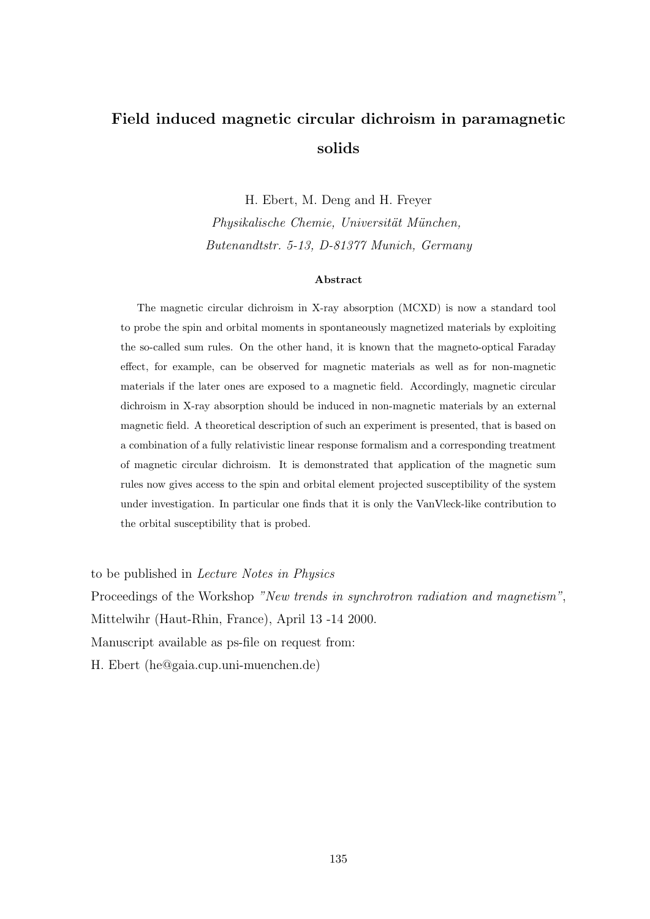# Field induced magnetic circular dichroism in paramagnetic solids

H. Ebert, M. Deng and H. Freyer

*Physikalische Chemie, Universität München,*
*Butenandtstr. 5-13, D-81377 Munich, Germany*

### Abstract

The magnetic circular dichroism in X-ray absorption (MCXD) is now a standard tool to probe the spin and orbital moments in spontaneously magnetized materials by exploiting the so-called sum rules. On the other hand, it is known that the magneto-optical Faraday effect, for example, can be observed for magnetic materials as well as for non-magnetic materials if the later ones are exposed to a magnetic field. Accordingly, magnetic circular dichroism in X-ray absorption should be induced in non-magnetic materials by an external magnetic field. A theoretical description of such an experiment is presented, that is based on a combination of a fully relativistic linear response formalism and a corresponding treatment of magnetic circular dichroism. It is demonstrated that application of the magnetic sum rules now gives access to the spin and orbital element projected susceptibility of the system under investigation. In particular one finds that it is only the VanVleck-like contribution to the orbital susceptibility that is probed.

to be published in *Lecture Notes in Physics*

Proceedings of the Workshop *"New trends in synchrotron radiation and magnetism"*, Mittelwihr (Haut-Rhin, France), April 13 -14 2000.

Manuscript available as ps-file on request from:

H. Ebert (he@gaia.cup.uni-muenchen.de)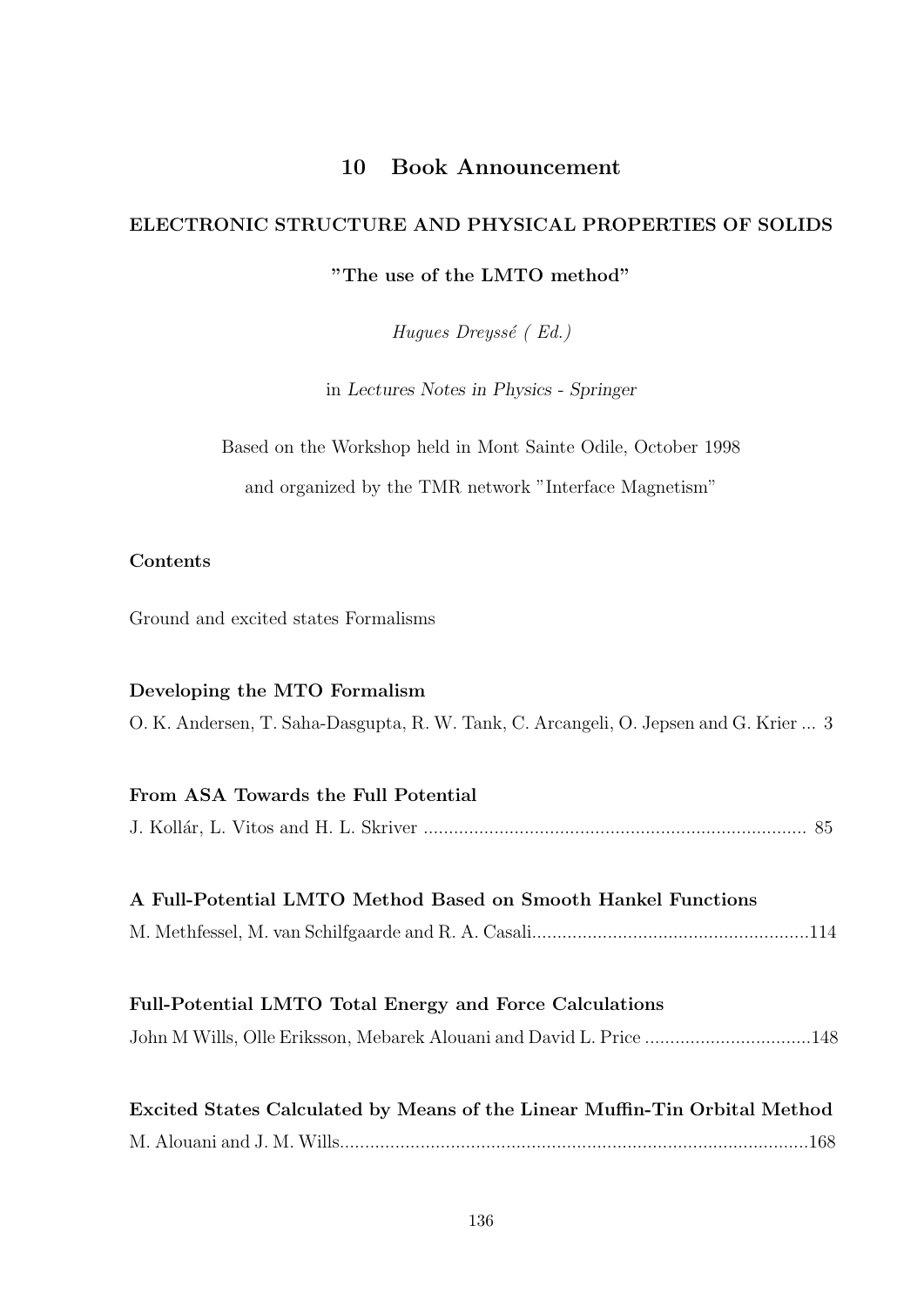# 10 Book Announcement

**ELECTRONIC STRUCTURE AND PHYSICAL PROPERTIES OF SOLIDS**

**"The use of the LMTO method"**

*Hugues Dreyssé ( Ed.)*

in *Lectures Notes in Physics - Springer*

Based on the Workshop held in Mont Sainte Odile, October 1998

and organized by the TMR network "Interface Magnetism"

**Contents**

Ground and excited states Formalisms

**Developing the MTO Formalism**

O. K. Andersen, T. Saha-Dasgupta, R. W. Tank, C. Arcangeli, O. Jepsen and G. Krier ... 3

**From ASA Towards the Full Potential**

J. Kollár, L. Vitos and H. L. Skriver ........................................................................... 85

**A Full-Potential LMTO Method Based on Smooth Hankel Functions**

M. Methfessel, M. van Schilfgaarde and R. A. Casali......................................................114

**Full-Potential LMTO Total Energy and Force Calculations**

John M Wills, Olle Eriksson, Mebarek Alouani and David L. Price .................................148

**Excited States Calculated by Means of the Linear Muffin-Tin Orbital Method**

M. Alouani and J. M. Wills.............................................................................................168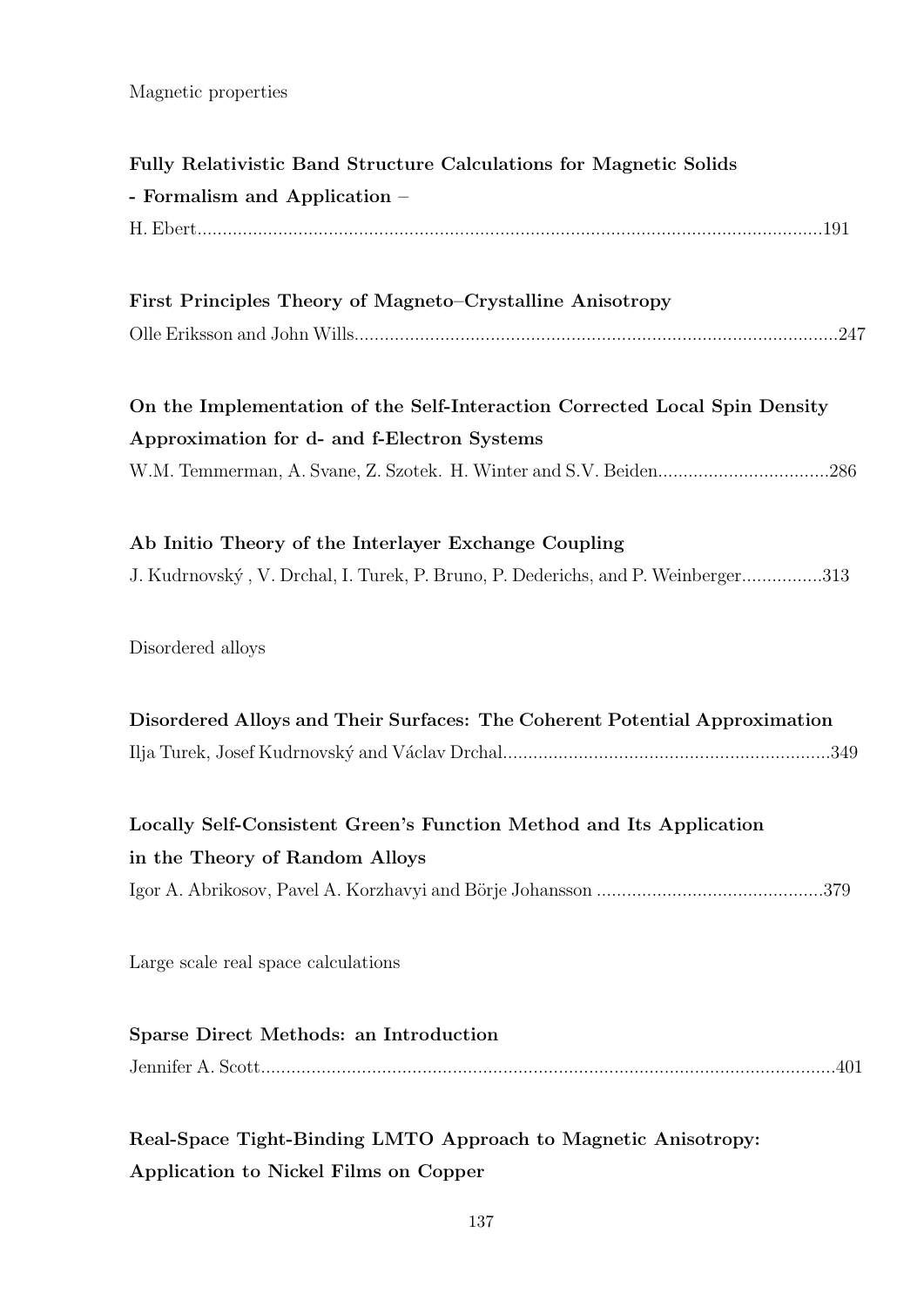Magnetic properties

**Fully Relativistic Band Structure Calculations for Magnetic Solids**
**- Formalism and Application –**
H. Ebert............................................................................................................................191

**First Principles Theory of Magneto–Crystalline Anisotropy**
Olle Eriksson and John Wills................................................................................................247

**On the Implementation of the Self-Interaction Corrected Local Spin Density Approximation for d- and f-Electron Systems**
W.M. Temmerman, A. Svane, Z. Szotek. H. Winter and S.V. Beiden..................................286

**Ab Initio Theory of the Interlayer Exchange Coupling**
J. Kudrnovský , V. Drchal, I. Turek, P. Bruno, P. Dederichs, and P. Weinberger................313

Disordered alloys

**Disordered Alloys and Their Surfaces: The Coherent Potential Approximation**
Ilja Turek, Josef Kudrnovský and Václav Drchal.................................................................349

**Locally Self-Consistent Green's Function Method and Its Application in the Theory of Random Alloys**
Igor A. Abrikosov, Pavel A. Korzhavyi and Börje Johansson .............................................379

Large scale real space calculations

**Sparse Direct Methods: an Introduction**
Jennifer A. Scott..................................................................................................................401

**Real-Space Tight-Binding LMTO Approach to Magnetic Anisotropy: Application to Nickel Films on Copper**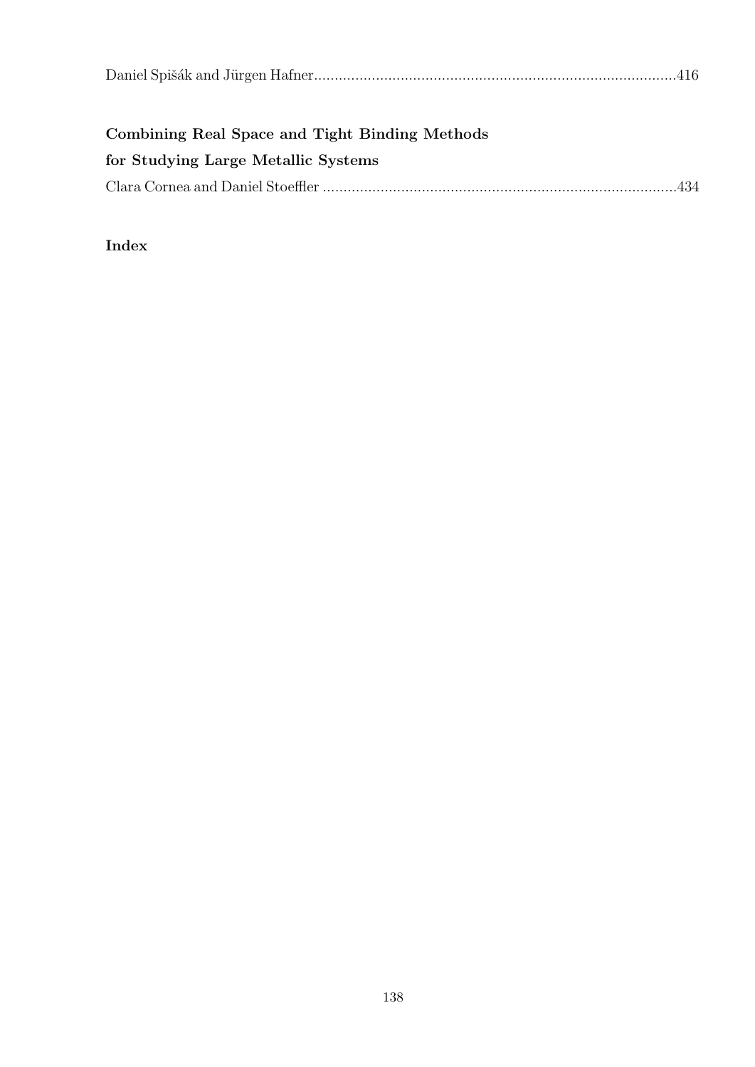Daniel Spišák and Jürgen Hafner........................................................................................416

**Combining Real Space and Tight Binding Methods for Studying Large Metallic Systems**

Clara Cornea and Daniel Stoeffler .......................................................................................434

**Index**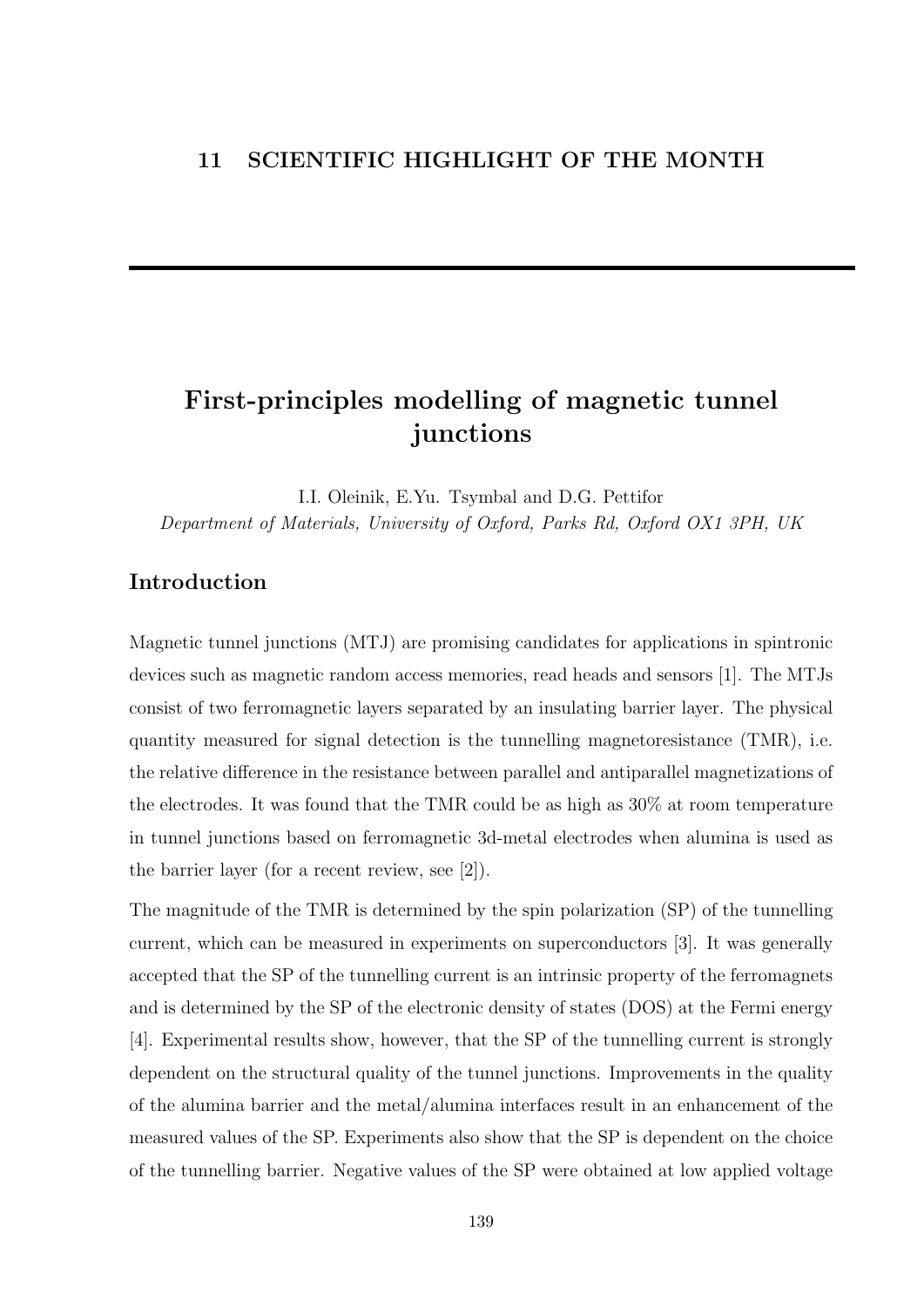## 11 SCIENTIFIC HIGHLIGHT OF THE MONTH

# First-principles modelling of magnetic tunnel junctions

I.I. Oleinik, E.Yu. Tsymbal and D.G. Pettifor

*Department of Materials, University of Oxford, Parks Rd, Oxford OX1 3PH, UK*

## Introduction

Magnetic tunnel junctions (MTJ) are promising candidates for applications in spintronic devices such as magnetic random access memories, read heads and sensors [1]. The MTJs consist of two ferromagnetic layers separated by an insulating barrier layer. The physical quantity measured for signal detection is the tunnelling magnetoresistance (TMR), i.e. the relative difference in the resistance between parallel and antiparallel magnetizations of the electrodes. It was found that the TMR could be as high as 30% at room temperature in tunnel junctions based on ferromagnetic 3d-metal electrodes when alumina is used as the barrier layer (for a recent review, see [2]).

The magnitude of the TMR is determined by the spin polarization (SP) of the tunnelling current, which can be measured in experiments on superconductors [3]. It was generally accepted that the SP of the tunnelling current is an intrinsic property of the ferromagnets and is determined by the SP of the electronic density of states (DOS) at the Fermi energy [4]. Experimental results show, however, that the SP of the tunnelling current is strongly dependent on the structural quality of the tunnel junctions. Improvements in the quality of the alumina barrier and the metal/alumina interfaces result in an enhancement of the measured values of the SP. Experiments also show that the SP is dependent on the choice of the tunnelling barrier. Negative values of the SP were obtained at low applied voltage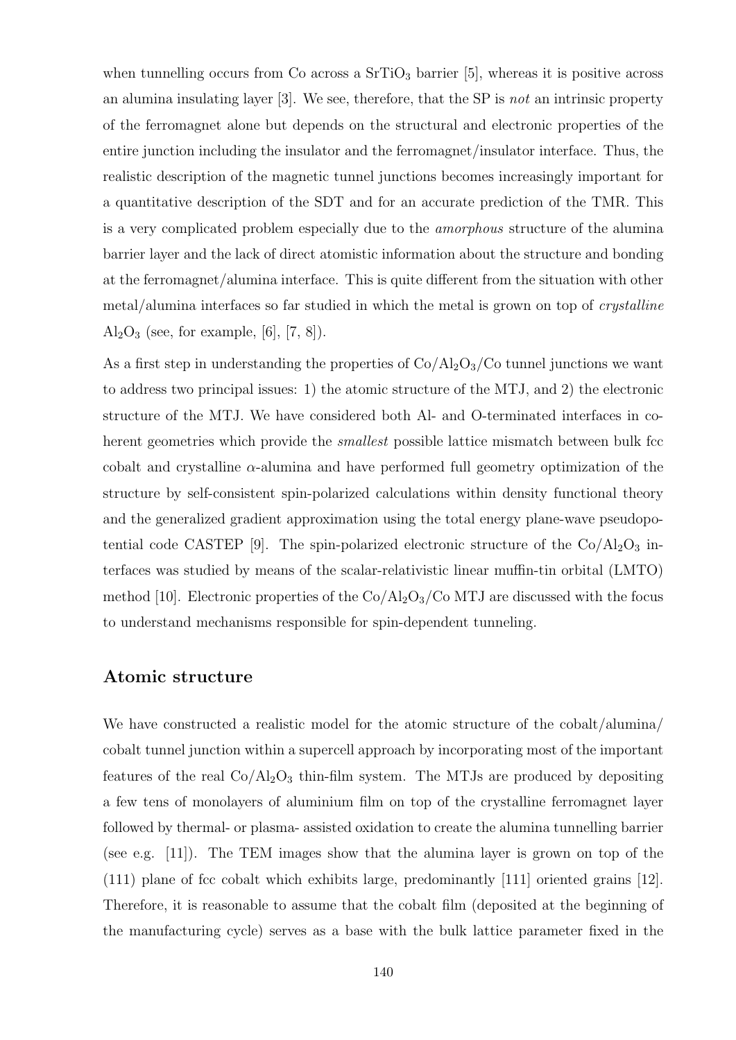when tunnelling occurs from Co across a $SrTiO_3$ barrier [5], whereas it is positive across an alumina insulating layer [3]. We see, therefore, that the SP is *not* an intrinsic property of the ferromagnet alone but depends on the structural and electronic properties of the entire junction including the insulator and the ferromagnet/insulator interface. Thus, the realistic description of the magnetic tunnel junctions becomes increasingly important for a quantitative description of the SDT and for an accurate prediction of the TMR. This is a very complicated problem especially due to the *amorphous* structure of the alumina barrier layer and the lack of direct atomistic information about the structure and bonding at the ferromagnet/alumina interface. This is quite different from the situation with other metal/alumina interfaces so far studied in which the metal is grown on top of *crystalline* $Al_2O_3$ (see, for example, [6], [7, 8]).

As a first step in understanding the properties of $Co/Al_2O_3/Co$ tunnel junctions we want to address two principal issues: 1) the atomic structure of the MTJ, and 2) the electronic structure of the MTJ. We have considered both Al- and O-terminated interfaces in coherent geometries which provide the *smallest* possible lattice mismatch between bulk fcc cobalt and crystalline $\alpha$-alumina and have performed full geometry optimization of the structure by self-consistent spin-polarized calculations within density functional theory and the generalized gradient approximation using the total energy plane-wave pseudopotential code CASTEP [9]. The spin-polarized electronic structure of the $Co/Al_2O_3$ interfaces was studied by means of the scalar-relativistic linear muffin-tin orbital (LMTO) method [10]. Electronic properties of the $Co/Al_2O_3/Co$ MTJ are discussed with the focus to understand mechanisms responsible for spin-dependent tunneling.

## Atomic structure

We have constructed a realistic model for the atomic structure of the cobalt/alumina/ cobalt tunnel junction within a supercell approach by incorporating most of the important features of the real $Co/Al_2O_3$ thin-film system. The MTJs are produced by depositing a few tens of monolayers of aluminium film on top of the crystalline ferromagnet layer followed by thermal- or plasma- assisted oxidation to create the alumina tunnelling barrier (see e.g. [11]). The TEM images show that the alumina layer is grown on top of the (111) plane of fcc cobalt which exhibits large, predominantly [111] oriented grains [12]. Therefore, it is reasonable to assume that the cobalt film (deposited at the beginning of the manufacturing cycle) serves as a base with the bulk lattice parameter fixed in the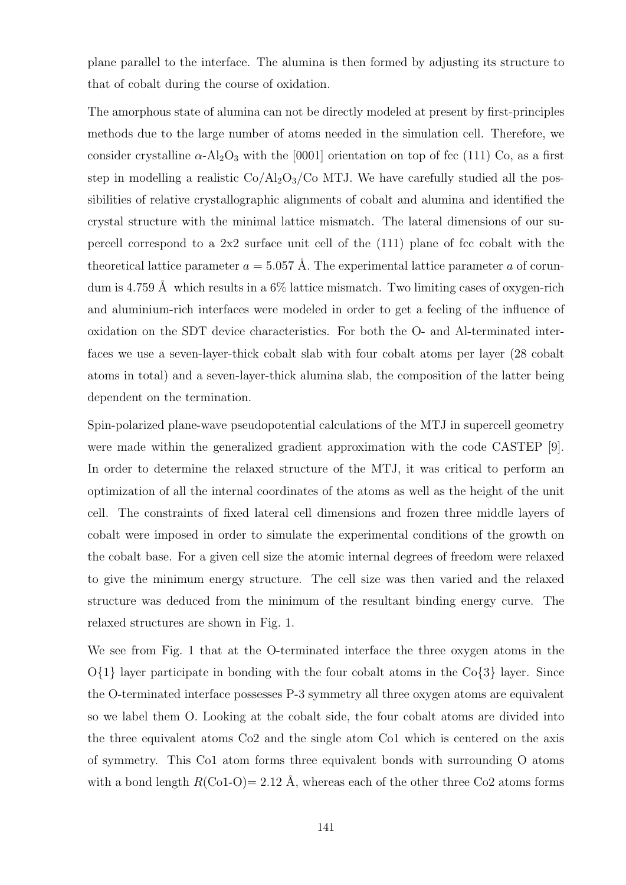plane parallel to the interface. The alumina is then formed by adjusting its structure to that of cobalt during the course of oxidation.

The amorphous state of alumina can not be directly modeled at present by first-principles methods due to the large number of atoms needed in the simulation cell. Therefore, we consider crystalline $\alpha$-$Al_2O_3$ with the [0001] orientation on top of fcc (111) Co, as a first step in modelling a realistic Co/$Al_2O_3$/Co MTJ. We have carefully studied all the possibilities of relative crystallographic alignments of cobalt and alumina and identified the crystal structure with the minimal lattice mismatch. The lateral dimensions of our supercell correspond to a 2x2 surface unit cell of the (111) plane of fcc cobalt with the theoretical lattice parameter $a = 5.057$ Å. The experimental lattice parameter $a$ of corundum is 4.759 Å which results in a 6% lattice mismatch. Two limiting cases of oxygen-rich and aluminium-rich interfaces were modeled in order to get a feeling of the influence of oxidation on the SDT device characteristics. For both the O- and Al-terminated interfaces we use a seven-layer-thick cobalt slab with four cobalt atoms per layer (28 cobalt atoms in total) and a seven-layer-thick alumina slab, the composition of the latter being dependent on the termination.

Spin-polarized plane-wave pseudopotential calculations of the MTJ in supercell geometry were made within the generalized gradient approximation with the code CASTEP [9]. In order to determine the relaxed structure of the MTJ, it was critical to perform an optimization of all the internal coordinates of the atoms as well as the height of the unit cell. The constraints of fixed lateral cell dimensions and frozen three middle layers of cobalt were imposed in order to simulate the experimental conditions of the growth on the cobalt base. For a given cell size the atomic internal degrees of freedom were relaxed to give the minimum energy structure. The cell size was then varied and the relaxed structure was deduced from the minimum of the resultant binding energy curve. The relaxed structures are shown in Fig. 1.

We see from Fig. 1 that at the O-terminated interface the three oxygen atoms in the O{1} layer participate in bonding with the four cobalt atoms in the Co{3} layer. Since the O-terminated interface possesses P-3 symmetry all three oxygen atoms are equivalent so we label them O. Looking at the cobalt side, the four cobalt atoms are divided into the three equivalent atoms Co2 and the single atom Co1 which is centered on the axis of symmetry. This Co1 atom forms three equivalent bonds with surrounding O atoms with a bond length $R$(Co1-O)= 2.12 Å, whereas each of the other three Co2 atoms forms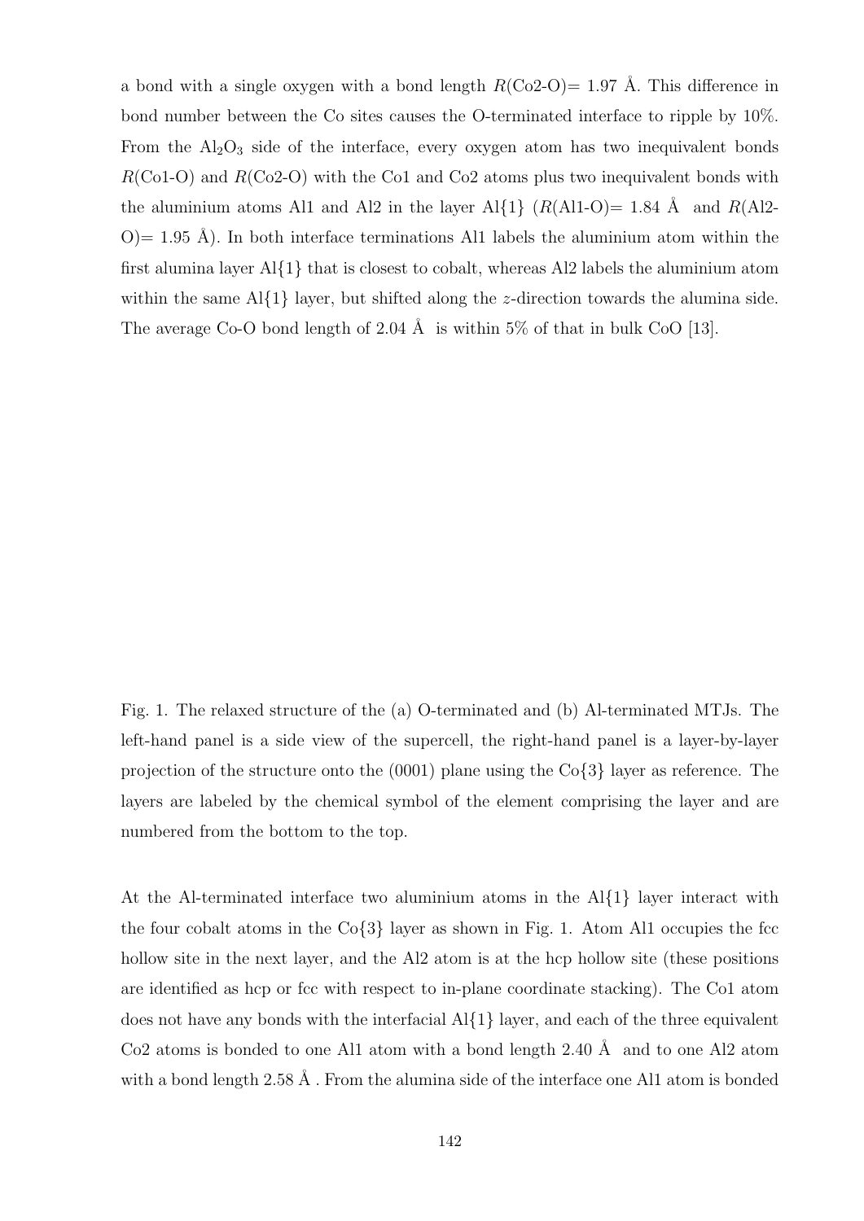a bond with a single oxygen with a bond length $R$(Co2-O)= 1.97 Å. This difference in bond number between the Co sites causes the O-terminated interface to ripple by 10%. From the $Al_2O_3$ side of the interface, every oxygen atom has two inequivalent bonds $R$(Co1-O) and $R$(Co2-O) with the Co1 and Co2 atoms plus two inequivalent bonds with the aluminium atoms Al1 and Al2 in the layer Al{1} ($R$(Al1-O)= 1.84 Å and $R$(Al2-O)= 1.95 Å). In both interface terminations Al1 labels the aluminium atom within the first alumina layer Al{1} that is closest to cobalt, whereas Al2 labels the aluminium atom within the same Al{1} layer, but shifted along the $z$-direction towards the alumina side. The average Co-O bond length of 2.04 Å is within 5% of that in bulk CoO [13].

Fig. 1. The relaxed structure of the (a) O-terminated and (b) Al-terminated MTJs. The left-hand panel is a side view of the supercell, the right-hand panel is a layer-by-layer projection of the structure onto the (0001) plane using the Co{3} layer as reference. The layers are labeled by the chemical symbol of the element comprising the layer and are numbered from the bottom to the top.

At the Al-terminated interface two aluminium atoms in the Al{1} layer interact with the four cobalt atoms in the Co{3} layer as shown in Fig. 1. Atom Al1 occupies the fcc hollow site in the next layer, and the Al2 atom is at the hcp hollow site (these positions are identified as hcp or fcc with respect to in-plane coordinate stacking). The Co1 atom does not have any bonds with the interfacial Al{1} layer, and each of the three equivalent Co2 atoms is bonded to one Al1 atom with a bond length 2.40 Å and to one Al2 atom with a bond length 2.58 Å . From the alumina side of the interface one Al1 atom is bonded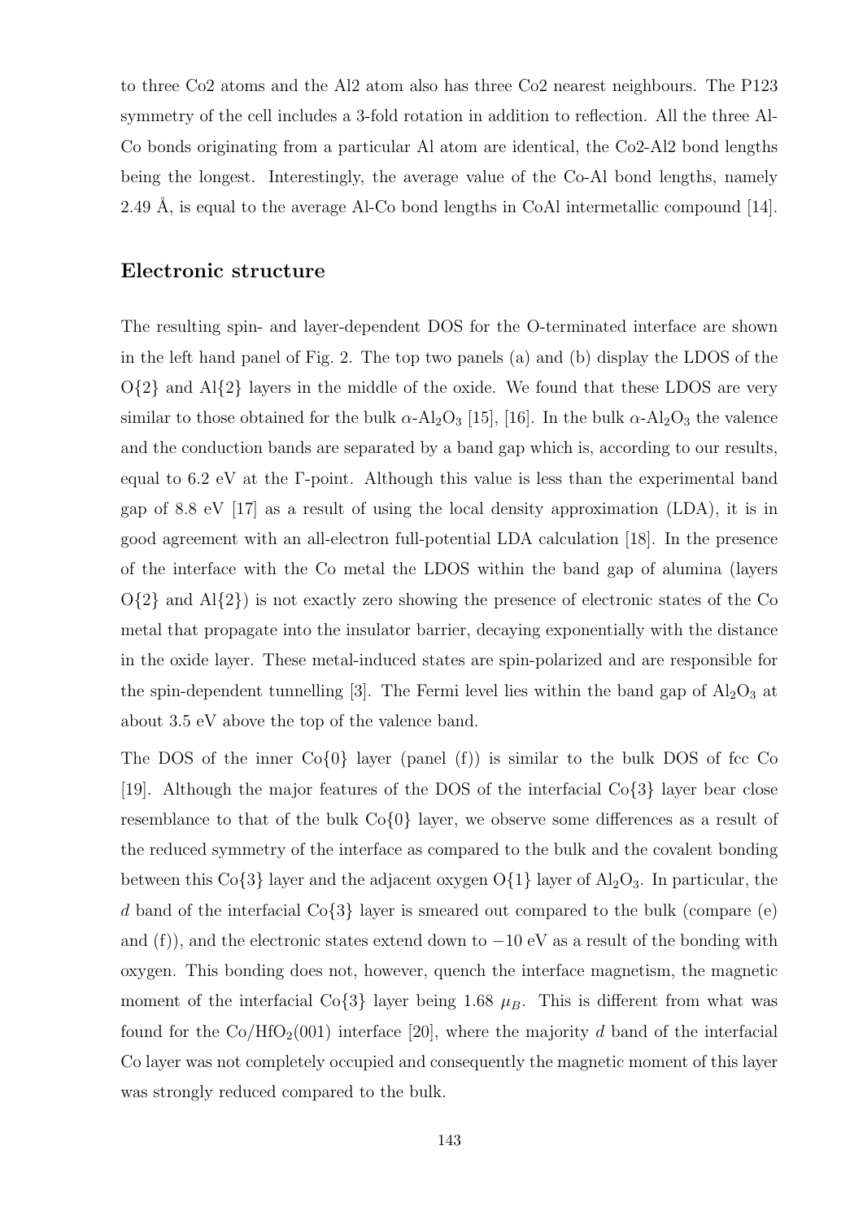to three Co2 atoms and the Al2 atom also has three Co2 nearest neighbours. The P123 symmetry of the cell includes a 3-fold rotation in addition to reflection. All the three Al-Co bonds originating from a particular Al atom are identical, the Co2-Al2 bond lengths being the longest. Interestingly, the average value of the Co-Al bond lengths, namely 2.49 Å, is equal to the average Al-Co bond lengths in CoAl intermetallic compound [14].

## Electronic structure

The resulting spin- and layer-dependent DOS for the O-terminated interface are shown in the left hand panel of Fig. 2. The top two panels (a) and (b) display the LDOS of the O{2} and Al{2} layers in the middle of the oxide. We found that these LDOS are very similar to those obtained for the bulk $\alpha$-$Al_2O_3$ [15], [16]. In the bulk $\alpha$-$Al_2O_3$ the valence and the conduction bands are separated by a band gap which is, according to our results, equal to 6.2 eV at the $\Gamma$-point. Although this value is less than the experimental band gap of 8.8 eV [17] as a result of using the local density approximation (LDA), it is in good agreement with an all-electron full-potential LDA calculation [18]. In the presence of the interface with the Co metal the LDOS within the band gap of alumina (layers O{2} and Al{2}) is not exactly zero showing the presence of electronic states of the Co metal that propagate into the insulator barrier, decaying exponentially with the distance in the oxide layer. These metal-induced states are spin-polarized and are responsible for the spin-dependent tunnelling [3]. The Fermi level lies within the band gap of $Al_2O_3$ at about 3.5 eV above the top of the valence band.

The DOS of the inner Co{0} layer (panel (f)) is similar to the bulk DOS of fcc Co [19]. Although the major features of the DOS of the interfacial Co{3} layer bear close resemblance to that of the bulk Co{0} layer, we observe some differences as a result of the reduced symmetry of the interface as compared to the bulk and the covalent bonding between this Co{3} layer and the adjacent oxygen O{1} layer of $Al_2O_3$. In particular, the $d$ band of the interfacial Co{3} layer is smeared out compared to the bulk (compare (e) and (f)), and the electronic states extend down to $-10$ eV as a result of the bonding with oxygen. This bonding does not, however, quench the interface magnetism, the magnetic moment of the interfacial Co{3} layer being 1.68 $\mu_B$. This is different from what was found for the Co/$HfO_2$(001) interface [20], where the majority $d$ band of the interfacial Co layer was not completely occupied and consequently the magnetic moment of this layer was strongly reduced compared to the bulk.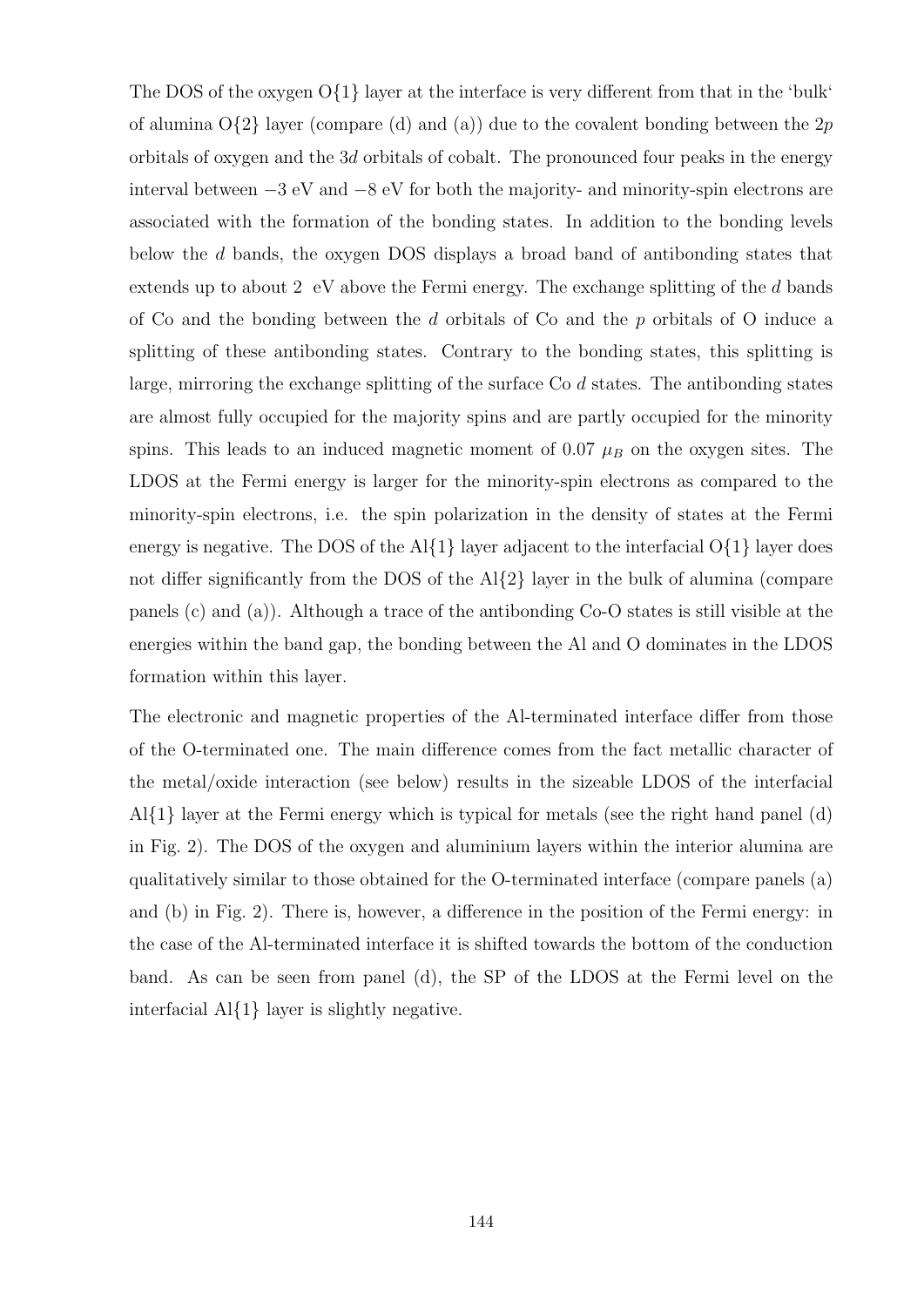The DOS of the oxygen O{1} layer at the interface is very different from that in the 'bulk' of alumina O{2} layer (compare (d) and (a)) due to the covalent bonding between the $2p$ orbitals of oxygen and the $3d$ orbitals of cobalt. The pronounced four peaks in the energy interval between $-3$ eV and $-8$ eV for both the majority- and minority-spin electrons are associated with the formation of the bonding states. In addition to the bonding levels below the $d$ bands, the oxygen DOS displays a broad band of antibonding states that extends up to about 2 eV above the Fermi energy. The exchange splitting of the $d$ bands of Co and the bonding between the $d$ orbitals of Co and the $p$ orbitals of O induce a splitting of these antibonding states. Contrary to the bonding states, this splitting is large, mirroring the exchange splitting of the surface Co $d$ states. The antibonding states are almost fully occupied for the majority spins and are partly occupied for the minority spins. This leads to an induced magnetic moment of 0.07 $\mu_B$ on the oxygen sites. The LDOS at the Fermi energy is larger for the minority-spin electrons as compared to the minority-spin electrons, i.e. the spin polarization in the density of states at the Fermi energy is negative. The DOS of the Al{1} layer adjacent to the interfacial O{1} layer does not differ significantly from the DOS of the Al{2} layer in the bulk of alumina (compare panels (c) and (a)). Although a trace of the antibonding Co-O states is still visible at the energies within the band gap, the bonding between the Al and O dominates in the LDOS formation within this layer.

The electronic and magnetic properties of the Al-terminated interface differ from those of the O-terminated one. The main difference comes from the fact metallic character of the metal/oxide interaction (see below) results in the sizeable LDOS of the interfacial Al{1} layer at the Fermi energy which is typical for metals (see the right hand panel (d) in Fig. 2). The DOS of the oxygen and aluminium layers within the interior alumina are qualitatively similar to those obtained for the O-terminated interface (compare panels (a) and (b) in Fig. 2). There is, however, a difference in the position of the Fermi energy: in the case of the Al-terminated interface it is shifted towards the bottom of the conduction band. As can be seen from panel (d), the SP of the LDOS at the Fermi level on the interfacial Al{1} layer is slightly negative.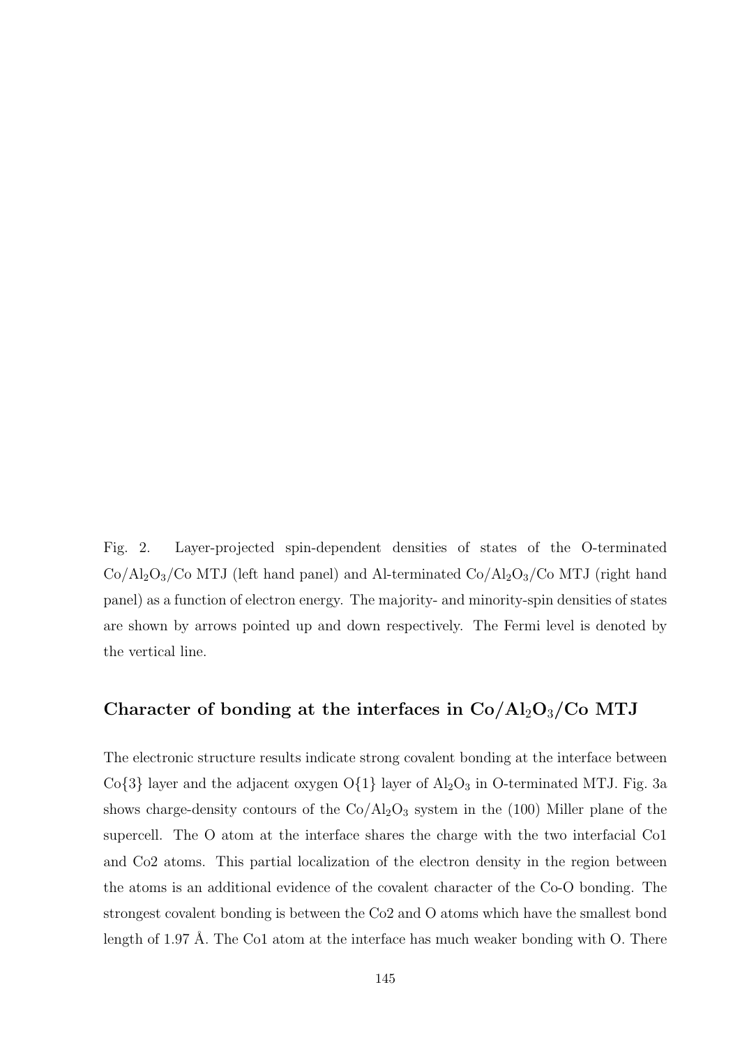Fig. 2. Layer-projected spin-dependent densities of states of the O-terminated $Co/Al_2O_3/Co$ MTJ (left hand panel) and Al-terminated $Co/Al_2O_3/Co$ MTJ (right hand panel) as a function of electron energy. The majority- and minority-spin densities of states are shown by arrows pointed up and down respectively. The Fermi level is denoted by the vertical line.

## Character of bonding at the interfaces in $Co/Al_2O_3/Co$ MTJ

The electronic structure results indicate strong covalent bonding at the interface between Co{3} layer and the adjacent oxygen O{1} layer of $Al_2O_3$ in O-terminated MTJ. Fig. 3a shows charge-density contours of the $Co/Al_2O_3$ system in the (100) Miller plane of the supercell. The O atom at the interface shares the charge with the two interfacial Co1 and Co2 atoms. This partial localization of the electron density in the region between the atoms is an additional evidence of the covalent character of the Co-O bonding. The strongest covalent bonding is between the Co2 and O atoms which have the smallest bond length of 1.97 Å. The Co1 atom at the interface has much weaker bonding with O. There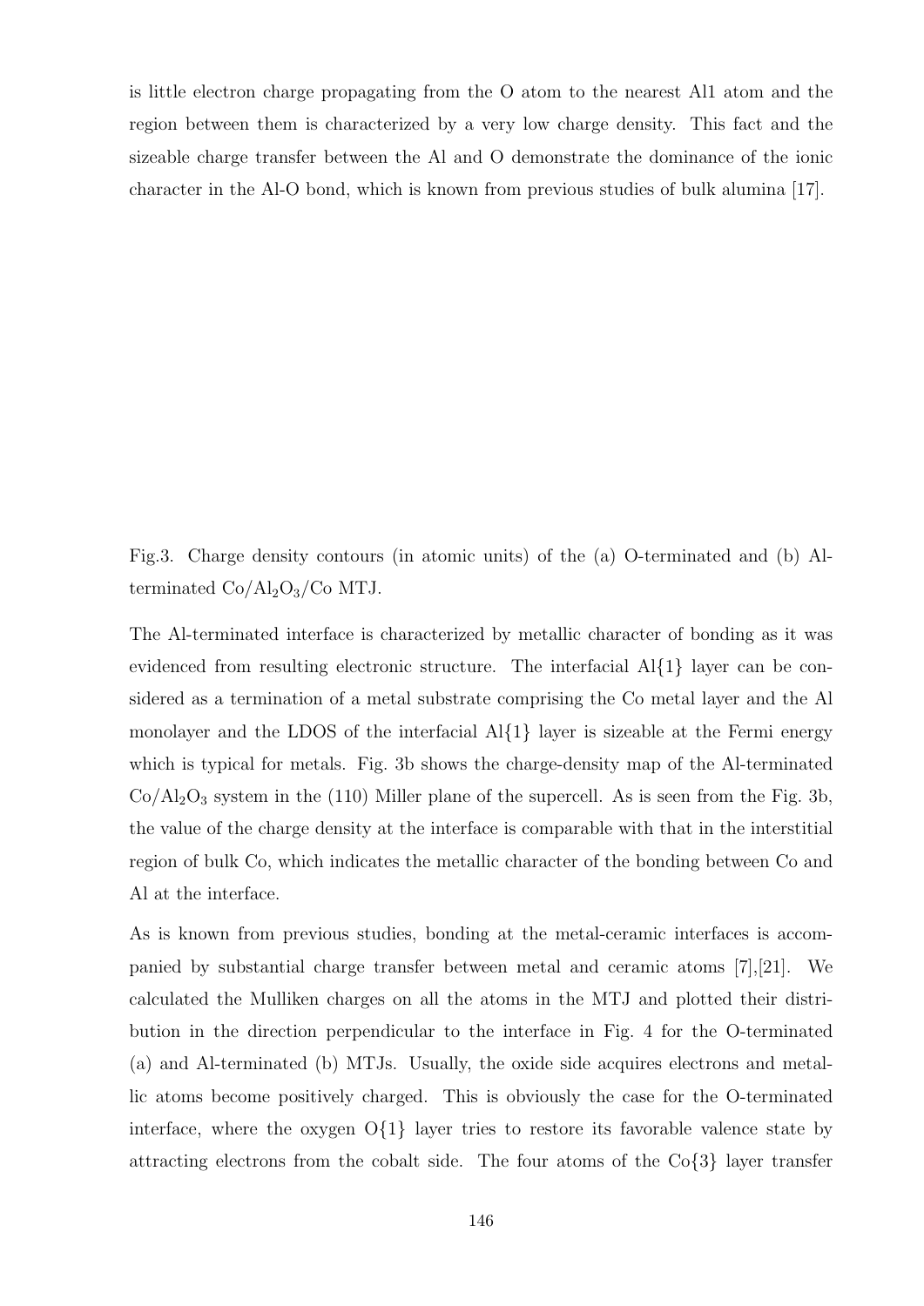is little electron charge propagating from the O atom to the nearest Al1 atom and the region between them is characterized by a very low charge density. This fact and the sizeable charge transfer between the Al and O demonstrate the dominance of the ionic character in the Al-O bond, which is known from previous studies of bulk alumina [17].

Fig.3. Charge density contours (in atomic units) of the (a) O-terminated and (b) Al-terminated $Co/Al_2O_3/Co$ MTJ.

The Al-terminated interface is characterized by metallic character of bonding as it was evidenced from resulting electronic structure. The interfacial Al{1} layer can be considered as a termination of a metal substrate comprising the Co metal layer and the Al monolayer and the LDOS of the interfacial Al{1} layer is sizeable at the Fermi energy which is typical for metals. Fig. 3b shows the charge-density map of the Al-terminated $Co/Al_2O_3$ system in the (110) Miller plane of the supercell. As is seen from the Fig. 3b, the value of the charge density at the interface is comparable with that in the interstitial region of bulk Co, which indicates the metallic character of the bonding between Co and Al at the interface.

As is known from previous studies, bonding at the metal-ceramic interfaces is accompanied by substantial charge transfer between metal and ceramic atoms [7],[21]. We calculated the Mulliken charges on all the atoms in the MTJ and plotted their distribution in the direction perpendicular to the interface in Fig. 4 for the O-terminated (a) and Al-terminated (b) MTJs. Usually, the oxide side acquires electrons and metallic atoms become positively charged. This is obviously the case for the O-terminated interface, where the oxygen O{1} layer tries to restore its favorable valence state by attracting electrons from the cobalt side. The four atoms of the Co{3} layer transfer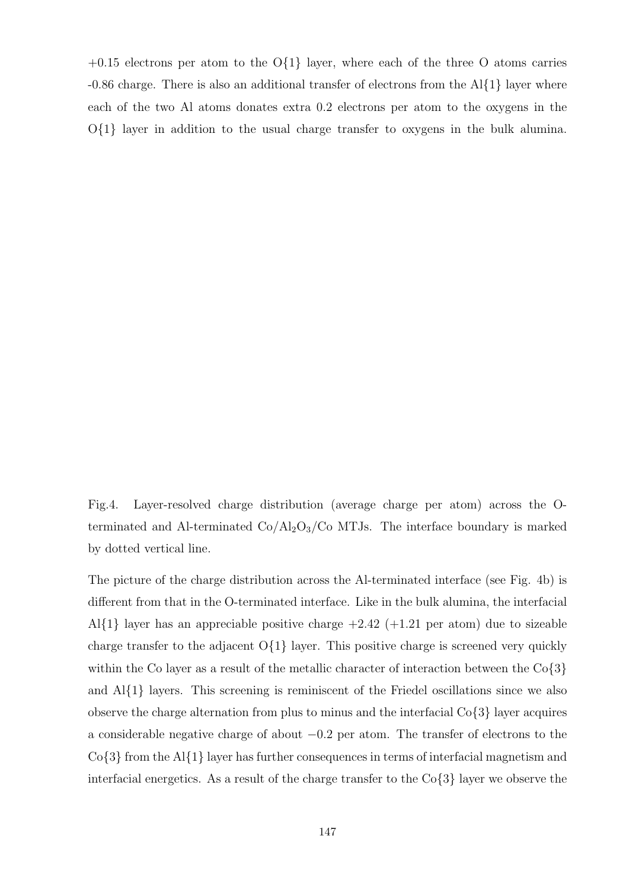+0.15 electrons per atom to the O{1} layer, where each of the three O atoms carries -0.86 charge. There is also an additional transfer of electrons from the Al{1} layer where each of the two Al atoms donates extra 0.2 electrons per atom to the oxygens in the O{1} layer in addition to the usual charge transfer to oxygens in the bulk alumina.

Fig.4. Layer-resolved charge distribution (average charge per atom) across the O-terminated and Al-terminated $Co/Al_2O_3/Co$ MTJs. The interface boundary is marked by dotted vertical line.

The picture of the charge distribution across the Al-terminated interface (see Fig. 4b) is different from that in the O-terminated interface. Like in the bulk alumina, the interfacial Al{1} layer has an appreciable positive charge +2.42 (+1.21 per atom) due to sizeable charge transfer to the adjacent O{1} layer. This positive charge is screened very quickly within the Co layer as a result of the metallic character of interaction between the Co{3} and Al{1} layers. This screening is reminiscent of the Friedel oscillations since we also observe the charge alternation from plus to minus and the interfacial Co{3} layer acquires a considerable negative charge of about $-0.2$ per atom. The transfer of electrons to the Co{3} from the Al{1} layer has further consequences in terms of interfacial magnetism and interfacial energetics. As a result of the charge transfer to the Co{3} layer we observe the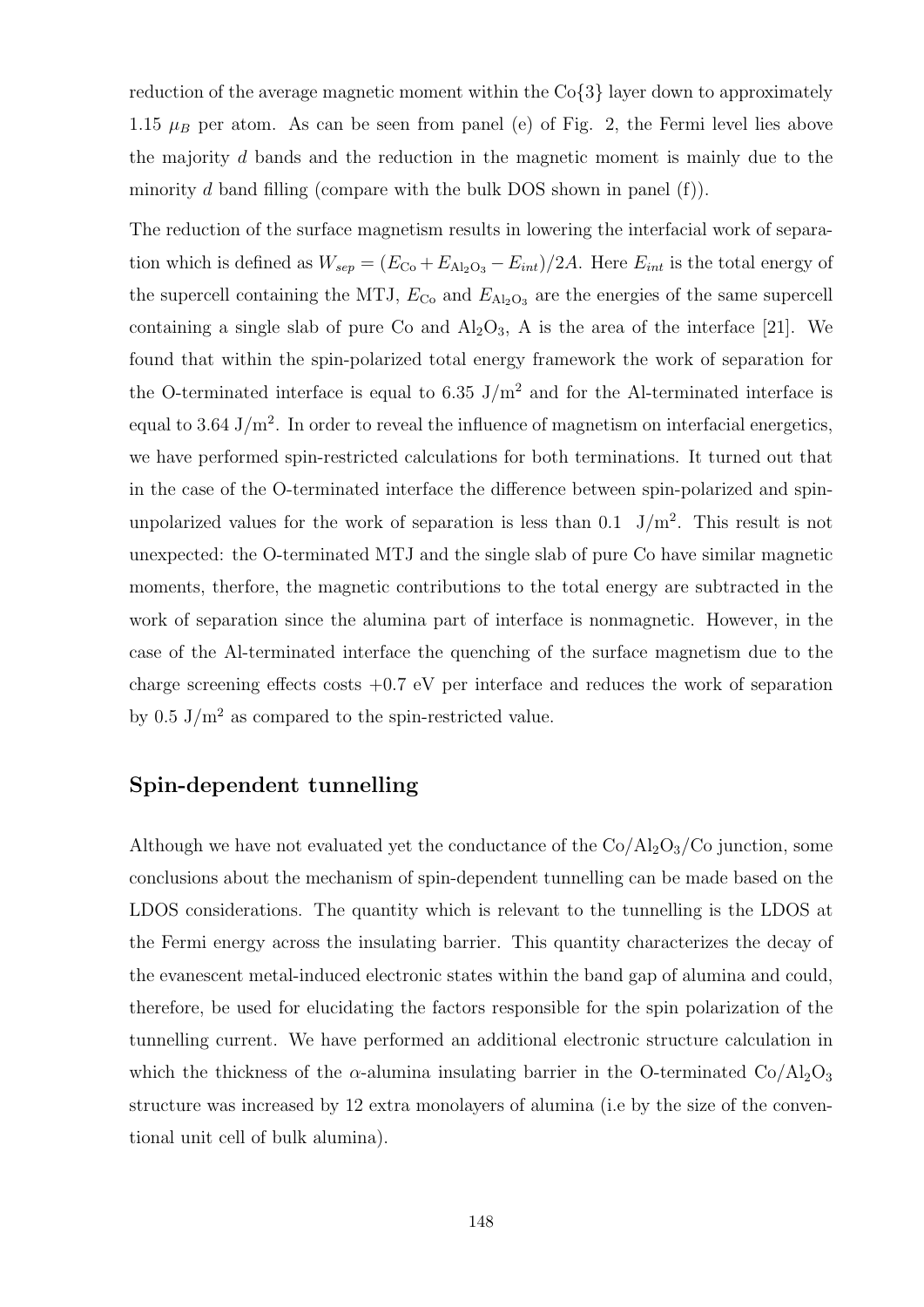reduction of the average magnetic moment within the Co{3} layer down to approximately 1.15 $\mu_B$ per atom. As can be seen from panel (e) of Fig. 2, the Fermi level lies above the majority $d$ bands and the reduction in the magnetic moment is mainly due to the minority $d$ band filling (compare with the bulk DOS shown in panel (f)).

The reduction of the surface magnetism results in lowering the interfacial work of separation which is defined as $W_{sep} = (E_{\mathrm{Co}} + E_{\mathrm{Al_2O_3}} - E_{int})/2A$. Here $E_{int}$ is the total energy of the supercell containing the MTJ, $E_{\mathrm{Co}}$ and $E_{\mathrm{Al_2O_3}}$ are the energies of the same supercell containing a single slab of pure Co and $Al_2O_3$, A is the area of the interface [21]. We found that within the spin-polarized total energy framework the work of separation for the O-terminated interface is equal to 6.35 J/m$^2$ and for the Al-terminated interface is equal to 3.64 J/m$^2$. In order to reveal the influence of magnetism on interfacial energetics, we have performed spin-restricted calculations for both terminations. It turned out that in the case of the O-terminated interface the difference between spin-polarized and spin-unpolarized values for the work of separation is less than 0.1 J/m$^2$. This result is not unexpected: the O-terminated MTJ and the single slab of pure Co have similar magnetic moments, therfore, the magnetic contributions to the total energy are subtracted in the work of separation since the alumina part of interface is nonmagnetic. However, in the case of the Al-terminated interface the quenching of the surface magnetism due to the charge screening effects costs +0.7 eV per interface and reduces the work of separation by 0.5 J/m$^2$ as compared to the spin-restricted value.

## Spin-dependent tunnelling

Although we have not evaluated yet the conductance of the $Co/Al_2O_3/Co$ junction, some conclusions about the mechanism of spin-dependent tunnelling can be made based on the LDOS considerations. The quantity which is relevant to the tunnelling is the LDOS at the Fermi energy across the insulating barrier. This quantity characterizes the decay of the evanescent metal-induced electronic states within the band gap of alumina and could, therefore, be used for elucidating the factors responsible for the spin polarization of the tunnelling current. We have performed an additional electronic structure calculation in which the thickness of the $\alpha$-alumina insulating barrier in the O-terminated $Co/Al_2O_3$ structure was increased by 12 extra monolayers of alumina (i.e by the size of the conventional unit cell of bulk alumina).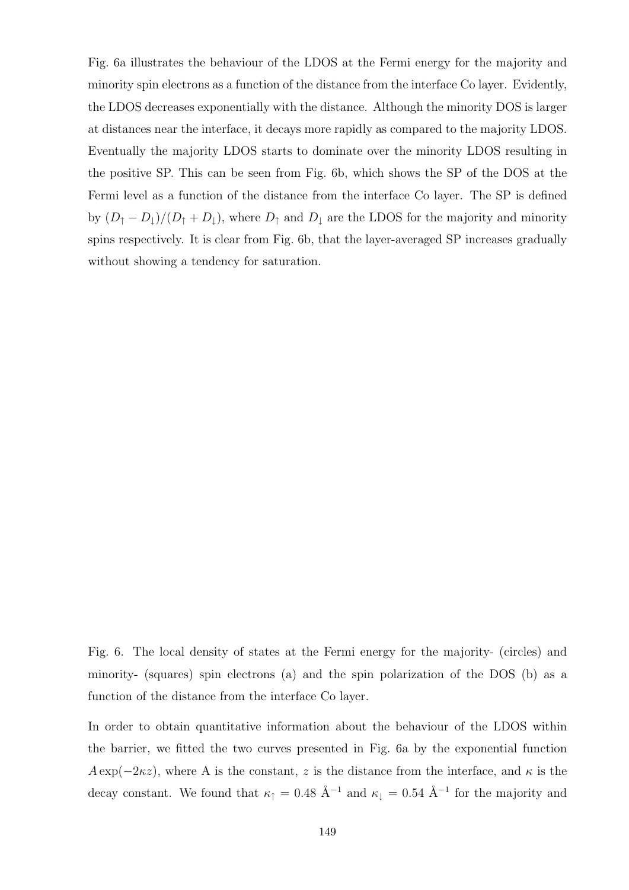Fig. 6a illustrates the behaviour of the LDOS at the Fermi energy for the majority and minority spin electrons as a function of the distance from the interface Co layer. Evidently, the LDOS decreases exponentially with the distance. Although the minority DOS is larger at distances near the interface, it decays more rapidly as compared to the majority LDOS. Eventually the majority LDOS starts to dominate over the minority LDOS resulting in the positive SP. This can be seen from Fig. 6b, which shows the SP of the DOS at the Fermi level as a function of the distance from the interface Co layer. The SP is defined by $(D_\uparrow - D_\downarrow)/(D_\uparrow + D_\downarrow)$, where $D_\uparrow$ and $D_\downarrow$ are the LDOS for the majority and minority spins respectively. It is clear from Fig. 6b, that the layer-averaged SP increases gradually without showing a tendency for saturation.

Fig. 6. The local density of states at the Fermi energy for the majority- (circles) and minority- (squares) spin electrons (a) and the spin polarization of the DOS (b) as a function of the distance from the interface Co layer.

In order to obtain quantitative information about the behaviour of the LDOS within the barrier, we fitted the two curves presented in Fig. 6a by the exponential function $A\exp(-2\kappa z)$, where A is the constant, $z$ is the distance from the interface, and $\kappa$ is the decay constant. We found that $\kappa_\uparrow = 0.48$ Å$^{-1}$ and $\kappa_\downarrow = 0.54$ Å$^{-1}$ for the majority and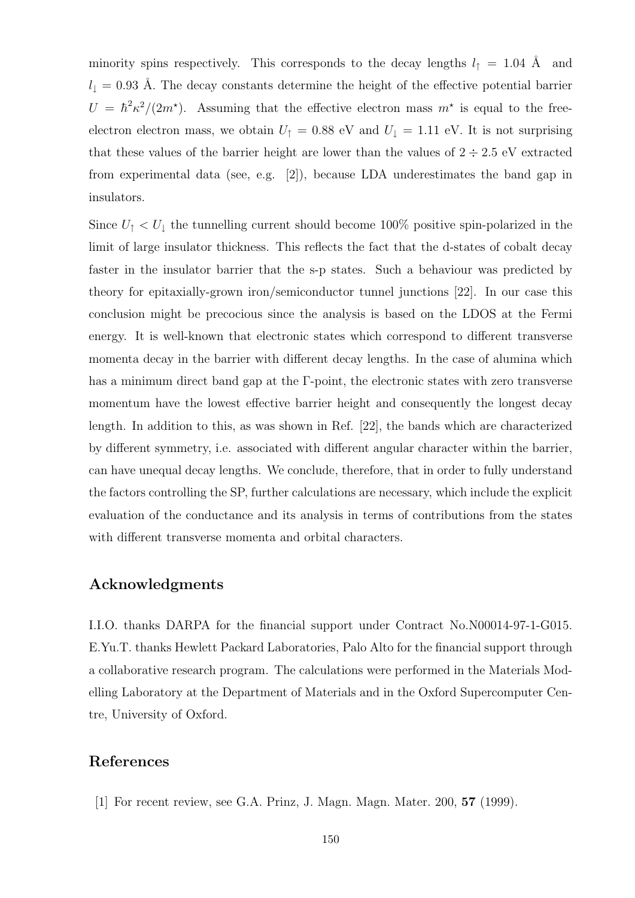minority spins respectively. This corresponds to the decay lengths $l_\uparrow = 1.04$ Å and $l_\downarrow = 0.93$ Å. The decay constants determine the height of the effective potential barrier $U = \hbar^2\kappa^2/(2m^\star)$. Assuming that the effective electron mass $m^\star$ is equal to the free-electron electron mass, we obtain $U_\uparrow = 0.88$ eV and $U_\downarrow = 1.11$ eV. It is not surprising that these values of the barrier height are lower than the values of $2 \div 2.5$ eV extracted from experimental data (see, e.g. [2]), because LDA underestimates the band gap in insulators.

Since $U_\uparrow < U_\downarrow$ the tunnelling current should become 100% positive spin-polarized in the limit of large insulator thickness. This reflects the fact that the d-states of cobalt decay faster in the insulator barrier that the s-p states. Such a behaviour was predicted by theory for epitaxially-grown iron/semiconductor tunnel junctions [22]. In our case this conclusion might be precocious since the analysis is based on the LDOS at the Fermi energy. It is well-known that electronic states which correspond to different transverse momenta decay in the barrier with different decay lengths. In the case of alumina which has a minimum direct band gap at the Γ-point, the electronic states with zero transverse momentum have the lowest effective barrier height and consequently the longest decay length. In addition to this, as was shown in Ref. [22], the bands which are characterized by different symmetry, i.e. associated with different angular character within the barrier, can have unequal decay lengths. We conclude, therefore, that in order to fully understand the factors controlling the SP, further calculations are necessary, which include the explicit evaluation of the conductance and its analysis in terms of contributions from the states with different transverse momenta and orbital characters.

## Acknowledgments

I.I.O. thanks DARPA for the financial support under Contract No.N00014-97-1-G015. E.Yu.T. thanks Hewlett Packard Laboratories, Palo Alto for the financial support through a collaborative research program. The calculations were performed in the Materials Modelling Laboratory at the Department of Materials and in the Oxford Supercomputer Centre, University of Oxford.

## References

[1] For recent review, see G.A. Prinz, J. Magn. Magn. Mater. 200, **57** (1999).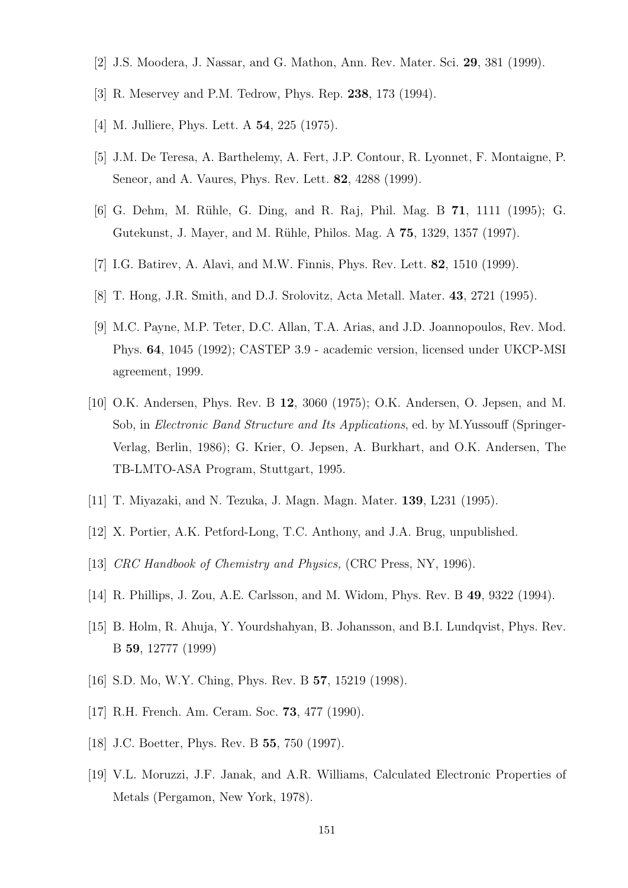[2] J.S. Moodera, J. Nassar, and G. Mathon, Ann. Rev. Mater. Sci. **29**, 381 (1999).

[3] R. Meservey and P.M. Tedrow, Phys. Rep. **238**, 173 (1994).

[4] M. Julliere, Phys. Lett. A **54**, 225 (1975).

[5] J.M. De Teresa, A. Barthelemy, A. Fert, J.P. Contour, R. Lyonnet, F. Montaigne, P. Seneor, and A. Vaures, Phys. Rev. Lett. **82**, 4288 (1999).

[6] G. Dehm, M. Rühle, G. Ding, and R. Raj, Phil. Mag. B **71**, 1111 (1995); G. Gutekunst, J. Mayer, and M. Rühle, Philos. Mag. A **75**, 1329, 1357 (1997).

[7] I.G. Batirev, A. Alavi, and M.W. Finnis, Phys. Rev. Lett. **82**, 1510 (1999).

[8] T. Hong, J.R. Smith, and D.J. Srolovitz, Acta Metall. Mater. **43**, 2721 (1995).

[9] M.C. Payne, M.P. Teter, D.C. Allan, T.A. Arias, and J.D. Joannopoulos, Rev. Mod. Phys. **64**, 1045 (1992); CASTEP 3.9 - academic version, licensed under UKCP-MSI agreement, 1999.

[10] O.K. Andersen, Phys. Rev. B **12**, 3060 (1975); O.K. Andersen, O. Jepsen, and M. Sob, in *Electronic Band Structure and Its Applications*, ed. by M.Yussouff (Springer-Verlag, Berlin, 1986); G. Krier, O. Jepsen, A. Burkhart, and O.K. Andersen, The TB-LMTO-ASA Program, Stuttgart, 1995.

[11] T. Miyazaki, and N. Tezuka, J. Magn. Magn. Mater. **139**, L231 (1995).

[12] X. Portier, A.K. Petford-Long, T.C. Anthony, and J.A. Brug, unpublished.

[13] *CRC Handbook of Chemistry and Physics,* (CRC Press, NY, 1996).

[14] R. Phillips, J. Zou, A.E. Carlsson, and M. Widom, Phys. Rev. B **49**, 9322 (1994).

[15] B. Holm, R. Ahuja, Y. Yourdshahyan, B. Johansson, and B.I. Lundqvist, Phys. Rev. B **59**, 12777 (1999)

[16] S.D. Mo, W.Y. Ching, Phys. Rev. B **57**, 15219 (1998).

[17] R.H. French. Am. Ceram. Soc. **73**, 477 (1990).

[18] J.C. Boetter, Phys. Rev. B **55**, 750 (1997).

[19] V.L. Moruzzi, J.F. Janak, and A.R. Williams, Calculated Electronic Properties of Metals (Pergamon, New York, 1978).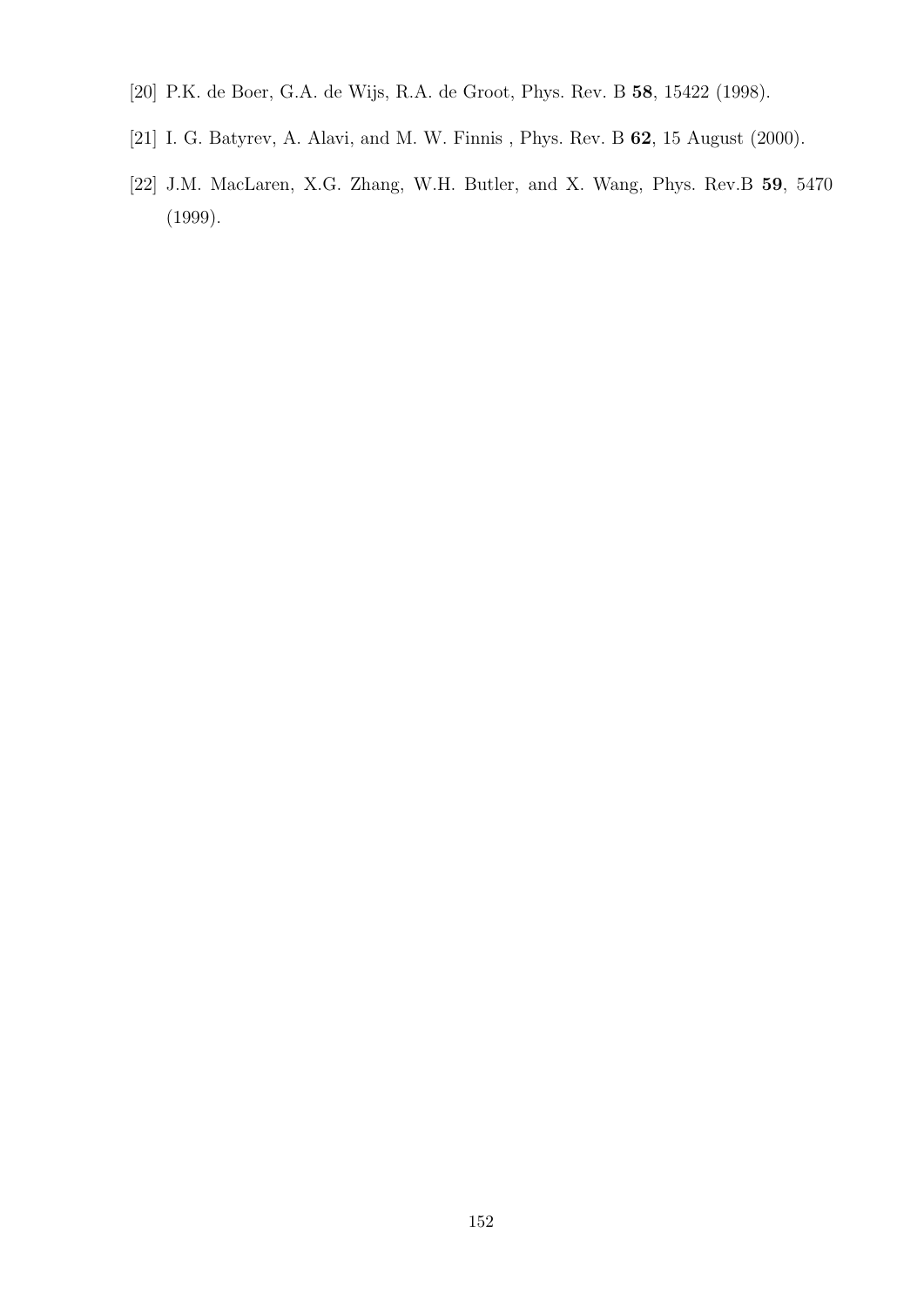[20] P.K. de Boer, G.A. de Wijs, R.A. de Groot, Phys. Rev. B **58**, 15422 (1998).

[21] I. G. Batyrev, A. Alavi, and M. W. Finnis , Phys. Rev. B **62**, 15 August (2000).

[22] J.M. MacLaren, X.G. Zhang, W.H. Butler, and X. Wang, Phys. Rev.B **59**, 5470 (1999).